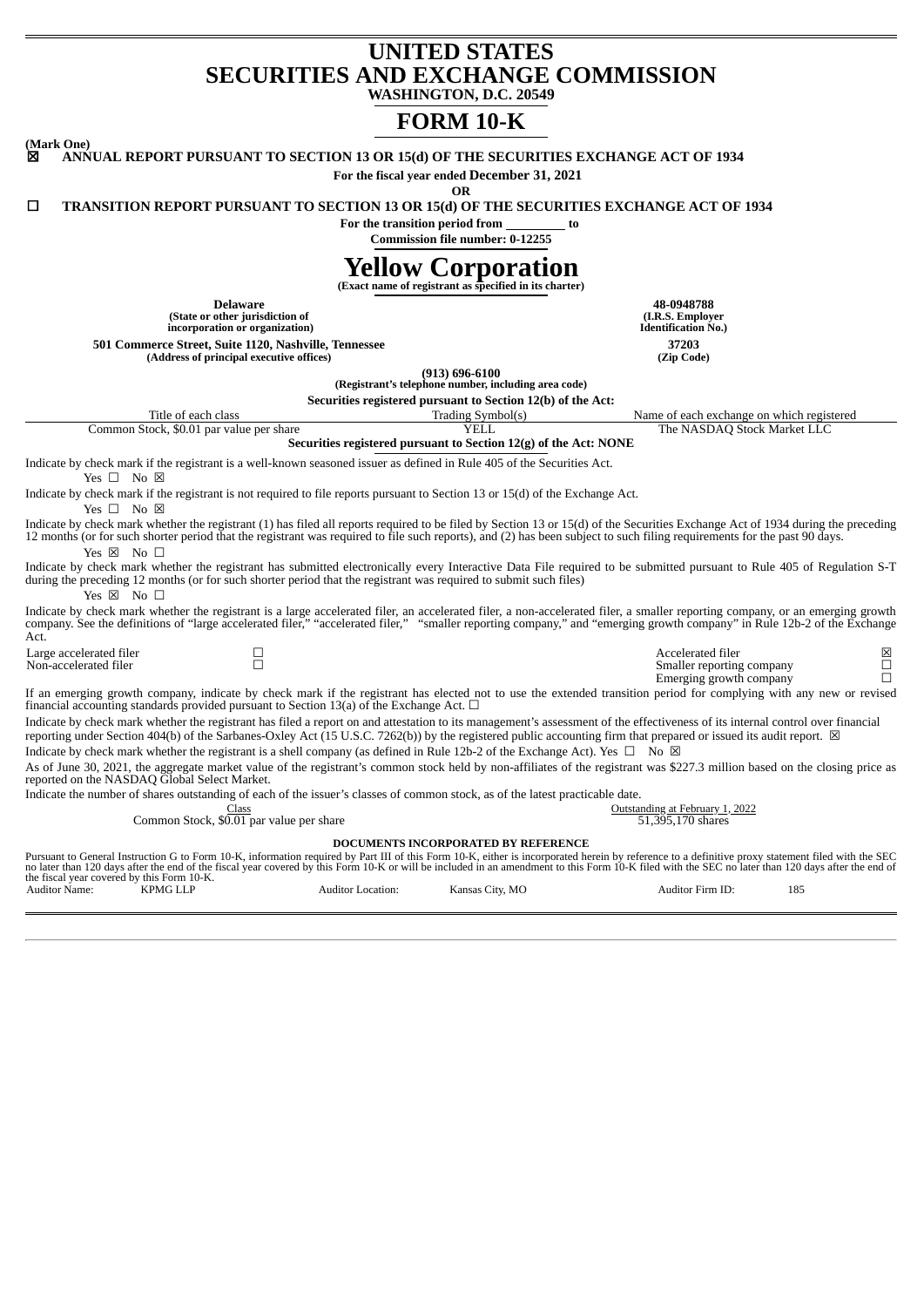# UNITED STATES
# SECURITIES AND EXCHANGE COMMISSION

**WASHINGTON, D.C. 20549**

# FORM 10-K

**(Mark One)**

☒ **ANNUAL REPORT PURSUANT TO SECTION 13 OR 15(d) OF THE SECURITIES EXCHANGE ACT OF 1934**

**For the fiscal year ended December 31, 2021**

**OR**

☐ **TRANSITION REPORT PURSUANT TO SECTION 13 OR 15(d) OF THE SECURITIES EXCHANGE ACT OF 1934**

**For the transition period from _________ to**

**Commission file number: 0-12255**

# Yellow Corporation

**(Exact name of registrant as specified in its charter)**

| | |
|---|---|
| **Delaware**<br>**(State or other jurisdiction of incorporation or organization)** | **48-0948788**<br>**(I.R.S. Employer Identification No.)** |
| **501 Commerce Street, Suite 1120, Nashville, Tennessee**<br>**(Address of principal executive offices)** | **37203**<br>**(Zip Code)** |

**(913) 696-6100**
**(Registrant's telephone number, including area code)**

**Securities registered pursuant to Section 12(b) of the Act:**

| Title of each class | Trading Symbol(s) | Name of each exchange on which registered |
|---|---|---|
| Common Stock, $0.01 par value per share | YELL | The NASDAQ Stock Market LLC |

**Securities registered pursuant to Section 12(g) of the Act: NONE**

Indicate by check mark if the registrant is a well-known seasoned issuer as defined in Rule 405 of the Securities Act.
Yes ☐ No ☒

Indicate by check mark if the registrant is not required to file reports pursuant to Section 13 or 15(d) of the Exchange Act.
Yes ☐ No ☒

Indicate by check mark whether the registrant (1) has filed all reports required to be filed by Section 13 or 15(d) of the Securities Exchange Act of 1934 during the preceding 12 months (or for such shorter period that the registrant was required to file such reports), and (2) has been subject to such filing requirements for the past 90 days.
Yes ☒ No ☐

Indicate by check mark whether the registrant has submitted electronically every Interactive Data File required to be submitted pursuant to Rule 405 of Regulation S-T during the preceding 12 months (or for such shorter period that the registrant was required to submit such files)
Yes ☒ No ☐

Indicate by check mark whether the registrant is a large accelerated filer, an accelerated filer, a non-accelerated filer, a smaller reporting company, or an emerging growth company. See the definitions of "large accelerated filer," "accelerated filer," "smaller reporting company," and "emerging growth company" in Rule 12b-2 of the Exchange Act.

| | | | |
|---|---|---|---|
| Large accelerated filer | ☐ | Accelerated filer | ☒ |
| Non-accelerated filer | ☐ | Smaller reporting company | ☐ |
| | | Emerging growth company | ☐ |

If an emerging growth company, indicate by check mark if the registrant has elected not to use the extended transition period for complying with any new or revised financial accounting standards provided pursuant to Section 13(a) of the Exchange Act. ☐

Indicate by check mark whether the registrant has filed a report on and attestation to its management's assessment of the effectiveness of its internal control over financial reporting under Section 404(b) of the Sarbanes-Oxley Act (15 U.S.C. 7262(b)) by the registered public accounting firm that prepared or issued its audit report. ☒

Indicate by check mark whether the registrant is a shell company (as defined in Rule 12b-2 of the Exchange Act). Yes ☐ No ☒

As of June 30, 2021, the aggregate market value of the registrant's common stock held by non-affiliates of the registrant was $227.3 million based on the closing price as reported on the NASDAQ Global Select Market.

Indicate the number of shares outstanding of each of the issuer's classes of common stock, as of the latest practicable date.

| Class | Outstanding at February 1, 2022 |
|---|---|
| Common Stock, $0.01 par value per share | 51,395,170 shares |

**DOCUMENTS INCORPORATED BY REFERENCE**

Pursuant to General Instruction G to Form 10-K, information required by Part III of this Form 10-K, either is incorporated herein by reference to a definitive proxy statement filed with the SEC no later than 120 days after the end of the fiscal year covered by this Form 10-K or will be included in an amendment to this Form 10-K filed with the SEC no later than 120 days after the end of the fiscal year covered by this Form 10-K.

| | | | | | |
|---|---|---|---|---|---|
| Auditor Name: | KPMG LLP | Auditor Location: | Kansas City, MO | Auditor Firm ID: | 185 |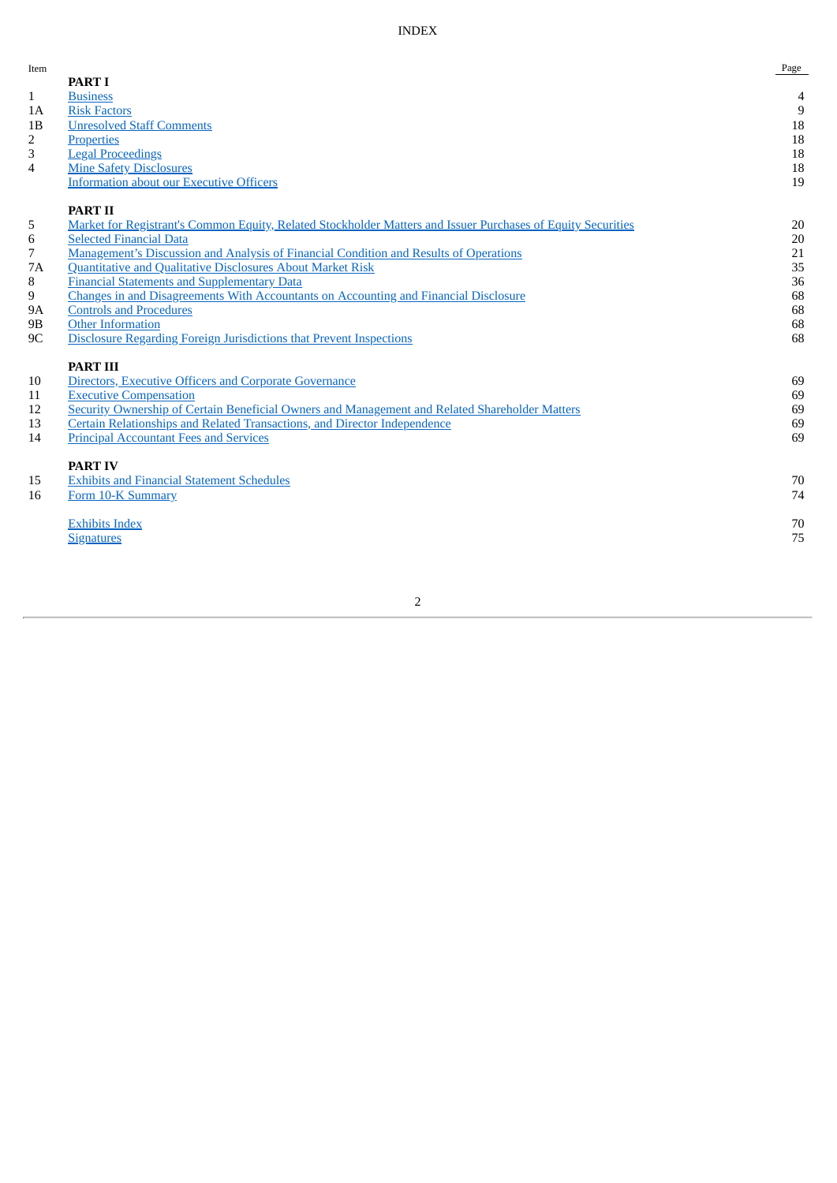# INDEX

| Item | | Page |
|---|---|---|
| | **PART I** | |
| 1 | Business | 4 |
| 1A | Risk Factors | 9 |
| 1B | Unresolved Staff Comments | 18 |
| 2 | Properties | 18 |
| 3 | Legal Proceedings | 18 |
| 4 | Mine Safety Disclosures | 18 |
| | Information about our Executive Officers | 19 |
| | **PART II** | |
| 5 | Market for Registrant's Common Equity, Related Stockholder Matters and Issuer Purchases of Equity Securities | 20 |
| 6 | Selected Financial Data | 20 |
| 7 | Management's Discussion and Analysis of Financial Condition and Results of Operations | 21 |
| 7A | Quantitative and Qualitative Disclosures About Market Risk | 35 |
| 8 | Financial Statements and Supplementary Data | 36 |
| 9 | Changes in and Disagreements With Accountants on Accounting and Financial Disclosure | 68 |
| 9A | Controls and Procedures | 68 |
| 9B | Other Information | 68 |
| 9C | Disclosure Regarding Foreign Jurisdictions that Prevent Inspections | 68 |
| | **PART III** | |
| 10 | Directors, Executive Officers and Corporate Governance | 69 |
| 11 | Executive Compensation | 69 |
| 12 | Security Ownership of Certain Beneficial Owners and Management and Related Shareholder Matters | 69 |
| 13 | Certain Relationships and Related Transactions, and Director Independence | 69 |
| 14 | Principal Accountant Fees and Services | 69 |
| | **PART IV** | |
| 15 | Exhibits and Financial Statement Schedules | 70 |
| 16 | Form 10-K Summary | 74 |
| | Exhibits Index | 70 |
| | Signatures | 75 |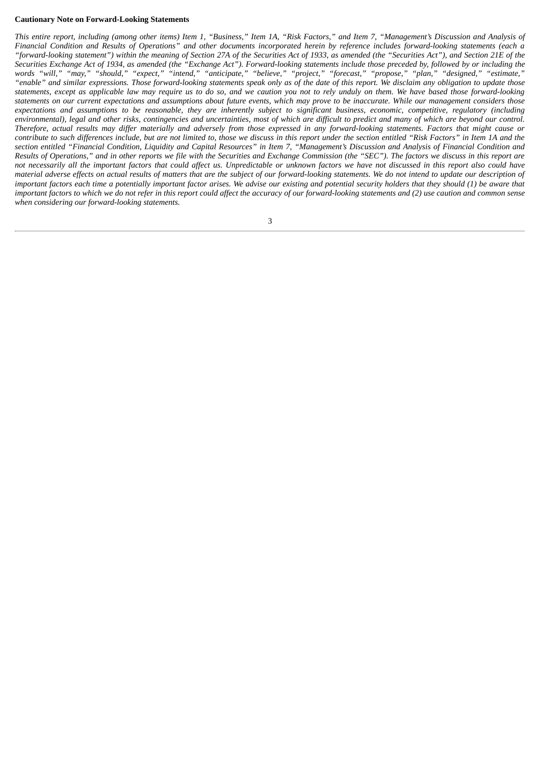**Cautionary Note on Forward-Looking Statements**

*This entire report, including (among other items) Item 1, "Business," Item 1A, "Risk Factors," and Item 7, "Management's Discussion and Analysis of Financial Condition and Results of Operations" and other documents incorporated herein by reference includes forward-looking statements (each a "forward-looking statement") within the meaning of Section 27A of the Securities Act of 1933, as amended (the "Securities Act"), and Section 21E of the Securities Exchange Act of 1934, as amended (the "Exchange Act"). Forward-looking statements include those preceded by, followed by or including the words "will," "may," "should," "expect," "intend," "anticipate," "believe," "project," "forecast," "propose," "plan," "designed," "estimate," "enable" and similar expressions. Those forward-looking statements speak only as of the date of this report. We disclaim any obligation to update those statements, except as applicable law may require us to do so, and we caution you not to rely unduly on them. We have based those forward-looking statements on our current expectations and assumptions about future events, which may prove to be inaccurate. While our management considers those expectations and assumptions to be reasonable, they are inherently subject to significant business, economic, competitive, regulatory (including environmental), legal and other risks, contingencies and uncertainties, most of which are difficult to predict and many of which are beyond our control. Therefore, actual results may differ materially and adversely from those expressed in any forward-looking statements. Factors that might cause or contribute to such differences include, but are not limited to, those we discuss in this report under the section entitled "Risk Factors" in Item 1A and the section entitled "Financial Condition, Liquidity and Capital Resources" in Item 7, "Management's Discussion and Analysis of Financial Condition and Results of Operations," and in other reports we file with the Securities and Exchange Commission (the "SEC"). The factors we discuss in this report are not necessarily all the important factors that could affect us. Unpredictable or unknown factors we have not discussed in this report also could have material adverse effects on actual results of matters that are the subject of our forward-looking statements. We do not intend to update our description of important factors each time a potentially important factor arises. We advise our existing and potential security holders that they should (1) be aware that important factors to which we do not refer in this report could affect the accuracy of our forward-looking statements and (2) use caution and common sense when considering our forward-looking statements.*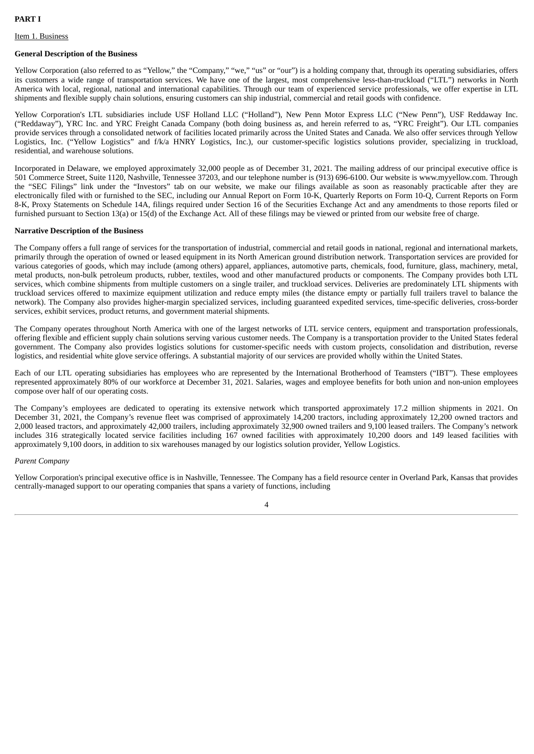**PART I**

Item 1. Business

**General Description of the Business**

Yellow Corporation (also referred to as "Yellow," the "Company," "we," "us" or "our") is a holding company that, through its operating subsidiaries, offers its customers a wide range of transportation services. We have one of the largest, most comprehensive less-than-truckload ("LTL") networks in North America with local, regional, national and international capabilities. Through our team of experienced service professionals, we offer expertise in LTL shipments and flexible supply chain solutions, ensuring customers can ship industrial, commercial and retail goods with confidence.

Yellow Corporation's LTL subsidiaries include USF Holland LLC ("Holland"), New Penn Motor Express LLC ("New Penn"), USF Reddaway Inc. ("Reddaway"), YRC Inc. and YRC Freight Canada Company (both doing business as, and herein referred to as, "YRC Freight"). Our LTL companies provide services through a consolidated network of facilities located primarily across the United States and Canada. We also offer services through Yellow Logistics, Inc. ("Yellow Logistics" and f/k/a HNRY Logistics, Inc.), our customer-specific logistics solutions provider, specializing in truckload, residential, and warehouse solutions.

Incorporated in Delaware, we employed approximately 32,000 people as of December 31, 2021. The mailing address of our principal executive office is 501 Commerce Street, Suite 1120, Nashville, Tennessee 37203, and our telephone number is (913) 696-6100. Our website is www.myyellow.com. Through the "SEC Filings" link under the "Investors" tab on our website, we make our filings available as soon as reasonably practicable after they are electronically filed with or furnished to the SEC, including our Annual Report on Form 10-K, Quarterly Reports on Form 10-Q, Current Reports on Form 8-K, Proxy Statements on Schedule 14A, filings required under Section 16 of the Securities Exchange Act and any amendments to those reports filed or furnished pursuant to Section 13(a) or 15(d) of the Exchange Act. All of these filings may be viewed or printed from our website free of charge.

**Narrative Description of the Business**

The Company offers a full range of services for the transportation of industrial, commercial and retail goods in national, regional and international markets, primarily through the operation of owned or leased equipment in its North American ground distribution network. Transportation services are provided for various categories of goods, which may include (among others) apparel, appliances, automotive parts, chemicals, food, furniture, glass, machinery, metal, metal products, non-bulk petroleum products, rubber, textiles, wood and other manufactured products or components. The Company provides both LTL services, which combine shipments from multiple customers on a single trailer, and truckload services. Deliveries are predominately LTL shipments with truckload services offered to maximize equipment utilization and reduce empty miles (the distance empty or partially full trailers travel to balance the network). The Company also provides higher-margin specialized services, including guaranteed expedited services, time-specific deliveries, cross-border services, exhibit services, product returns, and government material shipments.

The Company operates throughout North America with one of the largest networks of LTL service centers, equipment and transportation professionals, offering flexible and efficient supply chain solutions serving various customer needs. The Company is a transportation provider to the United States federal government. The Company also provides logistics solutions for customer-specific needs with custom projects, consolidation and distribution, reverse logistics, and residential white glove service offerings. A substantial majority of our services are provided wholly within the United States.

Each of our LTL operating subsidiaries has employees who are represented by the International Brotherhood of Teamsters ("IBT"). These employees represented approximately 80% of our workforce at December 31, 2021. Salaries, wages and employee benefits for both union and non-union employees compose over half of our operating costs.

The Company's employees are dedicated to operating its extensive network which transported approximately 17.2 million shipments in 2021. On December 31, 2021, the Company's revenue fleet was comprised of approximately 14,200 tractors, including approximately 12,200 owned tractors and 2,000 leased tractors, and approximately 42,000 trailers, including approximately 32,900 owned trailers and 9,100 leased trailers. The Company's network includes 316 strategically located service facilities including 167 owned facilities with approximately 10,200 doors and 149 leased facilities with approximately 9,100 doors, in addition to six warehouses managed by our logistics solution provider, Yellow Logistics.

*Parent Company*

Yellow Corporation's principal executive office is in Nashville, Tennessee. The Company has a field resource center in Overland Park, Kansas that provides centrally-managed support to our operating companies that spans a variety of functions, including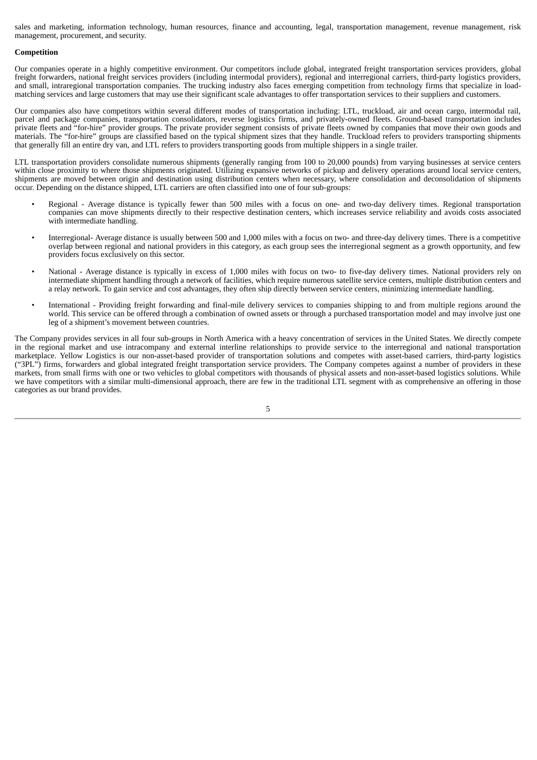sales and marketing, information technology, human resources, finance and accounting, legal, transportation management, revenue management, risk management, procurement, and security.

**Competition**

Our companies operate in a highly competitive environment. Our competitors include global, integrated freight transportation services providers, global freight forwarders, national freight services providers (including intermodal providers), regional and interregional carriers, third-party logistics providers, and small, intraregional transportation companies. The trucking industry also faces emerging competition from technology firms that specialize in load-matching services and large customers that may use their significant scale advantages to offer transportation services to their suppliers and customers.

Our companies also have competitors within several different modes of transportation including: LTL, truckload, air and ocean cargo, intermodal rail, parcel and package companies, transportation consolidators, reverse logistics firms, and privately-owned fleets. Ground-based transportation includes private fleets and "for-hire" provider groups. The private provider segment consists of private fleets owned by companies that move their own goods and materials. The "for-hire" groups are classified based on the typical shipment sizes that they handle. Truckload refers to providers transporting shipments that generally fill an entire dry van, and LTL refers to providers transporting goods from multiple shippers in a single trailer.

LTL transportation providers consolidate numerous shipments (generally ranging from 100 to 20,000 pounds) from varying businesses at service centers within close proximity to where those shipments originated. Utilizing expansive networks of pickup and delivery operations around local service centers, shipments are moved between origin and destination using distribution centers when necessary, where consolidation and deconsolidation of shipments occur. Depending on the distance shipped, LTL carriers are often classified into one of four sub-groups:

- Regional - Average distance is typically fewer than 500 miles with a focus on one- and two-day delivery times. Regional transportation companies can move shipments directly to their respective destination centers, which increases service reliability and avoids costs associated with intermediate handling.
- Interregional- Average distance is usually between 500 and 1,000 miles with a focus on two- and three-day delivery times. There is a competitive overlap between regional and national providers in this category, as each group sees the interregional segment as a growth opportunity, and few providers focus exclusively on this sector.
- National - Average distance is typically in excess of 1,000 miles with focus on two- to five-day delivery times. National providers rely on intermediate shipment handling through a network of facilities, which require numerous satellite service centers, multiple distribution centers and a relay network. To gain service and cost advantages, they often ship directly between service centers, minimizing intermediate handling.
- International - Providing freight forwarding and final-mile delivery services to companies shipping to and from multiple regions around the world. This service can be offered through a combination of owned assets or through a purchased transportation model and may involve just one leg of a shipment's movement between countries.

The Company provides services in all four sub-groups in North America with a heavy concentration of services in the United States. We directly compete in the regional market and use intracompany and external interline relationships to provide service to the interregional and national transportation marketplace. Yellow Logistics is our non-asset-based provider of transportation solutions and competes with asset-based carriers, third-party logistics ("3PL") firms, forwarders and global integrated freight transportation service providers. The Company competes against a number of providers in these markets, from small firms with one or two vehicles to global competitors with thousands of physical assets and non-asset-based logistics solutions. While we have competitors with a similar multi-dimensional approach, there are few in the traditional LTL segment with as comprehensive an offering in those categories as our brand provides.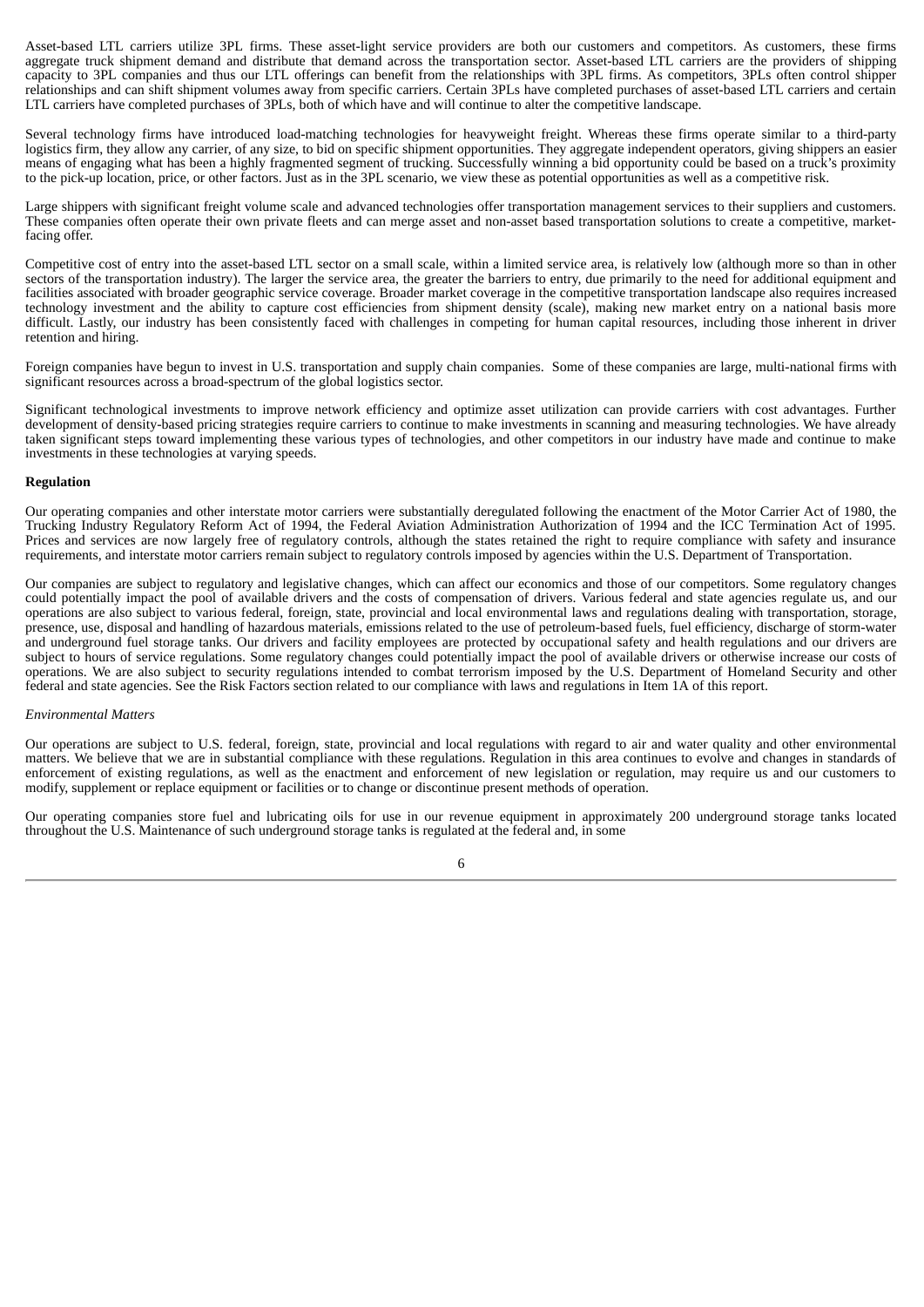Asset-based LTL carriers utilize 3PL firms. These asset-light service providers are both our customers and competitors. As customers, these firms aggregate truck shipment demand and distribute that demand across the transportation sector. Asset-based LTL carriers are the providers of shipping capacity to 3PL companies and thus our LTL offerings can benefit from the relationships with 3PL firms. As competitors, 3PLs often control shipper relationships and can shift shipment volumes away from specific carriers. Certain 3PLs have completed purchases of asset-based LTL carriers and certain LTL carriers have completed purchases of 3PLs, both of which have and will continue to alter the competitive landscape.

Several technology firms have introduced load-matching technologies for heavyweight freight. Whereas these firms operate similar to a third-party logistics firm, they allow any carrier, of any size, to bid on specific shipment opportunities. They aggregate independent operators, giving shippers an easier means of engaging what has been a highly fragmented segment of trucking. Successfully winning a bid opportunity could be based on a truck's proximity to the pick-up location, price, or other factors. Just as in the 3PL scenario, we view these as potential opportunities as well as a competitive risk.

Large shippers with significant freight volume scale and advanced technologies offer transportation management services to their suppliers and customers. These companies often operate their own private fleets and can merge asset and non-asset based transportation solutions to create a competitive, market-facing offer.

Competitive cost of entry into the asset-based LTL sector on a small scale, within a limited service area, is relatively low (although more so than in other sectors of the transportation industry). The larger the service area, the greater the barriers to entry, due primarily to the need for additional equipment and facilities associated with broader geographic service coverage. Broader market coverage in the competitive transportation landscape also requires increased technology investment and the ability to capture cost efficiencies from shipment density (scale), making new market entry on a national basis more difficult. Lastly, our industry has been consistently faced with challenges in competing for human capital resources, including those inherent in driver retention and hiring.

Foreign companies have begun to invest in U.S. transportation and supply chain companies. Some of these companies are large, multi-national firms with significant resources across a broad-spectrum of the global logistics sector.

Significant technological investments to improve network efficiency and optimize asset utilization can provide carriers with cost advantages. Further development of density-based pricing strategies require carriers to continue to make investments in scanning and measuring technologies. We have already taken significant steps toward implementing these various types of technologies, and other competitors in our industry have made and continue to make investments in these technologies at varying speeds.

**Regulation**

Our operating companies and other interstate motor carriers were substantially deregulated following the enactment of the Motor Carrier Act of 1980, the Trucking Industry Regulatory Reform Act of 1994, the Federal Aviation Administration Authorization of 1994 and the ICC Termination Act of 1995. Prices and services are now largely free of regulatory controls, although the states retained the right to require compliance with safety and insurance requirements, and interstate motor carriers remain subject to regulatory controls imposed by agencies within the U.S. Department of Transportation.

Our companies are subject to regulatory and legislative changes, which can affect our economics and those of our competitors. Some regulatory changes could potentially impact the pool of available drivers and the costs of compensation of drivers. Various federal and state agencies regulate us, and our operations are also subject to various federal, foreign, state, provincial and local environmental laws and regulations dealing with transportation, storage, presence, use, disposal and handling of hazardous materials, emissions related to the use of petroleum-based fuels, fuel efficiency, discharge of storm-water and underground fuel storage tanks. Our drivers and facility employees are protected by occupational safety and health regulations and our drivers are subject to hours of service regulations. Some regulatory changes could potentially impact the pool of available drivers or otherwise increase our costs of operations. We are also subject to security regulations intended to combat terrorism imposed by the U.S. Department of Homeland Security and other federal and state agencies. See the Risk Factors section related to our compliance with laws and regulations in Item 1A of this report.

*Environmental Matters*

Our operations are subject to U.S. federal, foreign, state, provincial and local regulations with regard to air and water quality and other environmental matters. We believe that we are in substantial compliance with these regulations. Regulation in this area continues to evolve and changes in standards of enforcement of existing regulations, as well as the enactment and enforcement of new legislation or regulation, may require us and our customers to modify, supplement or replace equipment or facilities or to change or discontinue present methods of operation.

Our operating companies store fuel and lubricating oils for use in our revenue equipment in approximately 200 underground storage tanks located throughout the U.S. Maintenance of such underground storage tanks is regulated at the federal and, in some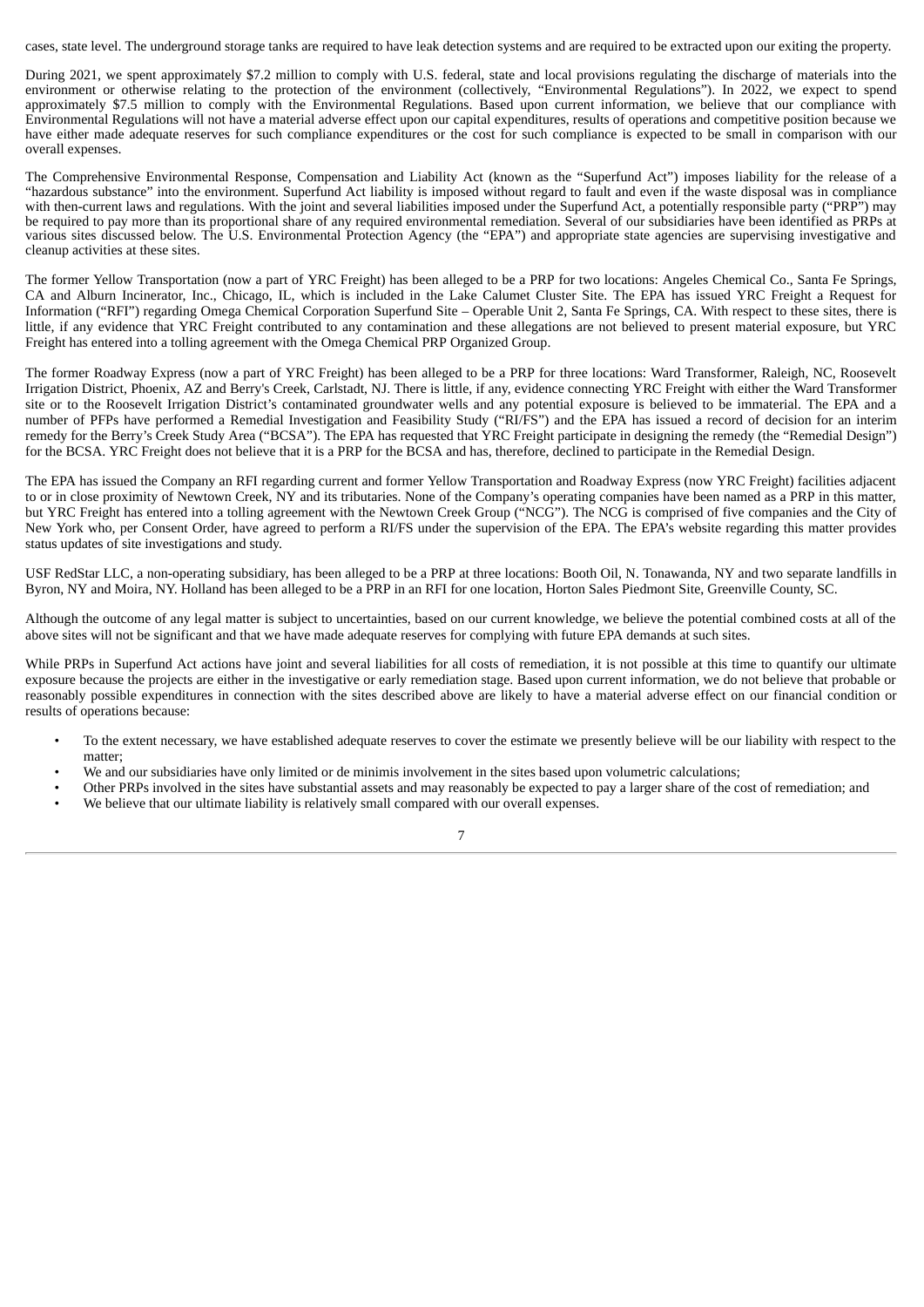cases, state level. The underground storage tanks are required to have leak detection systems and are required to be extracted upon our exiting the property.

During 2021, we spent approximately $7.2 million to comply with U.S. federal, state and local provisions regulating the discharge of materials into the environment or otherwise relating to the protection of the environment (collectively, "Environmental Regulations"). In 2022, we expect to spend approximately $7.5 million to comply with the Environmental Regulations. Based upon current information, we believe that our compliance with Environmental Regulations will not have a material adverse effect upon our capital expenditures, results of operations and competitive position because we have either made adequate reserves for such compliance expenditures or the cost for such compliance is expected to be small in comparison with our overall expenses.

The Comprehensive Environmental Response, Compensation and Liability Act (known as the "Superfund Act") imposes liability for the release of a "hazardous substance" into the environment. Superfund Act liability is imposed without regard to fault and even if the waste disposal was in compliance with then-current laws and regulations. With the joint and several liabilities imposed under the Superfund Act, a potentially responsible party ("PRP") may be required to pay more than its proportional share of any required environmental remediation. Several of our subsidiaries have been identified as PRPs at various sites discussed below. The U.S. Environmental Protection Agency (the "EPA") and appropriate state agencies are supervising investigative and cleanup activities at these sites.

The former Yellow Transportation (now a part of YRC Freight) has been alleged to be a PRP for two locations: Angeles Chemical Co., Santa Fe Springs, CA and Alburn Incinerator, Inc., Chicago, IL, which is included in the Lake Calumet Cluster Site. The EPA has issued YRC Freight a Request for Information ("RFI") regarding Omega Chemical Corporation Superfund Site – Operable Unit 2, Santa Fe Springs, CA. With respect to these sites, there is little, if any evidence that YRC Freight contributed to any contamination and these allegations are not believed to present material exposure, but YRC Freight has entered into a tolling agreement with the Omega Chemical PRP Organized Group.

The former Roadway Express (now a part of YRC Freight) has been alleged to be a PRP for three locations: Ward Transformer, Raleigh, NC, Roosevelt Irrigation District, Phoenix, AZ and Berry's Creek, Carlstadt, NJ. There is little, if any, evidence connecting YRC Freight with either the Ward Transformer site or to the Roosevelt Irrigation District's contaminated groundwater wells and any potential exposure is believed to be immaterial. The EPA and a number of PFPs have performed a Remedial Investigation and Feasibility Study ("RI/FS") and the EPA has issued a record of decision for an interim remedy for the Berry's Creek Study Area ("BCSA"). The EPA has requested that YRC Freight participate in designing the remedy (the "Remedial Design") for the BCSA. YRC Freight does not believe that it is a PRP for the BCSA and has, therefore, declined to participate in the Remedial Design.

The EPA has issued the Company an RFI regarding current and former Yellow Transportation and Roadway Express (now YRC Freight) facilities adjacent to or in close proximity of Newtown Creek, NY and its tributaries. None of the Company's operating companies have been named as a PRP in this matter, but YRC Freight has entered into a tolling agreement with the Newtown Creek Group ("NCG"). The NCG is comprised of five companies and the City of New York who, per Consent Order, have agreed to perform a RI/FS under the supervision of the EPA. The EPA's website regarding this matter provides status updates of site investigations and study.

USF RedStar LLC, a non-operating subsidiary, has been alleged to be a PRP at three locations: Booth Oil, N. Tonawanda, NY and two separate landfills in Byron, NY and Moira, NY. Holland has been alleged to be a PRP in an RFI for one location, Horton Sales Piedmont Site, Greenville County, SC.

Although the outcome of any legal matter is subject to uncertainties, based on our current knowledge, we believe the potential combined costs at all of the above sites will not be significant and that we have made adequate reserves for complying with future EPA demands at such sites.

While PRPs in Superfund Act actions have joint and several liabilities for all costs of remediation, it is not possible at this time to quantify our ultimate exposure because the projects are either in the investigative or early remediation stage. Based upon current information, we do not believe that probable or reasonably possible expenditures in connection with the sites described above are likely to have a material adverse effect on our financial condition or results of operations because:

- To the extent necessary, we have established adequate reserves to cover the estimate we presently believe will be our liability with respect to the matter;
- We and our subsidiaries have only limited or de minimis involvement in the sites based upon volumetric calculations;
- Other PRPs involved in the sites have substantial assets and may reasonably be expected to pay a larger share of the cost of remediation; and
- We believe that our ultimate liability is relatively small compared with our overall expenses.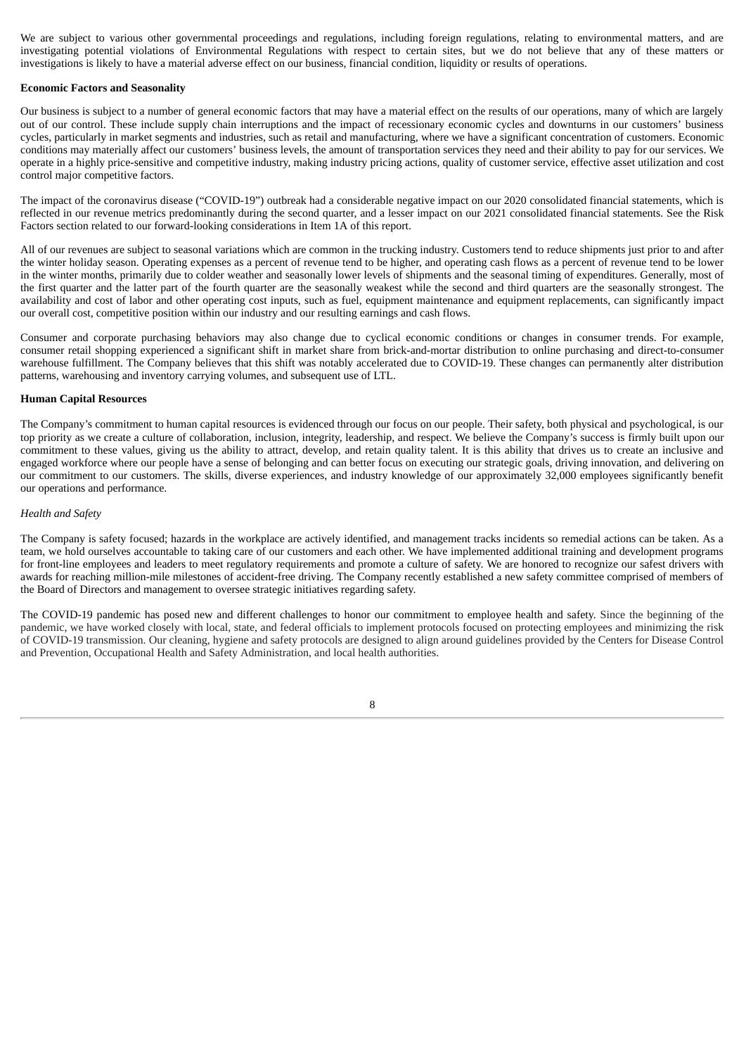We are subject to various other governmental proceedings and regulations, including foreign regulations, relating to environmental matters, and are investigating potential violations of Environmental Regulations with respect to certain sites, but we do not believe that any of these matters or investigations is likely to have a material adverse effect on our business, financial condition, liquidity or results of operations.

**Economic Factors and Seasonality**

Our business is subject to a number of general economic factors that may have a material effect on the results of our operations, many of which are largely out of our control. These include supply chain interruptions and the impact of recessionary economic cycles and downturns in our customers' business cycles, particularly in market segments and industries, such as retail and manufacturing, where we have a significant concentration of customers. Economic conditions may materially affect our customers' business levels, the amount of transportation services they need and their ability to pay for our services. We operate in a highly price-sensitive and competitive industry, making industry pricing actions, quality of customer service, effective asset utilization and cost control major competitive factors.

The impact of the coronavirus disease ("COVID-19") outbreak had a considerable negative impact on our 2020 consolidated financial statements, which is reflected in our revenue metrics predominantly during the second quarter, and a lesser impact on our 2021 consolidated financial statements. See the Risk Factors section related to our forward-looking considerations in Item 1A of this report.

All of our revenues are subject to seasonal variations which are common in the trucking industry. Customers tend to reduce shipments just prior to and after the winter holiday season. Operating expenses as a percent of revenue tend to be higher, and operating cash flows as a percent of revenue tend to be lower in the winter months, primarily due to colder weather and seasonally lower levels of shipments and the seasonal timing of expenditures. Generally, most of the first quarter and the latter part of the fourth quarter are the seasonally weakest while the second and third quarters are the seasonally strongest. The availability and cost of labor and other operating cost inputs, such as fuel, equipment maintenance and equipment replacements, can significantly impact our overall cost, competitive position within our industry and our resulting earnings and cash flows.

Consumer and corporate purchasing behaviors may also change due to cyclical economic conditions or changes in consumer trends. For example, consumer retail shopping experienced a significant shift in market share from brick-and-mortar distribution to online purchasing and direct-to-consumer warehouse fulfillment. The Company believes that this shift was notably accelerated due to COVID-19. These changes can permanently alter distribution patterns, warehousing and inventory carrying volumes, and subsequent use of LTL.

**Human Capital Resources**

The Company's commitment to human capital resources is evidenced through our focus on our people. Their safety, both physical and psychological, is our top priority as we create a culture of collaboration, inclusion, integrity, leadership, and respect. We believe the Company's success is firmly built upon our commitment to these values, giving us the ability to attract, develop, and retain quality talent. It is this ability that drives us to create an inclusive and engaged workforce where our people have a sense of belonging and can better focus on executing our strategic goals, driving innovation, and delivering on our commitment to our customers. The skills, diverse experiences, and industry knowledge of our approximately 32,000 employees significantly benefit our operations and performance.

*Health and Safety*

The Company is safety focused; hazards in the workplace are actively identified, and management tracks incidents so remedial actions can be taken. As a team, we hold ourselves accountable to taking care of our customers and each other. We have implemented additional training and development programs for front-line employees and leaders to meet regulatory requirements and promote a culture of safety. We are honored to recognize our safest drivers with awards for reaching million-mile milestones of accident-free driving. The Company recently established a new safety committee comprised of members of the Board of Directors and management to oversee strategic initiatives regarding safety.

The COVID-19 pandemic has posed new and different challenges to honor our commitment to employee health and safety. Since the beginning of the pandemic, we have worked closely with local, state, and federal officials to implement protocols focused on protecting employees and minimizing the risk of COVID-19 transmission. Our cleaning, hygiene and safety protocols are designed to align around guidelines provided by the Centers for Disease Control and Prevention, Occupational Health and Safety Administration, and local health authorities.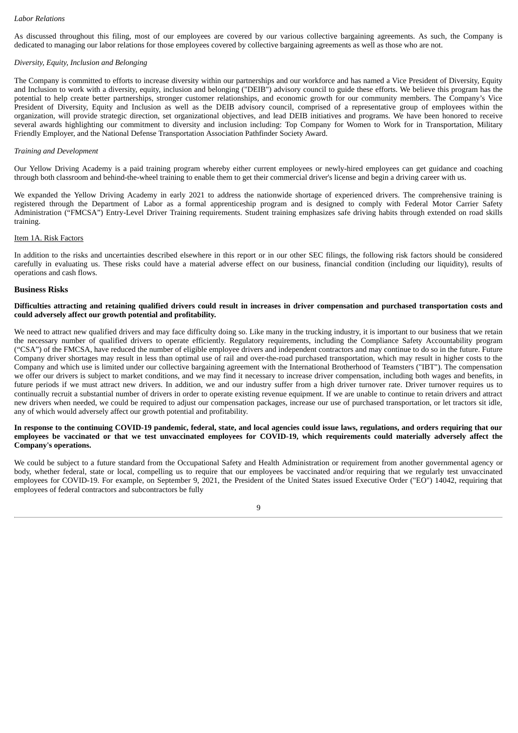*Labor Relations*

As discussed throughout this filing, most of our employees are covered by our various collective bargaining agreements. As such, the Company is dedicated to managing our labor relations for those employees covered by collective bargaining agreements as well as those who are not.

*Diversity, Equity, Inclusion and Belonging*

The Company is committed to efforts to increase diversity within our partnerships and our workforce and has named a Vice President of Diversity, Equity and Inclusion to work with a diversity, equity, inclusion and belonging ("DEIB") advisory council to guide these efforts. We believe this program has the potential to help create better partnerships, stronger customer relationships, and economic growth for our community members. The Company's Vice President of Diversity, Equity and Inclusion as well as the DEIB advisory council, comprised of a representative group of employees within the organization, will provide strategic direction, set organizational objectives, and lead DEIB initiatives and programs. We have been honored to receive several awards highlighting our commitment to diversity and inclusion including: Top Company for Women to Work for in Transportation, Military Friendly Employer, and the National Defense Transportation Association Pathfinder Society Award.

*Training and Development*

Our Yellow Driving Academy is a paid training program whereby either current employees or newly-hired employees can get guidance and coaching through both classroom and behind-the-wheel training to enable them to get their commercial driver's license and begin a driving career with us.

We expanded the Yellow Driving Academy in early 2021 to address the nationwide shortage of experienced drivers. The comprehensive training is registered through the Department of Labor as a formal apprenticeship program and is designed to comply with Federal Motor Carrier Safety Administration ("FMCSA") Entry-Level Driver Training requirements. Student training emphasizes safe driving habits through extended on road skills training.

## Item 1A. Risk Factors

In addition to the risks and uncertainties described elsewhere in this report or in our other SEC filings, the following risk factors should be considered carefully in evaluating us. These risks could have a material adverse effect on our business, financial condition (including our liquidity), results of operations and cash flows.

### Business Risks

**Difficulties attracting and retaining qualified drivers could result in increases in driver compensation and purchased transportation costs and could adversely affect our growth potential and profitability.**

We need to attract new qualified drivers and may face difficulty doing so. Like many in the trucking industry, it is important to our business that we retain the necessary number of qualified drivers to operate efficiently. Regulatory requirements, including the Compliance Safety Accountability program ("CSA") of the FMCSA, have reduced the number of eligible employee drivers and independent contractors and may continue to do so in the future. Future Company driver shortages may result in less than optimal use of rail and over-the-road purchased transportation, which may result in higher costs to the Company and which use is limited under our collective bargaining agreement with the International Brotherhood of Teamsters ("IBT"). The compensation we offer our drivers is subject to market conditions, and we may find it necessary to increase driver compensation, including both wages and benefits, in future periods if we must attract new drivers. In addition, we and our industry suffer from a high driver turnover rate. Driver turnover requires us to continually recruit a substantial number of drivers in order to operate existing revenue equipment. If we are unable to continue to retain drivers and attract new drivers when needed, we could be required to adjust our compensation packages, increase our use of purchased transportation, or let tractors sit idle, any of which would adversely affect our growth potential and profitability.

**In response to the continuing COVID-19 pandemic, federal, state, and local agencies could issue laws, regulations, and orders requiring that our employees be vaccinated or that we test unvaccinated employees for COVID-19, which requirements could materially adversely affect the Company's operations.**

We could be subject to a future standard from the Occupational Safety and Health Administration or requirement from another governmental agency or body, whether federal, state or local, compelling us to require that our employees be vaccinated and/or requiring that we regularly test unvaccinated employees for COVID-19. For example, on September 9, 2021, the President of the United States issued Executive Order ("EO") 14042, requiring that employees of federal contractors and subcontractors be fully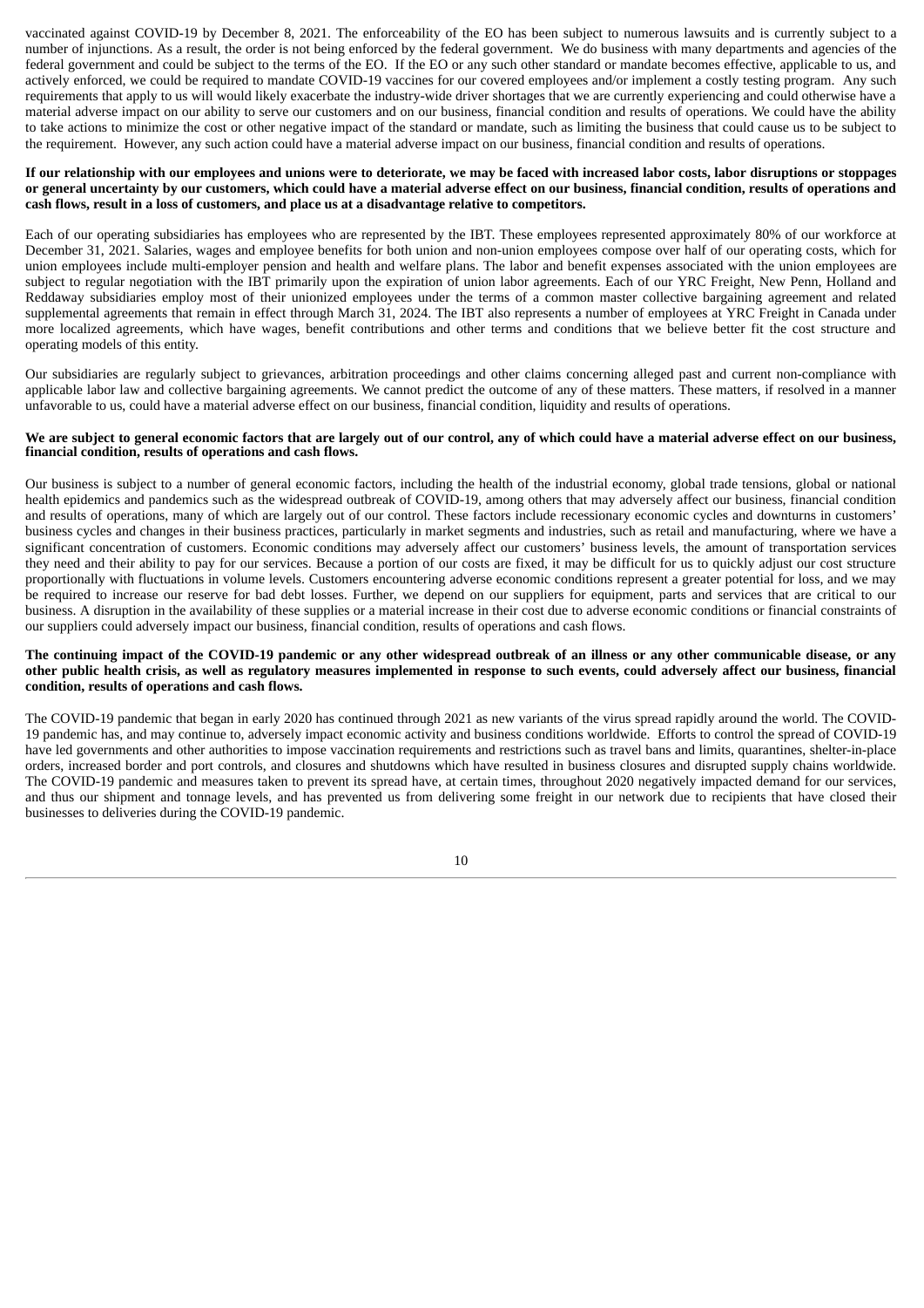vaccinated against COVID-19 by December 8, 2021. The enforceability of the EO has been subject to numerous lawsuits and is currently subject to a number of injunctions. As a result, the order is not being enforced by the federal government. We do business with many departments and agencies of the federal government and could be subject to the terms of the EO. If the EO or any such other standard or mandate becomes effective, applicable to us, and actively enforced, we could be required to mandate COVID-19 vaccines for our covered employees and/or implement a costly testing program. Any such requirements that apply to us will would likely exacerbate the industry-wide driver shortages that we are currently experiencing and could otherwise have a material adverse impact on our ability to serve our customers and on our business, financial condition and results of operations. We could have the ability to take actions to minimize the cost or other negative impact of the standard or mandate, such as limiting the business that could cause us to be subject to the requirement. However, any such action could have a material adverse impact on our business, financial condition and results of operations.

**If our relationship with our employees and unions were to deteriorate, we may be faced with increased labor costs, labor disruptions or stoppages or general uncertainty by our customers, which could have a material adverse effect on our business, financial condition, results of operations and cash flows, result in a loss of customers, and place us at a disadvantage relative to competitors.**

Each of our operating subsidiaries has employees who are represented by the IBT. These employees represented approximately 80% of our workforce at December 31, 2021. Salaries, wages and employee benefits for both union and non-union employees compose over half of our operating costs, which for union employees include multi-employer pension and health and welfare plans. The labor and benefit expenses associated with the union employees are subject to regular negotiation with the IBT primarily upon the expiration of union labor agreements. Each of our YRC Freight, New Penn, Holland and Reddaway subsidiaries employ most of their unionized employees under the terms of a common master collective bargaining agreement and related supplemental agreements that remain in effect through March 31, 2024. The IBT also represents a number of employees at YRC Freight in Canada under more localized agreements, which have wages, benefit contributions and other terms and conditions that we believe better fit the cost structure and operating models of this entity.

Our subsidiaries are regularly subject to grievances, arbitration proceedings and other claims concerning alleged past and current non-compliance with applicable labor law and collective bargaining agreements. We cannot predict the outcome of any of these matters. These matters, if resolved in a manner unfavorable to us, could have a material adverse effect on our business, financial condition, liquidity and results of operations.

**We are subject to general economic factors that are largely out of our control, any of which could have a material adverse effect on our business, financial condition, results of operations and cash flows.**

Our business is subject to a number of general economic factors, including the health of the industrial economy, global trade tensions, global or national health epidemics and pandemics such as the widespread outbreak of COVID-19, among others that may adversely affect our business, financial condition and results of operations, many of which are largely out of our control. These factors include recessionary economic cycles and downturns in customers' business cycles and changes in their business practices, particularly in market segments and industries, such as retail and manufacturing, where we have a significant concentration of customers. Economic conditions may adversely affect our customers' business levels, the amount of transportation services they need and their ability to pay for our services. Because a portion of our costs are fixed, it may be difficult for us to quickly adjust our cost structure proportionally with fluctuations in volume levels. Customers encountering adverse economic conditions represent a greater potential for loss, and we may be required to increase our reserve for bad debt losses. Further, we depend on our suppliers for equipment, parts and services that are critical to our business. A disruption in the availability of these supplies or a material increase in their cost due to adverse economic conditions or financial constraints of our suppliers could adversely impact our business, financial condition, results of operations and cash flows.

**The continuing impact of the COVID-19 pandemic or any other widespread outbreak of an illness or any other communicable disease, or any other public health crisis, as well as regulatory measures implemented in response to such events, could adversely affect our business, financial condition, results of operations and cash flows.**

The COVID-19 pandemic that began in early 2020 has continued through 2021 as new variants of the virus spread rapidly around the world. The COVID-19 pandemic has, and may continue to, adversely impact economic activity and business conditions worldwide. Efforts to control the spread of COVID-19 have led governments and other authorities to impose vaccination requirements and restrictions such as travel bans and limits, quarantines, shelter-in-place orders, increased border and port controls, and closures and shutdowns which have resulted in business closures and disrupted supply chains worldwide. The COVID-19 pandemic and measures taken to prevent its spread have, at certain times, throughout 2020 negatively impacted demand for our services, and thus our shipment and tonnage levels, and has prevented us from delivering some freight in our network due to recipients that have closed their businesses to deliveries during the COVID-19 pandemic.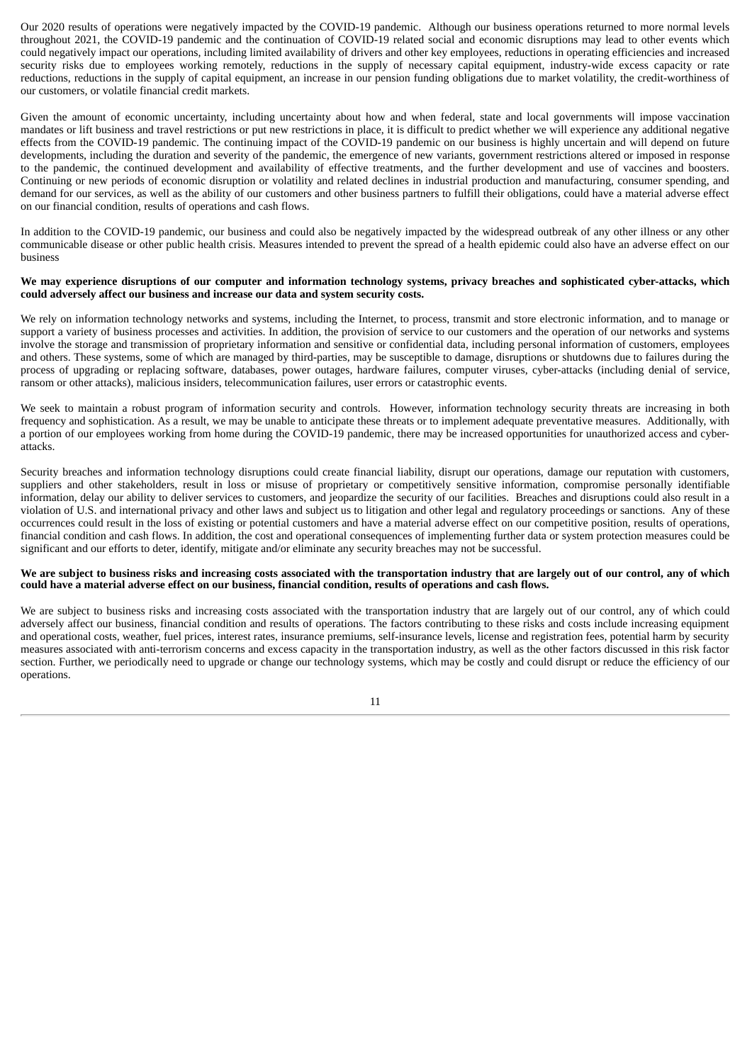Our 2020 results of operations were negatively impacted by the COVID-19 pandemic. Although our business operations returned to more normal levels throughout 2021, the COVID-19 pandemic and the continuation of COVID-19 related social and economic disruptions may lead to other events which could negatively impact our operations, including limited availability of drivers and other key employees, reductions in operating efficiencies and increased security risks due to employees working remotely, reductions in the supply of necessary capital equipment, industry-wide excess capacity or rate reductions, reductions in the supply of capital equipment, an increase in our pension funding obligations due to market volatility, the credit-worthiness of our customers, or volatile financial credit markets.

Given the amount of economic uncertainty, including uncertainty about how and when federal, state and local governments will impose vaccination mandates or lift business and travel restrictions or put new restrictions in place, it is difficult to predict whether we will experience any additional negative effects from the COVID-19 pandemic. The continuing impact of the COVID-19 pandemic on our business is highly uncertain and will depend on future developments, including the duration and severity of the pandemic, the emergence of new variants, government restrictions altered or imposed in response to the pandemic, the continued development and availability of effective treatments, and the further development and use of vaccines and boosters. Continuing or new periods of economic disruption or volatility and related declines in industrial production and manufacturing, consumer spending, and demand for our services, as well as the ability of our customers and other business partners to fulfill their obligations, could have a material adverse effect on our financial condition, results of operations and cash flows.

In addition to the COVID-19 pandemic, our business and could also be negatively impacted by the widespread outbreak of any other illness or any other communicable disease or other public health crisis. Measures intended to prevent the spread of a health epidemic could also have an adverse effect on our business

**We may experience disruptions of our computer and information technology systems, privacy breaches and sophisticated cyber-attacks, which could adversely affect our business and increase our data and system security costs.**

We rely on information technology networks and systems, including the Internet, to process, transmit and store electronic information, and to manage or support a variety of business processes and activities. In addition, the provision of service to our customers and the operation of our networks and systems involve the storage and transmission of proprietary information and sensitive or confidential data, including personal information of customers, employees and others. These systems, some of which are managed by third-parties, may be susceptible to damage, disruptions or shutdowns due to failures during the process of upgrading or replacing software, databases, power outages, hardware failures, computer viruses, cyber-attacks (including denial of service, ransom or other attacks), malicious insiders, telecommunication failures, user errors or catastrophic events.

We seek to maintain a robust program of information security and controls. However, information technology security threats are increasing in both frequency and sophistication. As a result, we may be unable to anticipate these threats or to implement adequate preventative measures. Additionally, with a portion of our employees working from home during the COVID-19 pandemic, there may be increased opportunities for unauthorized access and cyber-attacks.

Security breaches and information technology disruptions could create financial liability, disrupt our operations, damage our reputation with customers, suppliers and other stakeholders, result in loss or misuse of proprietary or competitively sensitive information, compromise personally identifiable information, delay our ability to deliver services to customers, and jeopardize the security of our facilities. Breaches and disruptions could also result in a violation of U.S. and international privacy and other laws and subject us to litigation and other legal and regulatory proceedings or sanctions. Any of these occurrences could result in the loss of existing or potential customers and have a material adverse effect on our competitive position, results of operations, financial condition and cash flows. In addition, the cost and operational consequences of implementing further data or system protection measures could be significant and our efforts to deter, identify, mitigate and/or eliminate any security breaches may not be successful.

**We are subject to business risks and increasing costs associated with the transportation industry that are largely out of our control, any of which could have a material adverse effect on our business, financial condition, results of operations and cash flows.**

We are subject to business risks and increasing costs associated with the transportation industry that are largely out of our control, any of which could adversely affect our business, financial condition and results of operations. The factors contributing to these risks and costs include increasing equipment and operational costs, weather, fuel prices, interest rates, insurance premiums, self-insurance levels, license and registration fees, potential harm by security measures associated with anti-terrorism concerns and excess capacity in the transportation industry, as well as the other factors discussed in this risk factor section. Further, we periodically need to upgrade or change our technology systems, which may be costly and could disrupt or reduce the efficiency of our operations.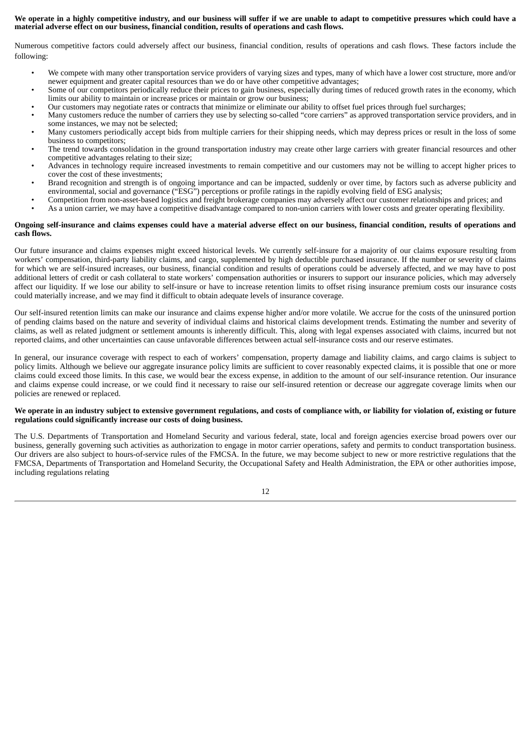**We operate in a highly competitive industry, and our business will suffer if we are unable to adapt to competitive pressures which could have a material adverse effect on our business, financial condition, results of operations and cash flows.**

Numerous competitive factors could adversely affect our business, financial condition, results of operations and cash flows. These factors include the following:

- We compete with many other transportation service providers of varying sizes and types, many of which have a lower cost structure, more and/or newer equipment and greater capital resources than we do or have other competitive advantages;
- Some of our competitors periodically reduce their prices to gain business, especially during times of reduced growth rates in the economy, which limits our ability to maintain or increase prices or maintain or grow our business;
- Our customers may negotiate rates or contracts that minimize or eliminate our ability to offset fuel prices through fuel surcharges;
- Many customers reduce the number of carriers they use by selecting so-called "core carriers" as approved transportation service providers, and in some instances, we may not be selected;
- Many customers periodically accept bids from multiple carriers for their shipping needs, which may depress prices or result in the loss of some business to competitors;
- The trend towards consolidation in the ground transportation industry may create other large carriers with greater financial resources and other competitive advantages relating to their size;
- Advances in technology require increased investments to remain competitive and our customers may not be willing to accept higher prices to cover the cost of these investments;
- Brand recognition and strength is of ongoing importance and can be impacted, suddenly or over time, by factors such as adverse publicity and environmental, social and governance ("ESG") perceptions or profile ratings in the rapidly evolving field of ESG analysis;
- Competition from non-asset-based logistics and freight brokerage companies may adversely affect our customer relationships and prices; and
- As a union carrier, we may have a competitive disadvantage compared to non-union carriers with lower costs and greater operating flexibility.

**Ongoing self-insurance and claims expenses could have a material adverse effect on our business, financial condition, results of operations and cash flows.**

Our future insurance and claims expenses might exceed historical levels. We currently self-insure for a majority of our claims exposure resulting from workers' compensation, third-party liability claims, and cargo, supplemented by high deductible purchased insurance. If the number or severity of claims for which we are self-insured increases, our business, financial condition and results of operations could be adversely affected, and we may have to post additional letters of credit or cash collateral to state workers' compensation authorities or insurers to support our insurance policies, which may adversely affect our liquidity. If we lose our ability to self-insure or have to increase retention limits to offset rising insurance premium costs our insurance costs could materially increase, and we may find it difficult to obtain adequate levels of insurance coverage.

Our self-insured retention limits can make our insurance and claims expense higher and/or more volatile. We accrue for the costs of the uninsured portion of pending claims based on the nature and severity of individual claims and historical claims development trends. Estimating the number and severity of claims, as well as related judgment or settlement amounts is inherently difficult. This, along with legal expenses associated with claims, incurred but not reported claims, and other uncertainties can cause unfavorable differences between actual self-insurance costs and our reserve estimates.

In general, our insurance coverage with respect to each of workers' compensation, property damage and liability claims, and cargo claims is subject to policy limits. Although we believe our aggregate insurance policy limits are sufficient to cover reasonably expected claims, it is possible that one or more claims could exceed those limits. In this case, we would bear the excess expense, in addition to the amount of our self-insurance retention. Our insurance and claims expense could increase, or we could find it necessary to raise our self-insured retention or decrease our aggregate coverage limits when our policies are renewed or replaced.

**We operate in an industry subject to extensive government regulations, and costs of compliance with, or liability for violation of, existing or future regulations could significantly increase our costs of doing business.**

The U.S. Departments of Transportation and Homeland Security and various federal, state, local and foreign agencies exercise broad powers over our business, generally governing such activities as authorization to engage in motor carrier operations, safety and permits to conduct transportation business. Our drivers are also subject to hours-of-service rules of the FMCSA. In the future, we may become subject to new or more restrictive regulations that the FMCSA, Departments of Transportation and Homeland Security, the Occupational Safety and Health Administration, the EPA or other authorities impose, including regulations relating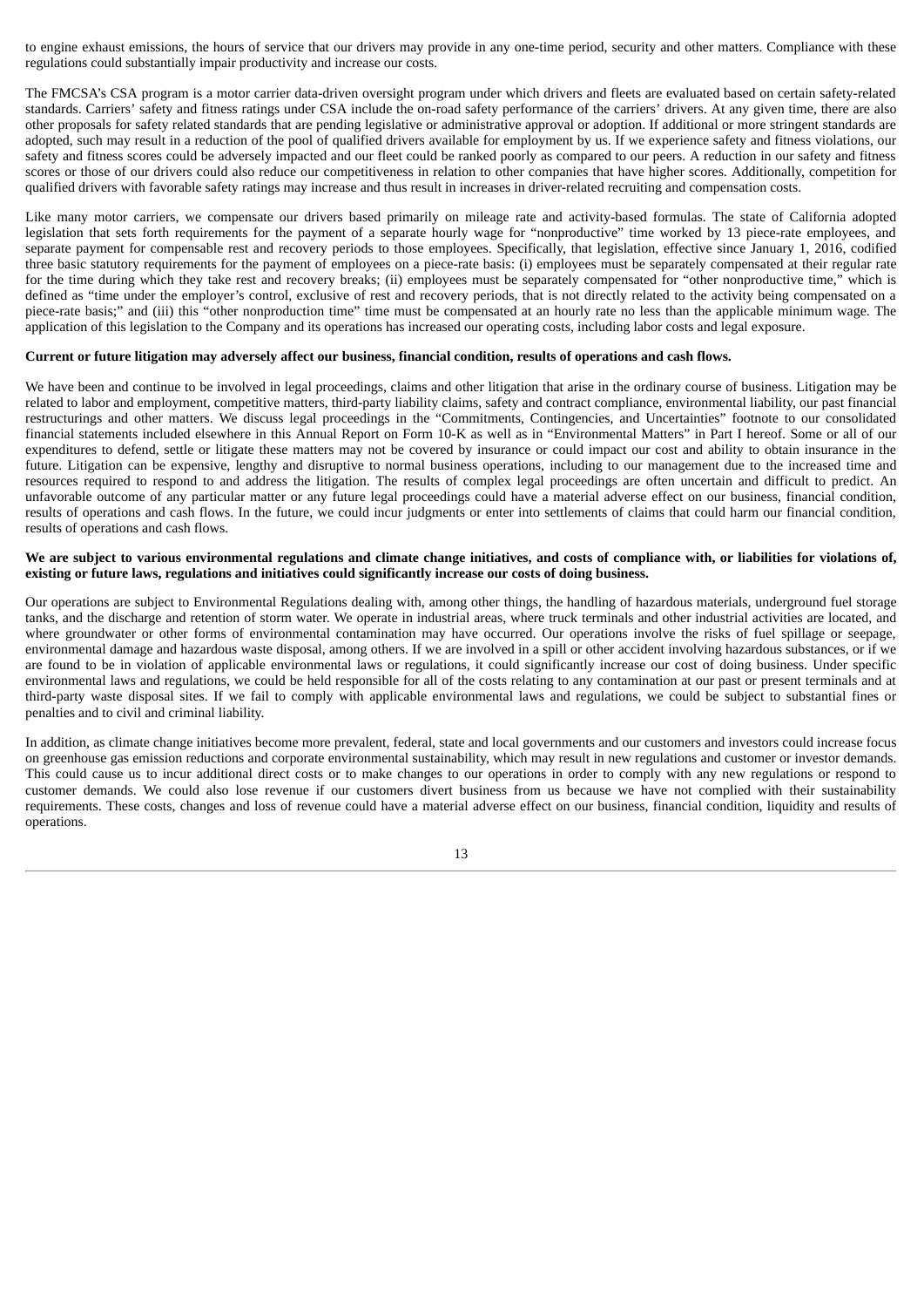to engine exhaust emissions, the hours of service that our drivers may provide in any one-time period, security and other matters. Compliance with these regulations could substantially impair productivity and increase our costs.

The FMCSA's CSA program is a motor carrier data-driven oversight program under which drivers and fleets are evaluated based on certain safety-related standards. Carriers' safety and fitness ratings under CSA include the on-road safety performance of the carriers' drivers. At any given time, there are also other proposals for safety related standards that are pending legislative or administrative approval or adoption. If additional or more stringent standards are adopted, such may result in a reduction of the pool of qualified drivers available for employment by us. If we experience safety and fitness violations, our safety and fitness scores could be adversely impacted and our fleet could be ranked poorly as compared to our peers. A reduction in our safety and fitness scores or those of our drivers could also reduce our competitiveness in relation to other companies that have higher scores. Additionally, competition for qualified drivers with favorable safety ratings may increase and thus result in increases in driver-related recruiting and compensation costs.

Like many motor carriers, we compensate our drivers based primarily on mileage rate and activity-based formulas. The state of California adopted legislation that sets forth requirements for the payment of a separate hourly wage for "nonproductive" time worked by 13 piece-rate employees, and separate payment for compensable rest and recovery periods to those employees. Specifically, that legislation, effective since January 1, 2016, codified three basic statutory requirements for the payment of employees on a piece-rate basis: (i) employees must be separately compensated at their regular rate for the time during which they take rest and recovery breaks; (ii) employees must be separately compensated for "other nonproductive time," which is defined as "time under the employer's control, exclusive of rest and recovery periods, that is not directly related to the activity being compensated on a piece-rate basis;" and (iii) this "other nonproduction time" time must be compensated at an hourly rate no less than the applicable minimum wage. The application of this legislation to the Company and its operations has increased our operating costs, including labor costs and legal exposure.

**Current or future litigation may adversely affect our business, financial condition, results of operations and cash flows.**

We have been and continue to be involved in legal proceedings, claims and other litigation that arise in the ordinary course of business. Litigation may be related to labor and employment, competitive matters, third-party liability claims, safety and contract compliance, environmental liability, our past financial restructurings and other matters. We discuss legal proceedings in the "Commitments, Contingencies, and Uncertainties" footnote to our consolidated financial statements included elsewhere in this Annual Report on Form 10-K as well as in "Environmental Matters" in Part I hereof. Some or all of our expenditures to defend, settle or litigate these matters may not be covered by insurance or could impact our cost and ability to obtain insurance in the future. Litigation can be expensive, lengthy and disruptive to normal business operations, including to our management due to the increased time and resources required to respond to and address the litigation. The results of complex legal proceedings are often uncertain and difficult to predict. An unfavorable outcome of any particular matter or any future legal proceedings could have a material adverse effect on our business, financial condition, results of operations and cash flows. In the future, we could incur judgments or enter into settlements of claims that could harm our financial condition, results of operations and cash flows.

**We are subject to various environmental regulations and climate change initiatives, and costs of compliance with, or liabilities for violations of, existing or future laws, regulations and initiatives could significantly increase our costs of doing business.**

Our operations are subject to Environmental Regulations dealing with, among other things, the handling of hazardous materials, underground fuel storage tanks, and the discharge and retention of storm water. We operate in industrial areas, where truck terminals and other industrial activities are located, and where groundwater or other forms of environmental contamination may have occurred. Our operations involve the risks of fuel spillage or seepage, environmental damage and hazardous waste disposal, among others. If we are involved in a spill or other accident involving hazardous substances, or if we are found to be in violation of applicable environmental laws or regulations, it could significantly increase our cost of doing business. Under specific environmental laws and regulations, we could be held responsible for all of the costs relating to any contamination at our past or present terminals and at third-party waste disposal sites. If we fail to comply with applicable environmental laws and regulations, we could be subject to substantial fines or penalties and to civil and criminal liability.

In addition, as climate change initiatives become more prevalent, federal, state and local governments and our customers and investors could increase focus on greenhouse gas emission reductions and corporate environmental sustainability, which may result in new regulations and customer or investor demands. This could cause us to incur additional direct costs or to make changes to our operations in order to comply with any new regulations or respond to customer demands. We could also lose revenue if our customers divert business from us because we have not complied with their sustainability requirements. These costs, changes and loss of revenue could have a material adverse effect on our business, financial condition, liquidity and results of operations.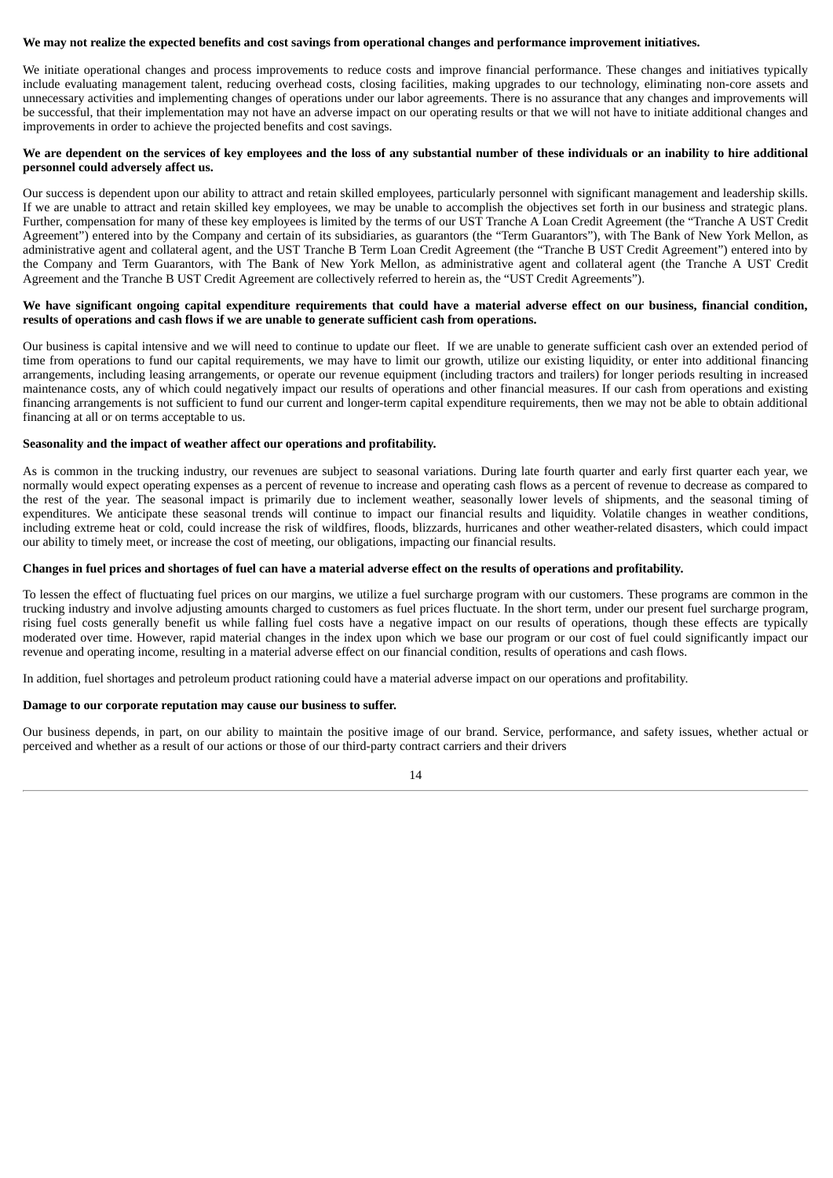**We may not realize the expected benefits and cost savings from operational changes and performance improvement initiatives.**

We initiate operational changes and process improvements to reduce costs and improve financial performance. These changes and initiatives typically include evaluating management talent, reducing overhead costs, closing facilities, making upgrades to our technology, eliminating non-core assets and unnecessary activities and implementing changes of operations under our labor agreements. There is no assurance that any changes and improvements will be successful, that their implementation may not have an adverse impact on our operating results or that we will not have to initiate additional changes and improvements in order to achieve the projected benefits and cost savings.

**We are dependent on the services of key employees and the loss of any substantial number of these individuals or an inability to hire additional personnel could adversely affect us.**

Our success is dependent upon our ability to attract and retain skilled employees, particularly personnel with significant management and leadership skills. If we are unable to attract and retain skilled key employees, we may be unable to accomplish the objectives set forth in our business and strategic plans. Further, compensation for many of these key employees is limited by the terms of our UST Tranche A Loan Credit Agreement (the "Tranche A UST Credit Agreement") entered into by the Company and certain of its subsidiaries, as guarantors (the "Term Guarantors"), with The Bank of New York Mellon, as administrative agent and collateral agent, and the UST Tranche B Term Loan Credit Agreement (the "Tranche B UST Credit Agreement") entered into by the Company and Term Guarantors, with The Bank of New York Mellon, as administrative agent and collateral agent (the Tranche A UST Credit Agreement and the Tranche B UST Credit Agreement are collectively referred to herein as, the "UST Credit Agreements").

**We have significant ongoing capital expenditure requirements that could have a material adverse effect on our business, financial condition, results of operations and cash flows if we are unable to generate sufficient cash from operations.**

Our business is capital intensive and we will need to continue to update our fleet. If we are unable to generate sufficient cash over an extended period of time from operations to fund our capital requirements, we may have to limit our growth, utilize our existing liquidity, or enter into additional financing arrangements, including leasing arrangements, or operate our revenue equipment (including tractors and trailers) for longer periods resulting in increased maintenance costs, any of which could negatively impact our results of operations and other financial measures. If our cash from operations and existing financing arrangements is not sufficient to fund our current and longer-term capital expenditure requirements, then we may not be able to obtain additional financing at all or on terms acceptable to us.

**Seasonality and the impact of weather affect our operations and profitability.**

As is common in the trucking industry, our revenues are subject to seasonal variations. During late fourth quarter and early first quarter each year, we normally would expect operating expenses as a percent of revenue to increase and operating cash flows as a percent of revenue to decrease as compared to the rest of the year. The seasonal impact is primarily due to inclement weather, seasonally lower levels of shipments, and the seasonal timing of expenditures. We anticipate these seasonal trends will continue to impact our financial results and liquidity. Volatile changes in weather conditions, including extreme heat or cold, could increase the risk of wildfires, floods, blizzards, hurricanes and other weather-related disasters, which could impact our ability to timely meet, or increase the cost of meeting, our obligations, impacting our financial results.

**Changes in fuel prices and shortages of fuel can have a material adverse effect on the results of operations and profitability.**

To lessen the effect of fluctuating fuel prices on our margins, we utilize a fuel surcharge program with our customers. These programs are common in the trucking industry and involve adjusting amounts charged to customers as fuel prices fluctuate. In the short term, under our present fuel surcharge program, rising fuel costs generally benefit us while falling fuel costs have a negative impact on our results of operations, though these effects are typically moderated over time. However, rapid material changes in the index upon which we base our program or our cost of fuel could significantly impact our revenue and operating income, resulting in a material adverse effect on our financial condition, results of operations and cash flows.

In addition, fuel shortages and petroleum product rationing could have a material adverse impact on our operations and profitability.

**Damage to our corporate reputation may cause our business to suffer.**

Our business depends, in part, on our ability to maintain the positive image of our brand. Service, performance, and safety issues, whether actual or perceived and whether as a result of our actions or those of our third-party contract carriers and their drivers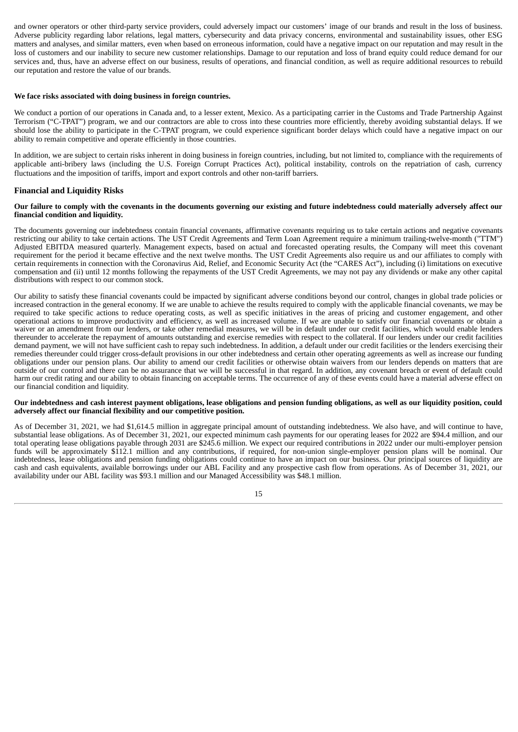and owner operators or other third-party service providers, could adversely impact our customers' image of our brands and result in the loss of business. Adverse publicity regarding labor relations, legal matters, cybersecurity and data privacy concerns, environmental and sustainability issues, other ESG matters and analyses, and similar matters, even when based on erroneous information, could have a negative impact on our reputation and may result in the loss of customers and our inability to secure new customer relationships. Damage to our reputation and loss of brand equity could reduce demand for our services and, thus, have an adverse effect on our business, results of operations, and financial condition, as well as require additional resources to rebuild our reputation and restore the value of our brands.

**We face risks associated with doing business in foreign countries.**

We conduct a portion of our operations in Canada and, to a lesser extent, Mexico. As a participating carrier in the Customs and Trade Partnership Against Terrorism ("C-TPAT") program, we and our contractors are able to cross into these countries more efficiently, thereby avoiding substantial delays. If we should lose the ability to participate in the C-TPAT program, we could experience significant border delays which could have a negative impact on our ability to remain competitive and operate efficiently in those countries.

In addition, we are subject to certain risks inherent in doing business in foreign countries, including, but not limited to, compliance with the requirements of applicable anti-bribery laws (including the U.S. Foreign Corrupt Practices Act), political instability, controls on the repatriation of cash, currency fluctuations and the imposition of tariffs, import and export controls and other non-tariff barriers.

## Financial and Liquidity Risks

**Our failure to comply with the covenants in the documents governing our existing and future indebtedness could materially adversely affect our financial condition and liquidity.**

The documents governing our indebtedness contain financial covenants, affirmative covenants requiring us to take certain actions and negative covenants restricting our ability to take certain actions. The UST Credit Agreements and Term Loan Agreement require a minimum trailing-twelve-month ("TTM") Adjusted EBITDA measured quarterly. Management expects, based on actual and forecasted operating results, the Company will meet this covenant requirement for the period it became effective and the next twelve months. The UST Credit Agreements also require us and our affiliates to comply with certain requirements in connection with the Coronavirus Aid, Relief, and Economic Security Act (the "CARES Act"), including (i) limitations on executive compensation and (ii) until 12 months following the repayments of the UST Credit Agreements, we may not pay any dividends or make any other capital distributions with respect to our common stock.

Our ability to satisfy these financial covenants could be impacted by significant adverse conditions beyond our control, changes in global trade policies or increased contraction in the general economy. If we are unable to achieve the results required to comply with the applicable financial covenants, we may be required to take specific actions to reduce operating costs, as well as specific initiatives in the areas of pricing and customer engagement, and other operational actions to improve productivity and efficiency, as well as increased volume. If we are unable to satisfy our financial covenants or obtain a waiver or an amendment from our lenders, or take other remedial measures, we will be in default under our credit facilities, which would enable lenders thereunder to accelerate the repayment of amounts outstanding and exercise remedies with respect to the collateral. If our lenders under our credit facilities demand payment, we will not have sufficient cash to repay such indebtedness. In addition, a default under our credit facilities or the lenders exercising their remedies thereunder could trigger cross-default provisions in our other indebtedness and certain other operating agreements as well as increase our funding obligations under our pension plans. Our ability to amend our credit facilities or otherwise obtain waivers from our lenders depends on matters that are outside of our control and there can be no assurance that we will be successful in that regard. In addition, any covenant breach or event of default could harm our credit rating and our ability to obtain financing on acceptable terms. The occurrence of any of these events could have a material adverse effect on our financial condition and liquidity.

**Our indebtedness and cash interest payment obligations, lease obligations and pension funding obligations, as well as our liquidity position, could adversely affect our financial flexibility and our competitive position.**

As of December 31, 2021, we had $1,614.5 million in aggregate principal amount of outstanding indebtedness. We also have, and will continue to have, substantial lease obligations. As of December 31, 2021, our expected minimum cash payments for our operating leases for 2022 are $94.4 million, and our total operating lease obligations payable through 2031 are $245.6 million. We expect our required contributions in 2022 under our multi-employer pension funds will be approximately $112.1 million and any contributions, if required, for non-union single-employer pension plans will be nominal. Our indebtedness, lease obligations and pension funding obligations could continue to have an impact on our business. Our principal sources of liquidity are cash and cash equivalents, available borrowings under our ABL Facility and any prospective cash flow from operations. As of December 31, 2021, our availability under our ABL facility was $93.1 million and our Managed Accessibility was $48.1 million.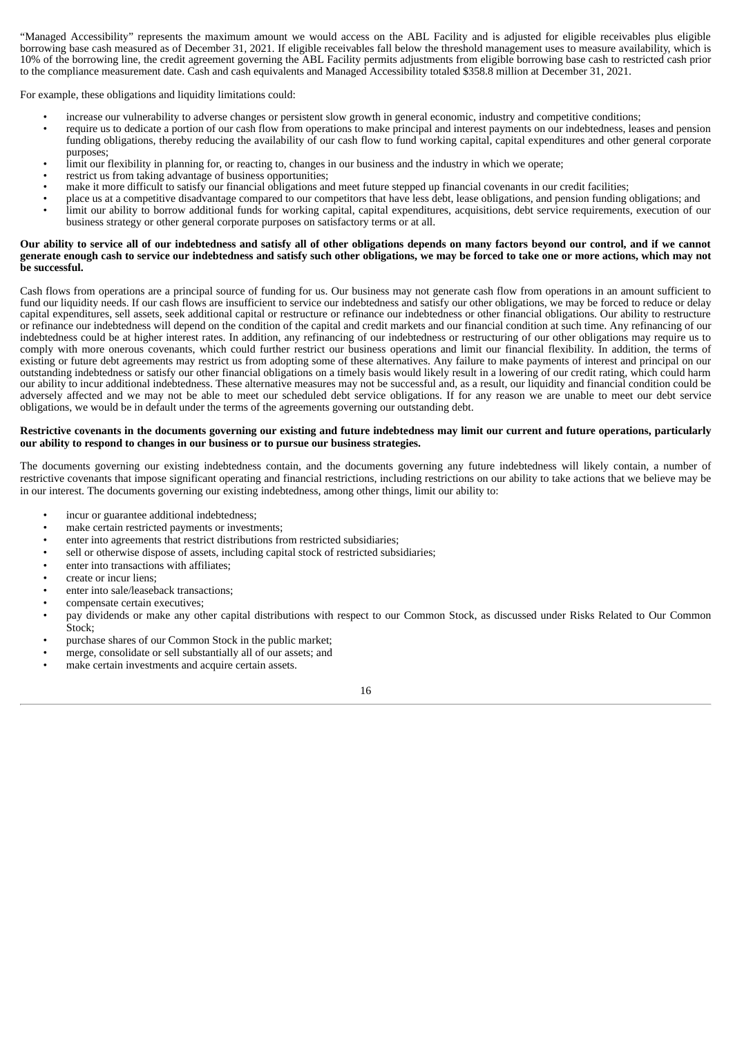"Managed Accessibility" represents the maximum amount we would access on the ABL Facility and is adjusted for eligible receivables plus eligible borrowing base cash measured as of December 31, 2021. If eligible receivables fall below the threshold management uses to measure availability, which is 10% of the borrowing line, the credit agreement governing the ABL Facility permits adjustments from eligible borrowing base cash to restricted cash prior to the compliance measurement date. Cash and cash equivalents and Managed Accessibility totaled $358.8 million at December 31, 2021.

For example, these obligations and liquidity limitations could:

- increase our vulnerability to adverse changes or persistent slow growth in general economic, industry and competitive conditions;
- require us to dedicate a portion of our cash flow from operations to make principal and interest payments on our indebtedness, leases and pension funding obligations, thereby reducing the availability of our cash flow to fund working capital, capital expenditures and other general corporate purposes;
- limit our flexibility in planning for, or reacting to, changes in our business and the industry in which we operate;
- restrict us from taking advantage of business opportunities;
- make it more difficult to satisfy our financial obligations and meet future stepped up financial covenants in our credit facilities;
- place us at a competitive disadvantage compared to our competitors that have less debt, lease obligations, and pension funding obligations; and
- limit our ability to borrow additional funds for working capital, capital expenditures, acquisitions, debt service requirements, execution of our business strategy or other general corporate purposes on satisfactory terms or at all.

**Our ability to service all of our indebtedness and satisfy all of other obligations depends on many factors beyond our control, and if we cannot generate enough cash to service our indebtedness and satisfy such other obligations, we may be forced to take one or more actions, which may not be successful.**

Cash flows from operations are a principal source of funding for us. Our business may not generate cash flow from operations in an amount sufficient to fund our liquidity needs. If our cash flows are insufficient to service our indebtedness and satisfy our other obligations, we may be forced to reduce or delay capital expenditures, sell assets, seek additional capital or restructure or refinance our indebtedness or other financial obligations. Our ability to restructure or refinance our indebtedness will depend on the condition of the capital and credit markets and our financial condition at such time. Any refinancing of our indebtedness could be at higher interest rates. In addition, any refinancing of our indebtedness or restructuring of our other obligations may require us to comply with more onerous covenants, which could further restrict our business operations and limit our financial flexibility. In addition, the terms of existing or future debt agreements may restrict us from adopting some of these alternatives. Any failure to make payments of interest and principal on our outstanding indebtedness or satisfy our other financial obligations on a timely basis would likely result in a lowering of our credit rating, which could harm our ability to incur additional indebtedness. These alternative measures may not be successful and, as a result, our liquidity and financial condition could be adversely affected and we may not be able to meet our scheduled debt service obligations. If for any reason we are unable to meet our debt service obligations, we would be in default under the terms of the agreements governing our outstanding debt.

**Restrictive covenants in the documents governing our existing and future indebtedness may limit our current and future operations, particularly our ability to respond to changes in our business or to pursue our business strategies.**

The documents governing our existing indebtedness contain, and the documents governing any future indebtedness will likely contain, a number of restrictive covenants that impose significant operating and financial restrictions, including restrictions on our ability to take actions that we believe may be in our interest. The documents governing our existing indebtedness, among other things, limit our ability to:

- incur or guarantee additional indebtedness;
- make certain restricted payments or investments;
- enter into agreements that restrict distributions from restricted subsidiaries;
- sell or otherwise dispose of assets, including capital stock of restricted subsidiaries;
- enter into transactions with affiliates;
- create or incur liens;
- enter into sale/leaseback transactions;
- compensate certain executives;
- pay dividends or make any other capital distributions with respect to our Common Stock, as discussed under Risks Related to Our Common Stock;
- purchase shares of our Common Stock in the public market;
- merge, consolidate or sell substantially all of our assets; and
- make certain investments and acquire certain assets.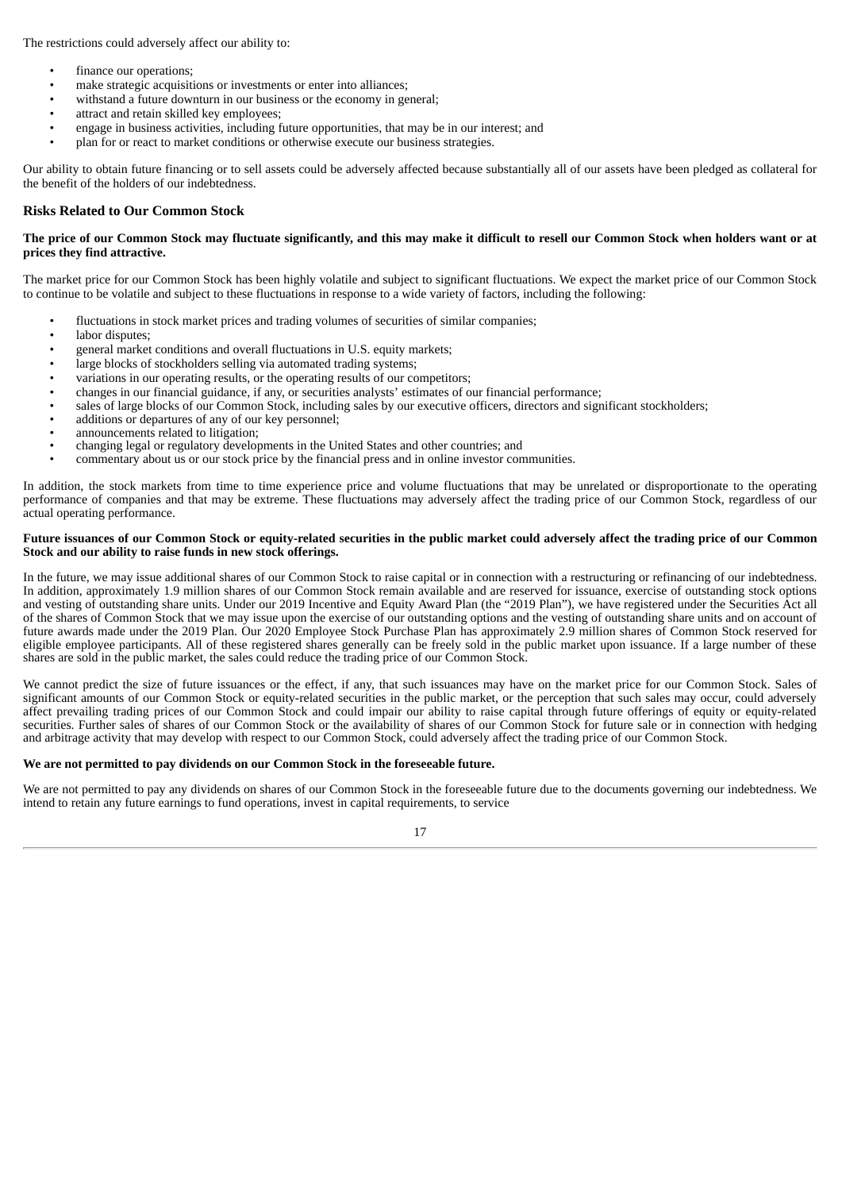The restrictions could adversely affect our ability to:

- finance our operations;
- make strategic acquisitions or investments or enter into alliances;
- withstand a future downturn in our business or the economy in general;
- attract and retain skilled key employees;
- engage in business activities, including future opportunities, that may be in our interest; and
- plan for or react to market conditions or otherwise execute our business strategies.

Our ability to obtain future financing or to sell assets could be adversely affected because substantially all of our assets have been pledged as collateral for the benefit of the holders of our indebtedness.

### Risks Related to Our Common Stock

**The price of our Common Stock may fluctuate significantly, and this may make it difficult to resell our Common Stock when holders want or at prices they find attractive.**

The market price for our Common Stock has been highly volatile and subject to significant fluctuations. We expect the market price of our Common Stock to continue to be volatile and subject to these fluctuations in response to a wide variety of factors, including the following:

- fluctuations in stock market prices and trading volumes of securities of similar companies;
- labor disputes;
- general market conditions and overall fluctuations in U.S. equity markets;
- large blocks of stockholders selling via automated trading systems;
- variations in our operating results, or the operating results of our competitors;
- changes in our financial guidance, if any, or securities analysts' estimates of our financial performance;
- sales of large blocks of our Common Stock, including sales by our executive officers, directors and significant stockholders;
- additions or departures of any of our key personnel;
- announcements related to litigation;
- changing legal or regulatory developments in the United States and other countries; and
- commentary about us or our stock price by the financial press and in online investor communities.

In addition, the stock markets from time to time experience price and volume fluctuations that may be unrelated or disproportionate to the operating performance of companies and that may be extreme. These fluctuations may adversely affect the trading price of our Common Stock, regardless of our actual operating performance.

**Future issuances of our Common Stock or equity-related securities in the public market could adversely affect the trading price of our Common Stock and our ability to raise funds in new stock offerings.**

In the future, we may issue additional shares of our Common Stock to raise capital or in connection with a restructuring or refinancing of our indebtedness. In addition, approximately 1.9 million shares of our Common Stock remain available and are reserved for issuance, exercise of outstanding stock options and vesting of outstanding share units. Under our 2019 Incentive and Equity Award Plan (the "2019 Plan"), we have registered under the Securities Act all of the shares of Common Stock that we may issue upon the exercise of our outstanding options and the vesting of outstanding share units and on account of future awards made under the 2019 Plan. Our 2020 Employee Stock Purchase Plan has approximately 2.9 million shares of Common Stock reserved for eligible employee participants. All of these registered shares generally can be freely sold in the public market upon issuance. If a large number of these shares are sold in the public market, the sales could reduce the trading price of our Common Stock.

We cannot predict the size of future issuances or the effect, if any, that such issuances may have on the market price for our Common Stock. Sales of significant amounts of our Common Stock or equity-related securities in the public market, or the perception that such sales may occur, could adversely affect prevailing trading prices of our Common Stock and could impair our ability to raise capital through future offerings of equity or equity-related securities. Further sales of shares of our Common Stock or the availability of shares of our Common Stock for future sale or in connection with hedging and arbitrage activity that may develop with respect to our Common Stock, could adversely affect the trading price of our Common Stock.

**We are not permitted to pay dividends on our Common Stock in the foreseeable future.**

We are not permitted to pay any dividends on shares of our Common Stock in the foreseeable future due to the documents governing our indebtedness. We intend to retain any future earnings to fund operations, invest in capital requirements, to service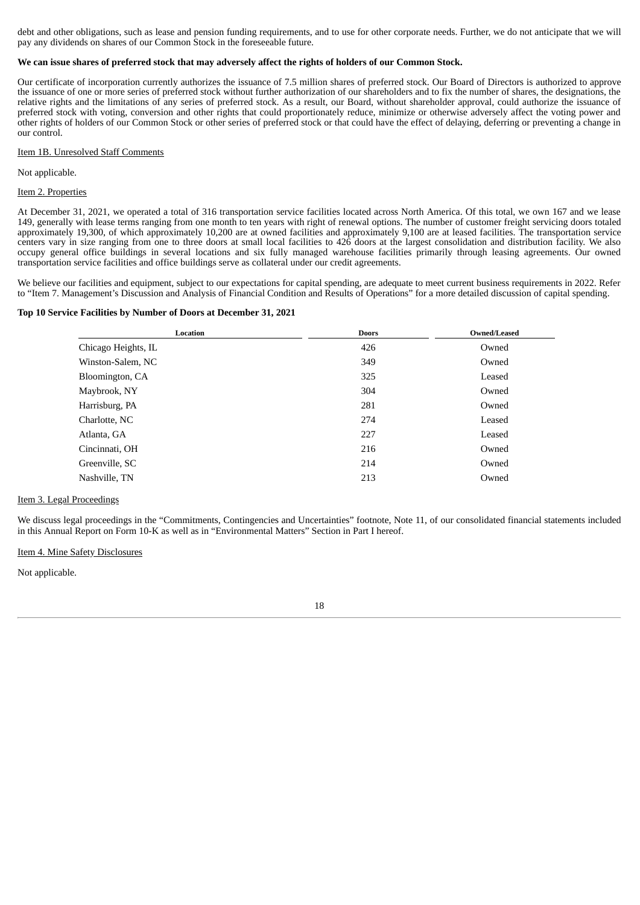debt and other obligations, such as lease and pension funding requirements, and to use for other corporate needs. Further, we do not anticipate that we will pay any dividends on shares of our Common Stock in the foreseeable future.

**We can issue shares of preferred stock that may adversely affect the rights of holders of our Common Stock.**

Our certificate of incorporation currently authorizes the issuance of 7.5 million shares of preferred stock. Our Board of Directors is authorized to approve the issuance of one or more series of preferred stock without further authorization of our shareholders and to fix the number of shares, the designations, the relative rights and the limitations of any series of preferred stock. As a result, our Board, without shareholder approval, could authorize the issuance of preferred stock with voting, conversion and other rights that could proportionately reduce, minimize or otherwise adversely affect the voting power and other rights of holders of our Common Stock or other series of preferred stock or that could have the effect of delaying, deferring or preventing a change in our control.

## Item 1B. Unresolved Staff Comments

Not applicable.

## Item 2. Properties

At December 31, 2021, we operated a total of 316 transportation service facilities located across North America. Of this total, we own 167 and we lease 149, generally with lease terms ranging from one month to ten years with right of renewal options. The number of customer freight servicing doors totaled approximately 19,300, of which approximately 10,200 are at owned facilities and approximately 9,100 are at leased facilities. The transportation service centers vary in size ranging from one to three doors at small local facilities to 426 doors at the largest consolidation and distribution facility. We also occupy general office buildings in several locations and six fully managed warehouse facilities primarily through leasing agreements. Our owned transportation service facilities and office buildings serve as collateral under our credit agreements.

We believe our facilities and equipment, subject to our expectations for capital spending, are adequate to meet current business requirements in 2022. Refer to "Item 7. Management's Discussion and Analysis of Financial Condition and Results of Operations" for a more detailed discussion of capital spending.

**Top 10 Service Facilities by Number of Doors at December 31, 2021**

| Location | Doors | Owned/Leased |
|---|---|---|
| Chicago Heights, IL | 426 | Owned |
| Winston-Salem, NC | 349 | Owned |
| Bloomington, CA | 325 | Leased |
| Maybrook, NY | 304 | Owned |
| Harrisburg, PA | 281 | Owned |
| Charlotte, NC | 274 | Leased |
| Atlanta, GA | 227 | Leased |
| Cincinnati, OH | 216 | Owned |
| Greenville, SC | 214 | Owned |
| Nashville, TN | 213 | Owned |

## Item 3. Legal Proceedings

We discuss legal proceedings in the "Commitments, Contingencies and Uncertainties" footnote, Note 11, of our consolidated financial statements included in this Annual Report on Form 10-K as well as in "Environmental Matters" Section in Part I hereof.

## Item 4. Mine Safety Disclosures

Not applicable.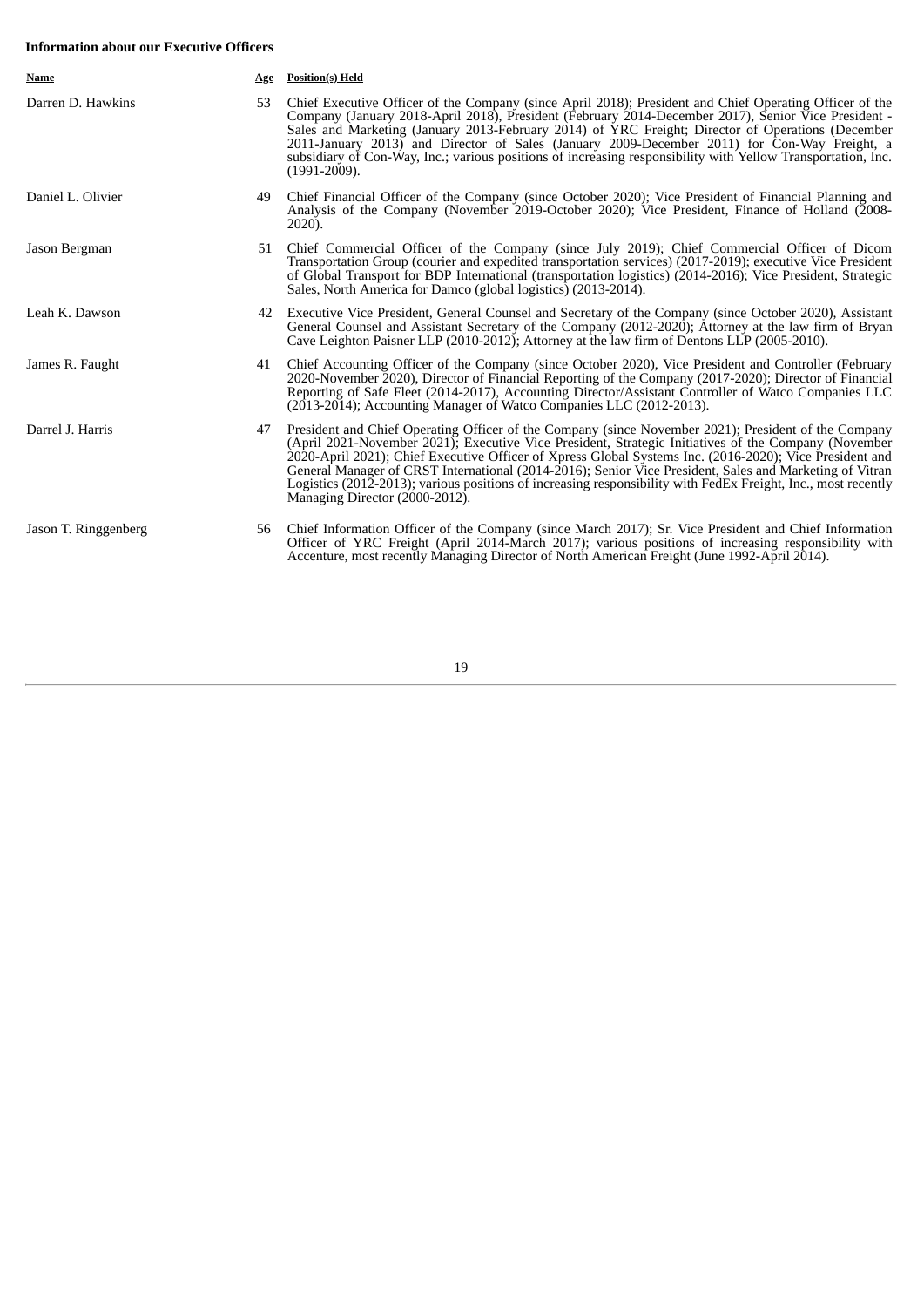**Information about our Executive Officers**

| Name | Age | Position(s) Held |
|---|---|---|
| Darren D. Hawkins | 53 | Chief Executive Officer of the Company (since April 2018); President and Chief Operating Officer of the Company (January 2018-April 2018), President (February 2014-December 2017), Senior Vice President - Sales and Marketing (January 2013-February 2014) of YRC Freight; Director of Operations (December 2011-January 2013) and Director of Sales (January 2009-December 2011) for Con-Way Freight, a subsidiary of Con-Way, Inc.; various positions of increasing responsibility with Yellow Transportation, Inc. (1991-2009). |
| Daniel L. Olivier | 49 | Chief Financial Officer of the Company (since October 2020); Vice President of Financial Planning and Analysis of the Company (November 2019-October 2020); Vice President, Finance of Holland (2008-2020). |
| Jason Bergman | 51 | Chief Commercial Officer of the Company (since July 2019); Chief Commercial Officer of Dicom Transportation Group (courier and expedited transportation services) (2017-2019); executive Vice President of Global Transport for BDP International (transportation logistics) (2014-2016); Vice President, Strategic Sales, North America for Damco (global logistics) (2013-2014). |
| Leah K. Dawson | 42 | Executive Vice President, General Counsel and Secretary of the Company (since October 2020), Assistant General Counsel and Assistant Secretary of the Company (2012-2020); Attorney at the law firm of Bryan Cave Leighton Paisner LLP (2010-2012); Attorney at the law firm of Dentons LLP (2005-2010). |
| James R. Faught | 41 | Chief Accounting Officer of the Company (since October 2020), Vice President and Controller (February 2020-November 2020), Director of Financial Reporting of the Company (2017-2020); Director of Financial Reporting of Safe Fleet (2014-2017), Accounting Director/Assistant Controller of Watco Companies LLC (2013-2014); Accounting Manager of Watco Companies LLC (2012-2013). |
| Darrel J. Harris | 47 | President and Chief Operating Officer of the Company (since November 2021); President of the Company (April 2021-November 2021); Executive Vice President, Strategic Initiatives of the Company (November 2020-April 2021); Chief Executive Officer of Xpress Global Systems Inc. (2016-2020); Vice President and General Manager of CRST International (2014-2016); Senior Vice President, Sales and Marketing of Vitran Logistics (2012-2013); various positions of increasing responsibility with FedEx Freight, Inc., most recently Managing Director (2000-2012). |
| Jason T. Ringgenberg | 56 | Chief Information Officer of the Company (since March 2017); Sr. Vice President and Chief Information Officer of YRC Freight (April 2014-March 2017); various positions of increasing responsibility with Accenture, most recently Managing Director of North American Freight (June 1992-April 2014). |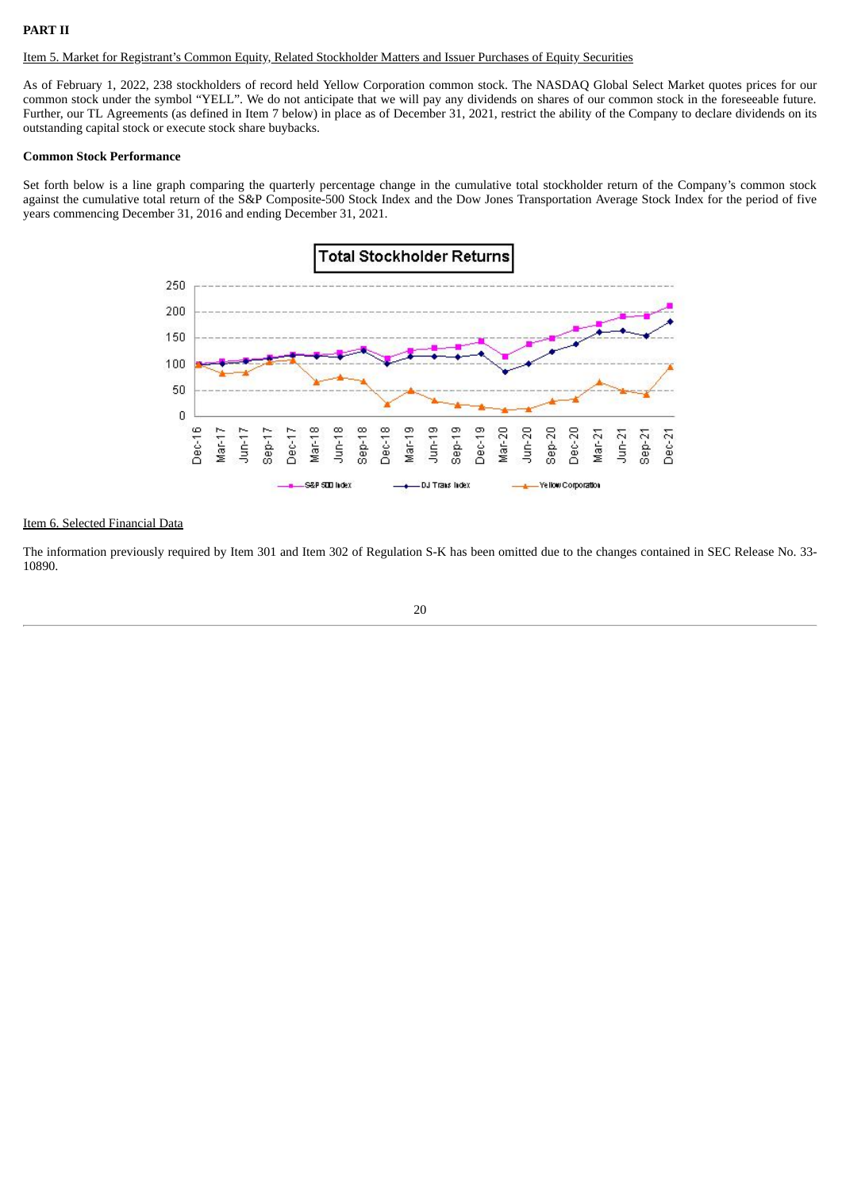**PART II**

Item 5. Market for Registrant's Common Equity, Related Stockholder Matters and Issuer Purchases of Equity Securities

As of February 1, 2022, 238 stockholders of record held Yellow Corporation common stock. The NASDAQ Global Select Market quotes prices for our common stock under the symbol "YELL". We do not anticipate that we will pay any dividends on shares of our common stock in the foreseeable future. Further, our TL Agreements (as defined in Item 7 below) in place as of December 31, 2021, restrict the ability of the Company to declare dividends on its outstanding capital stock or execute stock share buybacks.

**Common Stock Performance**

Set forth below is a line graph comparing the quarterly percentage change in the cumulative total stockholder return of the Company's common stock against the cumulative total return of the S&P Composite-500 Stock Index and the Dow Jones Transportation Average Stock Index for the period of five years commencing December 31, 2016 and ending December 31, 2021.

Item 6. Selected Financial Data

The information previously required by Item 301 and Item 302 of Regulation S-K has been omitted due to the changes contained in SEC Release No. 33-10890.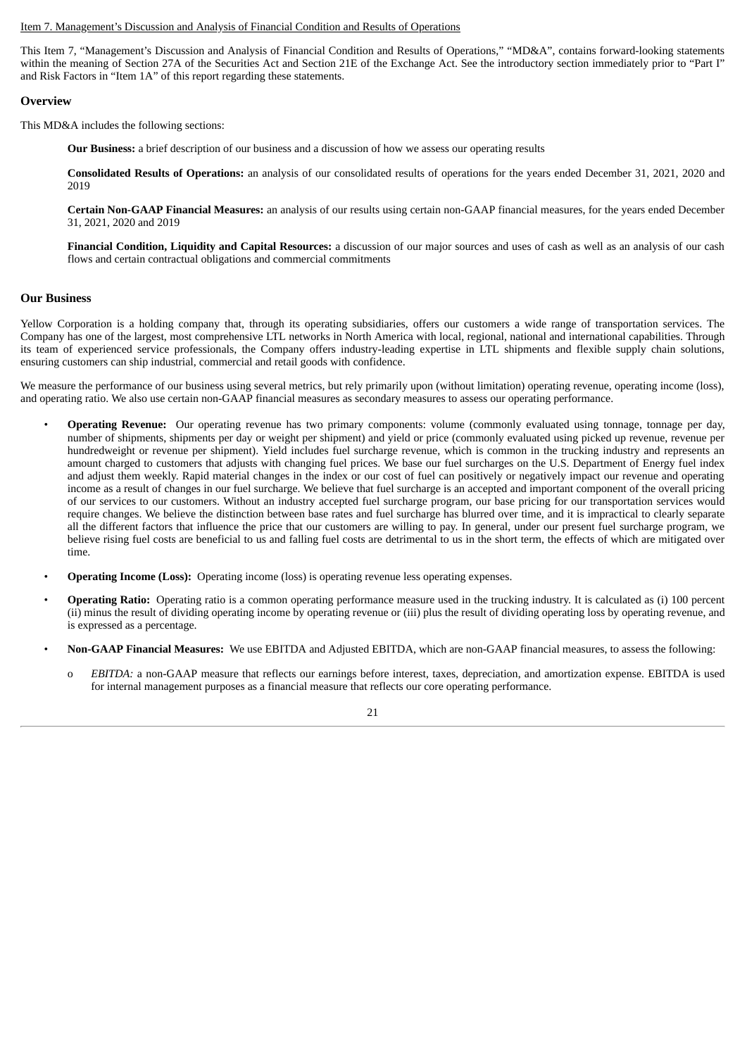Item 7. Management's Discussion and Analysis of Financial Condition and Results of Operations

This Item 7, "Management's Discussion and Analysis of Financial Condition and Results of Operations," "MD&A", contains forward-looking statements within the meaning of Section 27A of the Securities Act and Section 21E of the Exchange Act. See the introductory section immediately prior to "Part I" and Risk Factors in "Item 1A" of this report regarding these statements.

## Overview

This MD&A includes the following sections:

**Our Business:** a brief description of our business and a discussion of how we assess our operating results

**Consolidated Results of Operations:** an analysis of our consolidated results of operations for the years ended December 31, 2021, 2020 and 2019

**Certain Non-GAAP Financial Measures:** an analysis of our results using certain non-GAAP financial measures, for the years ended December 31, 2021, 2020 and 2019

**Financial Condition, Liquidity and Capital Resources:** a discussion of our major sources and uses of cash as well as an analysis of our cash flows and certain contractual obligations and commercial commitments

## Our Business

Yellow Corporation is a holding company that, through its operating subsidiaries, offers our customers a wide range of transportation services. The Company has one of the largest, most comprehensive LTL networks in North America with local, regional, national and international capabilities. Through its team of experienced service professionals, the Company offers industry-leading expertise in LTL shipments and flexible supply chain solutions, ensuring customers can ship industrial, commercial and retail goods with confidence.

We measure the performance of our business using several metrics, but rely primarily upon (without limitation) operating revenue, operating income (loss), and operating ratio. We also use certain non-GAAP financial measures as secondary measures to assess our operating performance.

- **Operating Revenue:** Our operating revenue has two primary components: volume (commonly evaluated using tonnage, tonnage per day, number of shipments, shipments per day or weight per shipment) and yield or price (commonly evaluated using picked up revenue, revenue per hundredweight or revenue per shipment). Yield includes fuel surcharge revenue, which is common in the trucking industry and represents an amount charged to customers that adjusts with changing fuel prices. We base our fuel surcharges on the U.S. Department of Energy fuel index and adjust them weekly. Rapid material changes in the index or our cost of fuel can positively or negatively impact our revenue and operating income as a result of changes in our fuel surcharge. We believe that fuel surcharge is an accepted and important component of the overall pricing of our services to our customers. Without an industry accepted fuel surcharge program, our base pricing for our transportation services would require changes. We believe the distinction between base rates and fuel surcharge has blurred over time, and it is impractical to clearly separate all the different factors that influence the price that our customers are willing to pay. In general, under our present fuel surcharge program, we believe rising fuel costs are beneficial to us and falling fuel costs are detrimental to us in the short term, the effects of which are mitigated over time.
- **Operating Income (Loss):** Operating income (loss) is operating revenue less operating expenses.
- **Operating Ratio:** Operating ratio is a common operating performance measure used in the trucking industry. It is calculated as (i) 100 percent (ii) minus the result of dividing operating income by operating revenue or (iii) plus the result of dividing operating loss by operating revenue, and is expressed as a percentage.
- **Non-GAAP Financial Measures:** We use EBITDA and Adjusted EBITDA, which are non-GAAP financial measures, to assess the following:
  - *EBITDA:* a non-GAAP measure that reflects our earnings before interest, taxes, depreciation, and amortization expense. EBITDA is used for internal management purposes as a financial measure that reflects our core operating performance.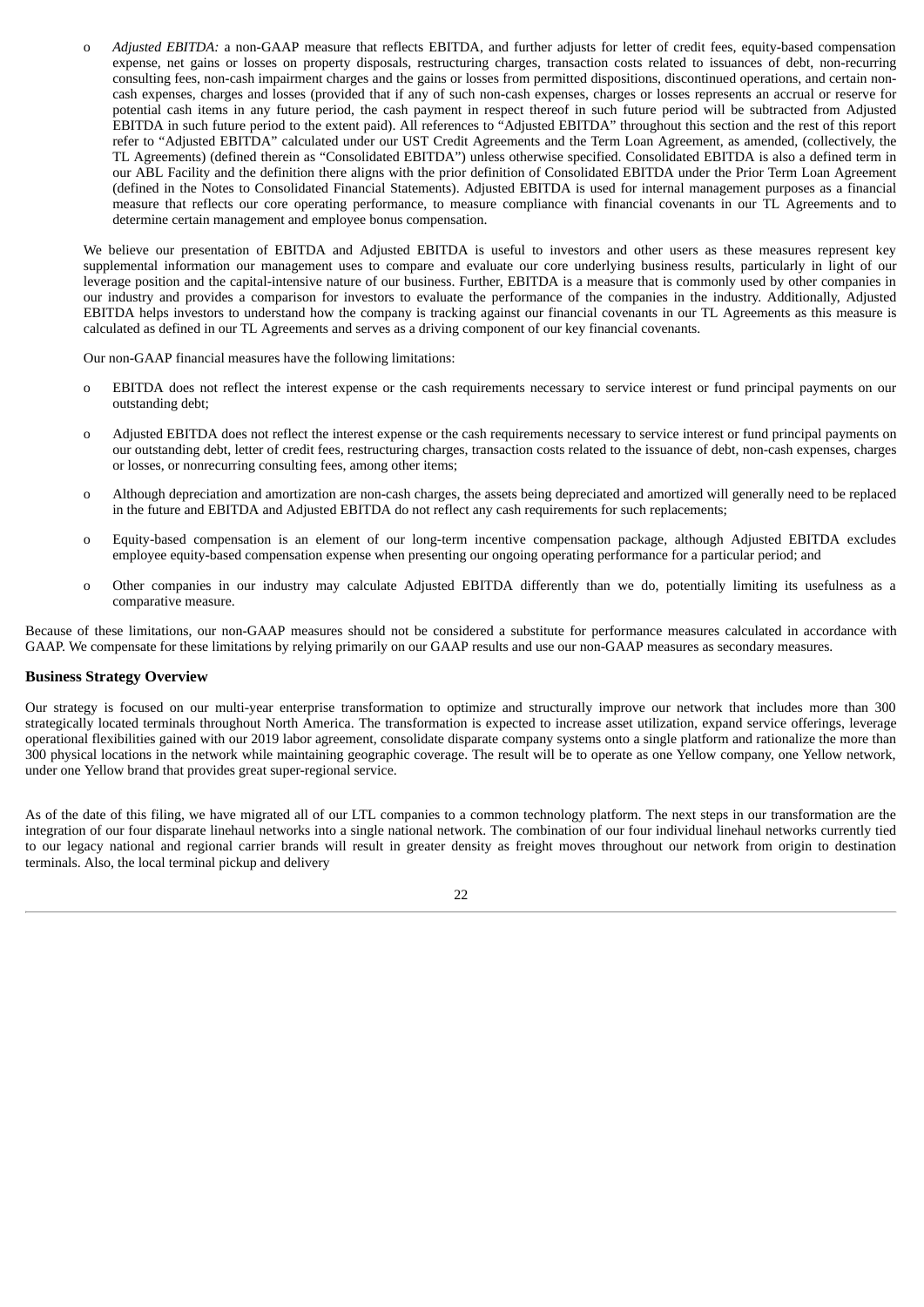- *Adjusted EBITDA:* a non-GAAP measure that reflects EBITDA, and further adjusts for letter of credit fees, equity-based compensation expense, net gains or losses on property disposals, restructuring charges, transaction costs related to issuances of debt, non-recurring consulting fees, non-cash impairment charges and the gains or losses from permitted dispositions, discontinued operations, and certain non-cash expenses, charges and losses (provided that if any of such non-cash expenses, charges or losses represents an accrual or reserve for potential cash items in any future period, the cash payment in respect thereof in such future period will be subtracted from Adjusted EBITDA in such future period to the extent paid). All references to "Adjusted EBITDA" throughout this section and the rest of this report refer to "Adjusted EBITDA" calculated under our UST Credit Agreements and the Term Loan Agreement, as amended, (collectively, the TL Agreements) (defined therein as "Consolidated EBITDA") unless otherwise specified. Consolidated EBITDA is also a defined term in our ABL Facility and the definition there aligns with the prior definition of Consolidated EBITDA under the Prior Term Loan Agreement (defined in the Notes to Consolidated Financial Statements). Adjusted EBITDA is used for internal management purposes as a financial measure that reflects our core operating performance, to measure compliance with financial covenants in our TL Agreements and to determine certain management and employee bonus compensation.

We believe our presentation of EBITDA and Adjusted EBITDA is useful to investors and other users as these measures represent key supplemental information our management uses to compare and evaluate our core underlying business results, particularly in light of our leverage position and the capital-intensive nature of our business. Further, EBITDA is a measure that is commonly used by other companies in our industry and provides a comparison for investors to evaluate the performance of the companies in the industry. Additionally, Adjusted EBITDA helps investors to understand how the company is tracking against our financial covenants in our TL Agreements as this measure is calculated as defined in our TL Agreements and serves as a driving component of our key financial covenants.

Our non-GAAP financial measures have the following limitations:

- EBITDA does not reflect the interest expense or the cash requirements necessary to service interest or fund principal payments on our outstanding debt;
- Adjusted EBITDA does not reflect the interest expense or the cash requirements necessary to service interest or fund principal payments on our outstanding debt, letter of credit fees, restructuring charges, transaction costs related to the issuance of debt, non-cash expenses, charges or losses, or nonrecurring consulting fees, among other items;
- Although depreciation and amortization are non-cash charges, the assets being depreciated and amortized will generally need to be replaced in the future and EBITDA and Adjusted EBITDA do not reflect any cash requirements for such replacements;
- Equity-based compensation is an element of our long-term incentive compensation package, although Adjusted EBITDA excludes employee equity-based compensation expense when presenting our ongoing operating performance for a particular period; and
- Other companies in our industry may calculate Adjusted EBITDA differently than we do, potentially limiting its usefulness as a comparative measure.

Because of these limitations, our non-GAAP measures should not be considered a substitute for performance measures calculated in accordance with GAAP. We compensate for these limitations by relying primarily on our GAAP results and use our non-GAAP measures as secondary measures.

## Business Strategy Overview

Our strategy is focused on our multi-year enterprise transformation to optimize and structurally improve our network that includes more than 300 strategically located terminals throughout North America. The transformation is expected to increase asset utilization, expand service offerings, leverage operational flexibilities gained with our 2019 labor agreement, consolidate disparate company systems onto a single platform and rationalize the more than 300 physical locations in the network while maintaining geographic coverage. The result will be to operate as one Yellow company, one Yellow network, under one Yellow brand that provides great super-regional service.

As of the date of this filing, we have migrated all of our LTL companies to a common technology platform. The next steps in our transformation are the integration of our four disparate linehaul networks into a single national network. The combination of our four individual linehaul networks currently tied to our legacy national and regional carrier brands will result in greater density as freight moves throughout our network from origin to destination terminals. Also, the local terminal pickup and delivery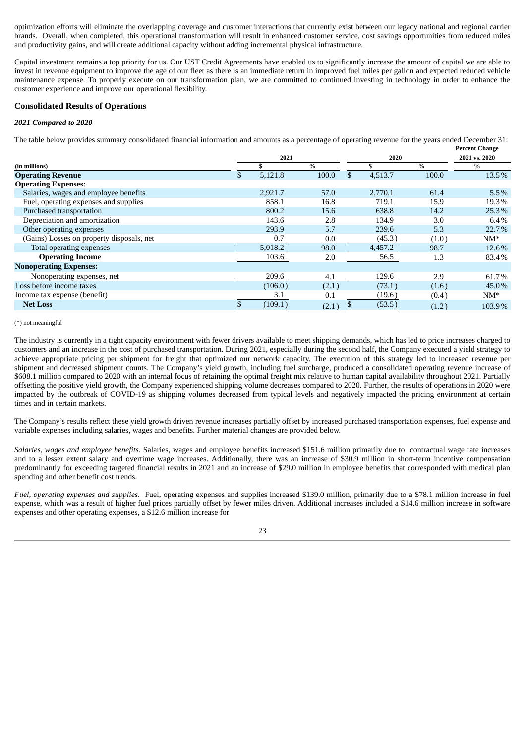optimization efforts will eliminate the overlapping coverage and customer interactions that currently exist between our legacy national and regional carrier brands. Overall, when completed, this operational transformation will result in enhanced customer service, cost savings opportunities from reduced miles and productivity gains, and will create additional capacity without adding incremental physical infrastructure.

Capital investment remains a top priority for us. Our UST Credit Agreements have enabled us to significantly increase the amount of capital we are able to invest in revenue equipment to improve the age of our fleet as there is an immediate return in improved fuel miles per gallon and expected reduced vehicle maintenance expense. To properly execute on our transformation plan, we are committed to continued investing in technology in order to enhance the customer experience and improve our operational flexibility.

### Consolidated Results of Operations

#### *2021 Compared to 2020*

The table below provides summary consolidated financial information and amounts as a percentage of operating revenue for the years ended December 31:

| | 2021 | | 2020 | | Percent Change 2021 vs. 2020 |
|---|---|---|---|---|---|
| **(in millions)** | **$** | **%** | **$** | **%** | **%** |
| **Operating Revenue** | $ 5,121.8 | 100.0 | $ 4,513.7 | 100.0 | 13.5% |
| **Operating Expenses:** | | | | | |
| Salaries, wages and employee benefits | 2,921.7 | 57.0 | 2,770.1 | 61.4 | 5.5% |
| Fuel, operating expenses and supplies | 858.1 | 16.8 | 719.1 | 15.9 | 19.3% |
| Purchased transportation | 800.2 | 15.6 | 638.8 | 14.2 | 25.3% |
| Depreciation and amortization | 143.6 | 2.8 | 134.9 | 3.0 | 6.4% |
| Other operating expenses | 293.9 | 5.7 | 239.6 | 5.3 | 22.7% |
| (Gains) Losses on property disposals, net | 0.7 | 0.0 | (45.3) | (1.0) | NM* |
| Total operating expenses | 5,018.2 | 98.0 | 4,457.2 | 98.7 | 12.6% |
| **Operating Income** | 103.6 | 2.0 | 56.5 | 1.3 | 83.4% |
| **Nonoperating Expenses:** | | | | | |
| Nonoperating expenses, net | 209.6 | 4.1 | 129.6 | 2.9 | 61.7% |
| Loss before income taxes | (106.0) | (2.1) | (73.1) | (1.6) | 45.0% |
| Income tax expense (benefit) | 3.1 | 0.1 | (19.6) | (0.4) | NM* |
| **Net Loss** | $ (109.1) | (2.1) | $ (53.5) | (1.2) | 103.9% |

(*) not meaningful

The industry is currently in a tight capacity environment with fewer drivers available to meet shipping demands, which has led to price increases charged to customers and an increase in the cost of purchased transportation. During 2021, especially during the second half, the Company executed a yield strategy to achieve appropriate pricing per shipment for freight that optimized our network capacity. The execution of this strategy led to increased revenue per shipment and decreased shipment counts. The Company's yield growth, including fuel surcharge, produced a consolidated operating revenue increase of $608.1 million compared to 2020 with an internal focus of retaining the optimal freight mix relative to human capital availability throughout 2021. Partially offsetting the positive yield growth, the Company experienced shipping volume decreases compared to 2020. Further, the results of operations in 2020 were impacted by the outbreak of COVID-19 as shipping volumes decreased from typical levels and negatively impacted the pricing environment at certain times and in certain markets.

The Company's results reflect these yield growth driven revenue increases partially offset by increased purchased transportation expenses, fuel expense and variable expenses including salaries, wages and benefits. Further material changes are provided below.

*Salaries, wages and employee benefits.* Salaries, wages and employee benefits increased $151.6 million primarily due to contractual wage rate increases and to a lesser extent salary and overtime wage increases. Additionally, there was an increase of $30.9 million in short-term incentive compensation predominantly for exceeding targeted financial results in 2021 and an increase of $29.0 million in employee benefits that corresponded with medical plan spending and other benefit cost trends.

*Fuel, operating expenses and supplies.* Fuel, operating expenses and supplies increased $139.0 million, primarily due to a $78.1 million increase in fuel expense, which was a result of higher fuel prices partially offset by fewer miles driven. Additional increases included a $14.6 million increase in software expenses and other operating expenses, a $12.6 million increase for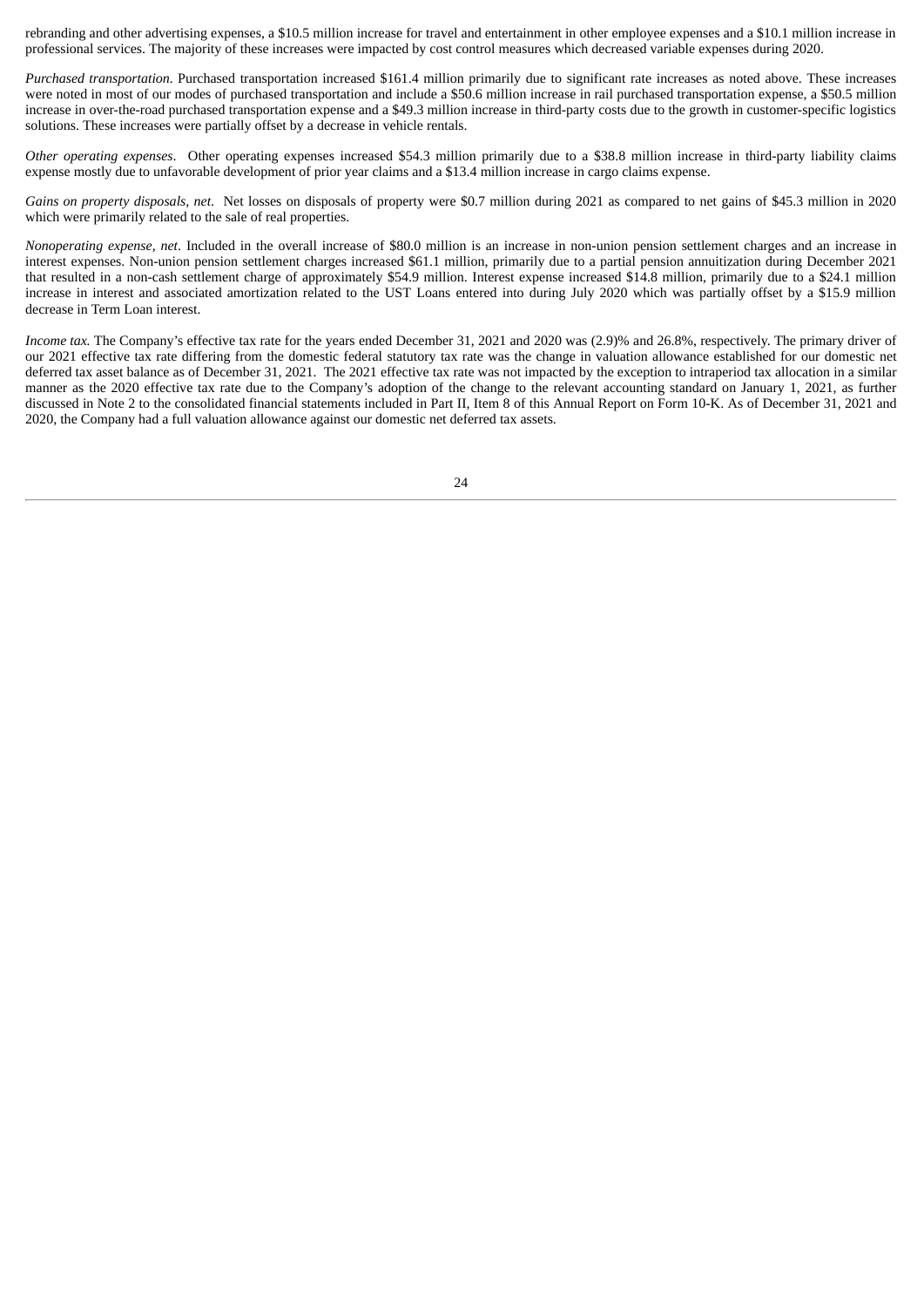rebranding and other advertising expenses, a $10.5 million increase for travel and entertainment in other employee expenses and a $10.1 million increase in professional services. The majority of these increases were impacted by cost control measures which decreased variable expenses during 2020.

*Purchased transportation*. Purchased transportation increased $161.4 million primarily due to significant rate increases as noted above. These increases were noted in most of our modes of purchased transportation and include a $50.6 million increase in rail purchased transportation expense, a $50.5 million increase in over-the-road purchased transportation expense and a $49.3 million increase in third-party costs due to the growth in customer-specific logistics solutions. These increases were partially offset by a decrease in vehicle rentals.

*Other operating expenses*. Other operating expenses increased $54.3 million primarily due to a $38.8 million increase in third-party liability claims expense mostly due to unfavorable development of prior year claims and a $13.4 million increase in cargo claims expense.

*Gains on property disposals, net.* Net losses on disposals of property were $0.7 million during 2021 as compared to net gains of $45.3 million in 2020 which were primarily related to the sale of real properties.

*Nonoperating expense, net*. Included in the overall increase of $80.0 million is an increase in non-union pension settlement charges and an increase in interest expenses. Non-union pension settlement charges increased $61.1 million, primarily due to a partial pension annuitization during December 2021 that resulted in a non-cash settlement charge of approximately $54.9 million. Interest expense increased $14.8 million, primarily due to a $24.1 million increase in interest and associated amortization related to the UST Loans entered into during July 2020 which was partially offset by a $15.9 million decrease in Term Loan interest.

*Income tax.* The Company's effective tax rate for the years ended December 31, 2021 and 2020 was (2.9)% and 26.8%, respectively. The primary driver of our 2021 effective tax rate differing from the domestic federal statutory tax rate was the change in valuation allowance established for our domestic net deferred tax asset balance as of December 31, 2021. The 2021 effective tax rate was not impacted by the exception to intraperiod tax allocation in a similar manner as the 2020 effective tax rate due to the Company's adoption of the change to the relevant accounting standard on January 1, 2021, as further discussed in Note 2 to the consolidated financial statements included in Part II, Item 8 of this Annual Report on Form 10-K. As of December 31, 2021 and 2020, the Company had a full valuation allowance against our domestic net deferred tax assets.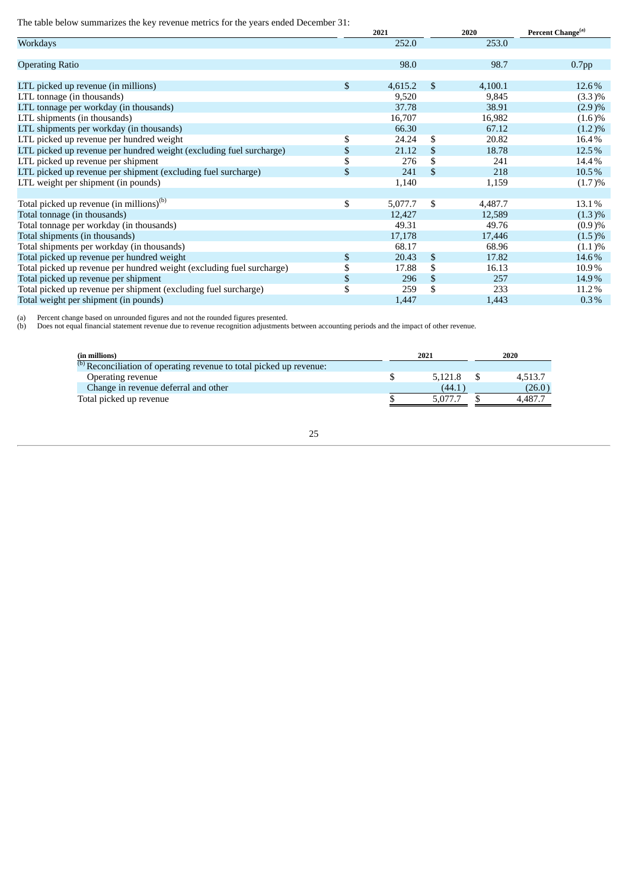The table below summarizes the key revenue metrics for the years ended December 31:

| | 2021 | 2020 | Percent Change[a] |
|---|---|---|---|
| Workdays | 252.0 | 253.0 | |
| | | | |
| Operating Ratio | 98.0 | 98.7 | 0.7pp |
| | | | |
| LTL picked up revenue (in millions) | $ 4,615.2 | $ 4,100.1 | 12.6 % |
| LTL tonnage (in thousands) | 9,520 | 9,845 | (3.3 )% |
| LTL tonnage per workday (in thousands) | 37.78 | 38.91 | (2.9 )% |
| LTL shipments (in thousands) | 16,707 | 16,982 | (1.6 )% |
| LTL shipments per workday (in thousands) | 66.30 | 67.12 | (1.2 )% |
| LTL picked up revenue per hundred weight | $ 24.24 | $ 20.82 | 16.4 % |
| LTL picked up revenue per hundred weight (excluding fuel surcharge) | $ 21.12 | $ 18.78 | 12.5 % |
| LTL picked up revenue per shipment | $ 276 | $ 241 | 14.4 % |
| LTL picked up revenue per shipment (excluding fuel surcharge) | $ 241 | $ 218 | 10.5 % |
| LTL weight per shipment (in pounds) | 1,140 | 1,159 | (1.7 )% |
| | | | |
| Total picked up revenue (in millions)[b] | $ 5,077.7 | $ 4,487.7 | 13.1 % |
| Total tonnage (in thousands) | 12,427 | 12,589 | (1.3 )% |
| Total tonnage per workday (in thousands) | 49.31 | 49.76 | (0.9 )% |
| Total shipments (in thousands) | 17,178 | 17,446 | (1.5 )% |
| Total shipments per workday (in thousands) | 68.17 | 68.96 | (1.1 )% |
| Total picked up revenue per hundred weight | $ 20.43 | $ 17.82 | 14.6 % |
| Total picked up revenue per hundred weight (excluding fuel surcharge) | $ 17.88 | $ 16.13 | 10.9 % |
| Total picked up revenue per shipment | $ 296 | $ 257 | 14.9 % |
| Total picked up revenue per shipment (excluding fuel surcharge) | $ 259 | $ 233 | 11.2 % |
| Total weight per shipment (in pounds) | 1,447 | 1,443 | 0.3 % |

(a) Percent change based on unrounded figures and not the rounded figures presented.
(b) Does not equal financial statement revenue due to revenue recognition adjustments between accounting periods and the impact of other revenue.

| (in millions) | 2021 | 2020 |
|---|---|---|
| [b] Reconciliation of operating revenue to total picked up revenue: | | |
| Operating revenue | $ 5,121.8 | $ 4,513.7 |
| Change in revenue deferral and other | (44.1 ) | (26.0 ) |
| Total picked up revenue | $ 5,077.7 | $ 4,487.7 |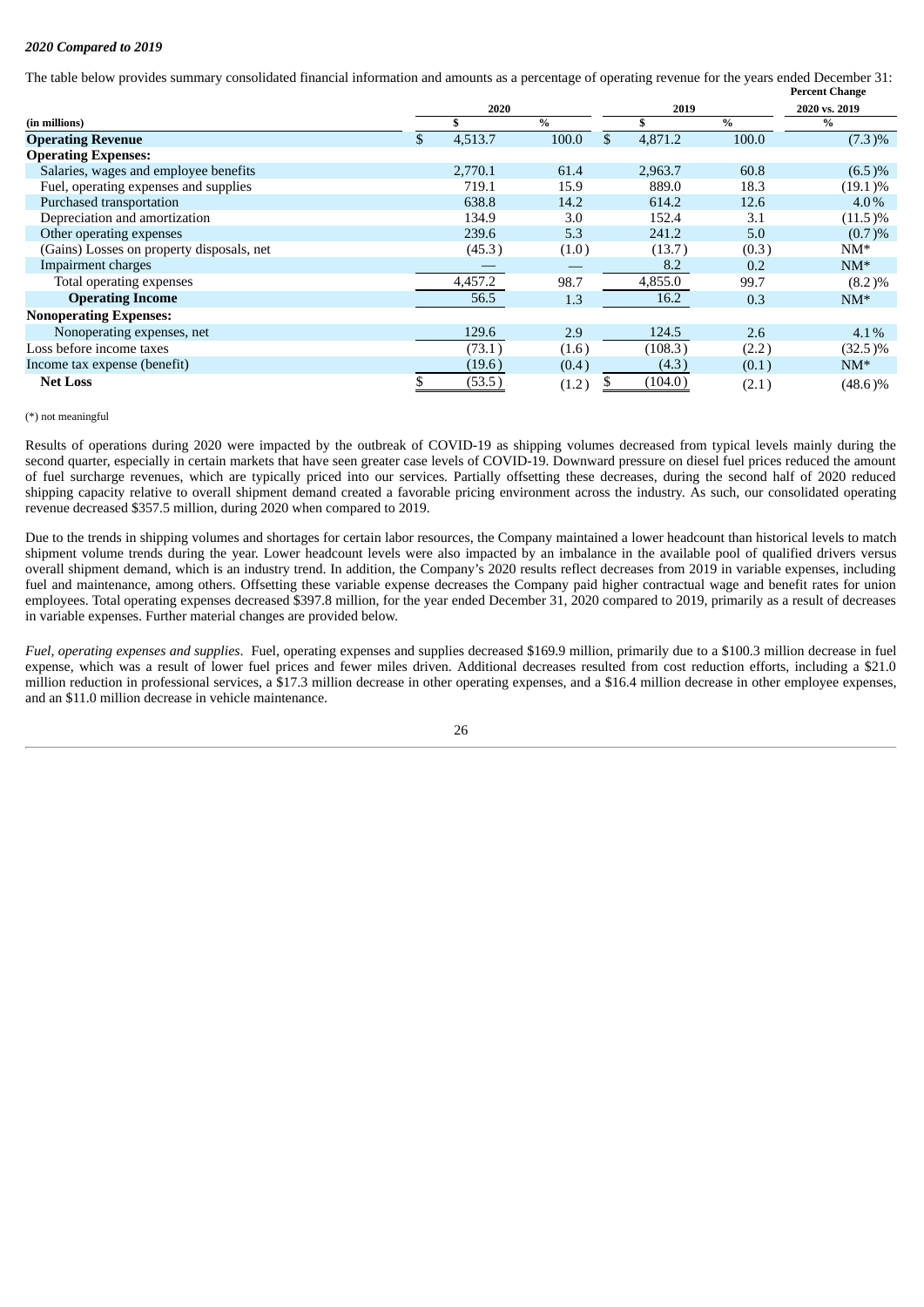*2020 Compared to 2019*

The table below provides summary consolidated financial information and amounts as a percentage of operating revenue for the years ended December 31:

| (in millions) | 2020 $ | 2020 % | 2019 $ | 2019 % | Percent Change 2020 vs. 2019 % |
|---|---|---|---|---|---|
| **Operating Revenue** | $ 4,513.7 | 100.0 | $ 4,871.2 | 100.0 | (7.3)% |
| **Operating Expenses:** | | | | | |
| Salaries, wages and employee benefits | 2,770.1 | 61.4 | 2,963.7 | 60.8 | (6.5)% |
| Fuel, operating expenses and supplies | 719.1 | 15.9 | 889.0 | 18.3 | (19.1)% |
| Purchased transportation | 638.8 | 14.2 | 614.2 | 12.6 | 4.0% |
| Depreciation and amortization | 134.9 | 3.0 | 152.4 | 3.1 | (11.5)% |
| Other operating expenses | 239.6 | 5.3 | 241.2 | 5.0 | (0.7)% |
| (Gains) Losses on property disposals, net | (45.3) | (1.0) | (13.7) | (0.3) | NM* |
| Impairment charges | — | — | 8.2 | 0.2 | NM* |
| Total operating expenses | 4,457.2 | 98.7 | 4,855.0 | 99.7 | (8.2)% |
| **Operating Income** | 56.5 | 1.3 | 16.2 | 0.3 | NM* |
| **Nonoperating Expenses:** | | | | | |
| Nonoperating expenses, net | 129.6 | 2.9 | 124.5 | 2.6 | 4.1% |
| Loss before income taxes | (73.1) | (1.6) | (108.3) | (2.2) | (32.5)% |
| Income tax expense (benefit) | (19.6) | (0.4) | (4.3) | (0.1) | NM* |
| **Net Loss** | $ (53.5) | (1.2) | $ (104.0) | (2.1) | (48.6)% |

(*) not meaningful

Results of operations during 2020 were impacted by the outbreak of COVID-19 as shipping volumes decreased from typical levels mainly during the second quarter, especially in certain markets that have seen greater case levels of COVID-19. Downward pressure on diesel fuel prices reduced the amount of fuel surcharge revenues, which are typically priced into our services. Partially offsetting these decreases, during the second half of 2020 reduced shipping capacity relative to overall shipment demand created a favorable pricing environment across the industry. As such, our consolidated operating revenue decreased $357.5 million, during 2020 when compared to 2019.

Due to the trends in shipping volumes and shortages for certain labor resources, the Company maintained a lower headcount than historical levels to match shipment volume trends during the year. Lower headcount levels were also impacted by an imbalance in the available pool of qualified drivers versus overall shipment demand, which is an industry trend. In addition, the Company's 2020 results reflect decreases from 2019 in variable expenses, including fuel and maintenance, among others. Offsetting these variable expense decreases the Company paid higher contractual wage and benefit rates for union employees. Total operating expenses decreased $397.8 million, for the year ended December 31, 2020 compared to 2019, primarily as a result of decreases in variable expenses. Further material changes are provided below.

*Fuel, operating expenses and supplies*. Fuel, operating expenses and supplies decreased $169.9 million, primarily due to a $100.3 million decrease in fuel expense, which was a result of lower fuel prices and fewer miles driven. Additional decreases resulted from cost reduction efforts, including a $21.0 million reduction in professional services, a $17.3 million decrease in other operating expenses, and a $16.4 million decrease in other employee expenses, and an $11.0 million decrease in vehicle maintenance.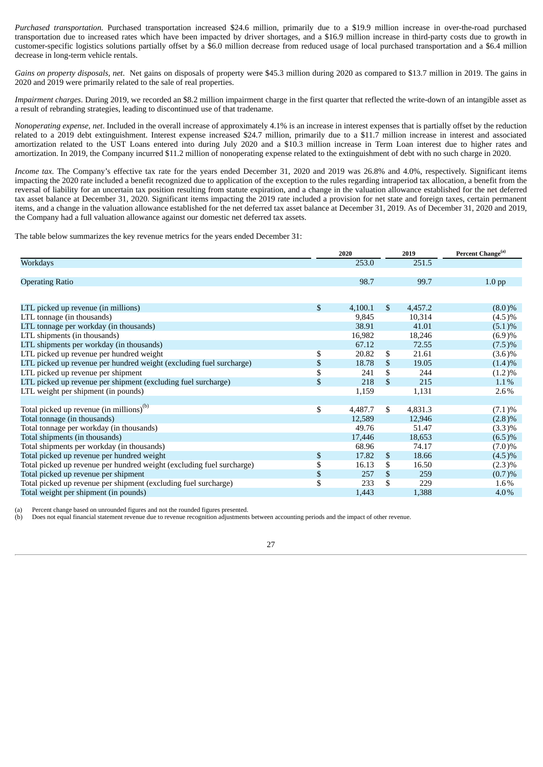*Purchased transportation.* Purchased transportation increased $24.6 million, primarily due to a $19.9 million increase in over-the-road purchased transportation due to increased rates which have been impacted by driver shortages, and a $16.9 million increase in third-party costs due to growth in customer-specific logistics solutions partially offset by a $6.0 million decrease from reduced usage of local purchased transportation and a $6.4 million decrease in long-term vehicle rentals.

*Gains on property disposals, net*. Net gains on disposals of property were $45.3 million during 2020 as compared to $13.7 million in 2019. The gains in 2020 and 2019 were primarily related to the sale of real properties.

*Impairment charges*. During 2019, we recorded an $8.2 million impairment charge in the first quarter that reflected the write-down of an intangible asset as a result of rebranding strategies, leading to discontinued use of that tradename.

*Nonoperating expense, net*. Included in the overall increase of approximately 4.1% is an increase in interest expenses that is partially offset by the reduction related to a 2019 debt extinguishment. Interest expense increased $24.7 million, primarily due to a $11.7 million increase in interest and associated amortization related to the UST Loans entered into during July 2020 and a $10.3 million increase in Term Loan interest due to higher rates and amortization. In 2019, the Company incurred $11.2 million of nonoperating expense related to the extinguishment of debt with no such charge in 2020.

*Income tax*. The Company's effective tax rate for the years ended December 31, 2020 and 2019 was 26.8% and 4.0%, respectively. Significant items impacting the 2020 rate included a benefit recognized due to application of the exception to the rules regarding intraperiod tax allocation, a benefit from the reversal of liability for an uncertain tax position resulting from statute expiration, and a change in the valuation allowance established for the net deferred tax asset balance at December 31, 2020. Significant items impacting the 2019 rate included a provision for net state and foreign taxes, certain permanent items, and a change in the valuation allowance established for the net deferred tax asset balance at December 31, 2019. As of December 31, 2020 and 2019, the Company had a full valuation allowance against our domestic net deferred tax assets.

The table below summarizes the key revenue metrics for the years ended December 31:

| | 2020 | 2019 | Percent Change[(a)] |
|---|---|---|---|
| Workdays | 253.0 | 251.5 | |
| | | | |
| Operating Ratio | 98.7 | 99.7 | 1.0 pp |
| | | | |
| LTL picked up revenue (in millions) | $ 4,100.1 | $ 4,457.2 | (8.0)% |
| LTL tonnage (in thousands) | 9,845 | 10,314 | (4.5)% |
| LTL tonnage per workday (in thousands) | 38.91 | 41.01 | (5.1)% |
| LTL shipments (in thousands) | 16,982 | 18,246 | (6.9)% |
| LTL shipments per workday (in thousands) | 67.12 | 72.55 | (7.5)% |
| LTL picked up revenue per hundred weight | $ 20.82 | $ 21.61 | (3.6)% |
| LTL picked up revenue per hundred weight (excluding fuel surcharge) | $ 18.78 | $ 19.05 | (1.4)% |
| LTL picked up revenue per shipment | $ 241 | $ 244 | (1.2)% |
| LTL picked up revenue per shipment (excluding fuel surcharge) | $ 218 | $ 215 | 1.1% |
| LTL weight per shipment (in pounds) | 1,159 | 1,131 | 2.6% |
| | | | |
| Total picked up revenue (in millions)[(b)] | $ 4,487.7 | $ 4,831.3 | (7.1)% |
| Total tonnage (in thousands) | 12,589 | 12,946 | (2.8)% |
| Total tonnage per workday (in thousands) | 49.76 | 51.47 | (3.3)% |
| Total shipments (in thousands) | 17,446 | 18,653 | (6.5)% |
| Total shipments per workday (in thousands) | 68.96 | 74.17 | (7.0)% |
| Total picked up revenue per hundred weight | $ 17.82 | $ 18.66 | (4.5)% |
| Total picked up revenue per hundred weight (excluding fuel surcharge) | $ 16.13 | $ 16.50 | (2.3)% |
| Total picked up revenue per shipment | $ 257 | $ 259 | (0.7)% |
| Total picked up revenue per shipment (excluding fuel surcharge) | $ 233 | $ 229 | 1.6% |
| Total weight per shipment (in pounds) | 1,443 | 1,388 | 4.0% |

(a) Percent change based on unrounded figures and not the rounded figures presented.
(b) Does not equal financial statement revenue due to revenue recognition adjustments between accounting periods and the impact of other revenue.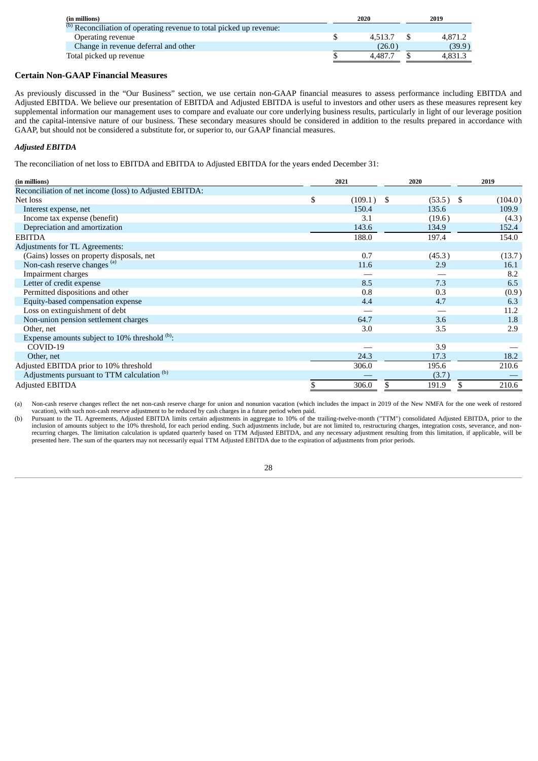| (in millions) | 2020 | 2019 |
|---|---|---|
| [b] Reconciliation of operating revenue to total picked up revenue: | | |
| Operating revenue | $ 4,513.7 | $ 4,871.2 |
| Change in revenue deferral and other | (26.0) | (39.9) |
| Total picked up revenue | $ 4,487.7 | $ 4,831.3 |

## Certain Non-GAAP Financial Measures

As previously discussed in the "Our Business" section, we use certain non-GAAP financial measures to assess performance including EBITDA and Adjusted EBITDA. We believe our presentation of EBITDA and Adjusted EBITDA is useful to investors and other users as these measures represent key supplemental information our management uses to compare and evaluate our core underlying business results, particularly in light of our leverage position and the capital-intensive nature of our business. These secondary measures should be considered in addition to the results prepared in accordance with GAAP, but should not be considered a substitute for, or superior to, our GAAP financial measures.

### *Adjusted EBITDA*

The reconciliation of net loss to EBITDA and EBITDA to Adjusted EBITDA for the years ended December 31:

| (in millions) | 2021 | 2020 | 2019 |
|---|---|---|---|
| Reconciliation of net income (loss) to Adjusted EBITDA: | | | |
| Net loss | $ (109.1) | $ (53.5) | $ (104.0) |
| Interest expense, net | 150.4 | 135.6 | 109.9 |
| Income tax expense (benefit) | 3.1 | (19.6) | (4.3) |
| Depreciation and amortization | 143.6 | 134.9 | 152.4 |
| EBITDA | 188.0 | 197.4 | 154.0 |
| Adjustments for TL Agreements: | | | |
| (Gains) losses on property disposals, net | 0.7 | (45.3) | (13.7) |
| Non-cash reserve changes [a] | 11.6 | 2.9 | 16.1 |
| Impairment charges | — | — | 8.2 |
| Letter of credit expense | 8.5 | 7.3 | 6.5 |
| Permitted dispositions and other | 0.8 | 0.3 | (0.9) |
| Equity-based compensation expense | 4.4 | 4.7 | 6.3 |
| Loss on extinguishment of debt | — | — | 11.2 |
| Non-union pension settlement charges | 64.7 | 3.6 | 1.8 |
| Other, net | 3.0 | 3.5 | 2.9 |
| Expense amounts subject to 10% threshold [b]: | | | |
| COVID-19 | — | 3.9 | — |
| Other, net | 24.3 | 17.3 | 18.2 |
| Adjusted EBITDA prior to 10% threshold | 306.0 | 195.6 | 210.6 |
| Adjustments pursuant to TTM calculation [b] | — | (3.7) | — |
| Adjusted EBITDA | $ 306.0 | $ 191.9 | $ 210.6 |

(a) Non-cash reserve changes reflect the net non-cash reserve charge for union and nonunion vacation (which includes the impact in 2019 of the New NMFA for the one week of restored vacation), with such non-cash reserve adjustment to be reduced by cash charges in a future period when paid.

(b) Pursuant to the TL Agreements, Adjusted EBITDA limits certain adjustments in aggregate to 10% of the trailing-twelve-month ("TTM") consolidated Adjusted EBITDA, prior to the inclusion of amounts subject to the 10% threshold, for each period ending. Such adjustments include, but are not limited to, restructuring charges, integration costs, severance, and non-recurring charges. The limitation calculation is updated quarterly based on TTM Adjusted EBITDA, and any necessary adjustment resulting from this limitation, if applicable, will be presented here. The sum of the quarters may not necessarily equal TTM Adjusted EBITDA due to the expiration of adjustments from prior periods.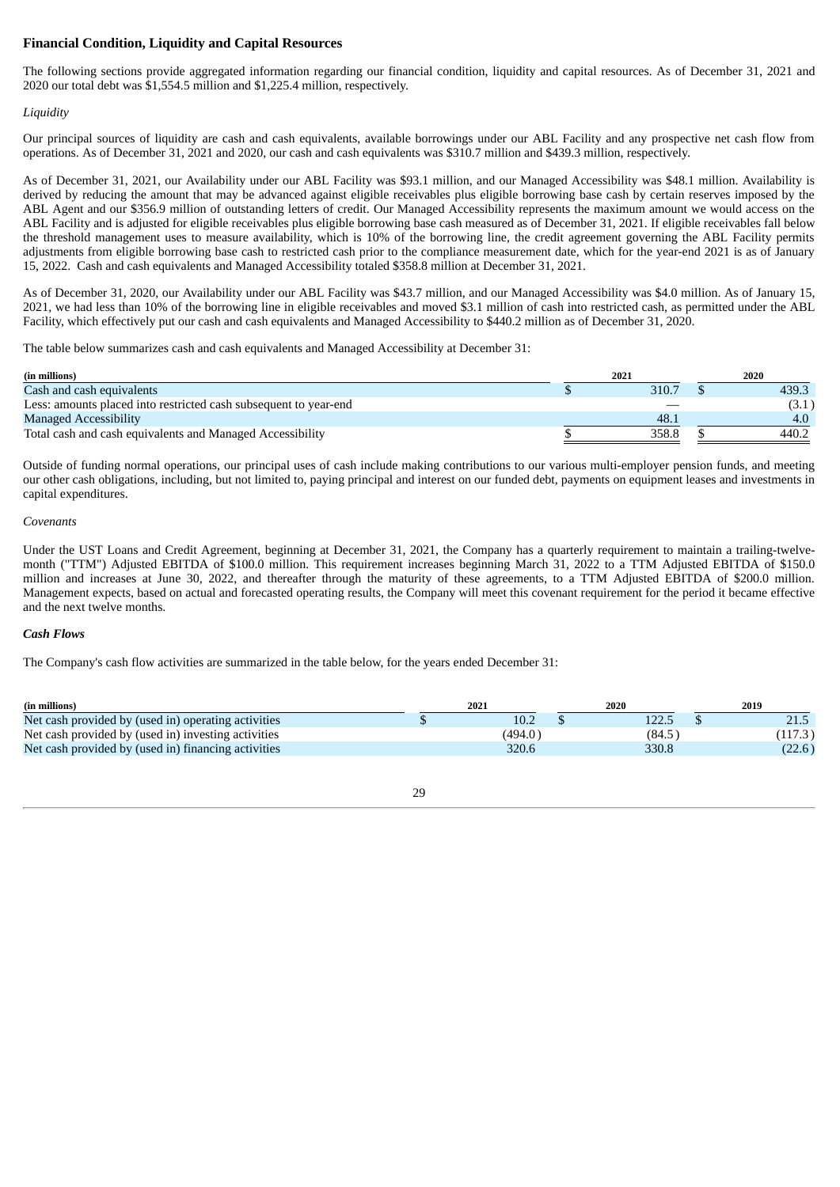## Financial Condition, Liquidity and Capital Resources

The following sections provide aggregated information regarding our financial condition, liquidity and capital resources. As of December 31, 2021 and 2020 our total debt was $1,554.5 million and $1,225.4 million, respectively.

*Liquidity*

Our principal sources of liquidity are cash and cash equivalents, available borrowings under our ABL Facility and any prospective net cash flow from operations. As of December 31, 2021 and 2020, our cash and cash equivalents was $310.7 million and $439.3 million, respectively.

As of December 31, 2021, our Availability under our ABL Facility was $93.1 million, and our Managed Accessibility was $48.1 million. Availability is derived by reducing the amount that may be advanced against eligible receivables plus eligible borrowing base cash by certain reserves imposed by the ABL Agent and our $356.9 million of outstanding letters of credit. Our Managed Accessibility represents the maximum amount we would access on the ABL Facility and is adjusted for eligible receivables plus eligible borrowing base cash measured as of December 31, 2021. If eligible receivables fall below the threshold management uses to measure availability, which is 10% of the borrowing line, the credit agreement governing the ABL Facility permits adjustments from eligible borrowing base cash to restricted cash prior to the compliance measurement date, which for the year-end 2021 is as of January 15, 2022. Cash and cash equivalents and Managed Accessibility totaled $358.8 million at December 31, 2021.

As of December 31, 2020, our Availability under our ABL Facility was $43.7 million, and our Managed Accessibility was $4.0 million. As of January 15, 2021, we had less than 10% of the borrowing line in eligible receivables and moved $3.1 million of cash into restricted cash, as permitted under the ABL Facility, which effectively put our cash and cash equivalents and Managed Accessibility to $440.2 million as of December 31, 2020.

The table below summarizes cash and cash equivalents and Managed Accessibility at December 31:

| (in millions) | 2021 | 2020 |
|---|---|---|
| Cash and cash equivalents | $ 310.7 | $ 439.3 |
| Less: amounts placed into restricted cash subsequent to year-end | — | (3.1) |
| Managed Accessibility | 48.1 | 4.0 |
| Total cash and cash equivalents and Managed Accessibility | $ 358.8 | $ 440.2 |

Outside of funding normal operations, our principal uses of cash include making contributions to our various multi-employer pension funds, and meeting our other cash obligations, including, but not limited to, paying principal and interest on our funded debt, payments on equipment leases and investments in capital expenditures.

*Covenants*

Under the UST Loans and Credit Agreement, beginning at December 31, 2021, the Company has a quarterly requirement to maintain a trailing-twelve-month ("TTM") Adjusted EBITDA of $100.0 million. This requirement increases beginning March 31, 2022 to a TTM Adjusted EBITDA of $150.0 million and increases at June 30, 2022, and thereafter through the maturity of these agreements, to a TTM Adjusted EBITDA of $200.0 million. Management expects, based on actual and forecasted operating results, the Company will meet this covenant requirement for the period it became effective and the next twelve months.

***Cash Flows***

The Company's cash flow activities are summarized in the table below, for the years ended December 31:

| (in millions) | 2021 | 2020 | 2019 |
|---|---|---|---|
| Net cash provided by (used in) operating activities | $ 10.2 | $ 122.5 | $ 21.5 |
| Net cash provided by (used in) investing activities | (494.0) | (84.5) | (117.3) |
| Net cash provided by (used in) financing activities | 320.6 | 330.8 | (22.6) |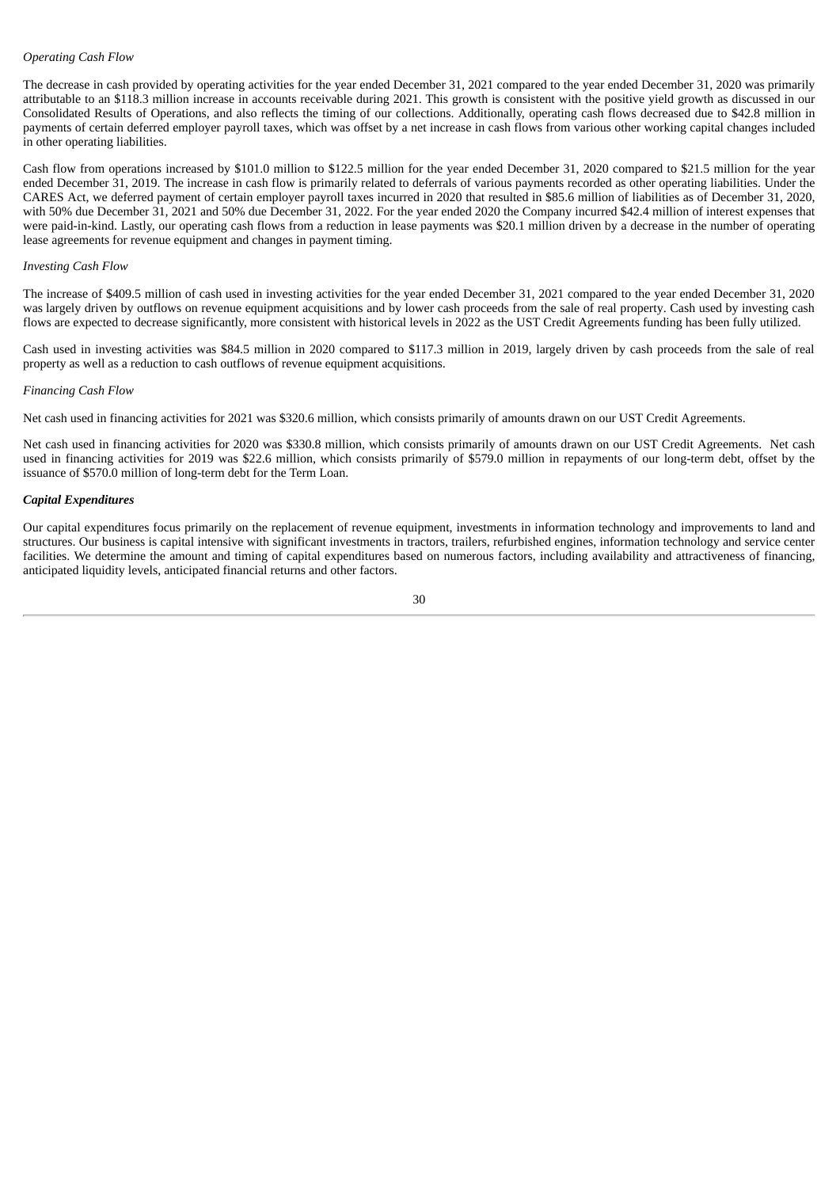*Operating Cash Flow*

The decrease in cash provided by operating activities for the year ended December 31, 2021 compared to the year ended December 31, 2020 was primarily attributable to an $118.3 million increase in accounts receivable during 2021. This growth is consistent with the positive yield growth as discussed in our Consolidated Results of Operations, and also reflects the timing of our collections. Additionally, operating cash flows decreased due to $42.8 million in payments of certain deferred employer payroll taxes, which was offset by a net increase in cash flows from various other working capital changes included in other operating liabilities.

Cash flow from operations increased by $101.0 million to $122.5 million for the year ended December 31, 2020 compared to $21.5 million for the year ended December 31, 2019. The increase in cash flow is primarily related to deferrals of various payments recorded as other operating liabilities. Under the CARES Act, we deferred payment of certain employer payroll taxes incurred in 2020 that resulted in $85.6 million of liabilities as of December 31, 2020, with 50% due December 31, 2021 and 50% due December 31, 2022. For the year ended 2020 the Company incurred $42.4 million of interest expenses that were paid-in-kind. Lastly, our operating cash flows from a reduction in lease payments was $20.1 million driven by a decrease in the number of operating lease agreements for revenue equipment and changes in payment timing.

*Investing Cash Flow*

The increase of $409.5 million of cash used in investing activities for the year ended December 31, 2021 compared to the year ended December 31, 2020 was largely driven by outflows on revenue equipment acquisitions and by lower cash proceeds from the sale of real property. Cash used by investing cash flows are expected to decrease significantly, more consistent with historical levels in 2022 as the UST Credit Agreements funding has been fully utilized.

Cash used in investing activities was $84.5 million in 2020 compared to $117.3 million in 2019, largely driven by cash proceeds from the sale of real property as well as a reduction to cash outflows of revenue equipment acquisitions.

*Financing Cash Flow*

Net cash used in financing activities for 2021 was $320.6 million, which consists primarily of amounts drawn on our UST Credit Agreements.

Net cash used in financing activities for 2020 was $330.8 million, which consists primarily of amounts drawn on our UST Credit Agreements. Net cash used in financing activities for 2019 was $22.6 million, which consists primarily of $579.0 million in repayments of our long-term debt, offset by the issuance of $570.0 million of long-term debt for the Term Loan.

***Capital Expenditures***

Our capital expenditures focus primarily on the replacement of revenue equipment, investments in information technology and improvements to land and structures. Our business is capital intensive with significant investments in tractors, trailers, refurbished engines, information technology and service center facilities. We determine the amount and timing of capital expenditures based on numerous factors, including availability and attractiveness of financing, anticipated liquidity levels, anticipated financial returns and other factors.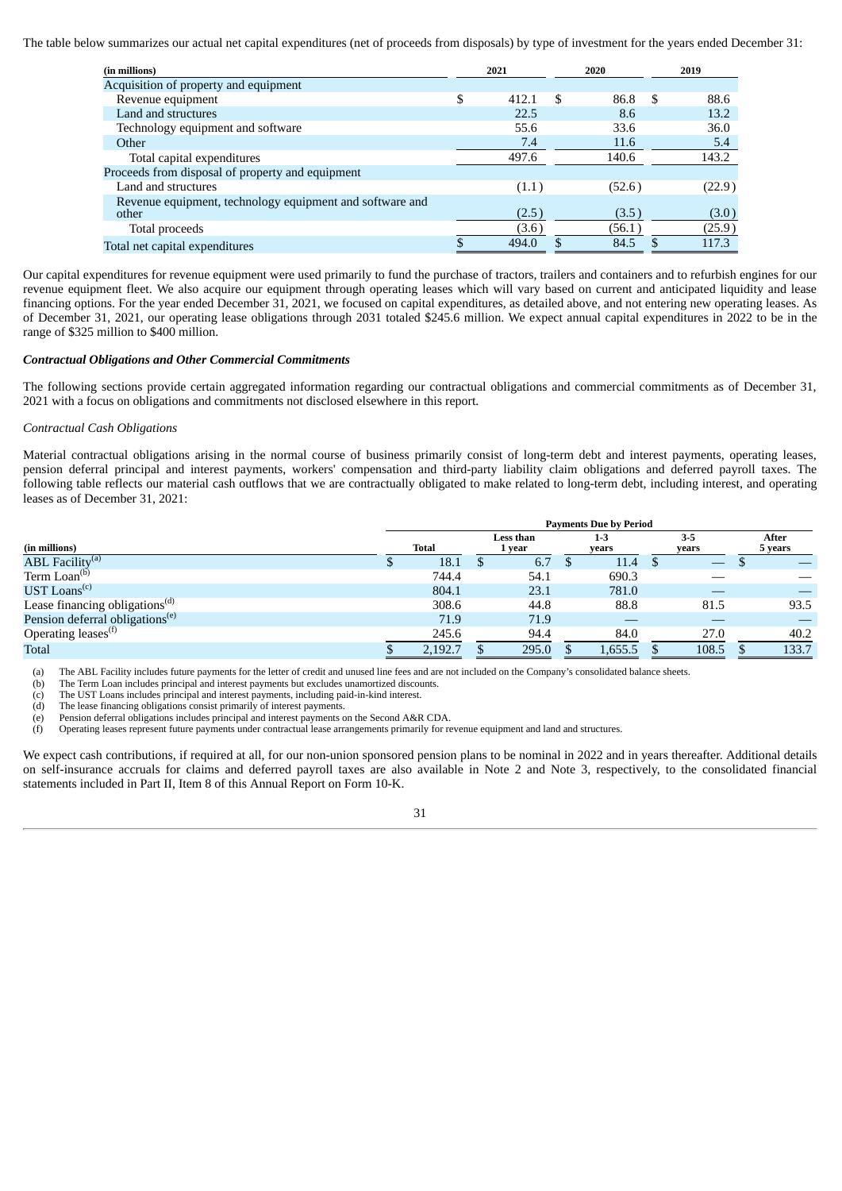The table below summarizes our actual net capital expenditures (net of proceeds from disposals) by type of investment for the years ended December 31:

| (in millions) | 2021 | 2020 | 2019 |
|---|---|---|---|
| Acquisition of property and equipment | | | |
| Revenue equipment | $ 412.1 | $ 86.8 | $ 88.6 |
| Land and structures | 22.5 | 8.6 | 13.2 |
| Technology equipment and software | 55.6 | 33.6 | 36.0 |
| Other | 7.4 | 11.6 | 5.4 |
| Total capital expenditures | 497.6 | 140.6 | 143.2 |
| Proceeds from disposal of property and equipment | | | |
| Land and structures | (1.1) | (52.6) | (22.9) |
| Revenue equipment, technology equipment and software and other | (2.5) | (3.5) | (3.0) |
| Total proceeds | (3.6) | (56.1) | (25.9) |
| Total net capital expenditures | $ 494.0 | $ 84.5 | $ 117.3 |

Our capital expenditures for revenue equipment were used primarily to fund the purchase of tractors, trailers and containers and to refurbish engines for our revenue equipment fleet. We also acquire our equipment through operating leases which will vary based on current and anticipated liquidity and lease financing options. For the year ended December 31, 2021, we focused on capital expenditures, as detailed above, and not entering new operating leases. As of December 31, 2021, our operating lease obligations through 2031 totaled $245.6 million. We expect annual capital expenditures in 2022 to be in the range of $325 million to $400 million.

***Contractual Obligations and Other Commercial Commitments***

The following sections provide certain aggregated information regarding our contractual obligations and commercial commitments as of December 31, 2021 with a focus on obligations and commitments not disclosed elsewhere in this report.

*Contractual Cash Obligations*

Material contractual obligations arising in the normal course of business primarily consist of long-term debt and interest payments, operating leases, pension deferral principal and interest payments, workers' compensation and third-party liability claim obligations and deferred payroll taxes. The following table reflects our material cash outflows that we are contractually obligated to make related to long-term debt, including interest, and operating leases as of December 31, 2021:

| | Payments Due by Period | | | | |
|---|---|---|---|---|---|
| (in millions) | Total | Less than 1 year | 1-3 years | 3-5 years | After 5 years |
| ABL Facility[(a)] | $ 18.1 | $ 6.7 | $ 11.4 | $ — | $ — |
| Term Loan[(b)] | 744.4 | 54.1 | 690.3 | — | — |
| UST Loans[(c)] | 804.1 | 23.1 | 781.0 | — | — |
| Lease financing obligations[(d)] | 308.6 | 44.8 | 88.8 | 81.5 | 93.5 |
| Pension deferral obligations[(e)] | 71.9 | 71.9 | — | — | — |
| Operating leases[(f)] | 245.6 | 94.4 | 84.0 | 27.0 | 40.2 |
| Total | $ 2,192.7 | $ 295.0 | $ 1,655.5 | $ 108.5 | $ 133.7 |

(a) The ABL Facility includes future payments for the letter of credit and unused line fees and are not included on the Company's consolidated balance sheets.
(b) The Term Loan includes principal and interest payments but excludes unamortized discounts.
(c) The UST Loans includes principal and interest payments, including paid-in-kind interest.
(d) The lease financing obligations consist primarily of interest payments.
(e) Pension deferral obligations includes principal and interest payments on the Second A&R CDA.
(f) Operating leases represent future payments under contractual lease arrangements primarily for revenue equipment and land and structures.

We expect cash contributions, if required at all, for our non-union sponsored pension plans to be nominal in 2022 and in years thereafter. Additional details on self-insurance accruals for claims and deferred payroll taxes are also available in Note 2 and Note 3, respectively, to the consolidated financial statements included in Part II, Item 8 of this Annual Report on Form 10-K.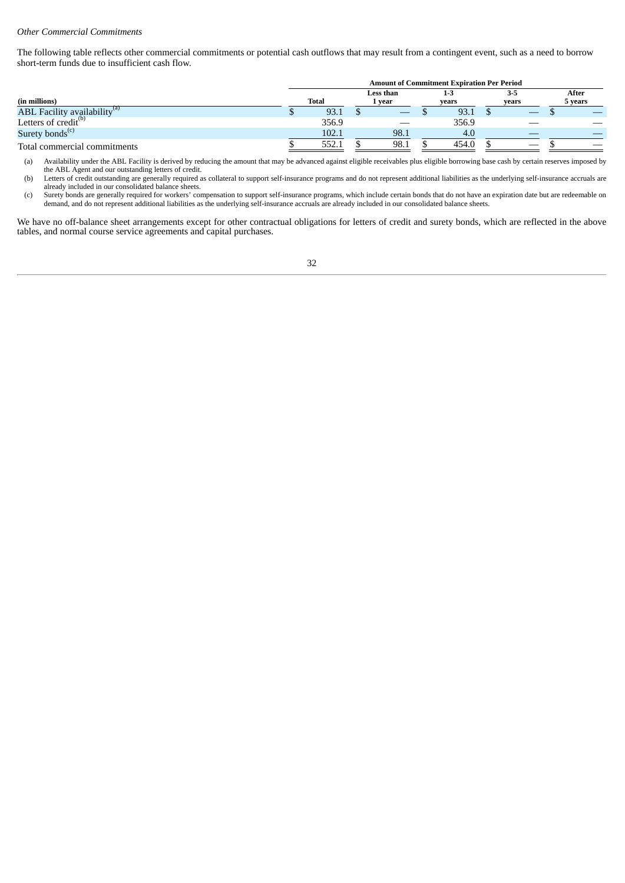*Other Commercial Commitments*

The following table reflects other commercial commitments or potential cash outflows that may result from a contingent event, such as a need to borrow short-term funds due to insufficient cash flow.

| | Amount of Commitment Expiration Per Period | | | | |
|---|---|---|---|---|---|
| (in millions) | Total | Less than 1 year | 1-3 years | 3-5 years | After 5 years |
| ABL Facility availability[(a)] | $ 93.1 | $ — | $ 93.1 | $ — | $ — |
| Letters of credit[(b)] | 356.9 | — | 356.9 | — | — |
| Surety bonds[(c)] | 102.1 | 98.1 | 4.0 | — | — |
| Total commercial commitments | $ 552.1 | $ 98.1 | $ 454.0 | $ — | $ — |

(a) Availability under the ABL Facility is derived by reducing the amount that may be advanced against eligible receivables plus eligible borrowing base cash by certain reserves imposed by the ABL Agent and our outstanding letters of credit.

(b) Letters of credit outstanding are generally required as collateral to support self-insurance programs and do not represent additional liabilities as the underlying self-insurance accruals are already included in our consolidated balance sheets.

(c) Surety bonds are generally required for workers' compensation to support self-insurance programs, which include certain bonds that do not have an expiration date but are redeemable on demand, and do not represent additional liabilities as the underlying self-insurance accruals are already included in our consolidated balance sheets.

We have no off-balance sheet arrangements except for other contractual obligations for letters of credit and surety bonds, which are reflected in the above tables, and normal course service agreements and capital purchases.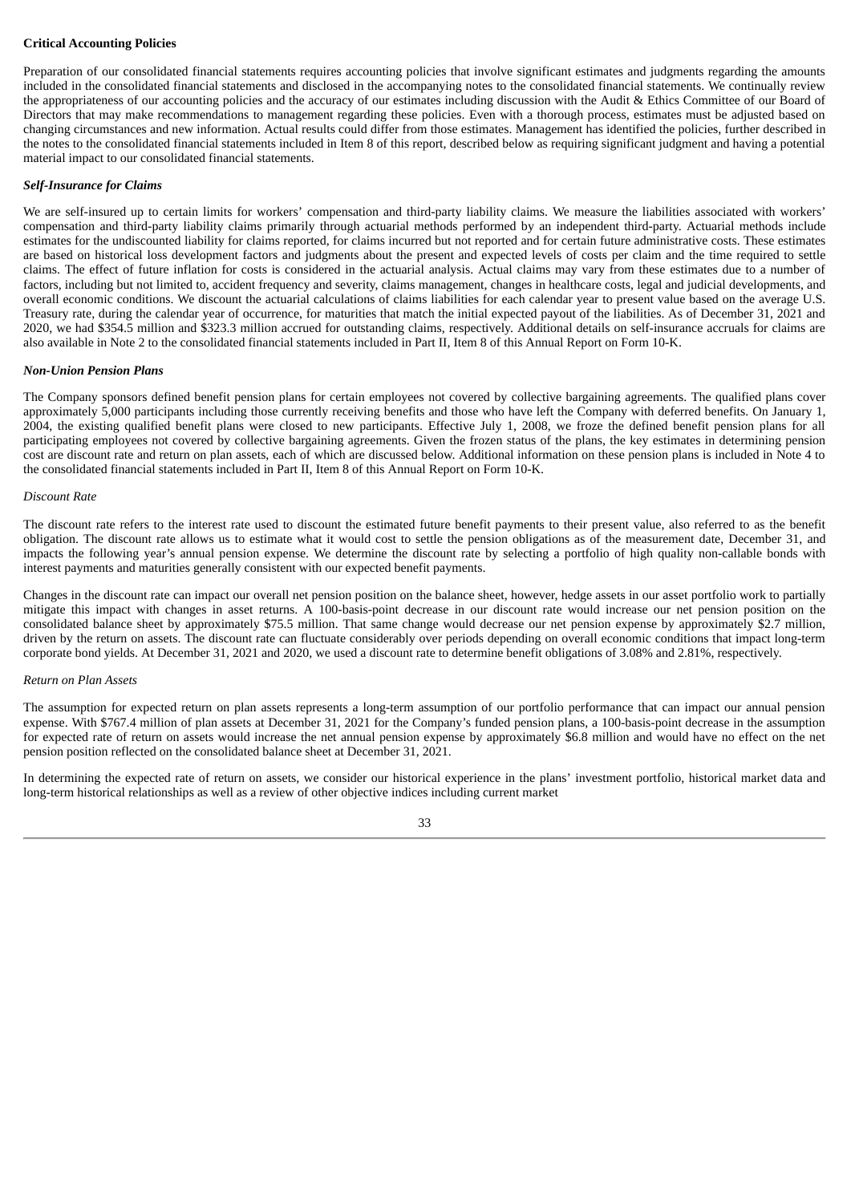**Critical Accounting Policies**

Preparation of our consolidated financial statements requires accounting policies that involve significant estimates and judgments regarding the amounts included in the consolidated financial statements and disclosed in the accompanying notes to the consolidated financial statements. We continually review the appropriateness of our accounting policies and the accuracy of our estimates including discussion with the Audit & Ethics Committee of our Board of Directors that may make recommendations to management regarding these policies. Even with a thorough process, estimates must be adjusted based on changing circumstances and new information. Actual results could differ from those estimates. Management has identified the policies, further described in the notes to the consolidated financial statements included in Item 8 of this report, described below as requiring significant judgment and having a potential material impact to our consolidated financial statements.

***Self-Insurance for Claims***

We are self-insured up to certain limits for workers' compensation and third-party liability claims. We measure the liabilities associated with workers' compensation and third-party liability claims primarily through actuarial methods performed by an independent third-party. Actuarial methods include estimates for the undiscounted liability for claims reported, for claims incurred but not reported and for certain future administrative costs. These estimates are based on historical loss development factors and judgments about the present and expected levels of costs per claim and the time required to settle claims. The effect of future inflation for costs is considered in the actuarial analysis. Actual claims may vary from these estimates due to a number of factors, including but not limited to, accident frequency and severity, claims management, changes in healthcare costs, legal and judicial developments, and overall economic conditions. We discount the actuarial calculations of claims liabilities for each calendar year to present value based on the average U.S. Treasury rate, during the calendar year of occurrence, for maturities that match the initial expected payout of the liabilities. As of December 31, 2021 and 2020, we had $354.5 million and $323.3 million accrued for outstanding claims, respectively. Additional details on self-insurance accruals for claims are also available in Note 2 to the consolidated financial statements included in Part II, Item 8 of this Annual Report on Form 10-K.

***Non-Union Pension Plans***

The Company sponsors defined benefit pension plans for certain employees not covered by collective bargaining agreements. The qualified plans cover approximately 5,000 participants including those currently receiving benefits and those who have left the Company with deferred benefits. On January 1, 2004, the existing qualified benefit plans were closed to new participants. Effective July 1, 2008, we froze the defined benefit pension plans for all participating employees not covered by collective bargaining agreements. Given the frozen status of the plans, the key estimates in determining pension cost are discount rate and return on plan assets, each of which are discussed below. Additional information on these pension plans is included in Note 4 to the consolidated financial statements included in Part II, Item 8 of this Annual Report on Form 10-K.

*Discount Rate*

The discount rate refers to the interest rate used to discount the estimated future benefit payments to their present value, also referred to as the benefit obligation. The discount rate allows us to estimate what it would cost to settle the pension obligations as of the measurement date, December 31, and impacts the following year's annual pension expense. We determine the discount rate by selecting a portfolio of high quality non-callable bonds with interest payments and maturities generally consistent with our expected benefit payments.

Changes in the discount rate can impact our overall net pension position on the balance sheet, however, hedge assets in our asset portfolio work to partially mitigate this impact with changes in asset returns. A 100-basis-point decrease in our discount rate would increase our net pension position on the consolidated balance sheet by approximately $75.5 million. That same change would decrease our net pension expense by approximately $2.7 million, driven by the return on assets. The discount rate can fluctuate considerably over periods depending on overall economic conditions that impact long-term corporate bond yields. At December 31, 2021 and 2020, we used a discount rate to determine benefit obligations of 3.08% and 2.81%, respectively.

*Return on Plan Assets*

The assumption for expected return on plan assets represents a long-term assumption of our portfolio performance that can impact our annual pension expense. With $767.4 million of plan assets at December 31, 2021 for the Company's funded pension plans, a 100-basis-point decrease in the assumption for expected rate of return on assets would increase the net annual pension expense by approximately $6.8 million and would have no effect on the net pension position reflected on the consolidated balance sheet at December 31, 2021.

In determining the expected rate of return on assets, we consider our historical experience in the plans' investment portfolio, historical market data and long-term historical relationships as well as a review of other objective indices including current market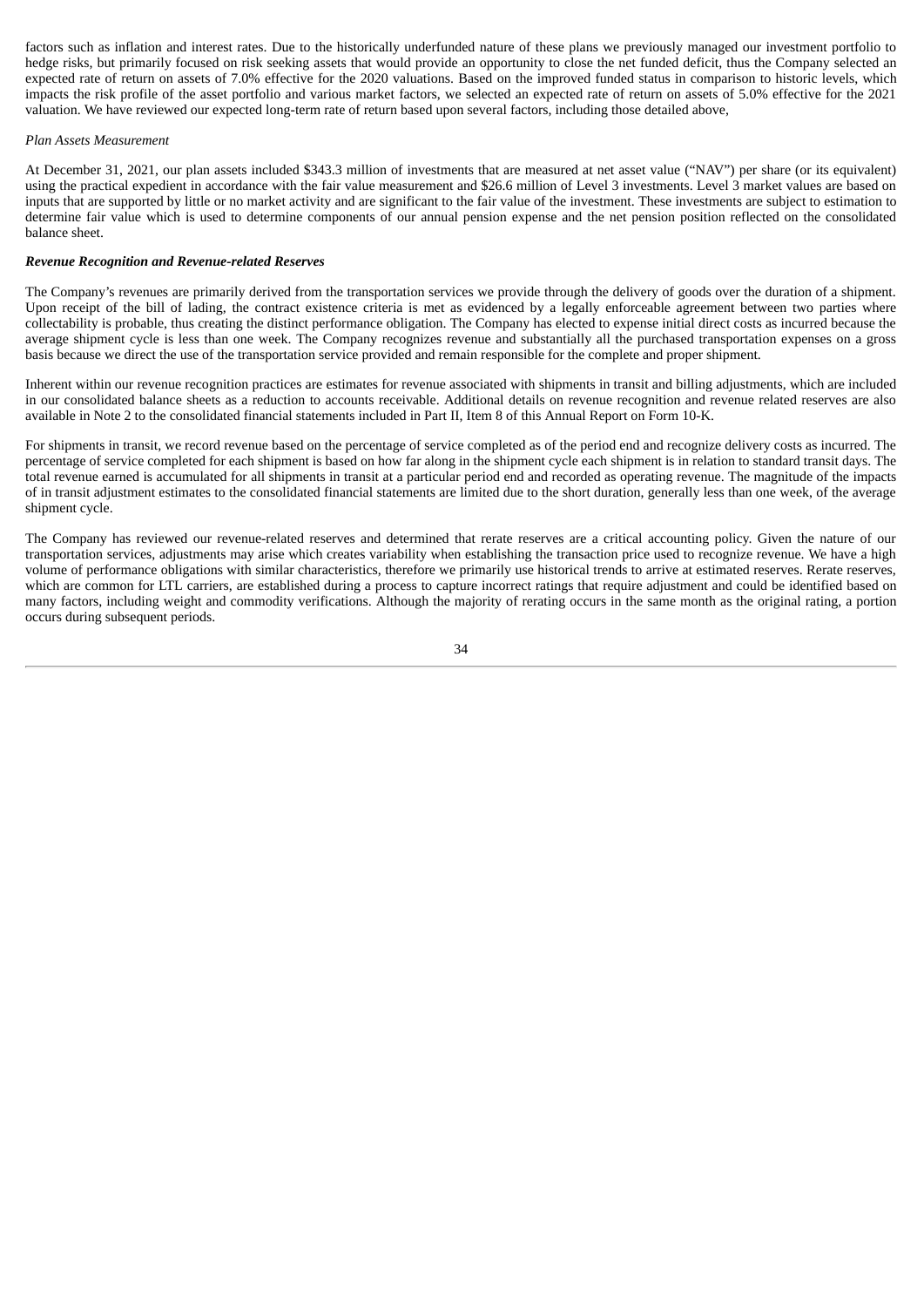factors such as inflation and interest rates. Due to the historically underfunded nature of these plans we previously managed our investment portfolio to hedge risks, but primarily focused on risk seeking assets that would provide an opportunity to close the net funded deficit, thus the Company selected an expected rate of return on assets of 7.0% effective for the 2020 valuations. Based on the improved funded status in comparison to historic levels, which impacts the risk profile of the asset portfolio and various market factors, we selected an expected rate of return on assets of 5.0% effective for the 2021 valuation. We have reviewed our expected long-term rate of return based upon several factors, including those detailed above,

*Plan Assets Measurement*

At December 31, 2021, our plan assets included $343.3 million of investments that are measured at net asset value ("NAV") per share (or its equivalent) using the practical expedient in accordance with the fair value measurement and $26.6 million of Level 3 investments. Level 3 market values are based on inputs that are supported by little or no market activity and are significant to the fair value of the investment. These investments are subject to estimation to determine fair value which is used to determine components of our annual pension expense and the net pension position reflected on the consolidated balance sheet.

***Revenue Recognition and Revenue-related Reserves***

The Company's revenues are primarily derived from the transportation services we provide through the delivery of goods over the duration of a shipment. Upon receipt of the bill of lading, the contract existence criteria is met as evidenced by a legally enforceable agreement between two parties where collectability is probable, thus creating the distinct performance obligation. The Company has elected to expense initial direct costs as incurred because the average shipment cycle is less than one week. The Company recognizes revenue and substantially all the purchased transportation expenses on a gross basis because we direct the use of the transportation service provided and remain responsible for the complete and proper shipment.

Inherent within our revenue recognition practices are estimates for revenue associated with shipments in transit and billing adjustments, which are included in our consolidated balance sheets as a reduction to accounts receivable. Additional details on revenue recognition and revenue related reserves are also available in Note 2 to the consolidated financial statements included in Part II, Item 8 of this Annual Report on Form 10-K.

For shipments in transit, we record revenue based on the percentage of service completed as of the period end and recognize delivery costs as incurred. The percentage of service completed for each shipment is based on how far along in the shipment cycle each shipment is in relation to standard transit days. The total revenue earned is accumulated for all shipments in transit at a particular period end and recorded as operating revenue. The magnitude of the impacts of in transit adjustment estimates to the consolidated financial statements are limited due to the short duration, generally less than one week, of the average shipment cycle.

The Company has reviewed our revenue-related reserves and determined that rerate reserves are a critical accounting policy. Given the nature of our transportation services, adjustments may arise which creates variability when establishing the transaction price used to recognize revenue. We have a high volume of performance obligations with similar characteristics, therefore we primarily use historical trends to arrive at estimated reserves. Rerate reserves, which are common for LTL carriers, are established during a process to capture incorrect ratings that require adjustment and could be identified based on many factors, including weight and commodity verifications. Although the majority of rerating occurs in the same month as the original rating, a portion occurs during subsequent periods.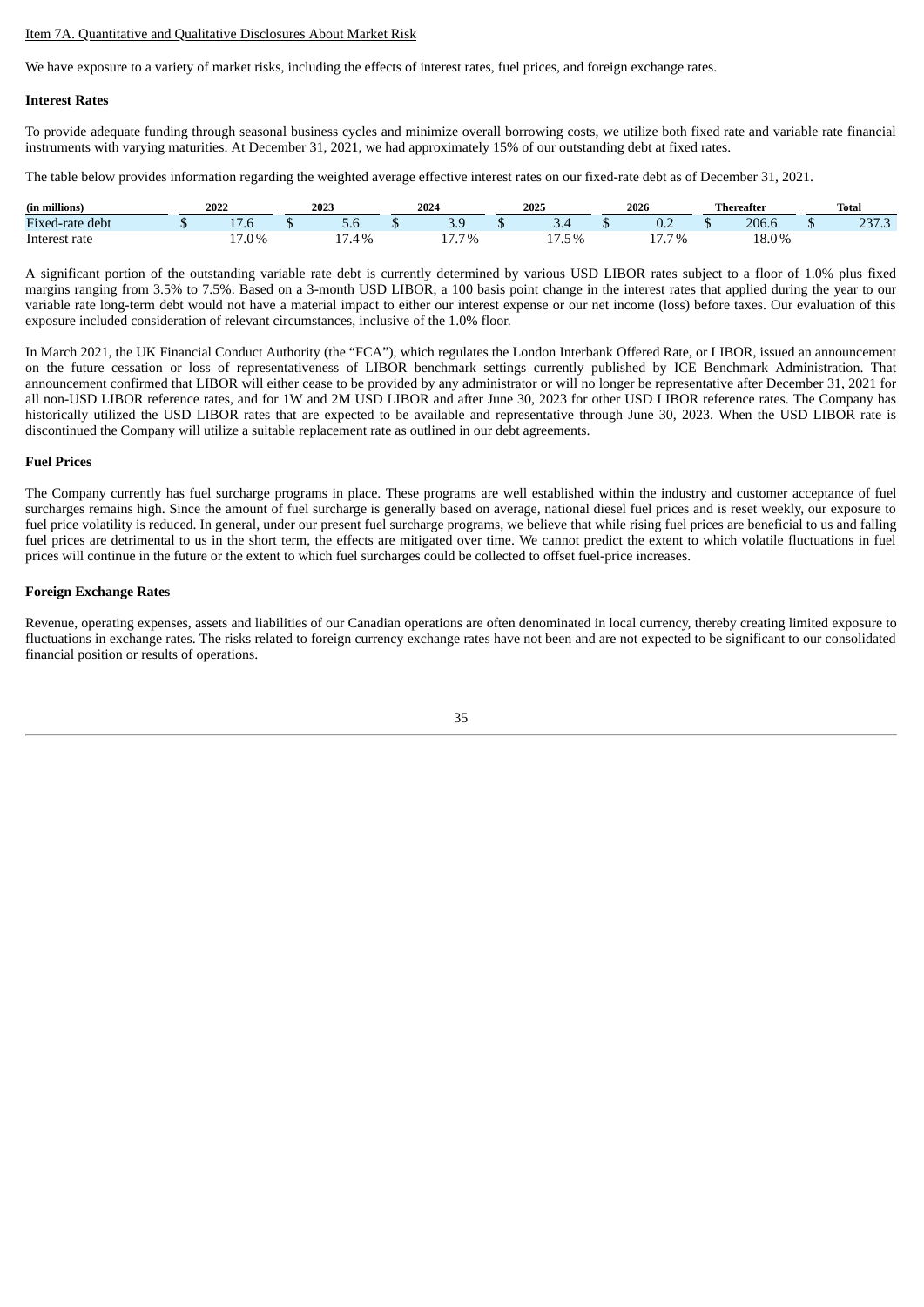Item 7A. Quantitative and Qualitative Disclosures About Market Risk

We have exposure to a variety of market risks, including the effects of interest rates, fuel prices, and foreign exchange rates.

**Interest Rates**

To provide adequate funding through seasonal business cycles and minimize overall borrowing costs, we utilize both fixed rate and variable rate financial instruments with varying maturities. At December 31, 2021, we had approximately 15% of our outstanding debt at fixed rates.

The table below provides information regarding the weighted average effective interest rates on our fixed-rate debt as of December 31, 2021.

| (in millions) | 2022 | 2023 | 2024 | 2025 | 2026 | Thereafter | Total |
|---|---|---|---|---|---|---|---|
| Fixed-rate debt | $ 17.6 | $ 5.6 | $ 3.9 | $ 3.4 | $ 0.2 | $ 206.6 | $ 237.3 |
| Interest rate | 17.0% | 17.4% | 17.7% | 17.5% | 17.7% | 18.0% | |

A significant portion of the outstanding variable rate debt is currently determined by various USD LIBOR rates subject to a floor of 1.0% plus fixed margins ranging from 3.5% to 7.5%. Based on a 3-month USD LIBOR, a 100 basis point change in the interest rates that applied during the year to our variable rate long-term debt would not have a material impact to either our interest expense or our net income (loss) before taxes. Our evaluation of this exposure included consideration of relevant circumstances, inclusive of the 1.0% floor.

In March 2021, the UK Financial Conduct Authority (the "FCA"), which regulates the London Interbank Offered Rate, or LIBOR, issued an announcement on the future cessation or loss of representativeness of LIBOR benchmark settings currently published by ICE Benchmark Administration. That announcement confirmed that LIBOR will either cease to be provided by any administrator or will no longer be representative after December 31, 2021 for all non-USD LIBOR reference rates, and for 1W and 2M USD LIBOR and after June 30, 2023 for other USD LIBOR reference rates. The Company has historically utilized the USD LIBOR rates that are expected to be available and representative through June 30, 2023. When the USD LIBOR rate is discontinued the Company will utilize a suitable replacement rate as outlined in our debt agreements.

**Fuel Prices**

The Company currently has fuel surcharge programs in place. These programs are well established within the industry and customer acceptance of fuel surcharges remains high. Since the amount of fuel surcharge is generally based on average, national diesel fuel prices and is reset weekly, our exposure to fuel price volatility is reduced. In general, under our present fuel surcharge programs, we believe that while rising fuel prices are beneficial to us and falling fuel prices are detrimental to us in the short term, the effects are mitigated over time. We cannot predict the extent to which volatile fluctuations in fuel prices will continue in the future or the extent to which fuel surcharges could be collected to offset fuel-price increases.

**Foreign Exchange Rates**

Revenue, operating expenses, assets and liabilities of our Canadian operations are often denominated in local currency, thereby creating limited exposure to fluctuations in exchange rates. The risks related to foreign currency exchange rates have not been and are not expected to be significant to our consolidated financial position or results of operations.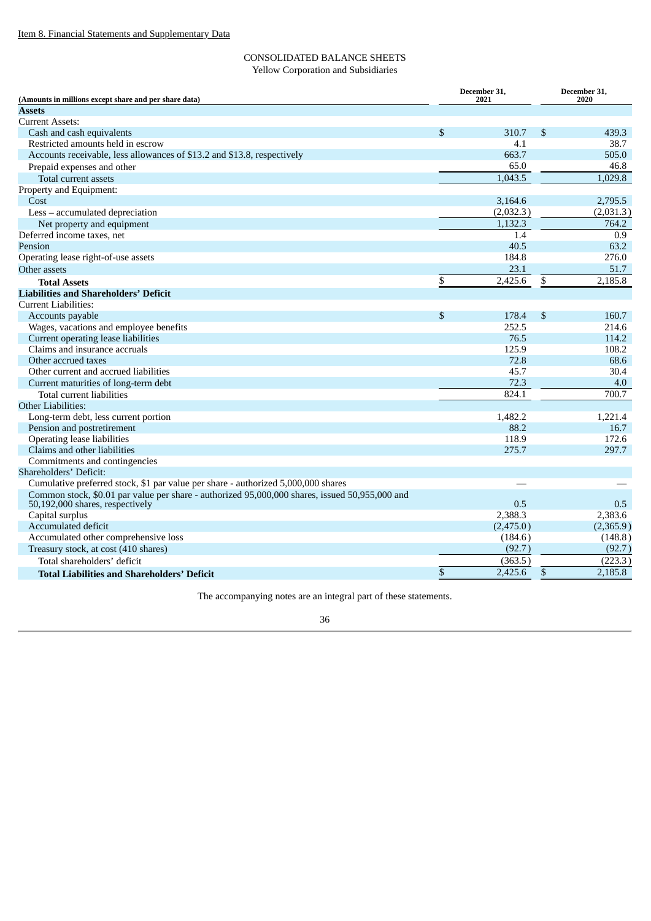Item 8. Financial Statements and Supplementary Data

CONSOLIDATED BALANCE SHEETS
Yellow Corporation and Subsidiaries

| (Amounts in millions except share and per share data) | December 31, 2021 | December 31, 2020 |
|---|---|---|
| **Assets** | | |
| Current Assets: | | |
| Cash and cash equivalents | $ 310.7 | $ 439.3 |
| Restricted amounts held in escrow | 4.1 | 38.7 |
| Accounts receivable, less allowances of $13.2 and $13.8, respectively | 663.7 | 505.0 |
| Prepaid expenses and other | 65.0 | 46.8 |
| Total current assets | 1,043.5 | 1,029.8 |
| Property and Equipment: | | |
| Cost | 3,164.6 | 2,795.5 |
| Less – accumulated depreciation | (2,032.3) | (2,031.3) |
| Net property and equipment | 1,132.3 | 764.2 |
| Deferred income taxes, net | 1.4 | 0.9 |
| Pension | 40.5 | 63.2 |
| Operating lease right-of-use assets | 184.8 | 276.0 |
| Other assets | 23.1 | 51.7 |
| **Total Assets** | $ 2,425.6 | $ 2,185.8 |
| **Liabilities and Shareholders' Deficit** | | |
| Current Liabilities: | | |
| Accounts payable | $ 178.4 | $ 160.7 |
| Wages, vacations and employee benefits | 252.5 | 214.6 |
| Current operating lease liabilities | 76.5 | 114.2 |
| Claims and insurance accruals | 125.9 | 108.2 |
| Other accrued taxes | 72.8 | 68.6 |
| Other current and accrued liabilities | 45.7 | 30.4 |
| Current maturities of long-term debt | 72.3 | 4.0 |
| Total current liabilities | 824.1 | 700.7 |
| Other Liabilities: | | |
| Long-term debt, less current portion | 1,482.2 | 1,221.4 |
| Pension and postretirement | 88.2 | 16.7 |
| Operating lease liabilities | 118.9 | 172.6 |
| Claims and other liabilities | 275.7 | 297.7 |
| Commitments and contingencies | | |
| Shareholders' Deficit: | | |
| Cumulative preferred stock, $1 par value per share - authorized 5,000,000 shares | — | — |
| Common stock, $0.01 par value per share - authorized 95,000,000 shares, issued 50,955,000 and 50,192,000 shares, respectively | 0.5 | 0.5 |
| Capital surplus | 2,388.3 | 2,383.6 |
| Accumulated deficit | (2,475.0) | (2,365.9) |
| Accumulated other comprehensive loss | (184.6) | (148.8) |
| Treasury stock, at cost (410 shares) | (92.7) | (92.7) |
| Total shareholders' deficit | (363.5) | (223.3) |
| **Total Liabilities and Shareholders' Deficit** | $ 2,425.6 | $ 2,185.8 |

The accompanying notes are an integral part of these statements.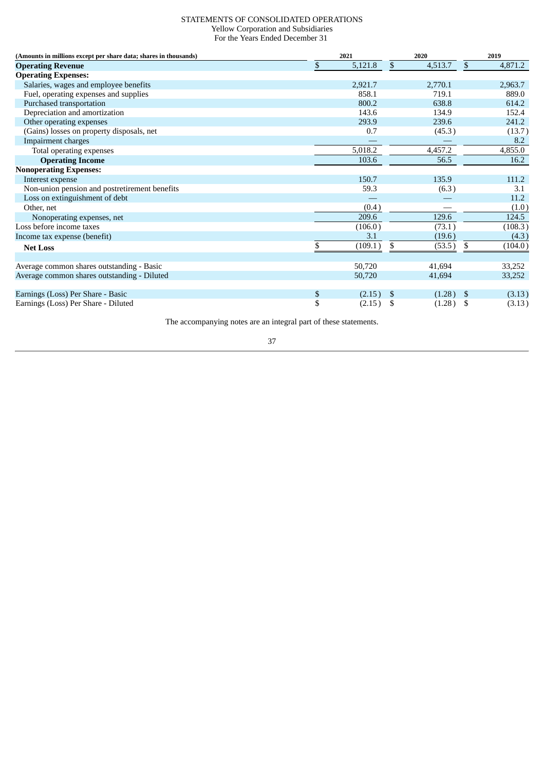STATEMENTS OF CONSOLIDATED OPERATIONS
Yellow Corporation and Subsidiaries
For the Years Ended December 31

| (Amounts in millions except per share data; shares in thousands) | 2021 | 2020 | 2019 |
|---|---|---|---|
| **Operating Revenue** | $ 5,121.8 | $ 4,513.7 | $ 4,871.2 |
| **Operating Expenses:** | | | |
| Salaries, wages and employee benefits | 2,921.7 | 2,770.1 | 2,963.7 |
| Fuel, operating expenses and supplies | 858.1 | 719.1 | 889.0 |
| Purchased transportation | 800.2 | 638.8 | 614.2 |
| Depreciation and amortization | 143.6 | 134.9 | 152.4 |
| Other operating expenses | 293.9 | 239.6 | 241.2 |
| (Gains) losses on property disposals, net | 0.7 | (45.3) | (13.7) |
| Impairment charges | — | — | 8.2 |
| Total operating expenses | 5,018.2 | 4,457.2 | 4,855.0 |
| **Operating Income** | 103.6 | 56.5 | 16.2 |
| **Nonoperating Expenses:** | | | |
| Interest expense | 150.7 | 135.9 | 111.2 |
| Non-union pension and postretirement benefits | 59.3 | (6.3) | 3.1 |
| Loss on extinguishment of debt | — | — | 11.2 |
| Other, net | (0.4) | — | (1.0) |
| Nonoperating expenses, net | 209.6 | 129.6 | 124.5 |
| Loss before income taxes | (106.0) | (73.1) | (108.3) |
| Income tax expense (benefit) | 3.1 | (19.6) | (4.3) |
| **Net Loss** | $ (109.1) | $ (53.5) | $ (104.0) |
| | | | |
| Average common shares outstanding - Basic | 50,720 | 41,694 | 33,252 |
| Average common shares outstanding - Diluted | 50,720 | 41,694 | 33,252 |
| | | | |
| Earnings (Loss) Per Share - Basic | $ (2.15) | $ (1.28) | $ (3.13) |
| Earnings (Loss) Per Share - Diluted | $ (2.15) | $ (1.28) | $ (3.13) |

The accompanying notes are an integral part of these statements.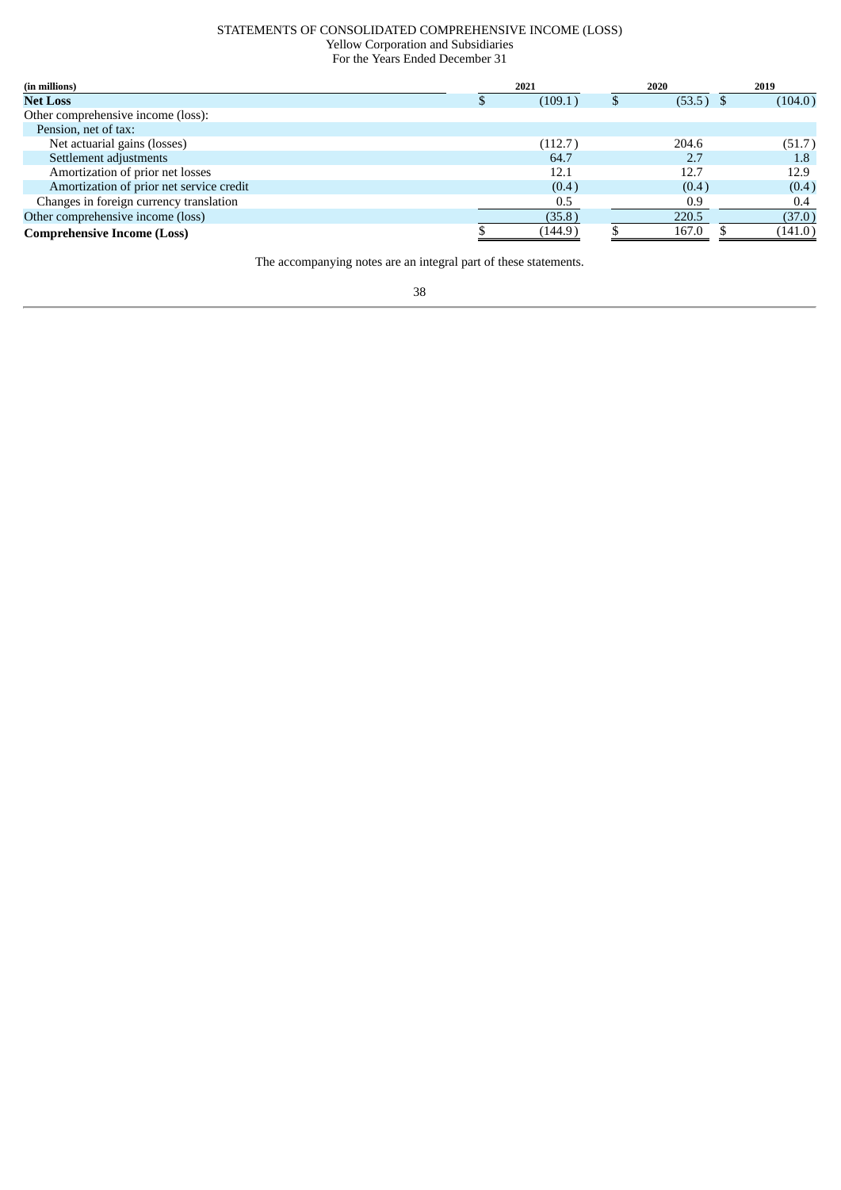STATEMENTS OF CONSOLIDATED COMPREHENSIVE INCOME (LOSS)
Yellow Corporation and Subsidiaries
For the Years Ended December 31

| (in millions) | 2021 | 2020 | 2019 |
|---|---|---|---|
| **Net Loss** | $ (109.1) | $ (53.5) | $ (104.0) |
| Other comprehensive income (loss): | | | |
| Pension, net of tax: | | | |
| Net actuarial gains (losses) | (112.7) | 204.6 | (51.7) |
| Settlement adjustments | 64.7 | 2.7 | 1.8 |
| Amortization of prior net losses | 12.1 | 12.7 | 12.9 |
| Amortization of prior net service credit | (0.4) | (0.4) | (0.4) |
| Changes in foreign currency translation | 0.5 | 0.9 | 0.4 |
| Other comprehensive income (loss) | (35.8) | 220.5 | (37.0) |
| **Comprehensive Income (Loss)** | $ (144.9) | $ 167.0 | $ (141.0) |

The accompanying notes are an integral part of these statements.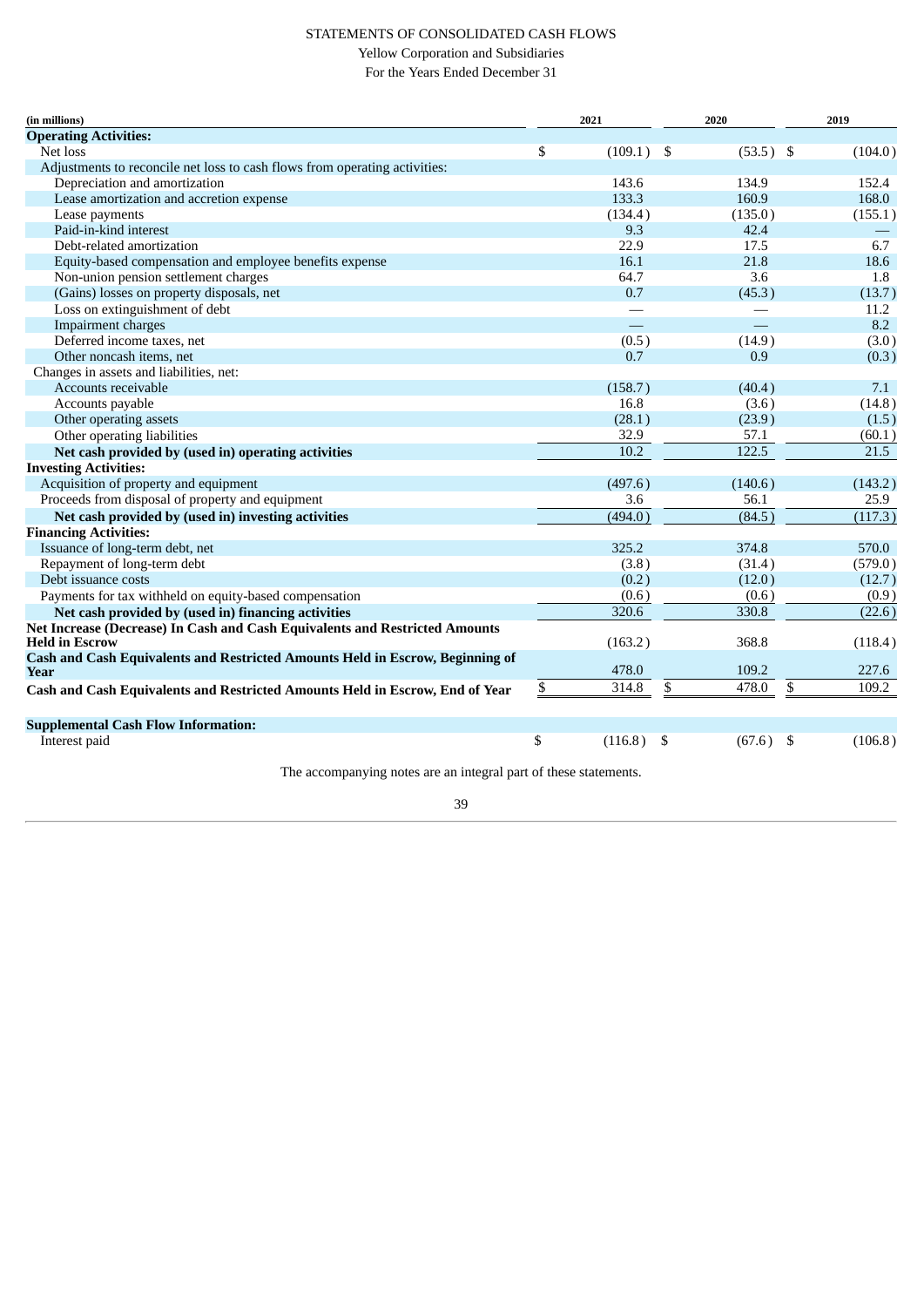# STATEMENTS OF CONSOLIDATED CASH FLOWS

Yellow Corporation and Subsidiaries

For the Years Ended December 31

| (in millions) | 2021 | 2020 | 2019 |
|---|---|---|---|
| **Operating Activities:** | | | |
| Net loss | $ (109.1) | $ (53.5) | $ (104.0) |
| Adjustments to reconcile net loss to cash flows from operating activities: | | | |
| Depreciation and amortization | 143.6 | 134.9 | 152.4 |
| Lease amortization and accretion expense | 133.3 | 160.9 | 168.0 |
| Lease payments | (134.4) | (135.0) | (155.1) |
| Paid-in-kind interest | 9.3 | 42.4 | — |
| Debt-related amortization | 22.9 | 17.5 | 6.7 |
| Equity-based compensation and employee benefits expense | 16.1 | 21.8 | 18.6 |
| Non-union pension settlement charges | 64.7 | 3.6 | 1.8 |
| (Gains) losses on property disposals, net | 0.7 | (45.3) | (13.7) |
| Loss on extinguishment of debt | — | — | 11.2 |
| Impairment charges | — | — | 8.2 |
| Deferred income taxes, net | (0.5) | (14.9) | (3.0) |
| Other noncash items, net | 0.7 | 0.9 | (0.3) |
| Changes in assets and liabilities, net: | | | |
| Accounts receivable | (158.7) | (40.4) | 7.1 |
| Accounts payable | 16.8 | (3.6) | (14.8) |
| Other operating assets | (28.1) | (23.9) | (1.5) |
| Other operating liabilities | 32.9 | 57.1 | (60.1) |
| **Net cash provided by (used in) operating activities** | 10.2 | 122.5 | 21.5 |
| **Investing Activities:** | | | |
| Acquisition of property and equipment | (497.6) | (140.6) | (143.2) |
| Proceeds from disposal of property and equipment | 3.6 | 56.1 | 25.9 |
| **Net cash provided by (used in) investing activities** | (494.0) | (84.5) | (117.3) |
| **Financing Activities:** | | | |
| Issuance of long-term debt, net | 325.2 | 374.8 | 570.0 |
| Repayment of long-term debt | (3.8) | (31.4) | (579.0) |
| Debt issuance costs | (0.2) | (12.0) | (12.7) |
| Payments for tax withheld on equity-based compensation | (0.6) | (0.6) | (0.9) |
| **Net cash provided by (used in) financing activities** | 320.6 | 330.8 | (22.6) |
| **Net Increase (Decrease) In Cash and Cash Equivalents and Restricted Amounts Held in Escrow** | (163.2) | 368.8 | (118.4) |
| **Cash and Cash Equivalents and Restricted Amounts Held in Escrow, Beginning of Year** | 478.0 | 109.2 | 227.6 |
| **Cash and Cash Equivalents and Restricted Amounts Held in Escrow, End of Year** | $ 314.8 | $ 478.0 | $ 109.2 |
| | | | |
| **Supplemental Cash Flow Information:** | | | |
| Interest paid | $ (116.8) | $ (67.6) | $ (106.8) |

The accompanying notes are an integral part of these statements.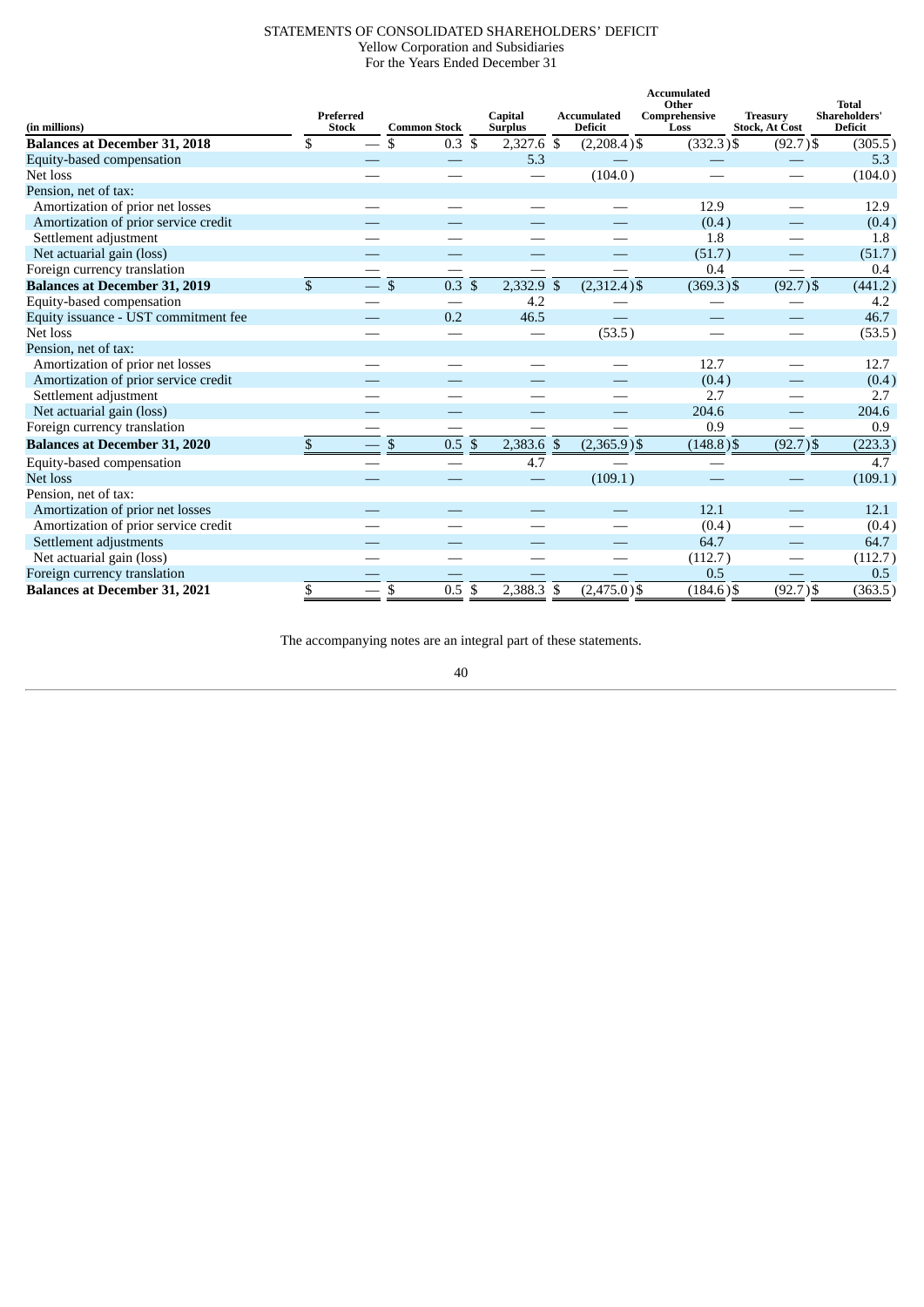STATEMENTS OF CONSOLIDATED SHAREHOLDERS' DEFICIT
Yellow Corporation and Subsidiaries
For the Years Ended December 31

| (in millions) | Preferred Stock | Common Stock | Capital Surplus | Accumulated Deficit | Accumulated Other Comprehensive Loss | Treasury Stock, At Cost | Total Shareholders' Deficit |
|---|---|---|---|---|---|---|---|
| **Balances at December 31, 2018** | $ — | $ 0.3 | $ 2,327.6 | $ (2,208.4) | $ (332.3) | $ (92.7) | $ (305.5) |
| Equity-based compensation | — | — | 5.3 | — | — | — | 5.3 |
| Net loss | — | — | — | (104.0) | — | — | (104.0) |
| Pension, net of tax: | | | | | | | |
| Amortization of prior net losses | — | — | — | — | 12.9 | — | 12.9 |
| Amortization of prior service credit | — | — | — | — | (0.4) | — | (0.4) |
| Settlement adjustment | — | — | — | — | 1.8 | — | 1.8 |
| Net actuarial gain (loss) | — | — | — | — | (51.7) | — | (51.7) |
| Foreign currency translation | — | — | — | — | 0.4 | — | 0.4 |
| **Balances at December 31, 2019** | $ — | $ 0.3 | $ 2,332.9 | $ (2,312.4) | $ (369.3) | $ (92.7) | $ (441.2) |
| Equity-based compensation | — | — | 4.2 | — | — | — | 4.2 |
| Equity issuance - UST commitment fee | — | 0.2 | 46.5 | — | — | — | 46.7 |
| Net loss | — | — | — | (53.5) | — | — | (53.5) |
| Pension, net of tax: | | | | | | | |
| Amortization of prior net losses | — | — | — | — | 12.7 | — | 12.7 |
| Amortization of prior service credit | — | — | — | — | (0.4) | — | (0.4) |
| Settlement adjustment | — | — | — | — | 2.7 | — | 2.7 |
| Net actuarial gain (loss) | — | — | — | — | 204.6 | — | 204.6 |
| Foreign currency translation | — | — | — | — | 0.9 | — | 0.9 |
| **Balances at December 31, 2020** | $ — | $ 0.5 | $ 2,383.6 | $ (2,365.9) | $ (148.8) | $ (92.7) | $ (223.3) |
| Equity-based compensation | — | — | 4.7 | — | — | — | 4.7 |
| Net loss | — | — | — | (109.1) | — | — | (109.1) |
| Pension, net of tax: | | | | | | | |
| Amortization of prior net losses | — | — | — | — | 12.1 | — | 12.1 |
| Amortization of prior service credit | — | — | — | — | (0.4) | — | (0.4) |
| Settlement adjustments | — | — | — | — | 64.7 | — | 64.7 |
| Net actuarial gain (loss) | — | — | — | — | (112.7) | — | (112.7) |
| Foreign currency translation | — | — | — | — | 0.5 | — | 0.5 |
| **Balances at December 31, 2021** | $ — | $ 0.5 | $ 2,388.3 | $ (2,475.0) | $ (184.6) | $ (92.7) | $ (363.5) |

The accompanying notes are an integral part of these statements.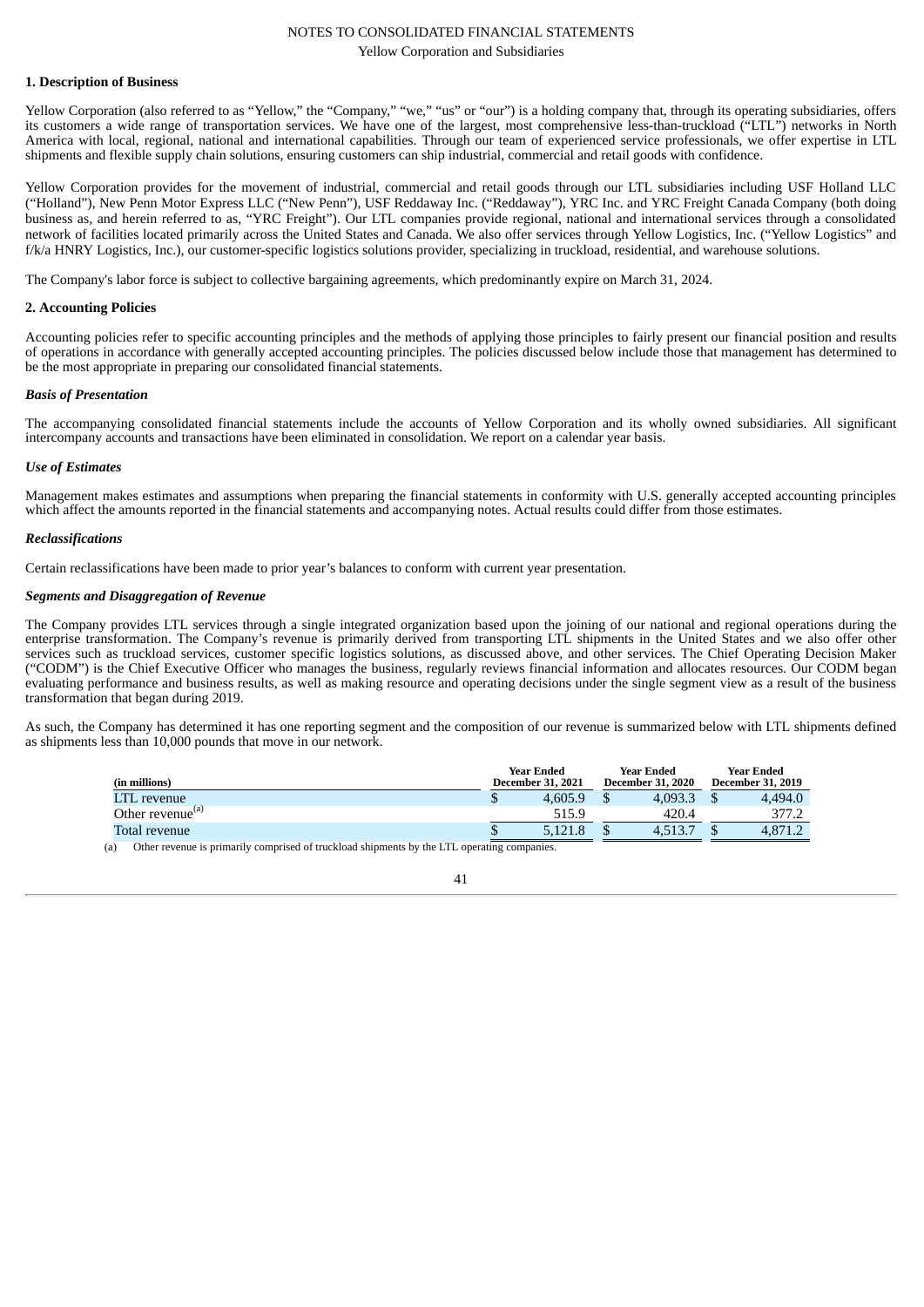NOTES TO CONSOLIDATED FINANCIAL STATEMENTS

Yellow Corporation and Subsidiaries

**1. Description of Business**

Yellow Corporation (also referred to as "Yellow," the "Company," "we," "us" or "our") is a holding company that, through its operating subsidiaries, offers its customers a wide range of transportation services. We have one of the largest, most comprehensive less-than-truckload ("LTL") networks in North America with local, regional, national and international capabilities. Through our team of experienced service professionals, we offer expertise in LTL shipments and flexible supply chain solutions, ensuring customers can ship industrial, commercial and retail goods with confidence.

Yellow Corporation provides for the movement of industrial, commercial and retail goods through our LTL subsidiaries including USF Holland LLC ("Holland"), New Penn Motor Express LLC ("New Penn"), USF Reddaway Inc. ("Reddaway"), YRC Inc. and YRC Freight Canada Company (both doing business as, and herein referred to as, "YRC Freight"). Our LTL companies provide regional, national and international services through a consolidated network of facilities located primarily across the United States and Canada. We also offer services through Yellow Logistics, Inc. ("Yellow Logistics" and f/k/a HNRY Logistics, Inc.), our customer-specific logistics solutions provider, specializing in truckload, residential, and warehouse solutions.

The Company's labor force is subject to collective bargaining agreements, which predominantly expire on March 31, 2024.

**2. Accounting Policies**

Accounting policies refer to specific accounting principles and the methods of applying those principles to fairly present our financial position and results of operations in accordance with generally accepted accounting principles. The policies discussed below include those that management has determined to be the most appropriate in preparing our consolidated financial statements.

***Basis of Presentation***

The accompanying consolidated financial statements include the accounts of Yellow Corporation and its wholly owned subsidiaries. All significant intercompany accounts and transactions have been eliminated in consolidation. We report on a calendar year basis.

***Use of Estimates***

Management makes estimates and assumptions when preparing the financial statements in conformity with U.S. generally accepted accounting principles which affect the amounts reported in the financial statements and accompanying notes. Actual results could differ from those estimates.

***Reclassifications***

Certain reclassifications have been made to prior year's balances to conform with current year presentation.

***Segments and Disaggregation of Revenue***

The Company provides LTL services through a single integrated organization based upon the joining of our national and regional operations during the enterprise transformation. The Company's revenue is primarily derived from transporting LTL shipments in the United States and we also offer other services such as truckload services, customer specific logistics solutions, as discussed above, and other services. The Chief Operating Decision Maker ("CODM") is the Chief Executive Officer who manages the business, regularly reviews financial information and allocates resources. Our CODM began evaluating performance and business results, as well as making resource and operating decisions under the single segment view as a result of the business transformation that began during 2019.

As such, the Company has determined it has one reporting segment and the composition of our revenue is summarized below with LTL shipments defined as shipments less than 10,000 pounds that move in our network.

| (in millions) | Year Ended December 31, 2021 | Year Ended December 31, 2020 | Year Ended December 31, 2019 |
|---|---|---|---|
| LTL revenue | $ 4,605.9 | $ 4,093.3 | $ 4,494.0 |
| Other revenue[(a)] | 515.9 | 420.4 | 377.2 |
| Total revenue | $ 5,121.8 | $ 4,513.7 | $ 4,871.2 |

(a) Other revenue is primarily comprised of truckload shipments by the LTL operating companies.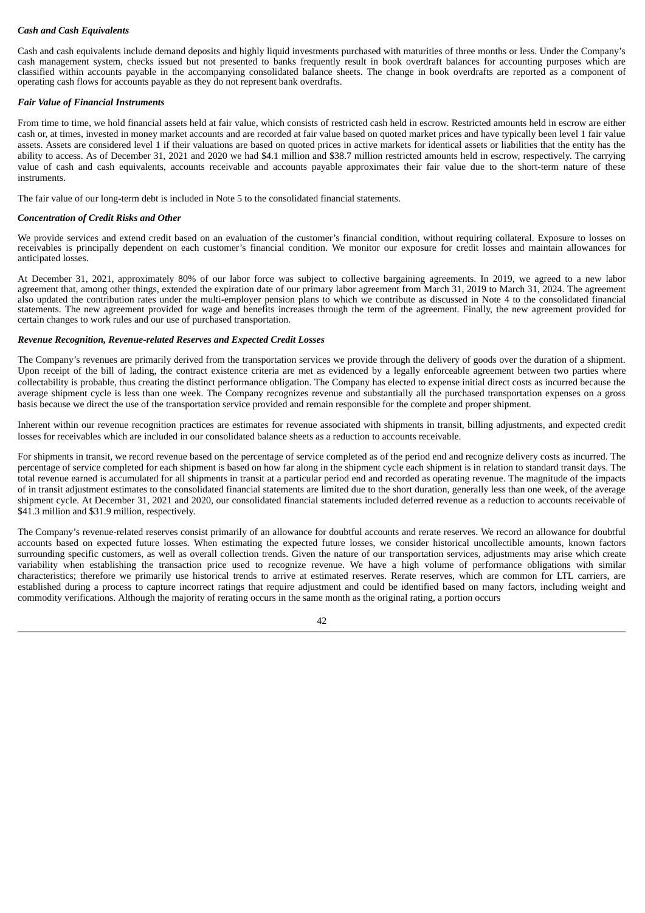***Cash and Cash Equivalents***

Cash and cash equivalents include demand deposits and highly liquid investments purchased with maturities of three months or less. Under the Company's cash management system, checks issued but not presented to banks frequently result in book overdraft balances for accounting purposes which are classified within accounts payable in the accompanying consolidated balance sheets. The change in book overdrafts are reported as a component of operating cash flows for accounts payable as they do not represent bank overdrafts.

***Fair Value of Financial Instruments***

From time to time, we hold financial assets held at fair value, which consists of restricted cash held in escrow. Restricted amounts held in escrow are either cash or, at times, invested in money market accounts and are recorded at fair value based on quoted market prices and have typically been level 1 fair value assets. Assets are considered level 1 if their valuations are based on quoted prices in active markets for identical assets or liabilities that the entity has the ability to access. As of December 31, 2021 and 2020 we had $4.1 million and $38.7 million restricted amounts held in escrow, respectively. The carrying value of cash and cash equivalents, accounts receivable and accounts payable approximates their fair value due to the short-term nature of these instruments.

The fair value of our long-term debt is included in Note 5 to the consolidated financial statements.

***Concentration of Credit Risks and Other***

We provide services and extend credit based on an evaluation of the customer's financial condition, without requiring collateral. Exposure to losses on receivables is principally dependent on each customer's financial condition. We monitor our exposure for credit losses and maintain allowances for anticipated losses.

At December 31, 2021, approximately 80% of our labor force was subject to collective bargaining agreements. In 2019, we agreed to a new labor agreement that, among other things, extended the expiration date of our primary labor agreement from March 31, 2019 to March 31, 2024. The agreement also updated the contribution rates under the multi-employer pension plans to which we contribute as discussed in Note 4 to the consolidated financial statements. The new agreement provided for wage and benefits increases through the term of the agreement. Finally, the new agreement provided for certain changes to work rules and our use of purchased transportation.

***Revenue Recognition, Revenue-related Reserves and Expected Credit Losses***

The Company's revenues are primarily derived from the transportation services we provide through the delivery of goods over the duration of a shipment. Upon receipt of the bill of lading, the contract existence criteria are met as evidenced by a legally enforceable agreement between two parties where collectability is probable, thus creating the distinct performance obligation. The Company has elected to expense initial direct costs as incurred because the average shipment cycle is less than one week. The Company recognizes revenue and substantially all the purchased transportation expenses on a gross basis because we direct the use of the transportation service provided and remain responsible for the complete and proper shipment.

Inherent within our revenue recognition practices are estimates for revenue associated with shipments in transit, billing adjustments, and expected credit losses for receivables which are included in our consolidated balance sheets as a reduction to accounts receivable.

For shipments in transit, we record revenue based on the percentage of service completed as of the period end and recognize delivery costs as incurred. The percentage of service completed for each shipment is based on how far along in the shipment cycle each shipment is in relation to standard transit days. The total revenue earned is accumulated for all shipments in transit at a particular period end and recorded as operating revenue. The magnitude of the impacts of in transit adjustment estimates to the consolidated financial statements are limited due to the short duration, generally less than one week, of the average shipment cycle. At December 31, 2021 and 2020, our consolidated financial statements included deferred revenue as a reduction to accounts receivable of $41.3 million and $31.9 million, respectively.

The Company's revenue-related reserves consist primarily of an allowance for doubtful accounts and rerate reserves. We record an allowance for doubtful accounts based on expected future losses. When estimating the expected future losses, we consider historical uncollectible amounts, known factors surrounding specific customers, as well as overall collection trends. Given the nature of our transportation services, adjustments may arise which create variability when establishing the transaction price used to recognize revenue. We have a high volume of performance obligations with similar characteristics; therefore we primarily use historical trends to arrive at estimated reserves. Rerate reserves, which are common for LTL carriers, are established during a process to capture incorrect ratings that require adjustment and could be identified based on many factors, including weight and commodity verifications. Although the majority of rerating occurs in the same month as the original rating, a portion occurs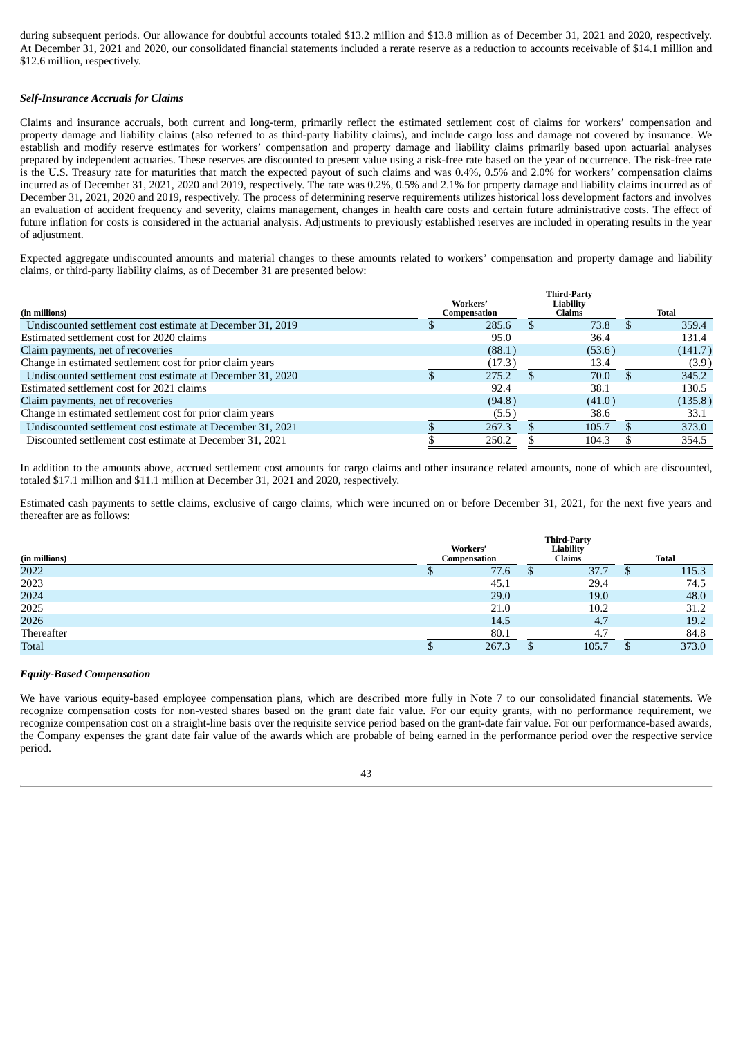during subsequent periods. Our allowance for doubtful accounts totaled $13.2 million and $13.8 million as of December 31, 2021 and 2020, respectively. At December 31, 2021 and 2020, our consolidated financial statements included a rerate reserve as a reduction to accounts receivable of $14.1 million and $12.6 million, respectively.

### *Self-Insurance Accruals for Claims*

Claims and insurance accruals, both current and long-term, primarily reflect the estimated settlement cost of claims for workers' compensation and property damage and liability claims (also referred to as third-party liability claims), and include cargo loss and damage not covered by insurance. We establish and modify reserve estimates for workers' compensation and property damage and liability claims primarily based upon actuarial analyses prepared by independent actuaries. These reserves are discounted to present value using a risk-free rate based on the year of occurrence. The risk-free rate is the U.S. Treasury rate for maturities that match the expected payout of such claims and was 0.4%, 0.5% and 2.0% for workers' compensation claims incurred as of December 31, 2021, 2020 and 2019, respectively. The rate was 0.2%, 0.5% and 2.1% for property damage and liability claims incurred as of December 31, 2021, 2020 and 2019, respectively. The process of determining reserve requirements utilizes historical loss development factors and involves an evaluation of accident frequency and severity, claims management, changes in health care costs and certain future administrative costs. The effect of future inflation for costs is considered in the actuarial analysis. Adjustments to previously established reserves are included in operating results in the year of adjustment.

Expected aggregate undiscounted amounts and material changes to these amounts related to workers' compensation and property damage and liability claims, or third-party liability claims, as of December 31 are presented below:

| (in millions) | Workers' Compensation | Third-Party Liability Claims | Total |
|---|---|---|---|
| Undiscounted settlement cost estimate at December 31, 2019 | $ 285.6 | $ 73.8 | $ 359.4 |
| Estimated settlement cost for 2020 claims | 95.0 | 36.4 | 131.4 |
| Claim payments, net of recoveries | (88.1) | (53.6) | (141.7) |
| Change in estimated settlement cost for prior claim years | (17.3) | 13.4 | (3.9) |
| Undiscounted settlement cost estimate at December 31, 2020 | $ 275.2 | $ 70.0 | $ 345.2 |
| Estimated settlement cost for 2021 claims | 92.4 | 38.1 | 130.5 |
| Claim payments, net of recoveries | (94.8) | (41.0) | (135.8) |
| Change in estimated settlement cost for prior claim years | (5.5) | 38.6 | 33.1 |
| Undiscounted settlement cost estimate at December 31, 2021 | $ 267.3 | $ 105.7 | $ 373.0 |
| Discounted settlement cost estimate at December 31, 2021 | $ 250.2 | $ 104.3 | $ 354.5 |

In addition to the amounts above, accrued settlement cost amounts for cargo claims and other insurance related amounts, none of which are discounted, totaled $17.1 million and $11.1 million at December 31, 2021 and 2020, respectively.

Estimated cash payments to settle claims, exclusive of cargo claims, which were incurred on or before December 31, 2021, for the next five years and thereafter are as follows:

| (in millions) | Workers' Compensation | Third-Party Liability Claims | Total |
|---|---|---|---|
| 2022 | $ 77.6 | $ 37.7 | $ 115.3 |
| 2023 | 45.1 | 29.4 | 74.5 |
| 2024 | 29.0 | 19.0 | 48.0 |
| 2025 | 21.0 | 10.2 | 31.2 |
| 2026 | 14.5 | 4.7 | 19.2 |
| Thereafter | 80.1 | 4.7 | 84.8 |
| Total | $ 267.3 | $ 105.7 | $ 373.0 |

### *Equity-Based Compensation*

We have various equity-based employee compensation plans, which are described more fully in Note 7 to our consolidated financial statements. We recognize compensation costs for non-vested shares based on the grant date fair value. For our equity grants, with no performance requirement, we recognize compensation cost on a straight-line basis over the requisite service period based on the grant-date fair value. For our performance-based awards, the Company expenses the grant date fair value of the awards which are probable of being earned in the performance period over the respective service period.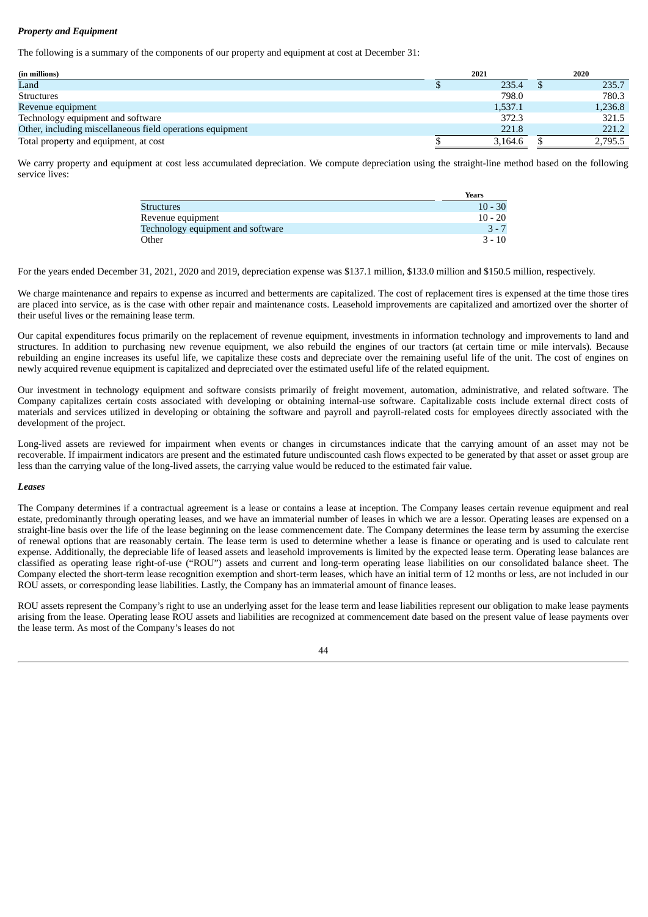***Property and Equipment***

The following is a summary of the components of our property and equipment at cost at December 31:

| (in millions) | 2021 | 2020 |
|---|---|---|
| Land | $ 235.4 | $ 235.7 |
| Structures | 798.0 | 780.3 |
| Revenue equipment | 1,537.1 | 1,236.8 |
| Technology equipment and software | 372.3 | 321.5 |
| Other, including miscellaneous field operations equipment | 221.8 | 221.2 |
| Total property and equipment, at cost | $ 3,164.6 | $ 2,795.5 |

We carry property and equipment at cost less accumulated depreciation. We compute depreciation using the straight-line method based on the following service lives:

| | Years |
|---|---|
| Structures | 10 - 30 |
| Revenue equipment | 10 - 20 |
| Technology equipment and software | 3 - 7 |
| Other | 3 - 10 |

For the years ended December 31, 2021, 2020 and 2019, depreciation expense was $137.1 million, $133.0 million and $150.5 million, respectively.

We charge maintenance and repairs to expense as incurred and betterments are capitalized. The cost of replacement tires is expensed at the time those tires are placed into service, as is the case with other repair and maintenance costs. Leasehold improvements are capitalized and amortized over the shorter of their useful lives or the remaining lease term.

Our capital expenditures focus primarily on the replacement of revenue equipment, investments in information technology and improvements to land and structures. In addition to purchasing new revenue equipment, we also rebuild the engines of our tractors (at certain time or mile intervals). Because rebuilding an engine increases its useful life, we capitalize these costs and depreciate over the remaining useful life of the unit. The cost of engines on newly acquired revenue equipment is capitalized and depreciated over the estimated useful life of the related equipment.

Our investment in technology equipment and software consists primarily of freight movement, automation, administrative, and related software. The Company capitalizes certain costs associated with developing or obtaining internal-use software. Capitalizable costs include external direct costs of materials and services utilized in developing or obtaining the software and payroll and payroll-related costs for employees directly associated with the development of the project.

Long-lived assets are reviewed for impairment when events or changes in circumstances indicate that the carrying amount of an asset may not be recoverable. If impairment indicators are present and the estimated future undiscounted cash flows expected to be generated by that asset or asset group are less than the carrying value of the long-lived assets, the carrying value would be reduced to the estimated fair value.

***Leases***

The Company determines if a contractual agreement is a lease or contains a lease at inception. The Company leases certain revenue equipment and real estate, predominantly through operating leases, and we have an immaterial number of leases in which we are a lessor. Operating leases are expensed on a straight-line basis over the life of the lease beginning on the lease commencement date. The Company determines the lease term by assuming the exercise of renewal options that are reasonably certain. The lease term is used to determine whether a lease is finance or operating and is used to calculate rent expense. Additionally, the depreciable life of leased assets and leasehold improvements is limited by the expected lease term. Operating lease balances are classified as operating lease right-of-use ("ROU") assets and current and long-term operating lease liabilities on our consolidated balance sheet. The Company elected the short-term lease recognition exemption and short-term leases, which have an initial term of 12 months or less, are not included in our ROU assets, or corresponding lease liabilities. Lastly, the Company has an immaterial amount of finance leases.

ROU assets represent the Company's right to use an underlying asset for the lease term and lease liabilities represent our obligation to make lease payments arising from the lease. Operating lease ROU assets and liabilities are recognized at commencement date based on the present value of lease payments over the lease term. As most of the Company's leases do not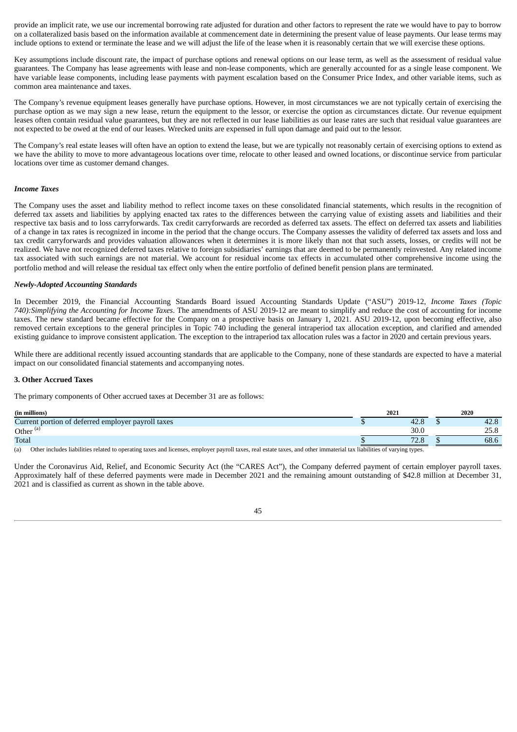provide an implicit rate, we use our incremental borrowing rate adjusted for duration and other factors to represent the rate we would have to pay to borrow on a collateralized basis based on the information available at commencement date in determining the present value of lease payments. Our lease terms may include options to extend or terminate the lease and we will adjust the life of the lease when it is reasonably certain that we will exercise these options.

Key assumptions include discount rate, the impact of purchase options and renewal options on our lease term, as well as the assessment of residual value guarantees. The Company has lease agreements with lease and non-lease components, which are generally accounted for as a single lease component. We have variable lease components, including lease payments with payment escalation based on the Consumer Price Index, and other variable items, such as common area maintenance and taxes.

The Company's revenue equipment leases generally have purchase options. However, in most circumstances we are not typically certain of exercising the purchase option as we may sign a new lease, return the equipment to the lessor, or exercise the option as circumstances dictate. Our revenue equipment leases often contain residual value guarantees, but they are not reflected in our lease liabilities as our lease rates are such that residual value guarantees are not expected to be owed at the end of our leases. Wrecked units are expensed in full upon damage and paid out to the lessor.

The Company's real estate leases will often have an option to extend the lease, but we are typically not reasonably certain of exercising options to extend as we have the ability to move to more advantageous locations over time, relocate to other leased and owned locations, or discontinue service from particular locations over time as customer demand changes.

***Income Taxes***

The Company uses the asset and liability method to reflect income taxes on these consolidated financial statements, which results in the recognition of deferred tax assets and liabilities by applying enacted tax rates to the differences between the carrying value of existing assets and liabilities and their respective tax basis and to loss carryforwards. Tax credit carryforwards are recorded as deferred tax assets. The effect on deferred tax assets and liabilities of a change in tax rates is recognized in income in the period that the change occurs. The Company assesses the validity of deferred tax assets and loss and tax credit carryforwards and provides valuation allowances when it determines it is more likely than not that such assets, losses, or credits will not be realized. We have not recognized deferred taxes relative to foreign subsidiaries' earnings that are deemed to be permanently reinvested. Any related income tax associated with such earnings are not material. We account for residual income tax effects in accumulated other comprehensive income using the portfolio method and will release the residual tax effect only when the entire portfolio of defined benefit pension plans are terminated.

***Newly-Adopted Accounting Standards***

In December 2019, the Financial Accounting Standards Board issued Accounting Standards Update ("ASU") 2019-12, *Income Taxes (Topic 740):Simplifying the Accounting for Income Taxes*. The amendments of ASU 2019-12 are meant to simplify and reduce the cost of accounting for income taxes. The new standard became effective for the Company on a prospective basis on January 1, 2021. ASU 2019-12, upon becoming effective, also removed certain exceptions to the general principles in Topic 740 including the general intraperiod tax allocation exception, and clarified and amended existing guidance to improve consistent application. The exception to the intraperiod tax allocation rules was a factor in 2020 and certain previous years.

While there are additional recently issued accounting standards that are applicable to the Company, none of these standards are expected to have a material impact on our consolidated financial statements and accompanying notes.

**3. Other Accrued Taxes**

The primary components of Other accrued taxes at December 31 are as follows:

| (in millions) | 2021 | 2020 |
|---|---|---|
| Current portion of deferred employer payroll taxes | $ 42.8 | $ 42.8 |
| Other [(a)] | 30.0 | 25.8 |
| Total | $ 72.8 | $ 68.6 |

(a) Other includes liabilities related to operating taxes and licenses, employer payroll taxes, real estate taxes, and other immaterial tax liabilities of varying types.

Under the Coronavirus Aid, Relief, and Economic Security Act (the "CARES Act"), the Company deferred payment of certain employer payroll taxes. Approximately half of these deferred payments were made in December 2021 and the remaining amount outstanding of $42.8 million at December 31, 2021 and is classified as current as shown in the table above.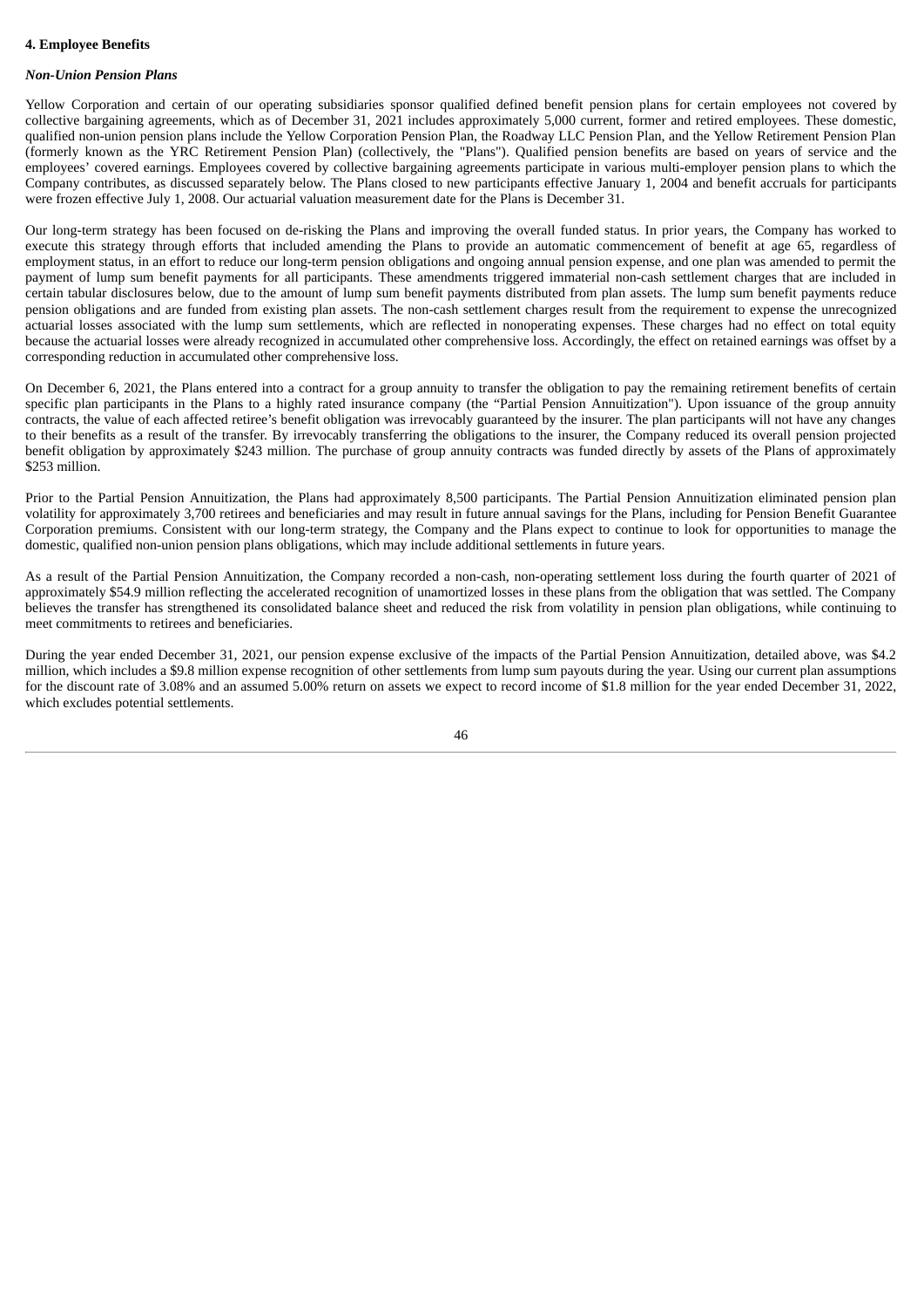### 4. Employee Benefits

#### *Non-Union Pension Plans*

Yellow Corporation and certain of our operating subsidiaries sponsor qualified defined benefit pension plans for certain employees not covered by collective bargaining agreements, which as of December 31, 2021 includes approximately 5,000 current, former and retired employees. These domestic, qualified non-union pension plans include the Yellow Corporation Pension Plan, the Roadway LLC Pension Plan, and the Yellow Retirement Pension Plan (formerly known as the YRC Retirement Pension Plan) (collectively, the "Plans"). Qualified pension benefits are based on years of service and the employees' covered earnings. Employees covered by collective bargaining agreements participate in various multi-employer pension plans to which the Company contributes, as discussed separately below. The Plans closed to new participants effective January 1, 2004 and benefit accruals for participants were frozen effective July 1, 2008. Our actuarial valuation measurement date for the Plans is December 31.

Our long-term strategy has been focused on de-risking the Plans and improving the overall funded status. In prior years, the Company has worked to execute this strategy through efforts that included amending the Plans to provide an automatic commencement of benefit at age 65, regardless of employment status, in an effort to reduce our long-term pension obligations and ongoing annual pension expense, and one plan was amended to permit the payment of lump sum benefit payments for all participants. These amendments triggered immaterial non-cash settlement charges that are included in certain tabular disclosures below, due to the amount of lump sum benefit payments distributed from plan assets. The lump sum benefit payments reduce pension obligations and are funded from existing plan assets. The non-cash settlement charges result from the requirement to expense the unrecognized actuarial losses associated with the lump sum settlements, which are reflected in nonoperating expenses. These charges had no effect on total equity because the actuarial losses were already recognized in accumulated other comprehensive loss. Accordingly, the effect on retained earnings was offset by a corresponding reduction in accumulated other comprehensive loss.

On December 6, 2021, the Plans entered into a contract for a group annuity to transfer the obligation to pay the remaining retirement benefits of certain specific plan participants in the Plans to a highly rated insurance company (the "Partial Pension Annuitization"). Upon issuance of the group annuity contracts, the value of each affected retiree's benefit obligation was irrevocably guaranteed by the insurer. The plan participants will not have any changes to their benefits as a result of the transfer. By irrevocably transferring the obligations to the insurer, the Company reduced its overall pension projected benefit obligation by approximately $243 million. The purchase of group annuity contracts was funded directly by assets of the Plans of approximately $253 million.

Prior to the Partial Pension Annuitization, the Plans had approximately 8,500 participants. The Partial Pension Annuitization eliminated pension plan volatility for approximately 3,700 retirees and beneficiaries and may result in future annual savings for the Plans, including for Pension Benefit Guarantee Corporation premiums. Consistent with our long-term strategy, the Company and the Plans expect to continue to look for opportunities to manage the domestic, qualified non-union pension plans obligations, which may include additional settlements in future years.

As a result of the Partial Pension Annuitization, the Company recorded a non-cash, non-operating settlement loss during the fourth quarter of 2021 of approximately $54.9 million reflecting the accelerated recognition of unamortized losses in these plans from the obligation that was settled. The Company believes the transfer has strengthened its consolidated balance sheet and reduced the risk from volatility in pension plan obligations, while continuing to meet commitments to retirees and beneficiaries.

During the year ended December 31, 2021, our pension expense exclusive of the impacts of the Partial Pension Annuitization, detailed above, was $4.2 million, which includes a $9.8 million expense recognition of other settlements from lump sum payouts during the year. Using our current plan assumptions for the discount rate of 3.08% and an assumed 5.00% return on assets we expect to record income of $1.8 million for the year ended December 31, 2022, which excludes potential settlements.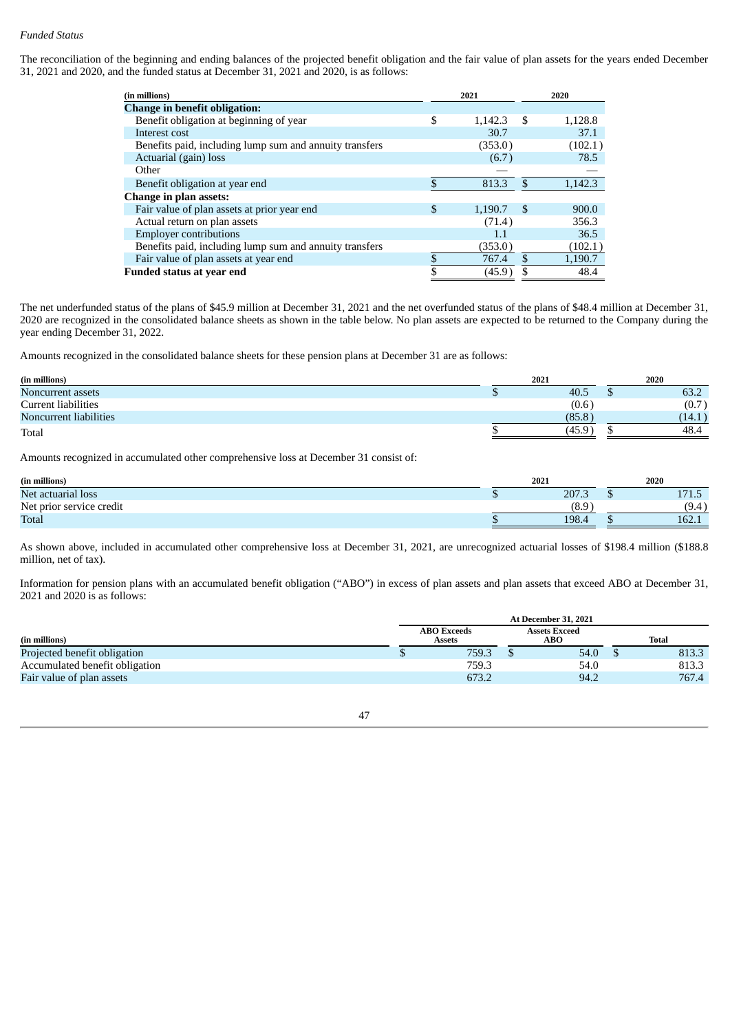*Funded Status*

The reconciliation of the beginning and ending balances of the projected benefit obligation and the fair value of plan assets for the years ended December 31, 2021 and 2020, and the funded status at December 31, 2021 and 2020, is as follows:

| (in millions) | 2021 | 2020 |
|---|---|---|
| **Change in benefit obligation:** | | |
| Benefit obligation at beginning of year | $ 1,142.3 | $ 1,128.8 |
| Interest cost | 30.7 | 37.1 |
| Benefits paid, including lump sum and annuity transfers | (353.0) | (102.1) |
| Actuarial (gain) loss | (6.7) | 78.5 |
| Other | — | — |
| Benefit obligation at year end | $ 813.3 | $ 1,142.3 |
| **Change in plan assets:** | | |
| Fair value of plan assets at prior year end | $ 1,190.7 | $ 900.0 |
| Actual return on plan assets | (71.4) | 356.3 |
| Employer contributions | 1.1 | 36.5 |
| Benefits paid, including lump sum and annuity transfers | (353.0) | (102.1) |
| Fair value of plan assets at year end | $ 767.4 | $ 1,190.7 |
| **Funded status at year end** | $ (45.9) | $ 48.4 |

The net underfunded status of the plans of $45.9 million at December 31, 2021 and the net overfunded status of the plans of $48.4 million at December 31, 2020 are recognized in the consolidated balance sheets as shown in the table below. No plan assets are expected to be returned to the Company during the year ending December 31, 2022.

Amounts recognized in the consolidated balance sheets for these pension plans at December 31 are as follows:

| (in millions) | 2021 | 2020 |
|---|---|---|
| Noncurrent assets | $ 40.5 | $ 63.2 |
| Current liabilities | (0.6) | (0.7) |
| Noncurrent liabilities | (85.8) | (14.1) |
| Total | $ (45.9) | $ 48.4 |

Amounts recognized in accumulated other comprehensive loss at December 31 consist of:

| (in millions) | 2021 | 2020 |
|---|---|---|
| Net actuarial loss | $ 207.3 | $ 171.5 |
| Net prior service credit | (8.9) | (9.4) |
| Total | $ 198.4 | $ 162.1 |

As shown above, included in accumulated other comprehensive loss at December 31, 2021, are unrecognized actuarial losses of $198.4 million ($188.8 million, net of tax).

Information for pension plans with an accumulated benefit obligation ("ABO") in excess of plan assets and plan assets that exceed ABO at December 31, 2021 and 2020 is as follows:

| | At December 31, 2021 | | |
|---|---|---|---|
| (in millions) | ABO Exceeds Assets | Assets Exceed ABO | Total |
| Projected benefit obligation | $ 759.3 | $ 54.0 | $ 813.3 |
| Accumulated benefit obligation | 759.3 | 54.0 | 813.3 |
| Fair value of plan assets | 673.2 | 94.2 | 767.4 |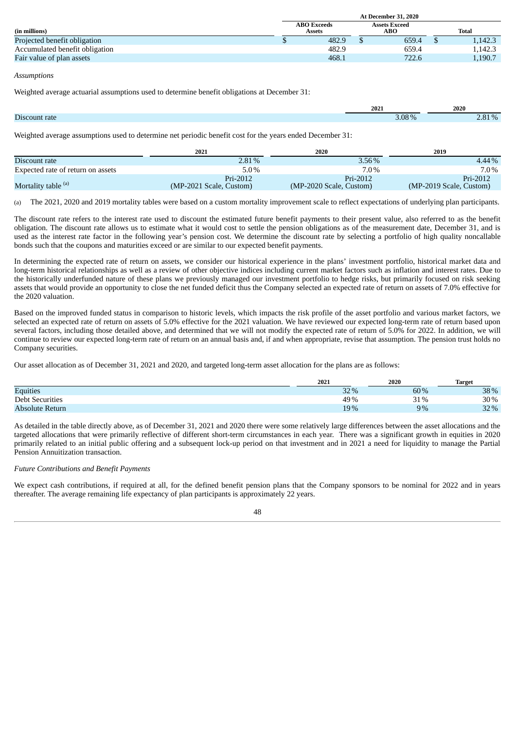| (in millions) | At December 31, 2020 | | |
|---|---|---|---|
| | ABO Exceeds Assets | Assets Exceed ABO | Total |
| Projected benefit obligation | $ 482.9 | $ 659.4 | $ 1,142.3 |
| Accumulated benefit obligation | 482.9 | 659.4 | 1,142.3 |
| Fair value of plan assets | 468.1 | 722.6 | 1,190.7 |

*Assumptions*

Weighted average actuarial assumptions used to determine benefit obligations at December 31:

| | 2021 | 2020 |
|---|---|---|
| Discount rate | 3.08 % | 2.81 % |

Weighted average assumptions used to determine net periodic benefit cost for the years ended December 31:

| | 2021 | 2020 | 2019 |
|---|---|---|---|
| Discount rate | 2.81 % | 3.56 % | 4.44 % |
| Expected rate of return on assets | 5.0 % | 7.0 % | 7.0 % |
| Mortality table [(a)] | Pri-2012 (MP-2021 Scale, Custom) | Pri-2012 (MP-2020 Scale, Custom) | Pri-2012 (MP-2019 Scale, Custom) |

(a) The 2021, 2020 and 2019 mortality tables were based on a custom mortality improvement scale to reflect expectations of underlying plan participants.

The discount rate refers to the interest rate used to discount the estimated future benefit payments to their present value, also referred to as the benefit obligation. The discount rate allows us to estimate what it would cost to settle the pension obligations as of the measurement date, December 31, and is used as the interest rate factor in the following year's pension cost. We determine the discount rate by selecting a portfolio of high quality noncallable bonds such that the coupons and maturities exceed or are similar to our expected benefit payments.

In determining the expected rate of return on assets, we consider our historical experience in the plans' investment portfolio, historical market data and long-term historical relationships as well as a review of other objective indices including current market factors such as inflation and interest rates. Due to the historically underfunded nature of these plans we previously managed our investment portfolio to hedge risks, but primarily focused on risk seeking assets that would provide an opportunity to close the net funded deficit thus the Company selected an expected rate of return on assets of 7.0% effective for the 2020 valuation.

Based on the improved funded status in comparison to historic levels, which impacts the risk profile of the asset portfolio and various market factors, we selected an expected rate of return on assets of 5.0% effective for the 2021 valuation. We have reviewed our expected long-term rate of return based upon several factors, including those detailed above, and determined that we will not modify the expected rate of return of 5.0% for 2022. In addition, we will continue to review our expected long-term rate of return on an annual basis and, if and when appropriate, revise that assumption. The pension trust holds no Company securities.

Our asset allocation as of December 31, 2021 and 2020, and targeted long-term asset allocation for the plans are as follows:

| | 2021 | 2020 | Target |
|---|---|---|---|
| Equities | 32 % | 60 % | 38 % |
| Debt Securities | 49 % | 31 % | 30 % |
| Absolute Return | 19 % | 9 % | 32 % |

As detailed in the table directly above, as of December 31, 2021 and 2020 there were some relatively large differences between the asset allocations and the targeted allocations that were primarily reflective of different short-term circumstances in each year. There was a significant growth in equities in 2020 primarily related to an initial public offering and a subsequent lock-up period on that investment and in 2021 a need for liquidity to manage the Partial Pension Annuitization transaction.

*Future Contributions and Benefit Payments*

We expect cash contributions, if required at all, for the defined benefit pension plans that the Company sponsors to be nominal for 2022 and in years thereafter. The average remaining life expectancy of plan participants is approximately 22 years.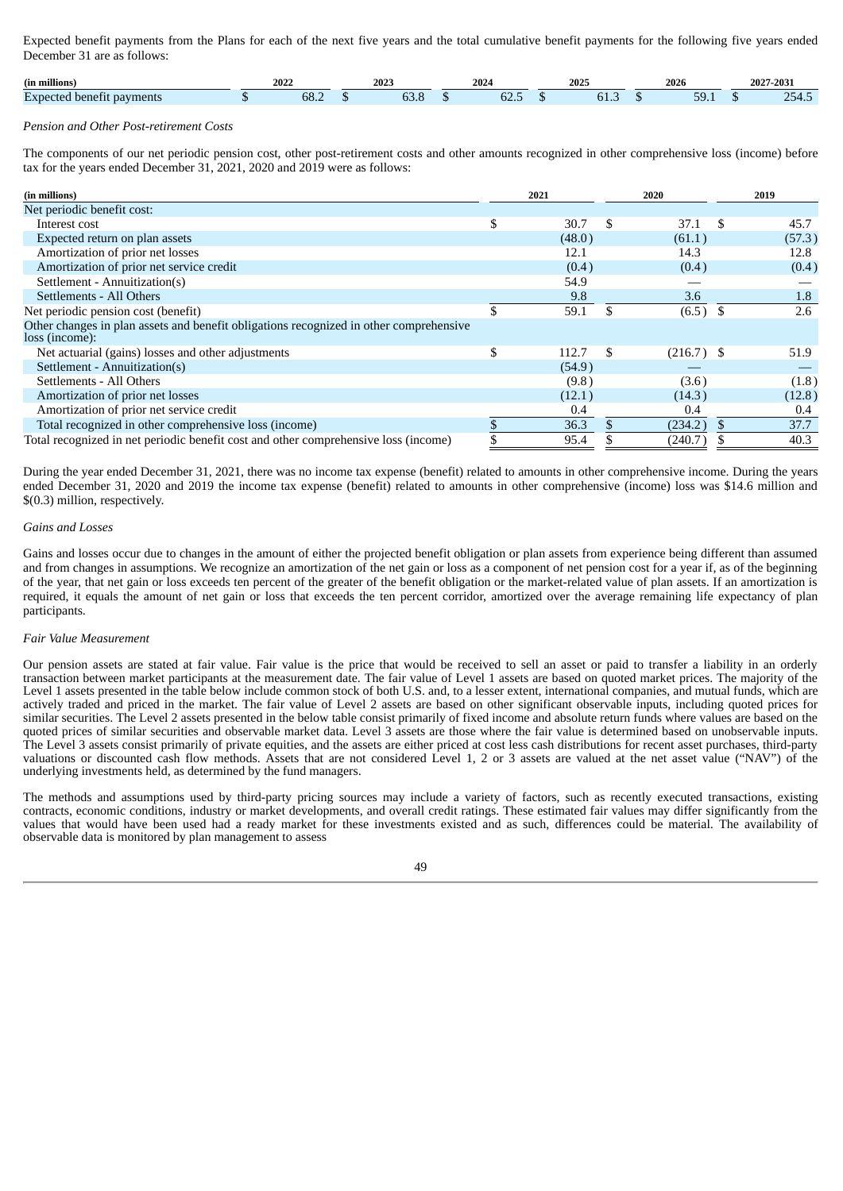Expected benefit payments from the Plans for each of the next five years and the total cumulative benefit payments for the following five years ended December 31 are as follows:

| (in millions) | 2022 | 2023 | 2024 | 2025 | 2026 | 2027-2031 |
|---|---|---|---|---|---|---|
| Expected benefit payments | $ 68.2 | $ 63.8 | $ 62.5 | $ 61.3 | $ 59.1 | $ 254.5 |

*Pension and Other Post-retirement Costs*

The components of our net periodic pension cost, other post-retirement costs and other amounts recognized in other comprehensive loss (income) before tax for the years ended December 31, 2021, 2020 and 2019 were as follows:

| (in millions) | 2021 | 2020 | 2019 |
|---|---|---|---|
| Net periodic benefit cost: | | | |
| Interest cost | $ 30.7 | $ 37.1 | $ 45.7 |
| Expected return on plan assets | (48.0) | (61.1) | (57.3) |
| Amortization of prior net losses | 12.1 | 14.3 | 12.8 |
| Amortization of prior net service credit | (0.4) | (0.4) | (0.4) |
| Settlement - Annuitization(s) | 54.9 | — | — |
| Settlements - All Others | 9.8 | 3.6 | 1.8 |
| Net periodic pension cost (benefit) | $ 59.1 | $ (6.5) | $ 2.6 |
| Other changes in plan assets and benefit obligations recognized in other comprehensive loss (income): | | | |
| Net actuarial (gains) losses and other adjustments | $ 112.7 | $ (216.7) | $ 51.9 |
| Settlement - Annuitization(s) | (54.9) | — | — |
| Settlements - All Others | (9.8) | (3.6) | (1.8) |
| Amortization of prior net losses | (12.1) | (14.3) | (12.8) |
| Amortization of prior net service credit | 0.4 | 0.4 | 0.4 |
| Total recognized in other comprehensive loss (income) | $ 36.3 | $ (234.2) | $ 37.7 |
| Total recognized in net periodic benefit cost and other comprehensive loss (income) | $ 95.4 | $ (240.7) | $ 40.3 |

During the year ended December 31, 2021, there was no income tax expense (benefit) related to amounts in other comprehensive income. During the years ended December 31, 2020 and 2019 the income tax expense (benefit) related to amounts in other comprehensive (income) loss was $14.6 million and $(0.3) million, respectively.

*Gains and Losses*

Gains and losses occur due to changes in the amount of either the projected benefit obligation or plan assets from experience being different than assumed and from changes in assumptions. We recognize an amortization of the net gain or loss as a component of net pension cost for a year if, as of the beginning of the year, that net gain or loss exceeds ten percent of the greater of the benefit obligation or the market-related value of plan assets. If an amortization is required, it equals the amount of net gain or loss that exceeds the ten percent corridor, amortized over the average remaining life expectancy of plan participants.

*Fair Value Measurement*

Our pension assets are stated at fair value. Fair value is the price that would be received to sell an asset or paid to transfer a liability in an orderly transaction between market participants at the measurement date. The fair value of Level 1 assets are based on quoted market prices. The majority of the Level 1 assets presented in the table below include common stock of both U.S. and, to a lesser extent, international companies, and mutual funds, which are actively traded and priced in the market. The fair value of Level 2 assets are based on other significant observable inputs, including quoted prices for similar securities. The Level 2 assets presented in the below table consist primarily of fixed income and absolute return funds where values are based on the quoted prices of similar securities and observable market data. Level 3 assets are those where the fair value is determined based on unobservable inputs. The Level 3 assets consist primarily of private equities, and the assets are either priced at cost less cash distributions for recent asset purchases, third-party valuations or discounted cash flow methods. Assets that are not considered Level 1, 2 or 3 assets are valued at the net asset value ("NAV") of the underlying investments held, as determined by the fund managers.

The methods and assumptions used by third-party pricing sources may include a variety of factors, such as recently executed transactions, existing contracts, economic conditions, industry or market developments, and overall credit ratings. These estimated fair values may differ significantly from the values that would have been used had a ready market for these investments existed and as such, differences could be material. The availability of observable data is monitored by plan management to assess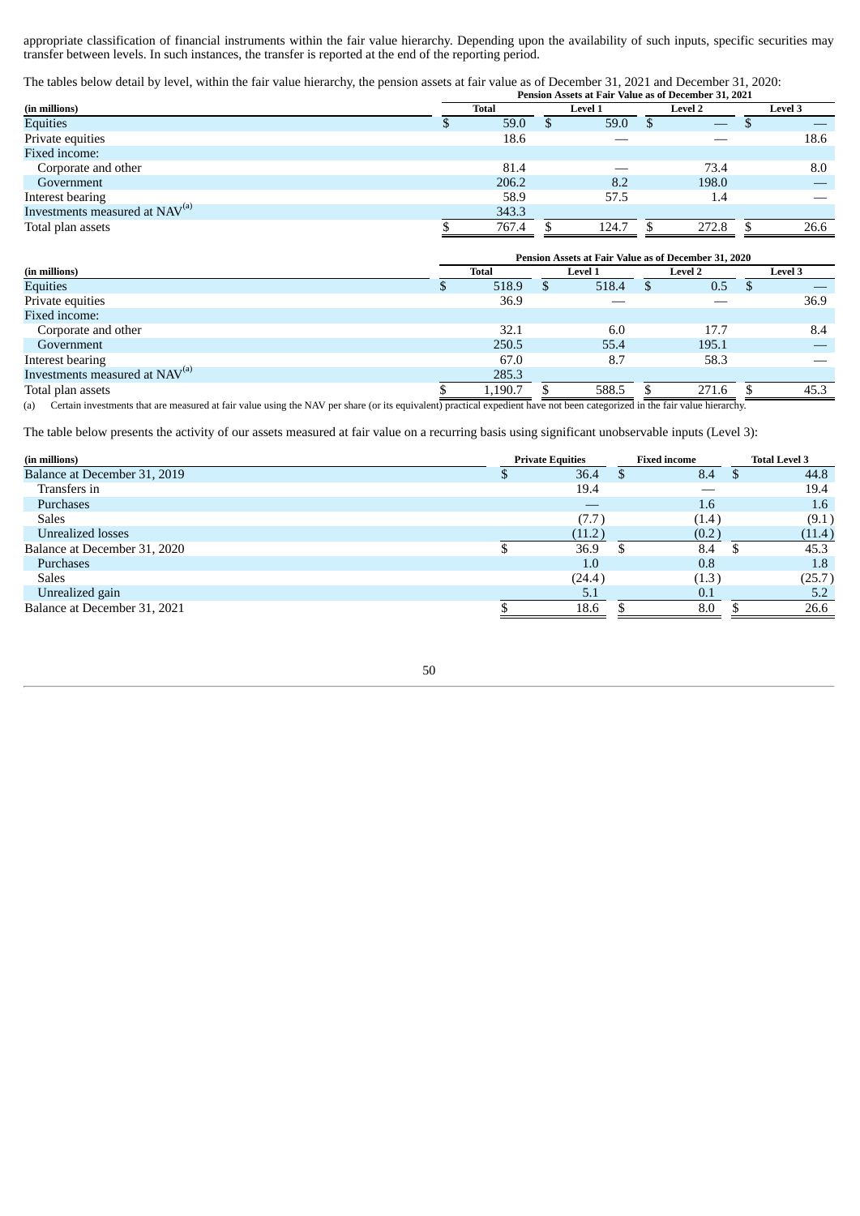appropriate classification of financial instruments within the fair value hierarchy. Depending upon the availability of such inputs, specific securities may transfer between levels. In such instances, the transfer is reported at the end of the reporting period.

The tables below detail by level, within the fair value hierarchy, the pension assets at fair value as of December 31, 2021 and December 31, 2020:

| (in millions) | Pension Assets at Fair Value as of December 31, 2021 | | | |
|---|---|---|---|---|
| | Total | Level 1 | Level 2 | Level 3 |
| Equities | $ 59.0 | $ 59.0 | $ — | $ — |
| Private equities | 18.6 | — | — | 18.6 |
| Fixed income: | | | | |
| Corporate and other | 81.4 | — | 73.4 | 8.0 |
| Government | 206.2 | 8.2 | 198.0 | — |
| Interest bearing | 58.9 | 57.5 | 1.4 | — |
| Investments measured at NAV[(a)] | 343.3 | | | |
| Total plan assets | $ 767.4 | $ 124.7 | $ 272.8 | $ 26.6 |

| (in millions) | Pension Assets at Fair Value as of December 31, 2020 | | | |
|---|---|---|---|---|
| | Total | Level 1 | Level 2 | Level 3 |
| Equities | $ 518.9 | $ 518.4 | $ 0.5 | $ — |
| Private equities | 36.9 | — | — | 36.9 |
| Fixed income: | | | | |
| Corporate and other | 32.1 | 6.0 | 17.7 | 8.4 |
| Government | 250.5 | 55.4 | 195.1 | — |
| Interest bearing | 67.0 | 8.7 | 58.3 | — |
| Investments measured at NAV[(a)] | 285.3 | | | |
| Total plan assets | $ 1,190.7 | $ 588.5 | $ 271.6 | $ 45.3 |

(a) Certain investments that are measured at fair value using the NAV per share (or its equivalent) practical expedient have not been categorized in the fair value hierarchy.

The table below presents the activity of our assets measured at fair value on a recurring basis using significant unobservable inputs (Level 3):

| (in millions) | Private Equities | Fixed income | Total Level 3 |
|---|---|---|---|
| Balance at December 31, 2019 | $ 36.4 | $ 8.4 | $ 44.8 |
| Transfers in | 19.4 | — | 19.4 |
| Purchases | — | 1.6 | 1.6 |
| Sales | (7.7) | (1.4) | (9.1) |
| Unrealized losses | (11.2) | (0.2) | (11.4) |
| Balance at December 31, 2020 | $ 36.9 | $ 8.4 | $ 45.3 |
| Purchases | 1.0 | 0.8 | 1.8 |
| Sales | (24.4) | (1.3) | (25.7) |
| Unrealized gain | 5.1 | 0.1 | 5.2 |
| Balance at December 31, 2021 | $ 18.6 | $ 8.0 | $ 26.6 |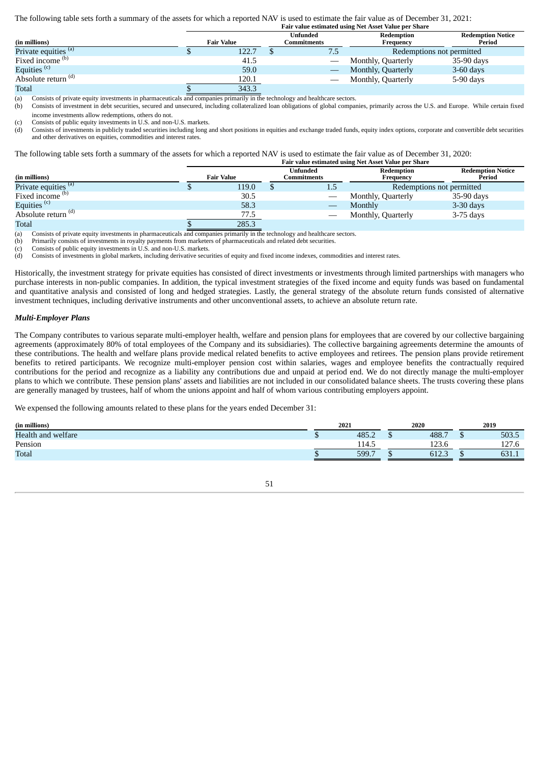The following table sets forth a summary of the assets for which a reported NAV is used to estimate the fair value as of December 31, 2021:

| | Fair value estimated using Net Asset Value per Share | | | |
|---|---|---|---|---|
| (in millions) | Fair Value | Unfunded Commitments | Redemption Frequency | Redemption Notice Period |
| Private equities [(a)] | $ 122.7 | $ 7.5 | Redemptions not permitted | |
| Fixed income [(b)] | 41.5 | — | Monthly, Quarterly | 35-90 days |
| Equities [(c)] | 59.0 | — | Monthly, Quarterly | 3-60 days |
| Absolute return [(d)] | 120.1 | — | Monthly, Quarterly | 5-90 days |
| Total | $ 343.3 | | | |

(a) Consists of private equity investments in pharmaceuticals and companies primarily in the technology and healthcare sectors.
(b) Consists of investment in debt securities, secured and unsecured, including collateralized loan obligations of global companies, primarily across the U.S. and Europe. While certain fixed income investments allow redemptions, others do not.
(c) Consists of public equity investments in U.S. and non-U.S. markets.
(d) Consists of investments in publicly traded securities including long and short positions in equities and exchange traded funds, equity index options, corporate and convertible debt securities and other derivatives on equities, commodities and interest rates.

The following table sets forth a summary of the assets for which a reported NAV is used to estimate the fair value as of December 31, 2020:

| | Fair value estimated using Net Asset Value per Share | | | |
|---|---|---|---|---|
| (in millions) | Fair Value | Unfunded Commitments | Redemption Frequency | Redemption Notice Period |
| Private equities [(a)] | $ 119.0 | $ 1.5 | Redemptions not permitted | |
| Fixed income [(b)] | 30.5 | — | Monthly, Quarterly | 35-90 days |
| Equities [(c)] | 58.3 | — | Monthly | 3-30 days |
| Absolute return [(d)] | 77.5 | — | Monthly, Quarterly | 3-75 days |
| Total | $ 285.3 | | | |

(a) Consists of private equity investments in pharmaceuticals and companies primarily in the technology and healthcare sectors.
(b) Primarily consists of investments in royalty payments from marketers of pharmaceuticals and related debt securities.
(c) Consists of public equity investments in U.S. and non-U.S. markets.
(d) Consists of investments in global markets, including derivative securities of equity and fixed income indexes, commodities and interest rates.

Historically, the investment strategy for private equities has consisted of direct investments or investments through limited partnerships with managers who purchase interests in non-public companies. In addition, the typical investment strategies of the fixed income and equity funds was based on fundamental and quantitative analysis and consisted of long and hedged strategies. Lastly, the general strategy of the absolute return funds consisted of alternative investment techniques, including derivative instruments and other unconventional assets, to achieve an absolute return rate.

***Multi-Employer Plans***

The Company contributes to various separate multi-employer health, welfare and pension plans for employees that are covered by our collective bargaining agreements (approximately 80% of total employees of the Company and its subsidiaries). The collective bargaining agreements determine the amounts of these contributions. The health and welfare plans provide medical related benefits to active employees and retirees. The pension plans provide retirement benefits to retired participants. We recognize multi-employer pension cost within salaries, wages and employee benefits the contractually required contributions for the period and recognize as a liability any contributions due and unpaid at period end. We do not directly manage the multi-employer plans to which we contribute. These pension plans' assets and liabilities are not included in our consolidated balance sheets. The trusts covering these plans are generally managed by trustees, half of whom the unions appoint and half of whom various contributing employers appoint.

We expensed the following amounts related to these plans for the years ended December 31:

| (in millions) | 2021 | 2020 | 2019 |
|---|---|---|---|
| Health and welfare | $ 485.2 | $ 488.7 | $ 503.5 |
| Pension | 114.5 | 123.6 | 127.6 |
| Total | $ 599.7 | $ 612.3 | $ 631.1 |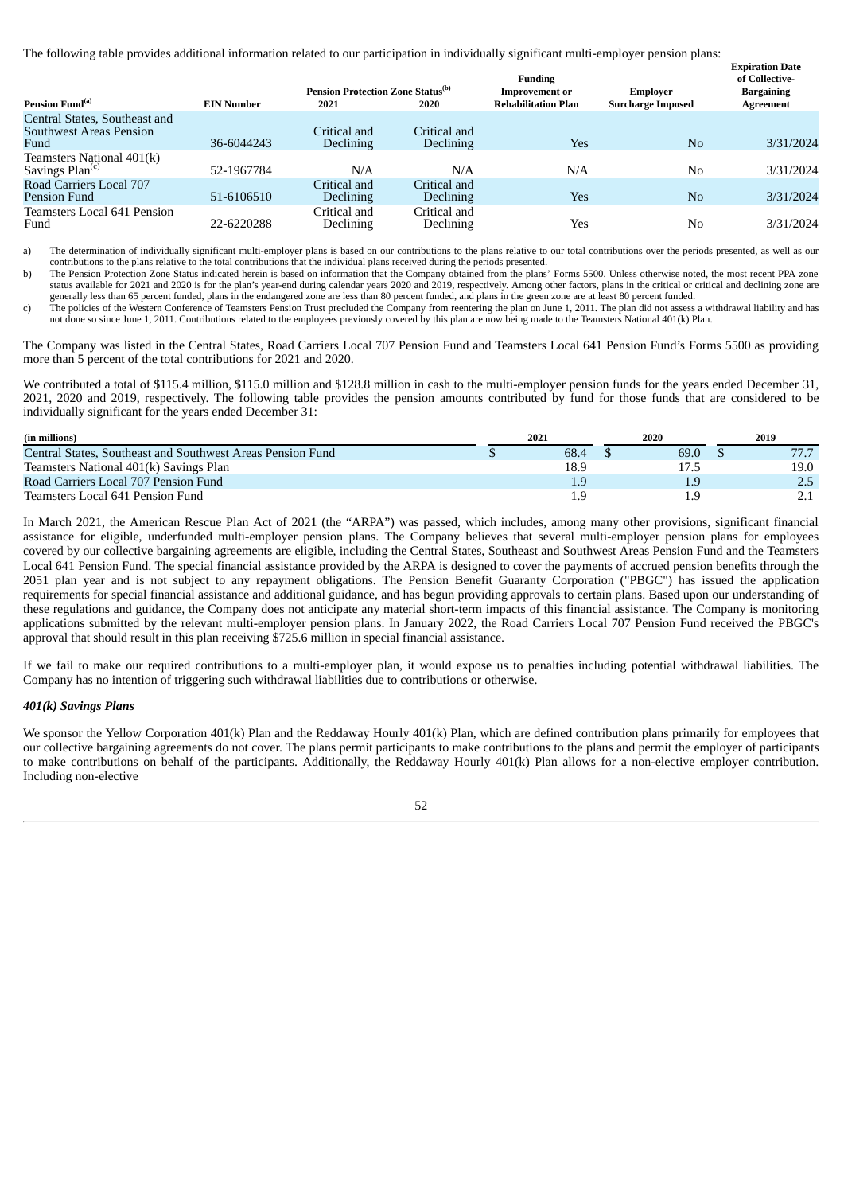The following table provides additional information related to our participation in individually significant multi-employer pension plans:

| Pension Fund[(a)] | EIN Number | Pension Protection Zone Status[(b)] 2021 | 2020 | Funding Improvement or Rehabilitation Plan | Employer Surcharge Imposed | Expiration Date of Collective-Bargaining Agreement |
|---|---|---|---|---|---|---|
| Central States, Southeast and Southwest Areas Pension Fund | 36-6044243 | Critical and Declining | Critical and Declining | Yes | No | 3/31/2024 |
| Teamsters National 401(k) Savings Plan[(c)] | 52-1967784 | N/A | N/A | N/A | No | 3/31/2024 |
| Road Carriers Local 707 Pension Fund | 51-6106510 | Critical and Declining | Critical and Declining | Yes | No | 3/31/2024 |
| Teamsters Local 641 Pension Fund | 22-6220288 | Critical and Declining | Critical and Declining | Yes | No | 3/31/2024 |

a) The determination of individually significant multi-employer plans is based on our contributions to the plans relative to our total contributions over the periods presented, as well as our contributions to the plans relative to the total contributions that the individual plans received during the periods presented.

b) The Pension Protection Zone Status indicated herein is based on information that the Company obtained from the plans' Forms 5500. Unless otherwise noted, the most recent PPA zone status available for 2021 and 2020 is for the plan's year-end during calendar years 2020 and 2019, respectively. Among other factors, plans in the critical or critical and declining zone are generally less than 65 percent funded, plans in the endangered zone are less than 80 percent funded, and plans in the green zone are at least 80 percent funded.

c) The policies of the Western Conference of Teamsters Pension Trust precluded the Company from reentering the plan on June 1, 2011. The plan did not assess a withdrawal liability and has not done so since June 1, 2011. Contributions related to the employees previously covered by this plan are now being made to the Teamsters National 401(k) Plan.

The Company was listed in the Central States, Road Carriers Local 707 Pension Fund and Teamsters Local 641 Pension Fund's Forms 5500 as providing more than 5 percent of the total contributions for 2021 and 2020.

We contributed a total of $115.4 million, $115.0 million and $128.8 million in cash to the multi-employer pension funds for the years ended December 31, 2021, 2020 and 2019, respectively. The following table provides the pension amounts contributed by fund for those funds that are considered to be individually significant for the years ended December 31:

| (in millions) | 2021 | 2020 | 2019 |
|---|---|---|---|
| Central States, Southeast and Southwest Areas Pension Fund | $ 68.4 | $ 69.0 | $ 77.7 |
| Teamsters National 401(k) Savings Plan | 18.9 | 17.5 | 19.0 |
| Road Carriers Local 707 Pension Fund | 1.9 | 1.9 | 2.5 |
| Teamsters Local 641 Pension Fund | 1.9 | 1.9 | 2.1 |

In March 2021, the American Rescue Plan Act of 2021 (the "ARPA") was passed, which includes, among many other provisions, significant financial assistance for eligible, underfunded multi-employer pension plans. The Company believes that several multi-employer pension plans for employees covered by our collective bargaining agreements are eligible, including the Central States, Southeast and Southwest Areas Pension Fund and the Teamsters Local 641 Pension Fund. The special financial assistance provided by the ARPA is designed to cover the payments of accrued pension benefits through the 2051 plan year and is not subject to any repayment obligations. The Pension Benefit Guaranty Corporation ("PBGC") has issued the application requirements for special financial assistance and additional guidance, and has begun providing approvals to certain plans. Based upon our understanding of these regulations and guidance, the Company does not anticipate any material short-term impacts of this financial assistance. The Company is monitoring applications submitted by the relevant multi-employer pension plans. In January 2022, the Road Carriers Local 707 Pension Fund received the PBGC's approval that should result in this plan receiving $725.6 million in special financial assistance.

If we fail to make our required contributions to a multi-employer plan, it would expose us to penalties including potential withdrawal liabilities. The Company has no intention of triggering such withdrawal liabilities due to contributions or otherwise.

***401(k) Savings Plans***

We sponsor the Yellow Corporation 401(k) Plan and the Reddaway Hourly 401(k) Plan, which are defined contribution plans primarily for employees that our collective bargaining agreements do not cover. The plans permit participants to make contributions to the plans and permit the employer of participants to make contributions on behalf of the participants. Additionally, the Reddaway Hourly 401(k) Plan allows for a non-elective employer contribution. Including non-elective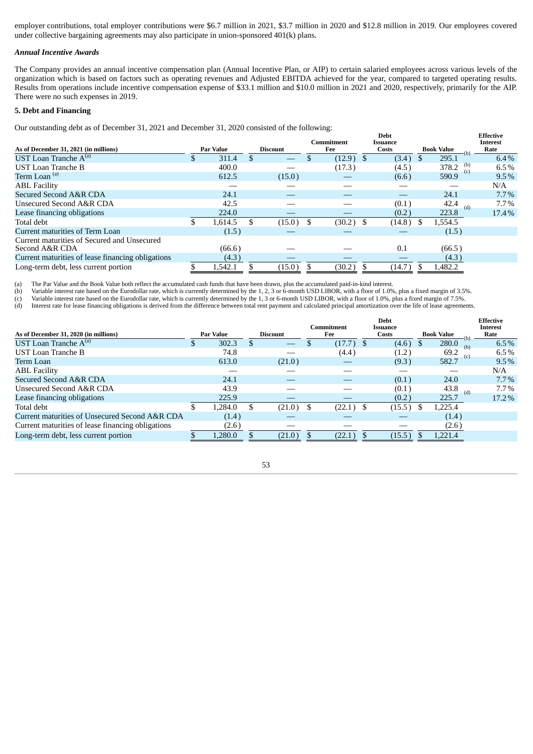employer contributions, total employer contributions were $6.7 million in 2021, $3.7 million in 2020 and $12.8 million in 2019. Our employees covered under collective bargaining agreements may also participate in union-sponsored 401(k) plans.

***Annual Incentive Awards***

The Company provides an annual incentive compensation plan (Annual Incentive Plan, or AIP) to certain salaried employees across various levels of the organization which is based on factors such as operating revenues and Adjusted EBITDA achieved for the year, compared to targeted operating results. Results from operations include incentive compensation expense of $33.1 million and $10.0 million in 2021 and 2020, respectively, primarily for the AIP. There were no such expenses in 2019.

**5. Debt and Financing**

Our outstanding debt as of December 31, 2021 and December 31, 2020 consisted of the following:

| As of December 31, 2021 (in millions) | Par Value | Discount | Commitment Fee | Debt Issuance Costs | Book Value | | Effective Interest Rate |
|---|---|---|---|---|---|---|---|
| UST Loan Tranche A[a] | $ 311.4 | $ — | $ (12.9) | $ (3.4) | $ 295.1 | (b) | 6.4% |
| UST Loan Tranche B | 400.0 | — | (17.3) | (4.5) | 378.2 | (b) | 6.5% |
| Term Loan [a] | 612.5 | (15.0) | — | (6.6) | 590.9 | (c) | 9.5% |
| ABL Facility | — | — | — | — | — | | N/A |
| Secured Second A&R CDA | 24.1 | — | — | — | 24.1 | | 7.7% |
| Unsecured Second A&R CDA | 42.5 | — | — | (0.1) | 42.4 | | 7.7% |
| Lease financing obligations | 224.0 | — | — | (0.2) | 223.8 | (d) | 17.4% |
| Total debt | $ 1,614.5 | $ (15.0) | $ (30.2) | $ (14.8) | $ 1,554.5 | | |
| Current maturities of Term Loan | (1.5) | — | — | — | (1.5) | | |
| Current maturities of Secured and Unsecured Second A&R CDA | (66.6) | — | — | 0.1 | (66.5) | | |
| Current maturities of lease financing obligations | (4.3) | — | — | — | (4.3) | | |
| Long-term debt, less current portion | $ 1,542.1 | $ (15.0) | $ (30.2) | $ (14.7) | $ 1,482.2 | | |

(a) The Par Value and the Book Value both reflect the accumulated cash funds that have been drawn, plus the accumulated paid-in-kind interest.
(b) Variable interest rate based on the Eurodollar rate, which is currently determined by the 1, 2, 3 or 6-month USD LIBOR, with a floor of 1.0%, plus a fixed margin of 3.5%.
(c) Variable interest rate based on the Eurodollar rate, which is currently determined by the 1, 3 or 6-month USD LIBOR, with a floor of 1.0%, plus a fixed margin of 7.5%.
(d) Interest rate for lease financing obligations is derived from the difference between total rent payment and calculated principal amortization over the life of lease agreements.

| As of December 31, 2020 (in millions) | Par Value | Discount | Commitment Fee | Debt Issuance Costs | Book Value | | Effective Interest Rate |
|---|---|---|---|---|---|---|---|
| UST Loan Tranche A[a] | $ 302.3 | $ — | $ (17.7) | $ (4.6) | $ 280.0 | (b) | 6.5% |
| UST Loan Tranche B | 74.8 | — | (4.4) | (1.2) | 69.2 | (b) | 6.5% |
| Term Loan | 613.0 | (21.0) | — | (9.3) | 582.7 | (c) | 9.5% |
| ABL Facility | — | — | — | — | — | | N/A |
| Secured Second A&R CDA | 24.1 | — | — | (0.1) | 24.0 | | 7.7% |
| Unsecured Second A&R CDA | 43.9 | — | — | (0.1) | 43.8 | | 7.7% |
| Lease financing obligations | 225.9 | — | — | (0.2) | 225.7 | (d) | 17.2% |
| Total debt | $ 1,284.0 | $ (21.0) | $ (22.1) | $ (15.5) | $ 1,225.4 | | |
| Current maturities of Unsecured Second A&R CDA | (1.4) | — | — | — | (1.4) | | |
| Current maturities of lease financing obligations | (2.6) | — | — | — | (2.6) | | |
| Long-term debt, less current portion | $ 1,280.0 | $ (21.0) | $ (22.1) | $ (15.5) | $ 1,221.4 | | |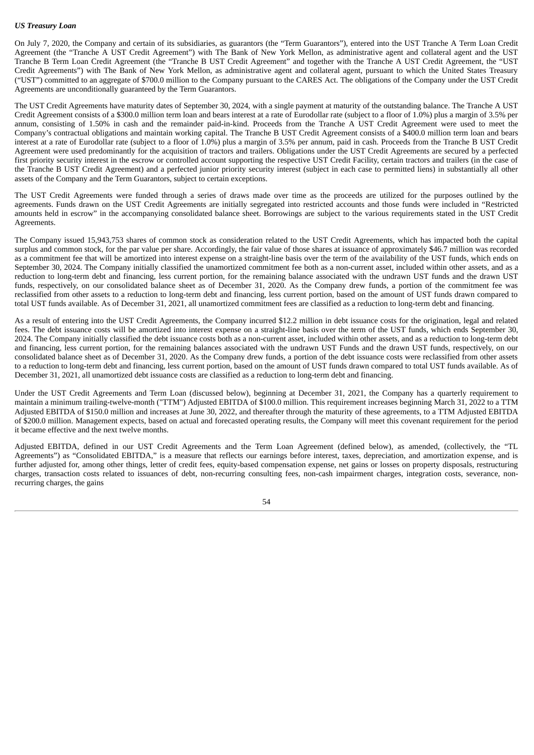*US Treasury Loan*

On July 7, 2020, the Company and certain of its subsidiaries, as guarantors (the "Term Guarantors"), entered into the UST Tranche A Term Loan Credit Agreement (the "Tranche A UST Credit Agreement") with The Bank of New York Mellon, as administrative agent and collateral agent and the UST Tranche B Term Loan Credit Agreement (the "Tranche B UST Credit Agreement" and together with the Tranche A UST Credit Agreement, the "UST Credit Agreements") with The Bank of New York Mellon, as administrative agent and collateral agent, pursuant to which the United States Treasury ("UST") committed to an aggregate of $700.0 million to the Company pursuant to the CARES Act. The obligations of the Company under the UST Credit Agreements are unconditionally guaranteed by the Term Guarantors.

The UST Credit Agreements have maturity dates of September 30, 2024, with a single payment at maturity of the outstanding balance. The Tranche A UST Credit Agreement consists of a $300.0 million term loan and bears interest at a rate of Eurodollar rate (subject to a floor of 1.0%) plus a margin of 3.5% per annum, consisting of 1.50% in cash and the remainder paid-in-kind. Proceeds from the Tranche A UST Credit Agreement were used to meet the Company's contractual obligations and maintain working capital. The Tranche B UST Credit Agreement consists of a $400.0 million term loan and bears interest at a rate of Eurodollar rate (subject to a floor of 1.0%) plus a margin of 3.5% per annum, paid in cash. Proceeds from the Tranche B UST Credit Agreement were used predominantly for the acquisition of tractors and trailers. Obligations under the UST Credit Agreements are secured by a perfected first priority security interest in the escrow or controlled account supporting the respective UST Credit Facility, certain tractors and trailers (in the case of the Tranche B UST Credit Agreement) and a perfected junior priority security interest (subject in each case to permitted liens) in substantially all other assets of the Company and the Term Guarantors, subject to certain exceptions.

The UST Credit Agreements were funded through a series of draws made over time as the proceeds are utilized for the purposes outlined by the agreements. Funds drawn on the UST Credit Agreements are initially segregated into restricted accounts and those funds were included in "Restricted amounts held in escrow" in the accompanying consolidated balance sheet. Borrowings are subject to the various requirements stated in the UST Credit Agreements.

The Company issued 15,943,753 shares of common stock as consideration related to the UST Credit Agreements, which has impacted both the capital surplus and common stock, for the par value per share. Accordingly, the fair value of those shares at issuance of approximately $46.7 million was recorded as a commitment fee that will be amortized into interest expense on a straight-line basis over the term of the availability of the UST funds, which ends on September 30, 2024. The Company initially classified the unamortized commitment fee both as a non-current asset, included within other assets, and as a reduction to long-term debt and financing, less current portion, for the remaining balance associated with the undrawn UST funds and the drawn UST funds, respectively, on our consolidated balance sheet as of December 31, 2020. As the Company drew funds, a portion of the commitment fee was reclassified from other assets to a reduction to long-term debt and financing, less current portion, based on the amount of UST funds drawn compared to total UST funds available. As of December 31, 2021, all unamortized commitment fees are classified as a reduction to long-term debt and financing.

As a result of entering into the UST Credit Agreements, the Company incurred $12.2 million in debt issuance costs for the origination, legal and related fees. The debt issuance costs will be amortized into interest expense on a straight-line basis over the term of the UST funds, which ends September 30, 2024. The Company initially classified the debt issuance costs both as a non-current asset, included within other assets, and as a reduction to long-term debt and financing, less current portion, for the remaining balances associated with the undrawn UST Funds and the drawn UST funds, respectively, on our consolidated balance sheet as of December 31, 2020. As the Company drew funds, a portion of the debt issuance costs were reclassified from other assets to a reduction to long-term debt and financing, less current portion, based on the amount of UST funds drawn compared to total UST funds available. As of December 31, 2021, all unamortized debt issuance costs are classified as a reduction to long-term debt and financing.

Under the UST Credit Agreements and Term Loan (discussed below), beginning at December 31, 2021, the Company has a quarterly requirement to maintain a minimum trailing-twelve-month ("TTM") Adjusted EBITDA of $100.0 million. This requirement increases beginning March 31, 2022 to a TTM Adjusted EBITDA of $150.0 million and increases at June 30, 2022, and thereafter through the maturity of these agreements, to a TTM Adjusted EBITDA of $200.0 million. Management expects, based on actual and forecasted operating results, the Company will meet this covenant requirement for the period it became effective and the next twelve months.

Adjusted EBITDA, defined in our UST Credit Agreements and the Term Loan Agreement (defined below), as amended, (collectively, the "TL Agreements") as "Consolidated EBITDA," is a measure that reflects our earnings before interest, taxes, depreciation, and amortization expense, and is further adjusted for, among other things, letter of credit fees, equity-based compensation expense, net gains or losses on property disposals, restructuring charges, transaction costs related to issuances of debt, non-recurring consulting fees, non-cash impairment charges, integration costs, severance, non-recurring charges, the gains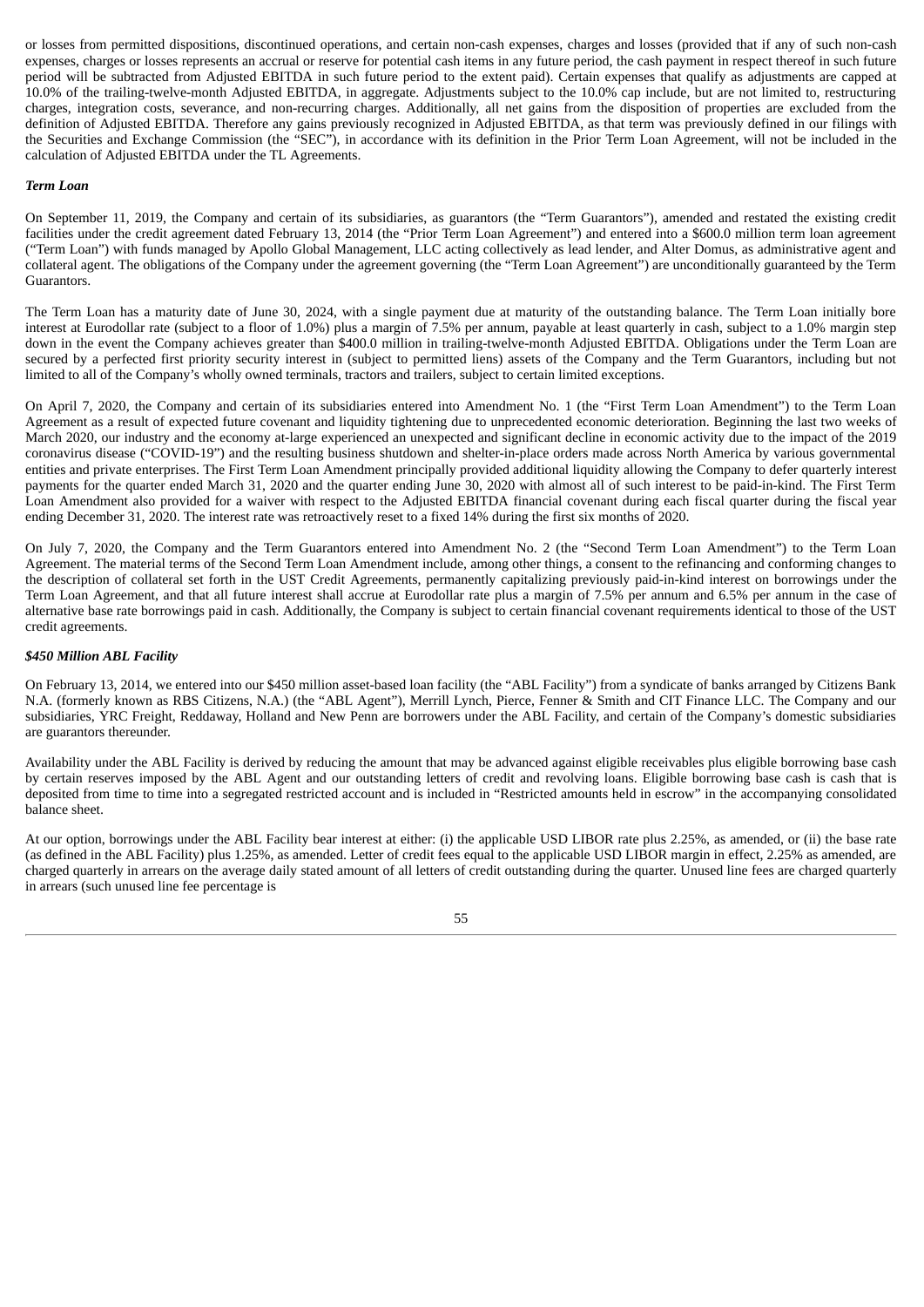or losses from permitted dispositions, discontinued operations, and certain non-cash expenses, charges and losses (provided that if any of such non-cash expenses, charges or losses represents an accrual or reserve for potential cash items in any future period, the cash payment in respect thereof in such future period will be subtracted from Adjusted EBITDA in such future period to the extent paid). Certain expenses that qualify as adjustments are capped at 10.0% of the trailing-twelve-month Adjusted EBITDA, in aggregate. Adjustments subject to the 10.0% cap include, but are not limited to, restructuring charges, integration costs, severance, and non-recurring charges. Additionally, all net gains from the disposition of properties are excluded from the definition of Adjusted EBITDA. Therefore any gains previously recognized in Adjusted EBITDA, as that term was previously defined in our filings with the Securities and Exchange Commission (the "SEC"), in accordance with its definition in the Prior Term Loan Agreement, will not be included in the calculation of Adjusted EBITDA under the TL Agreements.

***Term Loan***

On September 11, 2019, the Company and certain of its subsidiaries, as guarantors (the "Term Guarantors"), amended and restated the existing credit facilities under the credit agreement dated February 13, 2014 (the "Prior Term Loan Agreement") and entered into a $600.0 million term loan agreement ("Term Loan") with funds managed by Apollo Global Management, LLC acting collectively as lead lender, and Alter Domus, as administrative agent and collateral agent. The obligations of the Company under the agreement governing (the "Term Loan Agreement") are unconditionally guaranteed by the Term Guarantors.

The Term Loan has a maturity date of June 30, 2024, with a single payment due at maturity of the outstanding balance. The Term Loan initially bore interest at Eurodollar rate (subject to a floor of 1.0%) plus a margin of 7.5% per annum, payable at least quarterly in cash, subject to a 1.0% margin step down in the event the Company achieves greater than $400.0 million in trailing-twelve-month Adjusted EBITDA. Obligations under the Term Loan are secured by a perfected first priority security interest in (subject to permitted liens) assets of the Company and the Term Guarantors, including but not limited to all of the Company's wholly owned terminals, tractors and trailers, subject to certain limited exceptions.

On April 7, 2020, the Company and certain of its subsidiaries entered into Amendment No. 1 (the "First Term Loan Amendment") to the Term Loan Agreement as a result of expected future covenant and liquidity tightening due to unprecedented economic deterioration. Beginning the last two weeks of March 2020, our industry and the economy at-large experienced an unexpected and significant decline in economic activity due to the impact of the 2019 coronavirus disease ("COVID-19") and the resulting business shutdown and shelter-in-place orders made across North America by various governmental entities and private enterprises. The First Term Loan Amendment principally provided additional liquidity allowing the Company to defer quarterly interest payments for the quarter ended March 31, 2020 and the quarter ending June 30, 2020 with almost all of such interest to be paid-in-kind. The First Term Loan Amendment also provided for a waiver with respect to the Adjusted EBITDA financial covenant during each fiscal quarter during the fiscal year ending December 31, 2020. The interest rate was retroactively reset to a fixed 14% during the first six months of 2020.

On July 7, 2020, the Company and the Term Guarantors entered into Amendment No. 2 (the "Second Term Loan Amendment") to the Term Loan Agreement. The material terms of the Second Term Loan Amendment include, among other things, a consent to the refinancing and conforming changes to the description of collateral set forth in the UST Credit Agreements, permanently capitalizing previously paid-in-kind interest on borrowings under the Term Loan Agreement, and that all future interest shall accrue at Eurodollar rate plus a margin of 7.5% per annum and 6.5% per annum in the case of alternative base rate borrowings paid in cash. Additionally, the Company is subject to certain financial covenant requirements identical to those of the UST credit agreements.

***$450 Million ABL Facility***

On February 13, 2014, we entered into our $450 million asset-based loan facility (the "ABL Facility") from a syndicate of banks arranged by Citizens Bank N.A. (formerly known as RBS Citizens, N.A.) (the "ABL Agent"), Merrill Lynch, Pierce, Fenner & Smith and CIT Finance LLC. The Company and our subsidiaries, YRC Freight, Reddaway, Holland and New Penn are borrowers under the ABL Facility, and certain of the Company's domestic subsidiaries are guarantors thereunder.

Availability under the ABL Facility is derived by reducing the amount that may be advanced against eligible receivables plus eligible borrowing base cash by certain reserves imposed by the ABL Agent and our outstanding letters of credit and revolving loans. Eligible borrowing base cash is cash that is deposited from time to time into a segregated restricted account and is included in "Restricted amounts held in escrow" in the accompanying consolidated balance sheet.

At our option, borrowings under the ABL Facility bear interest at either: (i) the applicable USD LIBOR rate plus 2.25%, as amended, or (ii) the base rate (as defined in the ABL Facility) plus 1.25%, as amended. Letter of credit fees equal to the applicable USD LIBOR margin in effect, 2.25% as amended, are charged quarterly in arrears on the average daily stated amount of all letters of credit outstanding during the quarter. Unused line fees are charged quarterly in arrears (such unused line fee percentage is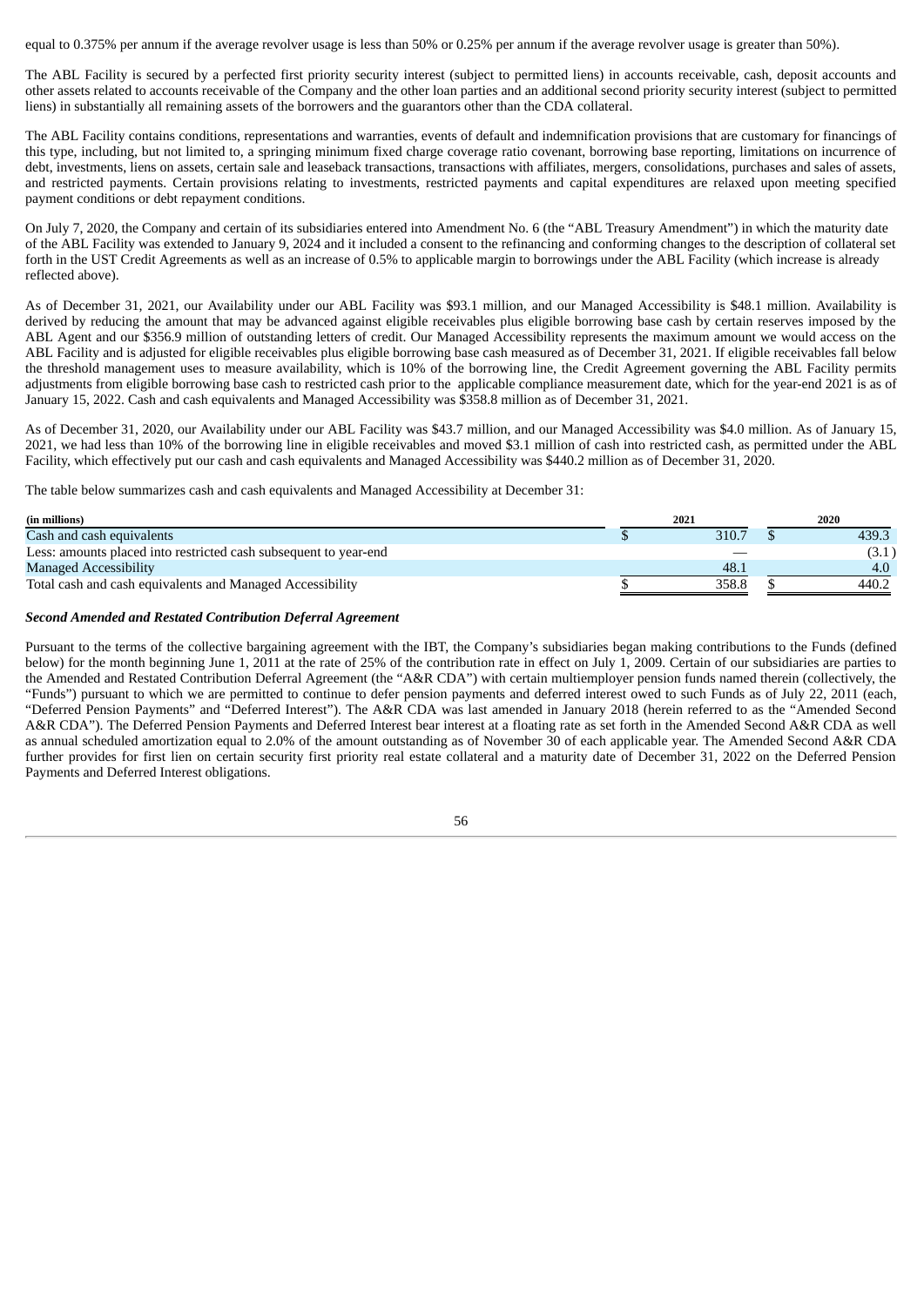equal to 0.375% per annum if the average revolver usage is less than 50% or 0.25% per annum if the average revolver usage is greater than 50%).

The ABL Facility is secured by a perfected first priority security interest (subject to permitted liens) in accounts receivable, cash, deposit accounts and other assets related to accounts receivable of the Company and the other loan parties and an additional second priority security interest (subject to permitted liens) in substantially all remaining assets of the borrowers and the guarantors other than the CDA collateral.

The ABL Facility contains conditions, representations and warranties, events of default and indemnification provisions that are customary for financings of this type, including, but not limited to, a springing minimum fixed charge coverage ratio covenant, borrowing base reporting, limitations on incurrence of debt, investments, liens on assets, certain sale and leaseback transactions, transactions with affiliates, mergers, consolidations, purchases and sales of assets, and restricted payments. Certain provisions relating to investments, restricted payments and capital expenditures are relaxed upon meeting specified payment conditions or debt repayment conditions.

On July 7, 2020, the Company and certain of its subsidiaries entered into Amendment No. 6 (the "ABL Treasury Amendment") in which the maturity date of the ABL Facility was extended to January 9, 2024 and it included a consent to the refinancing and conforming changes to the description of collateral set forth in the UST Credit Agreements as well as an increase of 0.5% to applicable margin to borrowings under the ABL Facility (which increase is already reflected above).

As of December 31, 2021, our Availability under our ABL Facility was $93.1 million, and our Managed Accessibility is $48.1 million. Availability is derived by reducing the amount that may be advanced against eligible receivables plus eligible borrowing base cash by certain reserves imposed by the ABL Agent and our $356.9 million of outstanding letters of credit. Our Managed Accessibility represents the maximum amount we would access on the ABL Facility and is adjusted for eligible receivables plus eligible borrowing base cash measured as of December 31, 2021. If eligible receivables fall below the threshold management uses to measure availability, which is 10% of the borrowing line, the Credit Agreement governing the ABL Facility permits adjustments from eligible borrowing base cash to restricted cash prior to the applicable compliance measurement date, which for the year-end 2021 is as of January 15, 2022. Cash and cash equivalents and Managed Accessibility was $358.8 million as of December 31, 2021.

As of December 31, 2020, our Availability under our ABL Facility was $43.7 million, and our Managed Accessibility was $4.0 million. As of January 15, 2021, we had less than 10% of the borrowing line in eligible receivables and moved $3.1 million of cash into restricted cash, as permitted under the ABL Facility, which effectively put our cash and cash equivalents and Managed Accessibility was $440.2 million as of December 31, 2020.

The table below summarizes cash and cash equivalents and Managed Accessibility at December 31:

| (in millions) | 2021 | 2020 |
|---|---|---|
| Cash and cash equivalents | $ 310.7 | $ 439.3 |
| Less: amounts placed into restricted cash subsequent to year-end | — | (3.1) |
| Managed Accessibility | 48.1 | 4.0 |
| Total cash and cash equivalents and Managed Accessibility | $ 358.8 | $ 440.2 |

***Second Amended and Restated Contribution Deferral Agreement***

Pursuant to the terms of the collective bargaining agreement with the IBT, the Company's subsidiaries began making contributions to the Funds (defined below) for the month beginning June 1, 2011 at the rate of 25% of the contribution rate in effect on July 1, 2009. Certain of our subsidiaries are parties to the Amended and Restated Contribution Deferral Agreement (the "A&R CDA") with certain multiemployer pension funds named therein (collectively, the "Funds") pursuant to which we are permitted to continue to defer pension payments and deferred interest owed to such Funds as of July 22, 2011 (each, "Deferred Pension Payments" and "Deferred Interest"). The A&R CDA was last amended in January 2018 (herein referred to as the "Amended Second A&R CDA"). The Deferred Pension Payments and Deferred Interest bear interest at a floating rate as set forth in the Amended Second A&R CDA as well as annual scheduled amortization equal to 2.0% of the amount outstanding as of November 30 of each applicable year. The Amended Second A&R CDA further provides for first lien on certain security first priority real estate collateral and a maturity date of December 31, 2022 on the Deferred Pension Payments and Deferred Interest obligations.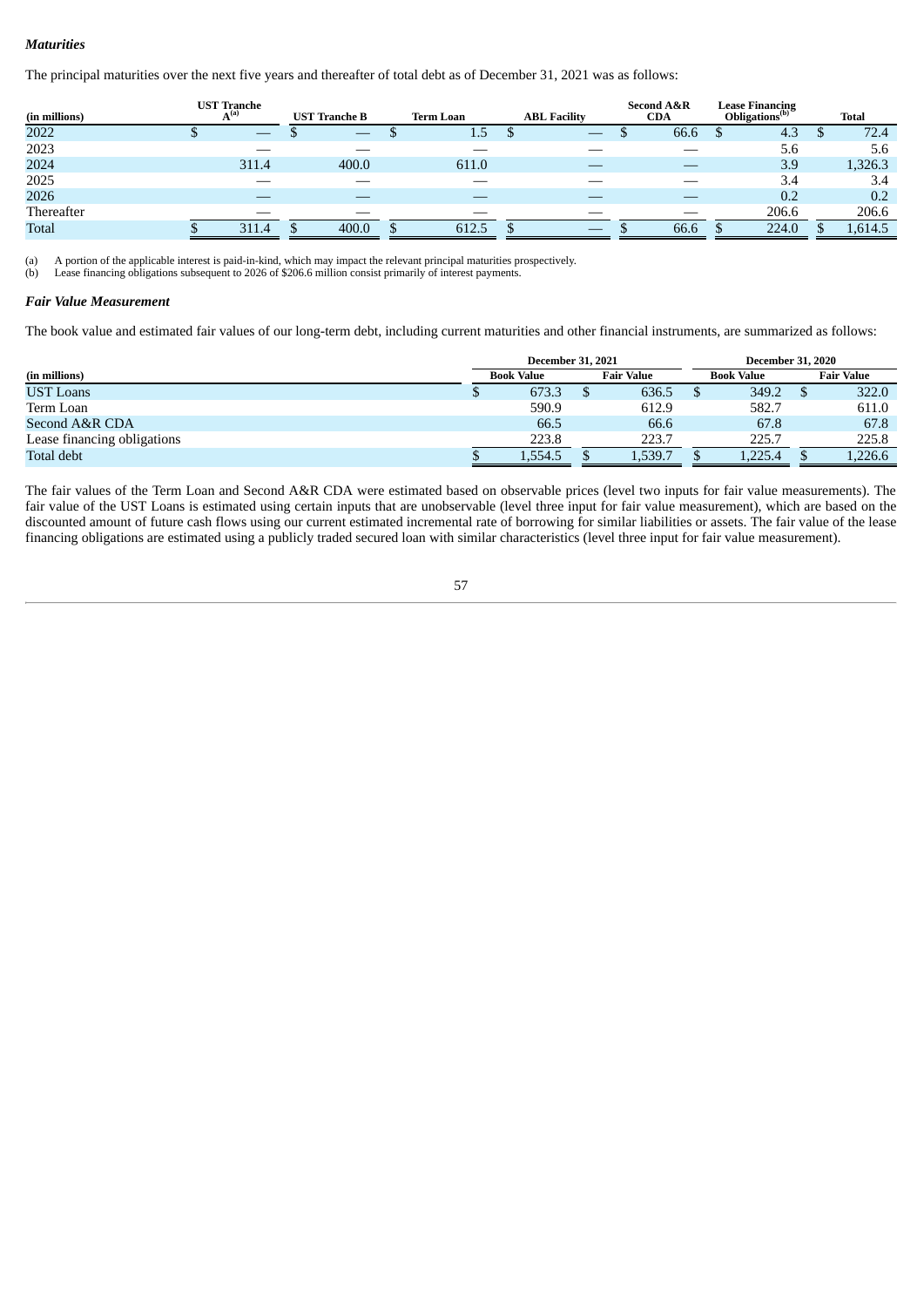***Maturities***

The principal maturities over the next five years and thereafter of total debt as of December 31, 2021 was as follows:

| (in millions) | UST Tranche A[(a)] | UST Tranche B | Term Loan | ABL Facility | Second A&R CDA | Lease Financing Obligations[(b)] | Total |
|---|---|---|---|---|---|---|---|
| 2022 | $ — | $ — | $ 1.5 | $ — | $ 66.6 | $ 4.3 | $ 72.4 |
| 2023 | — | — | — | — | — | 5.6 | 5.6 |
| 2024 | 311.4 | 400.0 | 611.0 | — | — | 3.9 | 1,326.3 |
| 2025 | — | — | — | — | — | 3.4 | 3.4 |
| 2026 | — | — | — | — | — | 0.2 | 0.2 |
| Thereafter | — | — | — | — | — | 206.6 | 206.6 |
| Total | $ 311.4 | $ 400.0 | $ 612.5 | $ — | $ 66.6 | $ 224.0 | $ 1,614.5 |

(a) A portion of the applicable interest is paid-in-kind, which may impact the relevant principal maturities prospectively.
(b) Lease financing obligations subsequent to 2026 of $206.6 million consist primarily of interest payments.

***Fair Value Measurement***

The book value and estimated fair values of our long-term debt, including current maturities and other financial instruments, are summarized as follows:

| | December 31, 2021 | | December 31, 2020 | |
|---|---|---|---|---|
| (in millions) | Book Value | Fair Value | Book Value | Fair Value |
| UST Loans | $ 673.3 | $ 636.5 | $ 349.2 | $ 322.0 |
| Term Loan | 590.9 | 612.9 | 582.7 | 611.0 |
| Second A&R CDA | 66.5 | 66.6 | 67.8 | 67.8 |
| Lease financing obligations | 223.8 | 223.7 | 225.7 | 225.8 |
| Total debt | $ 1,554.5 | $ 1,539.7 | $ 1,225.4 | $ 1,226.6 |

The fair values of the Term Loan and Second A&R CDA were estimated based on observable prices (level two inputs for fair value measurements). The fair value of the UST Loans is estimated using certain inputs that are unobservable (level three input for fair value measurement), which are based on the discounted amount of future cash flows using our current estimated incremental rate of borrowing for similar liabilities or assets. The fair value of the lease financing obligations are estimated using a publicly traded secured loan with similar characteristics (level three input for fair value measurement).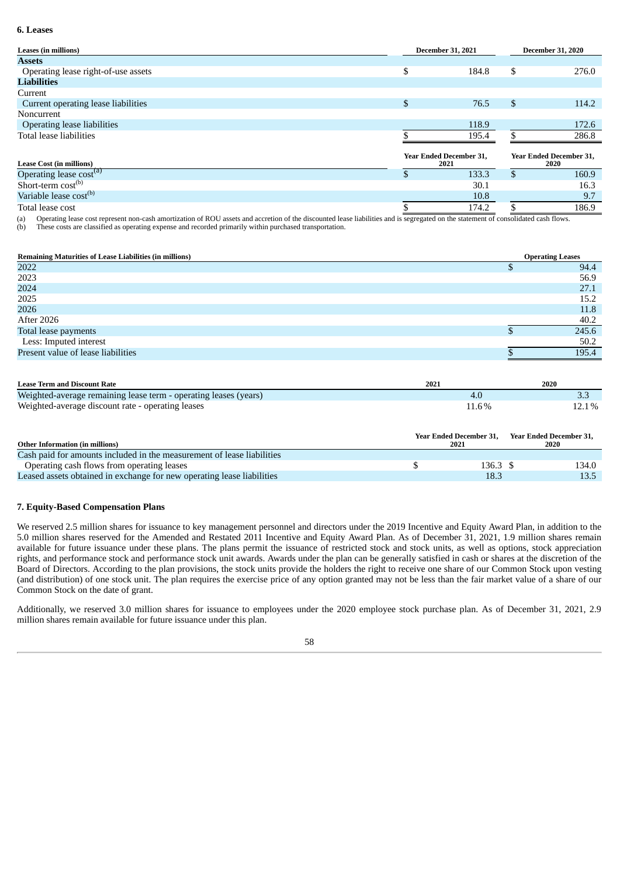## 6. Leases

| Leases (in millions) | December 31, 2021 | December 31, 2020 |
|---|---|---|
| **Assets** | | |
| Operating lease right-of-use assets | $ 184.8 | $ 276.0 |
| **Liabilities** | | |
| Current | | |
| Current operating lease liabilities | $ 76.5 | $ 114.2 |
| Noncurrent | | |
| Operating lease liabilities | 118.9 | 172.6 |
| Total lease liabilities | $ 195.4 | $ 286.8 |

| Lease Cost (in millions) | Year Ended December 31, 2021 | Year Ended December 31, 2020 |
|---|---|---|
| Operating lease cost[(a)] | $ 133.3 | $ 160.9 |
| Short-term cost[(b)] | 30.1 | 16.3 |
| Variable lease cost[(b)] | 10.8 | 9.7 |
| Total lease cost | $ 174.2 | $ 186.9 |

(a) Operating lease cost represent non-cash amortization of ROU assets and accretion of the discounted lease liabilities and is segregated on the statement of consolidated cash flows.
(b) These costs are classified as operating expense and recorded primarily within purchased transportation.

| Remaining Maturities of Lease Liabilities (in millions) | Operating Leases |
|---|---|
| 2022 | $ 94.4 |
| 2023 | 56.9 |
| 2024 | 27.1 |
| 2025 | 15.2 |
| 2026 | 11.8 |
| After 2026 | 40.2 |
| Total lease payments | $ 245.6 |
| Less: Imputed interest | 50.2 |
| Present value of lease liabilities | $ 195.4 |

| Lease Term and Discount Rate | 2021 | 2020 |
|---|---|---|
| Weighted-average remaining lease term - operating leases (years) | 4.0 | 3.3 |
| Weighted-average discount rate - operating leases | 11.6% | 12.1% |

| Other Information (in millions) | Year Ended December 31, 2021 | Year Ended December 31, 2020 |
|---|---|---|
| Cash paid for amounts included in the measurement of lease liabilities | | |
| Operating cash flows from operating leases | $ 136.3 | $ 134.0 |
| Leased assets obtained in exchange for new operating lease liabilities | 18.3 | 13.5 |

## 7. Equity-Based Compensation Plans

We reserved 2.5 million shares for issuance to key management personnel and directors under the 2019 Incentive and Equity Award Plan, in addition to the 5.0 million shares reserved for the Amended and Restated 2011 Incentive and Equity Award Plan. As of December 31, 2021, 1.9 million shares remain available for future issuance under these plans. The plans permit the issuance of restricted stock and stock units, as well as options, stock appreciation rights, and performance stock and performance stock unit awards. Awards under the plan can be generally satisfied in cash or shares at the discretion of the Board of Directors. According to the plan provisions, the stock units provide the holders the right to receive one share of our Common Stock upon vesting (and distribution) of one stock unit. The plan requires the exercise price of any option granted may not be less than the fair market value of a share of our Common Stock on the date of grant.

Additionally, we reserved 3.0 million shares for issuance to employees under the 2020 employee stock purchase plan. As of December 31, 2021, 2.9 million shares remain available for future issuance under this plan.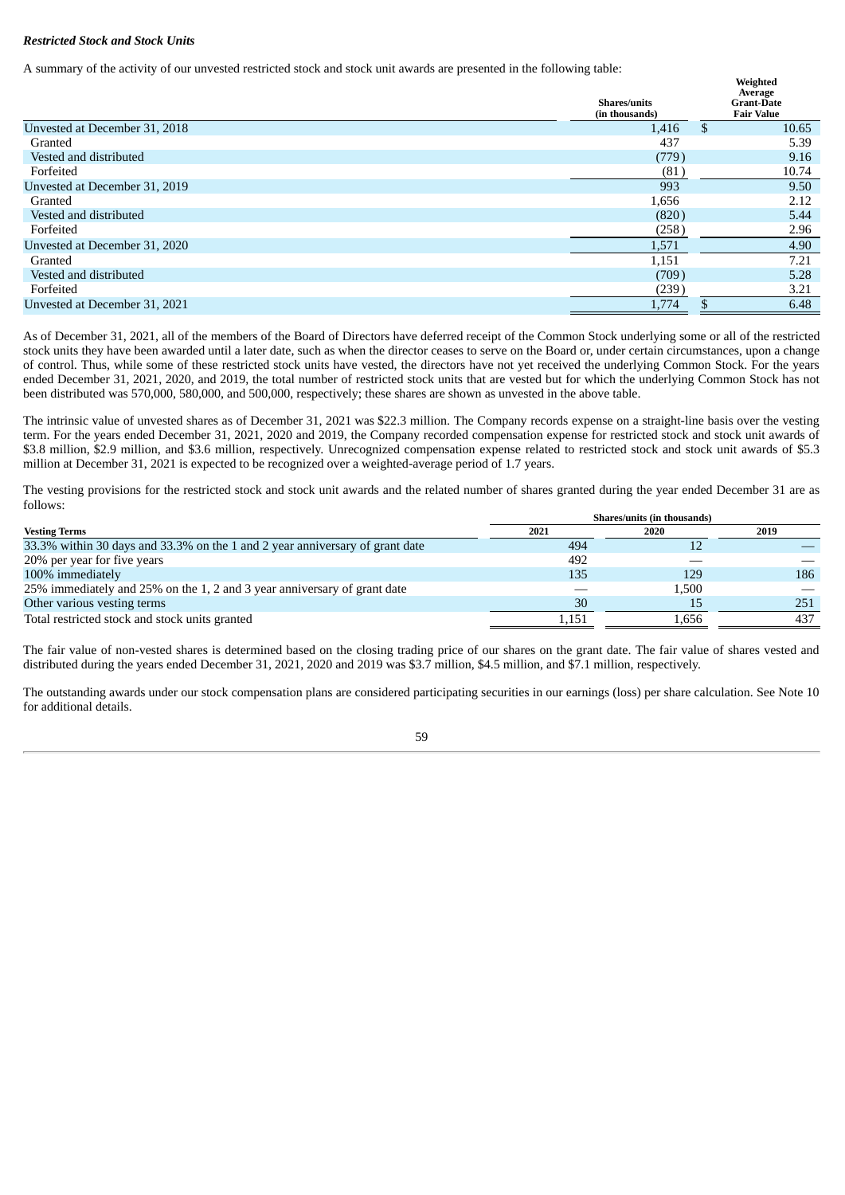***Restricted Stock and Stock Units***

A summary of the activity of our unvested restricted stock and stock unit awards are presented in the following table:

| | Shares/units (in thousands) | Weighted Average Grant-Date Fair Value |
|---|---|---|
| Unvested at December 31, 2018 | 1,416 | $ 10.65 |
| Granted | 437 | 5.39 |
| Vested and distributed | (779) | 9.16 |
| Forfeited | (81) | 10.74 |
| Unvested at December 31, 2019 | 993 | 9.50 |
| Granted | 1,656 | 2.12 |
| Vested and distributed | (820) | 5.44 |
| Forfeited | (258) | 2.96 |
| Unvested at December 31, 2020 | 1,571 | 4.90 |
| Granted | 1,151 | 7.21 |
| Vested and distributed | (709) | 5.28 |
| Forfeited | (239) | 3.21 |
| Unvested at December 31, 2021 | 1,774 | $ 6.48 |

As of December 31, 2021, all of the members of the Board of Directors have deferred receipt of the Common Stock underlying some or all of the restricted stock units they have been awarded until a later date, such as when the director ceases to serve on the Board or, under certain circumstances, upon a change of control. Thus, while some of these restricted stock units have vested, the directors have not yet received the underlying Common Stock. For the years ended December 31, 2021, 2020, and 2019, the total number of restricted stock units that are vested but for which the underlying Common Stock has not been distributed was 570,000, 580,000, and 500,000, respectively; these shares are shown as unvested in the above table.

The intrinsic value of unvested shares as of December 31, 2021 was $22.3 million. The Company records expense on a straight-line basis over the vesting term. For the years ended December 31, 2021, 2020 and 2019, the Company recorded compensation expense for restricted stock and stock unit awards of $3.8 million, $2.9 million, and $3.6 million, respectively. Unrecognized compensation expense related to restricted stock and stock unit awards of $5.3 million at December 31, 2021 is expected to be recognized over a weighted-average period of 1.7 years.

The vesting provisions for the restricted stock and stock unit awards and the related number of shares granted during the year ended December 31 are as follows:

| | Shares/units (in thousands) | | |
|---|---|---|---|
| **Vesting Terms** | **2021** | **2020** | **2019** |
| 33.3% within 30 days and 33.3% on the 1 and 2 year anniversary of grant date | 494 | 12 | — |
| 20% per year for five years | 492 | — | — |
| 100% immediately | 135 | 129 | 186 |
| 25% immediately and 25% on the 1, 2 and 3 year anniversary of grant date | — | 1,500 | — |
| Other various vesting terms | 30 | 15 | 251 |
| Total restricted stock and stock units granted | 1,151 | 1,656 | 437 |

The fair value of non-vested shares is determined based on the closing trading price of our shares on the grant date. The fair value of shares vested and distributed during the years ended December 31, 2021, 2020 and 2019 was $3.7 million, $4.5 million, and $7.1 million, respectively.

The outstanding awards under our stock compensation plans are considered participating securities in our earnings (loss) per share calculation. See Note 10 for additional details.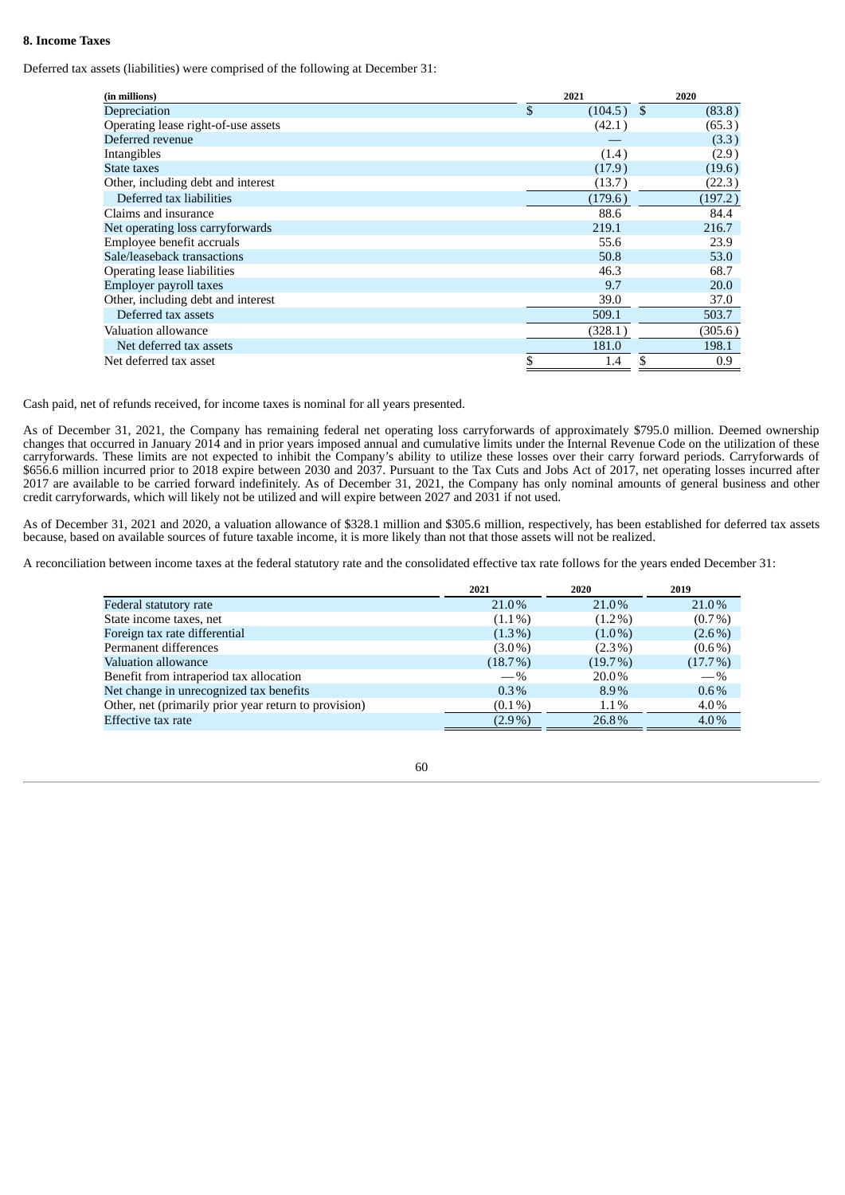**8. Income Taxes**

Deferred tax assets (liabilities) were comprised of the following at December 31:

| (in millions) | 2021 | 2020 |
|---|---|---|
| Depreciation | $ (104.5) | $ (83.8) |
| Operating lease right-of-use assets | (42.1) | (65.3) |
| Deferred revenue | — | (3.3) |
| Intangibles | (1.4) | (2.9) |
| State taxes | (17.9) | (19.6) |
| Other, including debt and interest | (13.7) | (22.3) |
| Deferred tax liabilities | (179.6) | (197.2) |
| Claims and insurance | 88.6 | 84.4 |
| Net operating loss carryforwards | 219.1 | 216.7 |
| Employee benefit accruals | 55.6 | 23.9 |
| Sale/leaseback transactions | 50.8 | 53.0 |
| Operating lease liabilities | 46.3 | 68.7 |
| Employer payroll taxes | 9.7 | 20.0 |
| Other, including debt and interest | 39.0 | 37.0 |
| Deferred tax assets | 509.1 | 503.7 |
| Valuation allowance | (328.1) | (305.6) |
| Net deferred tax assets | 181.0 | 198.1 |
| Net deferred tax asset | $ 1.4 | $ 0.9 |

Cash paid, net of refunds received, for income taxes is nominal for all years presented.

As of December 31, 2021, the Company has remaining federal net operating loss carryforwards of approximately $795.0 million. Deemed ownership changes that occurred in January 2014 and in prior years imposed annual and cumulative limits under the Internal Revenue Code on the utilization of these carryforwards. These limits are not expected to inhibit the Company's ability to utilize these losses over their carry forward periods. Carryforwards of $656.6 million incurred prior to 2018 expire between 2030 and 2037. Pursuant to the Tax Cuts and Jobs Act of 2017, net operating losses incurred after 2017 are available to be carried forward indefinitely. As of December 31, 2021, the Company has only nominal amounts of general business and other credit carryforwards, which will likely not be utilized and will expire between 2027 and 2031 if not used.

As of December 31, 2021 and 2020, a valuation allowance of $328.1 million and $305.6 million, respectively, has been established for deferred tax assets because, based on available sources of future taxable income, it is more likely than not that those assets will not be realized.

A reconciliation between income taxes at the federal statutory rate and the consolidated effective tax rate follows for the years ended December 31:

| | 2021 | 2020 | 2019 |
|---|---|---|---|
| Federal statutory rate | 21.0% | 21.0% | 21.0% |
| State income taxes, net | (1.1%) | (1.2%) | (0.7%) |
| Foreign tax rate differential | (1.3%) | (1.0%) | (2.6%) |
| Permanent differences | (3.0%) | (2.3%) | (0.6%) |
| Valuation allowance | (18.7%) | (19.7%) | (17.7%) |
| Benefit from intraperiod tax allocation | —% | 20.0% | —% |
| Net change in unrecognized tax benefits | 0.3% | 8.9% | 0.6% |
| Other, net (primarily prior year return to provision) | (0.1%) | 1.1% | 4.0% |
| Effective tax rate | (2.9%) | 26.8% | 4.0% |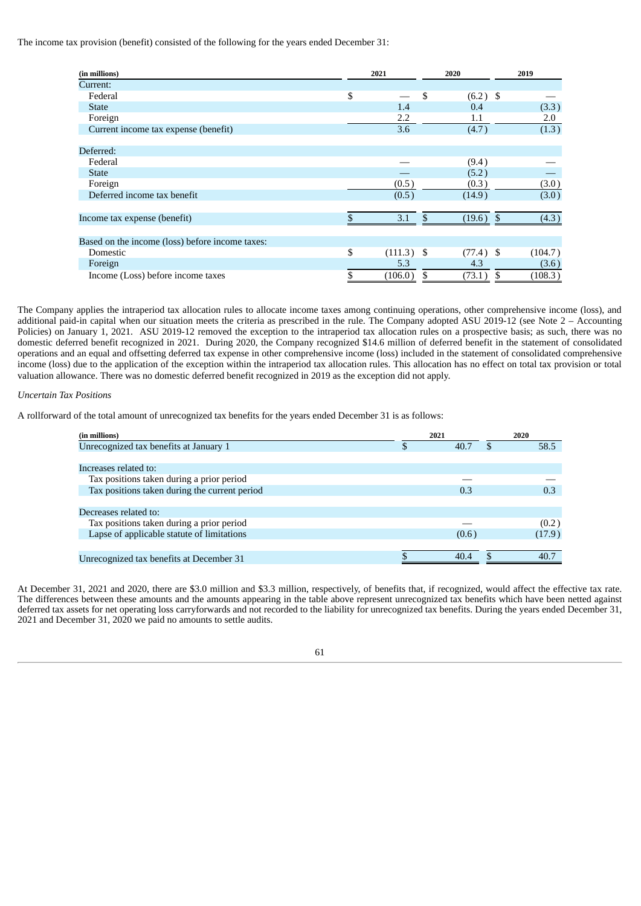The income tax provision (benefit) consisted of the following for the years ended December 31:

| (in millions) | 2021 | 2020 | 2019 |
|---|---|---|---|
| Current: | | | |
| Federal | $ — | $ (6.2) | $ — |
| State | 1.4 | 0.4 | (3.3) |
| Foreign | 2.2 | 1.1 | 2.0 |
| Current income tax expense (benefit) | 3.6 | (4.7) | (1.3) |
| Deferred: | | | |
| Federal | — | (9.4) | — |
| State | — | (5.2) | — |
| Foreign | (0.5) | (0.3) | (3.0) |
| Deferred income tax benefit | (0.5) | (14.9) | (3.0) |
| Income tax expense (benefit) | $ 3.1 | $ (19.6) | $ (4.3) |
| Based on the income (loss) before income taxes: | | | |
| Domestic | $ (111.3) | $ (77.4) | $ (104.7) |
| Foreign | 5.3 | 4.3 | (3.6) |
| Income (Loss) before income taxes | $ (106.0) | $ (73.1) | $ (108.3) |

The Company applies the intraperiod tax allocation rules to allocate income taxes among continuing operations, other comprehensive income (loss), and additional paid-in capital when our situation meets the criteria as prescribed in the rule. The Company adopted ASU 2019-12 (see Note 2 – Accounting Policies) on January 1, 2021. ASU 2019-12 removed the exception to the intraperiod tax allocation rules on a prospective basis; as such, there was no domestic deferred benefit recognized in 2021. During 2020, the Company recognized $14.6 million of deferred benefit in the statement of consolidated operations and an equal and offsetting deferred tax expense in other comprehensive income (loss) included in the statement of consolidated comprehensive income (loss) due to the application of the exception within the intraperiod tax allocation rules. This allocation has no effect on total tax provision or total valuation allowance. There was no domestic deferred benefit recognized in 2019 as the exception did not apply.

*Uncertain Tax Positions*

A rollforward of the total amount of unrecognized tax benefits for the years ended December 31 is as follows:

| (in millions) | 2021 | 2020 |
|---|---|---|
| Unrecognized tax benefits at January 1 | $ 40.7 | $ 58.5 |
| Increases related to: | | |
| Tax positions taken during a prior period | — | — |
| Tax positions taken during the current period | 0.3 | 0.3 |
| Decreases related to: | | |
| Tax positions taken during a prior period | — | (0.2) |
| Lapse of applicable statute of limitations | (0.6) | (17.9) |
| Unrecognized tax benefits at December 31 | $ 40.4 | $ 40.7 |

At December 31, 2021 and 2020, there are $3.0 million and $3.3 million, respectively, of benefits that, if recognized, would affect the effective tax rate. The differences between these amounts and the amounts appearing in the table above represent unrecognized tax benefits which have been netted against deferred tax assets for net operating loss carryforwards and not recorded to the liability for unrecognized tax benefits. During the years ended December 31, 2021 and December 31, 2020 we paid no amounts to settle audits.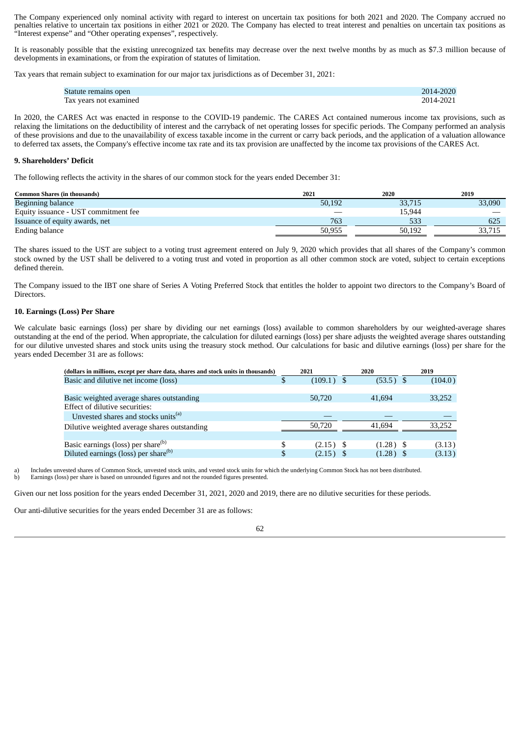The Company experienced only nominal activity with regard to interest on uncertain tax positions for both 2021 and 2020. The Company accrued no penalties relative to uncertain tax positions in either 2021 or 2020. The Company has elected to treat interest and penalties on uncertain tax positions as "Interest expense" and "Other operating expenses", respectively.

It is reasonably possible that the existing unrecognized tax benefits may decrease over the next twelve months by as much as $7.3 million because of developments in examinations, or from the expiration of statutes of limitation.

Tax years that remain subject to examination for our major tax jurisdictions as of December 31, 2021:

| | |
|---|---|
| Statute remains open | 2014-2020 |
| Tax years not examined | 2014-2021 |

In 2020, the CARES Act was enacted in response to the COVID-19 pandemic. The CARES Act contained numerous income tax provisions, such as relaxing the limitations on the deductibility of interest and the carryback of net operating losses for specific periods. The Company performed an analysis of these provisions and due to the unavailability of excess taxable income in the current or carry back periods, and the application of a valuation allowance to deferred tax assets, the Company's effective income tax rate and its tax provision are unaffected by the income tax provisions of the CARES Act.

**9. Shareholders' Deficit**

The following reflects the activity in the shares of our common stock for the years ended December 31:

| Common Shares (in thousands) | 2021 | 2020 | 2019 |
|---|---|---|---|
| Beginning balance | 50,192 | 33,715 | 33,090 |
| Equity issuance - UST commitment fee | — | 15,944 | — |
| Issuance of equity awards, net | 763 | 533 | 625 |
| Ending balance | 50,955 | 50,192 | 33,715 |

The shares issued to the UST are subject to a voting trust agreement entered on July 9, 2020 which provides that all shares of the Company's common stock owned by the UST shall be delivered to a voting trust and voted in proportion as all other common stock are voted, subject to certain exceptions defined therein.

The Company issued to the IBT one share of Series A Voting Preferred Stock that entitles the holder to appoint two directors to the Company's Board of Directors.

**10. Earnings (Loss) Per Share**

We calculate basic earnings (loss) per share by dividing our net earnings (loss) available to common shareholders by our weighted-average shares outstanding at the end of the period. When appropriate, the calculation for diluted earnings (loss) per share adjusts the weighted average shares outstanding for our dilutive unvested shares and stock units using the treasury stock method. Our calculations for basic and dilutive earnings (loss) per share for the years ended December 31 are as follows:

| (dollars in millions, except per share data, shares and stock units in thousands) | 2021 | 2020 | 2019 |
|---|---|---|---|
| Basic and dilutive net income (loss) | $ (109.1) | $ (53.5) | $ (104.0) |
| | | | |
| Basic weighted average shares outstanding | 50,720 | 41,694 | 33,252 |
| Effect of dilutive securities: | | | |
| Unvested shares and stocks units[(a)] | — | — | — |
| Dilutive weighted average shares outstanding | 50,720 | 41,694 | 33,252 |
| | | | |
| Basic earnings (loss) per share[(b)] | $ (2.15) | $ (1.28) | $ (3.13) |
| Diluted earnings (loss) per share[(b)] | $ (2.15) | $ (1.28) | $ (3.13) |

a) Includes unvested shares of Common Stock, unvested stock units, and vested stock units for which the underlying Common Stock has not been distributed.
b) Earnings (loss) per share is based on unrounded figures and not the rounded figures presented.

Given our net loss position for the years ended December 31, 2021, 2020 and 2019, there are no dilutive securities for these periods.

Our anti-dilutive securities for the years ended December 31 are as follows: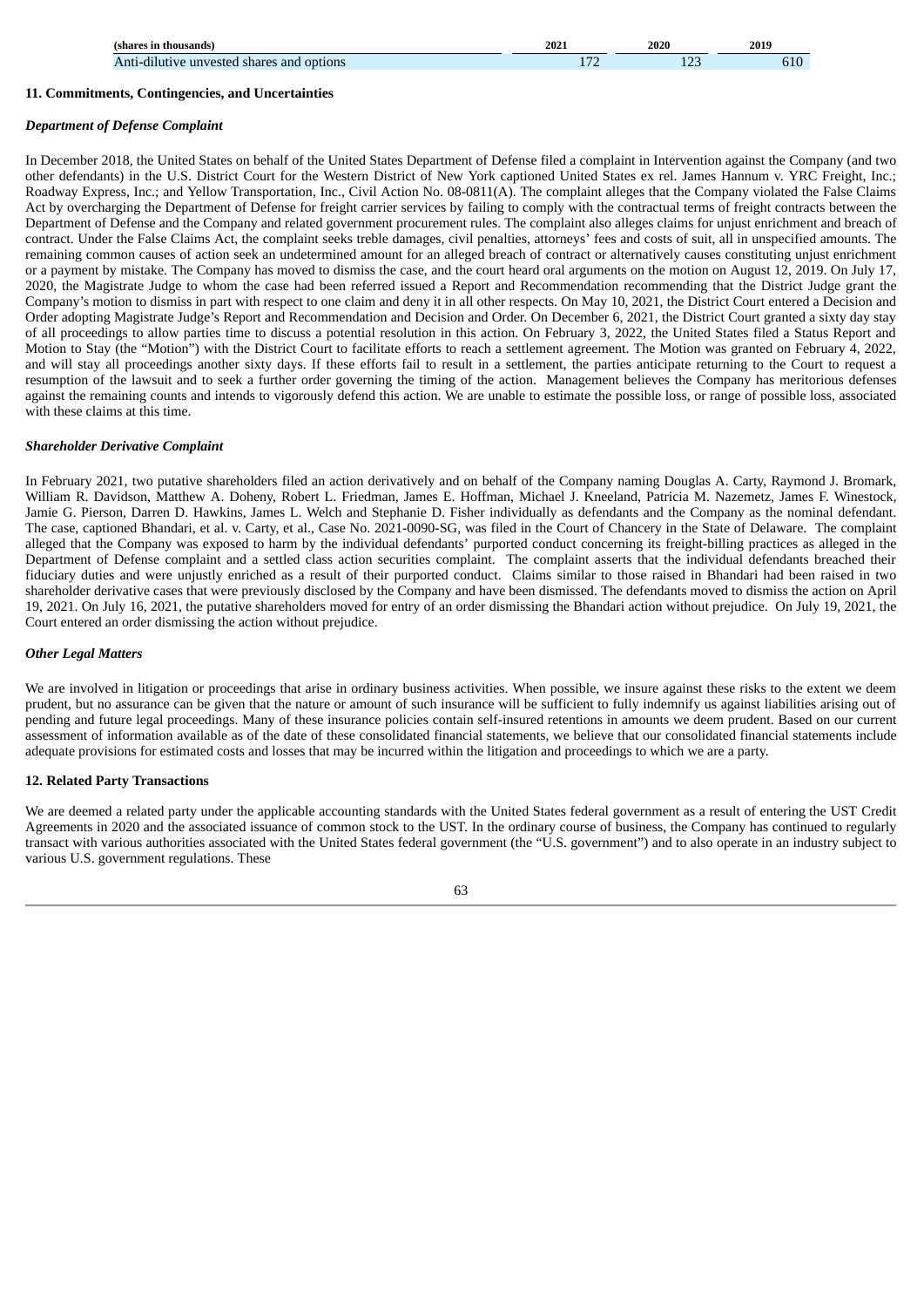| (shares in thousands) | 2021 | 2020 | 2019 |
| --- | --- | --- | --- |
| Anti-dilutive unvested shares and options | 172 | 123 | 610 |

### 11. Commitments, Contingencies, and Uncertainties

***Department of Defense Complaint***

In December 2018, the United States on behalf of the United States Department of Defense filed a complaint in Intervention against the Company (and two other defendants) in the U.S. District Court for the Western District of New York captioned United States ex rel. James Hannum v. YRC Freight, Inc.; Roadway Express, Inc.; and Yellow Transportation, Inc., Civil Action No. 08-0811(A). The complaint alleges that the Company violated the False Claims Act by overcharging the Department of Defense for freight carrier services by failing to comply with the contractual terms of freight contracts between the Department of Defense and the Company and related government procurement rules. The complaint also alleges claims for unjust enrichment and breach of contract. Under the False Claims Act, the complaint seeks treble damages, civil penalties, attorneys' fees and costs of suit, all in unspecified amounts. The remaining common causes of action seek an undetermined amount for an alleged breach of contract or alternatively causes constituting unjust enrichment or a payment by mistake. The Company has moved to dismiss the case, and the court heard oral arguments on the motion on August 12, 2019. On July 17, 2020, the Magistrate Judge to whom the case had been referred issued a Report and Recommendation recommending that the District Judge grant the Company's motion to dismiss in part with respect to one claim and deny it in all other respects. On May 10, 2021, the District Court entered a Decision and Order adopting Magistrate Judge's Report and Recommendation and Decision and Order. On December 6, 2021, the District Court granted a sixty day stay of all proceedings to allow parties time to discuss a potential resolution in this action. On February 3, 2022, the United States filed a Status Report and Motion to Stay (the "Motion") with the District Court to facilitate efforts to reach a settlement agreement. The Motion was granted on February 4, 2022, and will stay all proceedings another sixty days. If these efforts fail to result in a settlement, the parties anticipate returning to the Court to request a resumption of the lawsuit and to seek a further order governing the timing of the action. Management believes the Company has meritorious defenses against the remaining counts and intends to vigorously defend this action. We are unable to estimate the possible loss, or range of possible loss, associated with these claims at this time.

***Shareholder Derivative Complaint***

In February 2021, two putative shareholders filed an action derivatively and on behalf of the Company naming Douglas A. Carty, Raymond J. Bromark, William R. Davidson, Matthew A. Doheny, Robert L. Friedman, James E. Hoffman, Michael J. Kneeland, Patricia M. Nazemetz, James F. Winestock, Jamie G. Pierson, Darren D. Hawkins, James L. Welch and Stephanie D. Fisher individually as defendants and the Company as the nominal defendant. The case, captioned Bhandari, et al. v. Carty, et al., Case No. 2021-0090-SG, was filed in the Court of Chancery in the State of Delaware. The complaint alleged that the Company was exposed to harm by the individual defendants' purported conduct concerning its freight-billing practices as alleged in the Department of Defense complaint and a settled class action securities complaint. The complaint asserts that the individual defendants breached their fiduciary duties and were unjustly enriched as a result of their purported conduct. Claims similar to those raised in Bhandari had been raised in two shareholder derivative cases that were previously disclosed by the Company and have been dismissed. The defendants moved to dismiss the action on April 19, 2021. On July 16, 2021, the putative shareholders moved for entry of an order dismissing the Bhandari action without prejudice. On July 19, 2021, the Court entered an order dismissing the action without prejudice.

***Other Legal Matters***

We are involved in litigation or proceedings that arise in ordinary business activities. When possible, we insure against these risks to the extent we deem prudent, but no assurance can be given that the nature or amount of such insurance will be sufficient to fully indemnify us against liabilities arising out of pending and future legal proceedings. Many of these insurance policies contain self-insured retentions in amounts we deem prudent. Based on our current assessment of information available as of the date of these consolidated financial statements, we believe that our consolidated financial statements include adequate provisions for estimated costs and losses that may be incurred within the litigation and proceedings to which we are a party.

### 12. Related Party Transactions

We are deemed a related party under the applicable accounting standards with the United States federal government as a result of entering the UST Credit Agreements in 2020 and the associated issuance of common stock to the UST. In the ordinary course of business, the Company has continued to regularly transact with various authorities associated with the United States federal government (the "U.S. government") and to also operate in an industry subject to various U.S. government regulations. These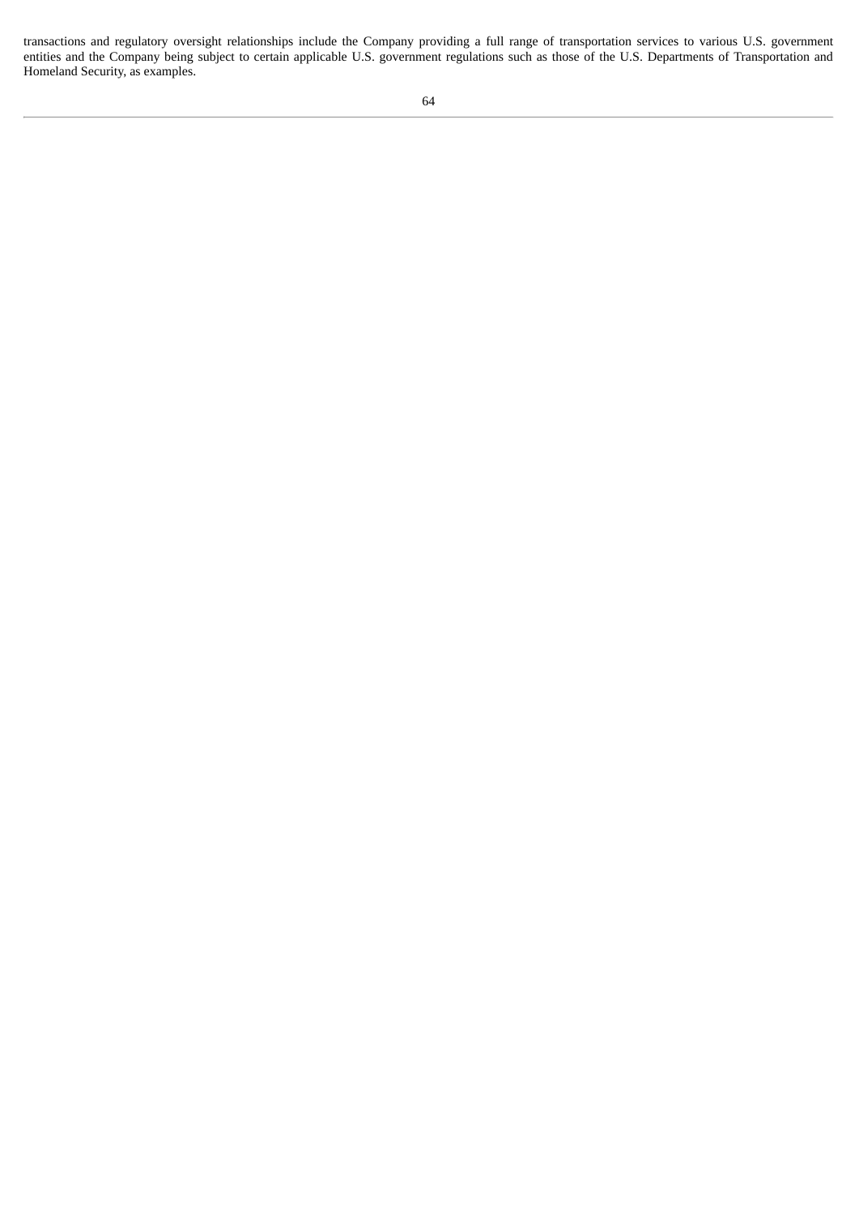transactions and regulatory oversight relationships include the Company providing a full range of transportation services to various U.S. government entities and the Company being subject to certain applicable U.S. government regulations such as those of the U.S. Departments of Transportation and Homeland Security, as examples.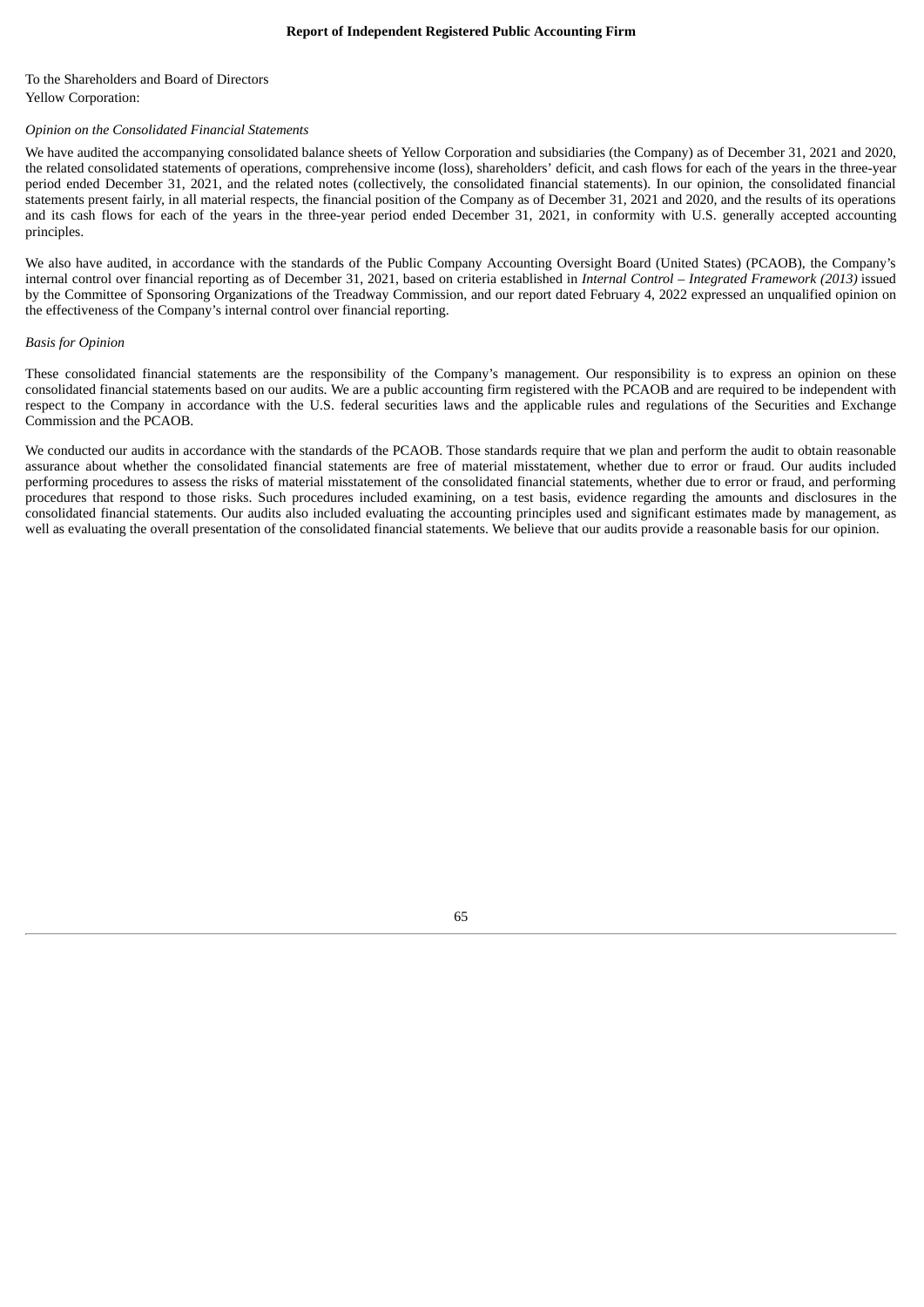**Report of Independent Registered Public Accounting Firm**

To the Shareholders and Board of Directors
Yellow Corporation:

*Opinion on the Consolidated Financial Statements*

We have audited the accompanying consolidated balance sheets of Yellow Corporation and subsidiaries (the Company) as of December 31, 2021 and 2020, the related consolidated statements of operations, comprehensive income (loss), shareholders' deficit, and cash flows for each of the years in the three-year period ended December 31, 2021, and the related notes (collectively, the consolidated financial statements). In our opinion, the consolidated financial statements present fairly, in all material respects, the financial position of the Company as of December 31, 2021 and 2020, and the results of its operations and its cash flows for each of the years in the three-year period ended December 31, 2021, in conformity with U.S. generally accepted accounting principles.

We also have audited, in accordance with the standards of the Public Company Accounting Oversight Board (United States) (PCAOB), the Company's internal control over financial reporting as of December 31, 2021, based on criteria established in *Internal Control – Integrated Framework (2013)* issued by the Committee of Sponsoring Organizations of the Treadway Commission, and our report dated February 4, 2022 expressed an unqualified opinion on the effectiveness of the Company's internal control over financial reporting.

*Basis for Opinion*

These consolidated financial statements are the responsibility of the Company's management. Our responsibility is to express an opinion on these consolidated financial statements based on our audits. We are a public accounting firm registered with the PCAOB and are required to be independent with respect to the Company in accordance with the U.S. federal securities laws and the applicable rules and regulations of the Securities and Exchange Commission and the PCAOB.

We conducted our audits in accordance with the standards of the PCAOB. Those standards require that we plan and perform the audit to obtain reasonable assurance about whether the consolidated financial statements are free of material misstatement, whether due to error or fraud. Our audits included performing procedures to assess the risks of material misstatement of the consolidated financial statements, whether due to error or fraud, and performing procedures that respond to those risks. Such procedures included examining, on a test basis, evidence regarding the amounts and disclosures in the consolidated financial statements. Our audits also included evaluating the accounting principles used and significant estimates made by management, as well as evaluating the overall presentation of the consolidated financial statements. We believe that our audits provide a reasonable basis for our opinion.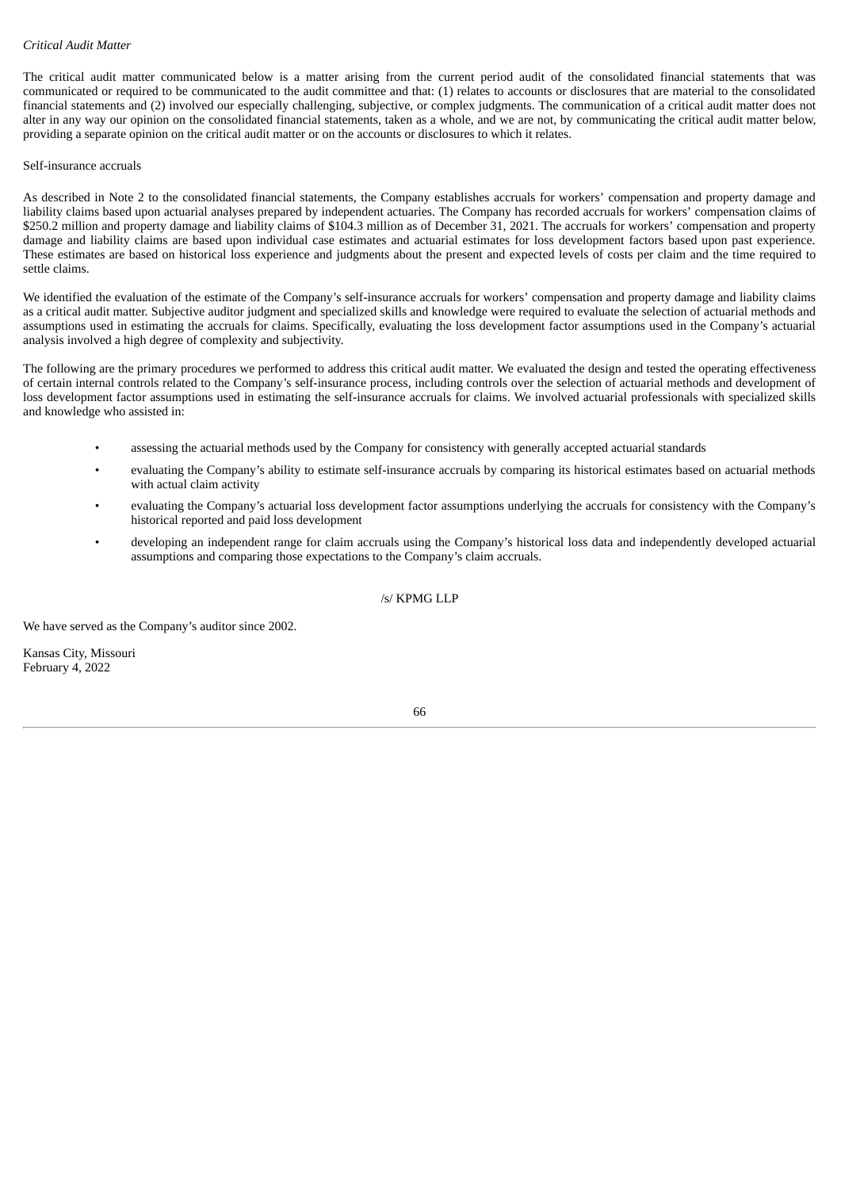*Critical Audit Matter*

The critical audit matter communicated below is a matter arising from the current period audit of the consolidated financial statements that was communicated or required to be communicated to the audit committee and that: (1) relates to accounts or disclosures that are material to the consolidated financial statements and (2) involved our especially challenging, subjective, or complex judgments. The communication of a critical audit matter does not alter in any way our opinion on the consolidated financial statements, taken as a whole, and we are not, by communicating the critical audit matter below, providing a separate opinion on the critical audit matter or on the accounts or disclosures to which it relates.

Self-insurance accruals

As described in Note 2 to the consolidated financial statements, the Company establishes accruals for workers' compensation and property damage and liability claims based upon actuarial analyses prepared by independent actuaries. The Company has recorded accruals for workers' compensation claims of $250.2 million and property damage and liability claims of $104.3 million as of December 31, 2021. The accruals for workers' compensation and property damage and liability claims are based upon individual case estimates and actuarial estimates for loss development factors based upon past experience. These estimates are based on historical loss experience and judgments about the present and expected levels of costs per claim and the time required to settle claims.

We identified the evaluation of the estimate of the Company's self-insurance accruals for workers' compensation and property damage and liability claims as a critical audit matter. Subjective auditor judgment and specialized skills and knowledge were required to evaluate the selection of actuarial methods and assumptions used in estimating the accruals for claims. Specifically, evaluating the loss development factor assumptions used in the Company's actuarial analysis involved a high degree of complexity and subjectivity.

The following are the primary procedures we performed to address this critical audit matter. We evaluated the design and tested the operating effectiveness of certain internal controls related to the Company's self-insurance process, including controls over the selection of actuarial methods and development of loss development factor assumptions used in estimating the self-insurance accruals for claims. We involved actuarial professionals with specialized skills and knowledge who assisted in:

- assessing the actuarial methods used by the Company for consistency with generally accepted actuarial standards
- evaluating the Company's ability to estimate self-insurance accruals by comparing its historical estimates based on actuarial methods with actual claim activity
- evaluating the Company's actuarial loss development factor assumptions underlying the accruals for consistency with the Company's historical reported and paid loss development
- developing an independent range for claim accruals using the Company's historical loss data and independently developed actuarial assumptions and comparing those expectations to the Company's claim accruals.

/s/ KPMG LLP

We have served as the Company's auditor since 2002.

Kansas City, Missouri
February 4, 2022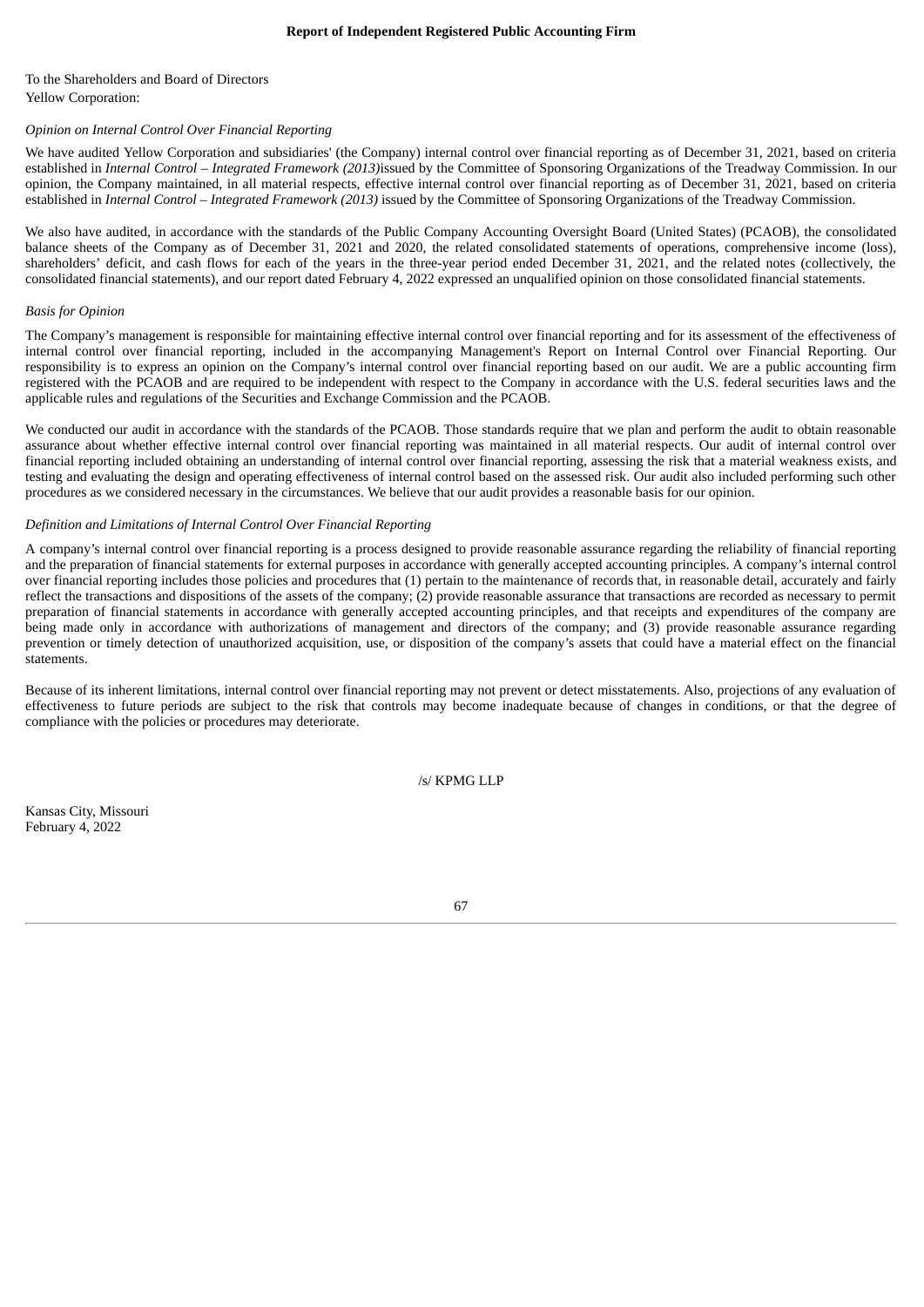**Report of Independent Registered Public Accounting Firm**

To the Shareholders and Board of Directors
Yellow Corporation:

*Opinion on Internal Control Over Financial Reporting*

We have audited Yellow Corporation and subsidiaries' (the Company) internal control over financial reporting as of December 31, 2021, based on criteria established in *Internal Control – Integrated Framework (2013)*issued by the Committee of Sponsoring Organizations of the Treadway Commission. In our opinion, the Company maintained, in all material respects, effective internal control over financial reporting as of December 31, 2021, based on criteria established in *Internal Control – Integrated Framework (2013)* issued by the Committee of Sponsoring Organizations of the Treadway Commission.

We also have audited, in accordance with the standards of the Public Company Accounting Oversight Board (United States) (PCAOB), the consolidated balance sheets of the Company as of December 31, 2021 and 2020, the related consolidated statements of operations, comprehensive income (loss), shareholders' deficit, and cash flows for each of the years in the three-year period ended December 31, 2021, and the related notes (collectively, the consolidated financial statements), and our report dated February 4, 2022 expressed an unqualified opinion on those consolidated financial statements.

*Basis for Opinion*

The Company's management is responsible for maintaining effective internal control over financial reporting and for its assessment of the effectiveness of internal control over financial reporting, included in the accompanying Management's Report on Internal Control over Financial Reporting. Our responsibility is to express an opinion on the Company's internal control over financial reporting based on our audit. We are a public accounting firm registered with the PCAOB and are required to be independent with respect to the Company in accordance with the U.S. federal securities laws and the applicable rules and regulations of the Securities and Exchange Commission and the PCAOB.

We conducted our audit in accordance with the standards of the PCAOB. Those standards require that we plan and perform the audit to obtain reasonable assurance about whether effective internal control over financial reporting was maintained in all material respects. Our audit of internal control over financial reporting included obtaining an understanding of internal control over financial reporting, assessing the risk that a material weakness exists, and testing and evaluating the design and operating effectiveness of internal control based on the assessed risk. Our audit also included performing such other procedures as we considered necessary in the circumstances. We believe that our audit provides a reasonable basis for our opinion.

*Definition and Limitations of Internal Control Over Financial Reporting*

A company's internal control over financial reporting is a process designed to provide reasonable assurance regarding the reliability of financial reporting and the preparation of financial statements for external purposes in accordance with generally accepted accounting principles. A company's internal control over financial reporting includes those policies and procedures that (1) pertain to the maintenance of records that, in reasonable detail, accurately and fairly reflect the transactions and dispositions of the assets of the company; (2) provide reasonable assurance that transactions are recorded as necessary to permit preparation of financial statements in accordance with generally accepted accounting principles, and that receipts and expenditures of the company are being made only in accordance with authorizations of management and directors of the company; and (3) provide reasonable assurance regarding prevention or timely detection of unauthorized acquisition, use, or disposition of the company's assets that could have a material effect on the financial statements.

Because of its inherent limitations, internal control over financial reporting may not prevent or detect misstatements. Also, projections of any evaluation of effectiveness to future periods are subject to the risk that controls may become inadequate because of changes in conditions, or that the degree of compliance with the policies or procedures may deteriorate.

/s/ KPMG LLP

Kansas City, Missouri
February 4, 2022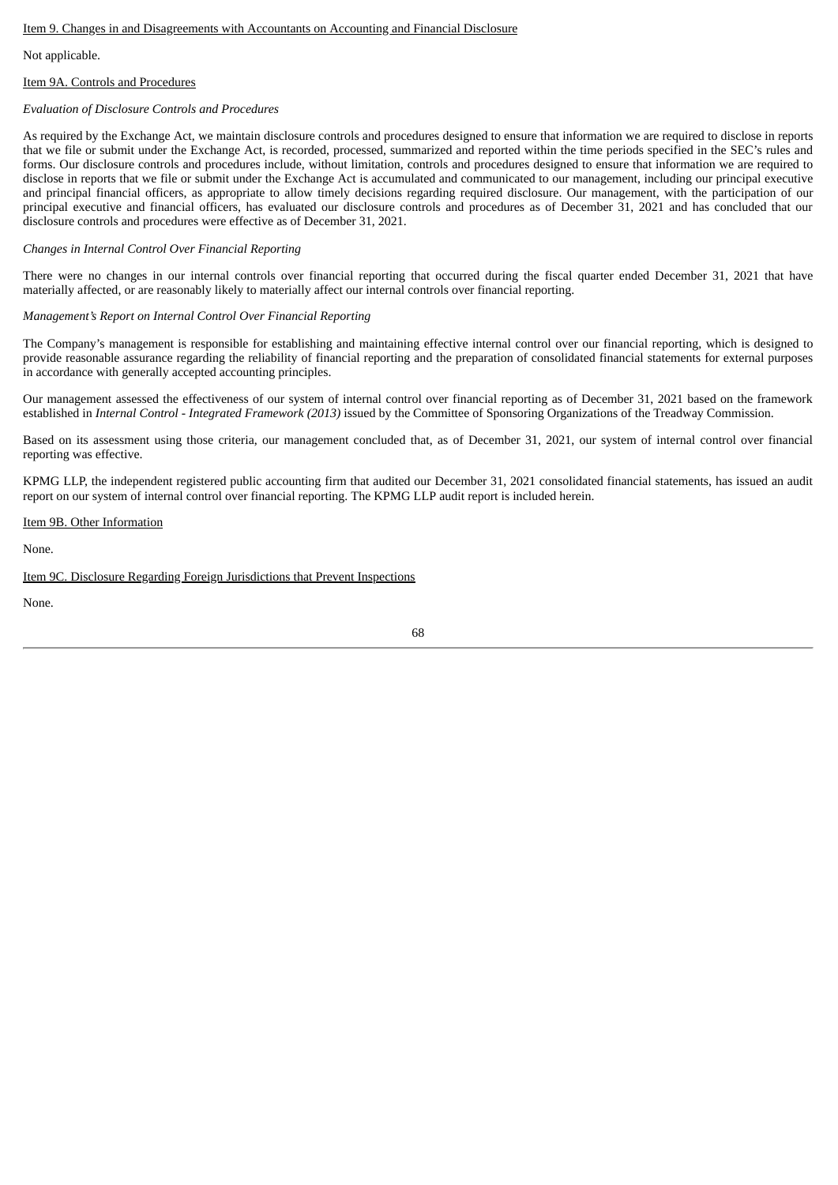Item 9. Changes in and Disagreements with Accountants on Accounting and Financial Disclosure

Not applicable.

Item 9A. Controls and Procedures

*Evaluation of Disclosure Controls and Procedures*

As required by the Exchange Act, we maintain disclosure controls and procedures designed to ensure that information we are required to disclose in reports that we file or submit under the Exchange Act, is recorded, processed, summarized and reported within the time periods specified in the SEC's rules and forms. Our disclosure controls and procedures include, without limitation, controls and procedures designed to ensure that information we are required to disclose in reports that we file or submit under the Exchange Act is accumulated and communicated to our management, including our principal executive and principal financial officers, as appropriate to allow timely decisions regarding required disclosure. Our management, with the participation of our principal executive and financial officers, has evaluated our disclosure controls and procedures as of December 31, 2021 and has concluded that our disclosure controls and procedures were effective as of December 31, 2021.

*Changes in Internal Control Over Financial Reporting*

There were no changes in our internal controls over financial reporting that occurred during the fiscal quarter ended December 31, 2021 that have materially affected, or are reasonably likely to materially affect our internal controls over financial reporting.

*Management's Report on Internal Control Over Financial Reporting*

The Company's management is responsible for establishing and maintaining effective internal control over our financial reporting, which is designed to provide reasonable assurance regarding the reliability of financial reporting and the preparation of consolidated financial statements for external purposes in accordance with generally accepted accounting principles.

Our management assessed the effectiveness of our system of internal control over financial reporting as of December 31, 2021 based on the framework established in *Internal Control - Integrated Framework (2013)* issued by the Committee of Sponsoring Organizations of the Treadway Commission.

Based on its assessment using those criteria, our management concluded that, as of December 31, 2021, our system of internal control over financial reporting was effective.

KPMG LLP, the independent registered public accounting firm that audited our December 31, 2021 consolidated financial statements, has issued an audit report on our system of internal control over financial reporting. The KPMG LLP audit report is included herein.

Item 9B. Other Information

None.

Item 9C. Disclosure Regarding Foreign Jurisdictions that Prevent Inspections

None.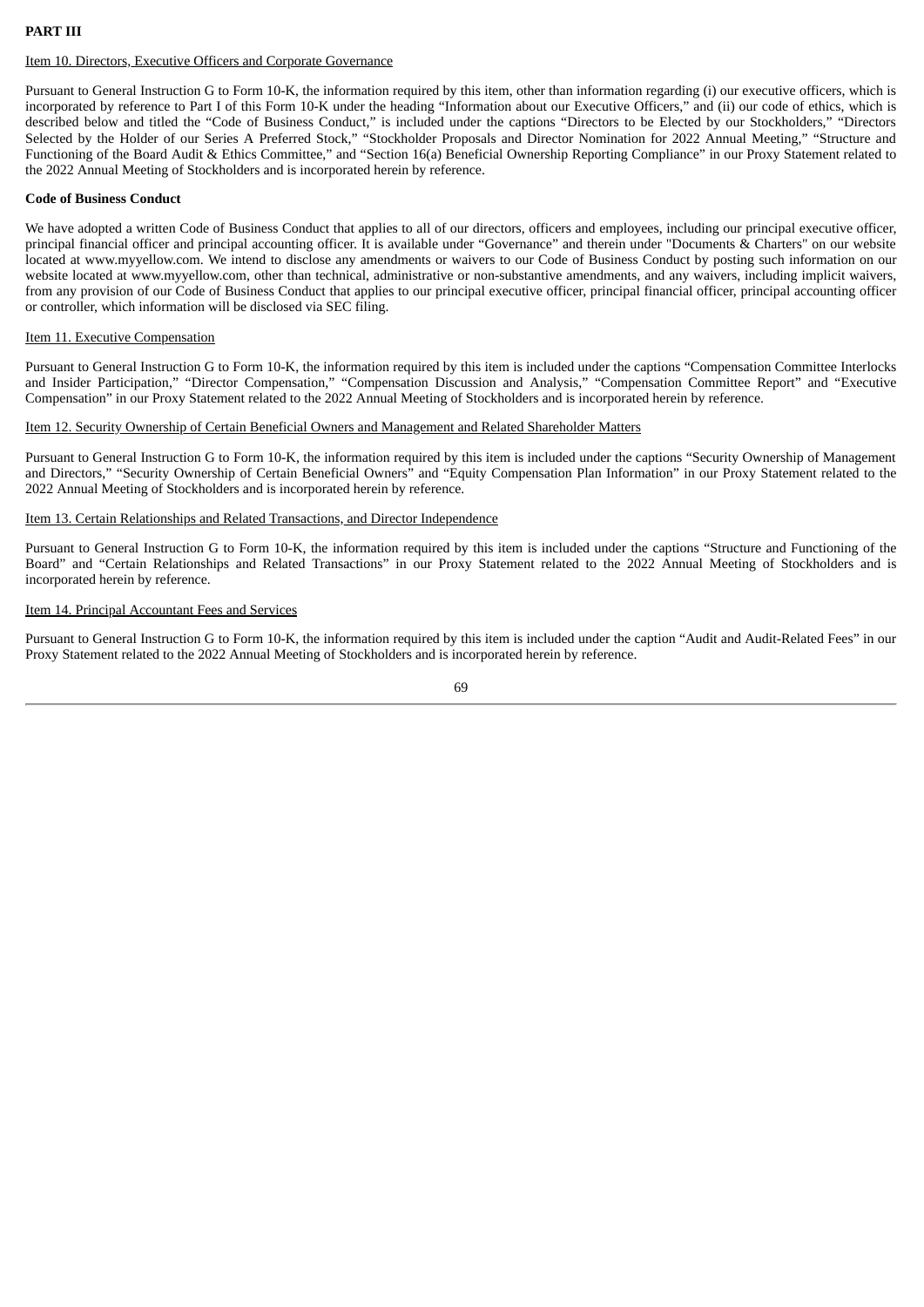## PART III

### Item 10. Directors, Executive Officers and Corporate Governance

Pursuant to General Instruction G to Form 10-K, the information required by this item, other than information regarding (i) our executive officers, which is incorporated by reference to Part I of this Form 10-K under the heading "Information about our Executive Officers," and (ii) our code of ethics, which is described below and titled the "Code of Business Conduct," is included under the captions "Directors to be Elected by our Stockholders," "Directors Selected by the Holder of our Series A Preferred Stock," "Stockholder Proposals and Director Nomination for 2022 Annual Meeting," "Structure and Functioning of the Board Audit & Ethics Committee," and "Section 16(a) Beneficial Ownership Reporting Compliance" in our Proxy Statement related to the 2022 Annual Meeting of Stockholders and is incorporated herein by reference.

**Code of Business Conduct**

We have adopted a written Code of Business Conduct that applies to all of our directors, officers and employees, including our principal executive officer, principal financial officer and principal accounting officer. It is available under "Governance" and therein under "Documents & Charters" on our website located at www.myyellow.com. We intend to disclose any amendments or waivers to our Code of Business Conduct by posting such information on our website located at www.myyellow.com, other than technical, administrative or non-substantive amendments, and any waivers, including implicit waivers, from any provision of our Code of Business Conduct that applies to our principal executive officer, principal financial officer, principal accounting officer or controller, which information will be disclosed via SEC filing.

### Item 11. Executive Compensation

Pursuant to General Instruction G to Form 10-K, the information required by this item is included under the captions "Compensation Committee Interlocks and Insider Participation," "Director Compensation," "Compensation Discussion and Analysis," "Compensation Committee Report" and "Executive Compensation" in our Proxy Statement related to the 2022 Annual Meeting of Stockholders and is incorporated herein by reference.

### Item 12. Security Ownership of Certain Beneficial Owners and Management and Related Shareholder Matters

Pursuant to General Instruction G to Form 10-K, the information required by this item is included under the captions "Security Ownership of Management and Directors," "Security Ownership of Certain Beneficial Owners" and "Equity Compensation Plan Information" in our Proxy Statement related to the 2022 Annual Meeting of Stockholders and is incorporated herein by reference.

### Item 13. Certain Relationships and Related Transactions, and Director Independence

Pursuant to General Instruction G to Form 10-K, the information required by this item is included under the captions "Structure and Functioning of the Board" and "Certain Relationships and Related Transactions" in our Proxy Statement related to the 2022 Annual Meeting of Stockholders and is incorporated herein by reference.

### Item 14. Principal Accountant Fees and Services

Pursuant to General Instruction G to Form 10-K, the information required by this item is included under the caption "Audit and Audit-Related Fees" in our Proxy Statement related to the 2022 Annual Meeting of Stockholders and is incorporated herein by reference.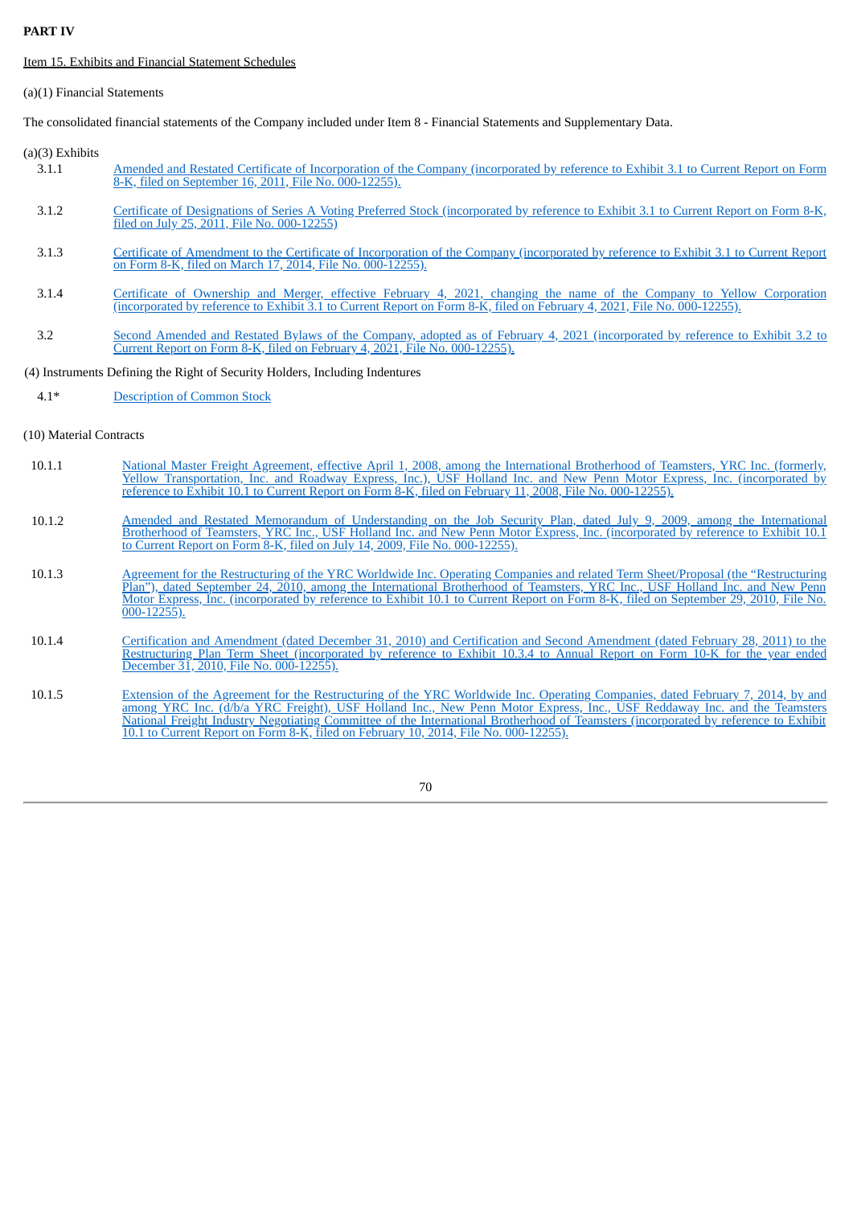**PART IV**

Item 15. Exhibits and Financial Statement Schedules

(a)(1) Financial Statements

The consolidated financial statements of the Company included under Item 8 - Financial Statements and Supplementary Data.

(a)(3) Exhibits

| | |
|---|---|
| 3.1.1 | Amended and Restated Certificate of Incorporation of the Company (incorporated by reference to Exhibit 3.1 to Current Report on Form 8-K, filed on September 16, 2011, File No. 000-12255). |
| 3.1.2 | Certificate of Designations of Series A Voting Preferred Stock (incorporated by reference to Exhibit 3.1 to Current Report on Form 8-K, filed on July 25, 2011, File No. 000-12255) |
| 3.1.3 | Certificate of Amendment to the Certificate of Incorporation of the Company (incorporated by reference to Exhibit 3.1 to Current Report on Form 8-K, filed on March 17, 2014, File No. 000-12255). |
| 3.1.4 | Certificate of Ownership and Merger, effective February 4, 2021, changing the name of the Company to Yellow Corporation (incorporated by reference to Exhibit 3.1 to Current Report on Form 8-K, filed on February 4, 2021, File No. 000-12255). |
| 3.2 | Second Amended and Restated Bylaws of the Company, adopted as of February 4, 2021 (incorporated by reference to Exhibit 3.2 to Current Report on Form 8-K, filed on February 4, 2021, File No. 000-12255). |

(4) Instruments Defining the Right of Security Holders, Including Indentures

| | |
|---|---|
| 4.1* | Description of Common Stock |

(10) Material Contracts

| | |
|---|---|
| 10.1.1 | National Master Freight Agreement, effective April 1, 2008, among the International Brotherhood of Teamsters, YRC Inc. (formerly, Yellow Transportation, Inc. and Roadway Express, Inc.), USF Holland Inc. and New Penn Motor Express, Inc. (incorporated by reference to Exhibit 10.1 to Current Report on Form 8-K, filed on February 11, 2008, File No. 000-12255). |
| 10.1.2 | Amended and Restated Memorandum of Understanding on the Job Security Plan, dated July 9, 2009, among the International Brotherhood of Teamsters, YRC Inc., USF Holland Inc. and New Penn Motor Express, Inc. (incorporated by reference to Exhibit 10.1 to Current Report on Form 8-K, filed on July 14, 2009, File No. 000-12255). |
| 10.1.3 | Agreement for the Restructuring of the YRC Worldwide Inc. Operating Companies and related Term Sheet/Proposal (the "Restructuring Plan"), dated September 24, 2010, among the International Brotherhood of Teamsters, YRC Inc., USF Holland Inc. and New Penn Motor Express, Inc. (incorporated by reference to Exhibit 10.1 to Current Report on Form 8-K, filed on September 29, 2010, File No. 000-12255). |
| 10.1.4 | Certification and Amendment (dated December 31, 2010) and Certification and Second Amendment (dated February 28, 2011) to the Restructuring Plan Term Sheet (incorporated by reference to Exhibit 10.3.4 to Annual Report on Form 10-K for the year ended December 31, 2010, File No. 000-12255). |
| 10.1.5 | Extension of the Agreement for the Restructuring of the YRC Worldwide Inc. Operating Companies, dated February 7, 2014, by and among YRC Inc. (d/b/a YRC Freight), USF Holland Inc., New Penn Motor Express, Inc., USF Reddaway Inc. and the Teamsters National Freight Industry Negotiating Committee of the International Brotherhood of Teamsters (incorporated by reference to Exhibit 10.1 to Current Report on Form 8-K, filed on February 10, 2014, File No. 000-12255). |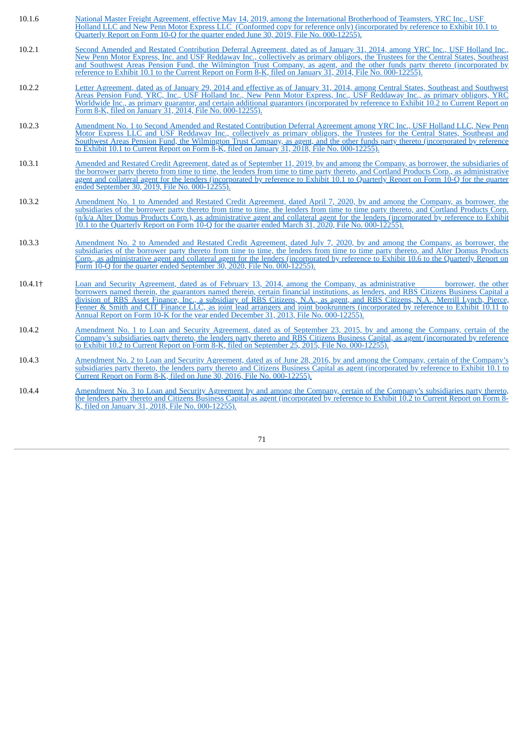| | |
|---|---|
| 10.1.6 | National Master Freight Agreement, effective May 14, 2019, among the International Brotherhood of Teamsters, YRC Inc., USF Holland LLC and New Penn Motor Express LLC (Conformed copy for reference only) (incorporated by reference to Exhibit 10.1 to Quarterly Report on Form 10-Q for the quarter ended June 30, 2019, File No. 000-12255). |
| 10.2.1 | Second Amended and Restated Contribution Deferral Agreement, dated as of January 31, 2014, among YRC Inc., USF Holland Inc., New Penn Motor Express, Inc. and USF Reddaway Inc., collectively as primary obligors, the Trustees for the Central States, Southeast and Southwest Areas Pension Fund, the Wilmington Trust Company, as agent, and the other funds party thereto (incorporated by reference to Exhibit 10.1 to the Current Report on Form 8-K, filed on January 31, 2014, File No. 000-12255). |
| 10.2.2 | Letter Agreement, dated as of January 29, 2014 and effective as of January 31, 2014, among Central States, Southeast and Southwest Areas Pension Fund, YRC, Inc., USF Holland Inc., New Penn Motor Express, Inc., USF Reddaway Inc., as primary obligors, YRC Worldwide Inc., as primary guarantor, and certain additional guarantors (incorporated by reference to Exhibit 10.2 to Current Report on Form 8-K, filed on January 31, 2014, File No. 000-12255). |
| 10.2.3 | Amendment No. 1 to Second Amended and Restated Contribution Deferral Agreement among YRC Inc., USF Holland LLC, New Penn Motor Express LLC and USF Reddaway Inc., collectively as primary obligors, the Trustees for the Central States, Southeast and Southwest Areas Pension Fund, the Wilmington Trust Company, as agent, and the other funds party thereto (incorporated by reference to Exhibit 10.1 to Current Report on Form 8-K, filed on January 31, 2018, File No. 000-12255). |
| 10.3.1 | Amended and Restated Credit Agreement, dated as of September 11, 2019, by and among the Company, as borrower, the subsidiaries of the borrower party thereto from time to time, the lenders from time to time party thereto, and Cortland Products Corp., as administrative agent and collateral agent for the lenders (incorporated by reference to Exhibit 10.1 to Quarterly Report on Form 10-Q for the quarter ended September 30, 2019, File No. 000-12255). |
| 10.3.2 | Amendment No. 1 to Amended and Restated Credit Agreement, dated April 7, 2020, by and among the Company, as borrower, the subsidiaries of the borrower party thereto from time to time, the lenders from time to time party thereto, and Cortland Products Corp. (n/k/a Alter Domus Products Corp.), as administrative agent and collateral agent for the lenders (incorporated by reference to Exhibit 10.1 to the Quarterly Report on Form 10-Q for the quarter ended March 31, 2020, File No. 000-12255). |
| 10.3.3 | Amendment No. 2 to Amended and Restated Credit Agreement, dated July 7, 2020, by and among the Company, as borrower, the subsidiaries of the borrower party thereto from time to time, the lenders from time to time party thereto, and Alter Domus Products Corp., as administrative agent and collateral agent for the lenders (incorporated by reference to Exhibit 10.6 to the Quarterly Report on Form 10-Q for the quarter ended September 30, 2020, File No. 000-12255). |
| 10.4.1† | Loan and Security Agreement, dated as of February 13, 2014, among the Company, as administrative borrower, the other borrowers named therein, the guarantors named therein, certain financial institutions, as lenders, and RBS Citizens Business Capital a division of RBS Asset Finance, Inc., a subsidiary of RBS Citizens, N.A., as agent, and RBS Citizens, N.A., Merrill Lynch, Pierce, Fenner & Smith and CIT Finance LLC, as joint lead arrangers and joint bookrunners (incorporated by reference to Exhibit 10.11 to Annual Report on Form 10-K for the year ended December 31, 2013, File No. 000-12255). |
| 10.4.2 | Amendment No. 1 to Loan and Security Agreement, dated as of September 23, 2015, by and among the Company, certain of the Company's subsidiaries party thereto, the lenders party thereto and RBS Citizens Business Capital, as agent (incorporated by reference to Exhibit 10.2 to Current Report on Form 8-K, filed on September 25, 2015, File No. 000-12255). |
| 10.4.3 | Amendment No. 2 to Loan and Security Agreement, dated as of June 28, 2016, by and among the Company, certain of the Company's subsidiaries party thereto, the lenders party thereto and Citizens Business Capital as agent (incorporated by reference to Exhibit 10.1 to Current Report on Form 8-K, filed on June 30, 2016, File No. 000-12255). |
| 10.4.4 | Amendment No. 3 to Loan and Security Agreement by and among the Company, certain of the Company's subsidiaries party thereto, the lenders party thereto and Citizens Business Capital as agent (incorporated by reference to Exhibit 10.2 to Current Report on Form 8-K, filed on January 31, 2018, File No. 000-12255). |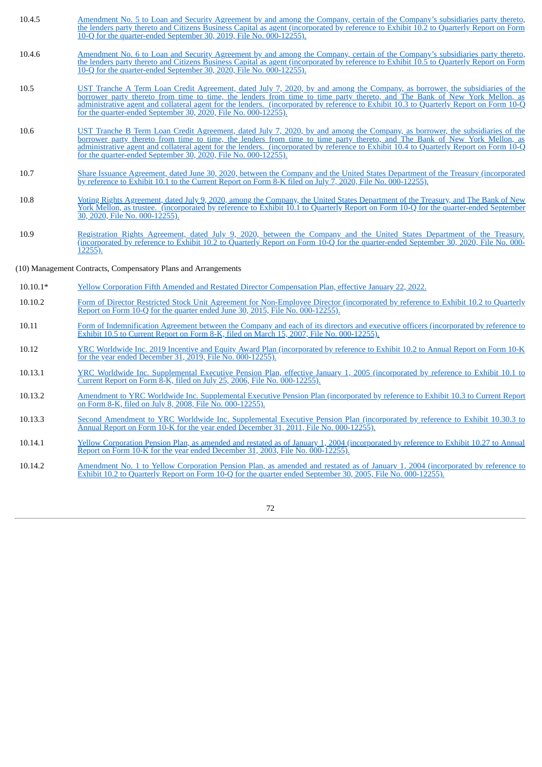| | |
|---|---|
| 10.4.5 | Amendment No. 5 to Loan and Security Agreement by and among the Company, certain of the Company's subsidiaries party thereto, the lenders party thereto and Citizens Business Capital as agent (incorporated by reference to Exhibit 10.2 to Quarterly Report on Form 10-Q for the quarter-ended September 30, 2019, File No. 000-12255). |
| 10.4.6 | Amendment No. 6 to Loan and Security Agreement by and among the Company, certain of the Company's subsidiaries party thereto, the lenders party thereto and Citizens Business Capital as agent (incorporated by reference to Exhibit 10.5 to Quarterly Report on Form 10-Q for the quarter-ended September 30, 2020, File No. 000-12255). |
| 10.5 | UST Tranche A Term Loan Credit Agreement, dated July 7, 2020, by and among the Company, as borrower, the subsidiaries of the borrower party thereto from time to time, the lenders from time to time party thereto, and The Bank of New York Mellon, as administrative agent and collateral agent for the lenders. (incorporated by reference to Exhibit 10.3 to Quarterly Report on Form 10-Q for the quarter-ended September 30, 2020, File No. 000-12255). |
| 10.6 | UST Tranche B Term Loan Credit Agreement, dated July 7, 2020, by and among the Company, as borrower, the subsidiaries of the borrower party thereto from time to time, the lenders from time to time party thereto, and The Bank of New York Mellon, as administrative agent and collateral agent for the lenders. (incorporated by reference to Exhibit 10.4 to Quarterly Report on Form 10-Q for the quarter-ended September 30, 2020, File No. 000-12255). |
| 10.7 | Share Issuance Agreement, dated June 30, 2020, between the Company and the United States Department of the Treasury (incorporated by reference to Exhibit 10.1 to the Current Report on Form 8-K filed on July 7, 2020, File No. 000-12255). |
| 10.8 | Voting Rights Agreement, dated July 9, 2020, among the Company, the United States Department of the Treasury, and The Bank of New York Mellon, as trustee. (incorporated by reference to Exhibit 10.1 to Quarterly Report on Form 10-Q for the quarter-ended September 30, 2020, File No. 000-12255). |
| 10.9 | Registration Rights Agreement, dated July 9, 2020, between the Company and the United States Department of the Treasury. (incorporated by reference to Exhibit 10.2 to Quarterly Report on Form 10-Q for the quarter-ended September 30, 2020, File No. 000-12255). |

(10) Management Contracts, Compensatory Plans and Arrangements

| | |
|---|---|
| 10.10.1* | Yellow Corporation Fifth Amended and Restated Director Compensation Plan, effective January 22, 2022. |
| 10.10.2 | Form of Director Restricted Stock Unit Agreement for Non-Employee Director (incorporated by reference to Exhibit 10.2 to Quarterly Report on Form 10-Q for the quarter ended June 30, 2015, File No. 000-12255). |
| 10.11 | Form of Indemnification Agreement between the Company and each of its directors and executive officers (incorporated by reference to Exhibit 10.5 to Current Report on Form 8-K, filed on March 15, 2007, File No. 000-12255). |
| 10.12 | YRC Worldwide Inc. 2019 Incentive and Equity Award Plan (incorporated by reference to Exhibit 10.2 to Annual Report on Form 10-K for the year ended December 31, 2019, File No. 000-12255). |
| 10.13.1 | YRC Worldwide Inc. Supplemental Executive Pension Plan, effective January 1, 2005 (incorporated by reference to Exhibit 10.1 to Current Report on Form 8-K, filed on July 25, 2006, File No. 000-12255). |
| 10.13.2 | Amendment to YRC Worldwide Inc. Supplemental Executive Pension Plan (incorporated by reference to Exhibit 10.3 to Current Report on Form 8-K, filed on July 8, 2008, File No. 000-12255). |
| 10.13.3 | Second Amendment to YRC Worldwide Inc. Supplemental Executive Pension Plan (incorporated by reference to Exhibit 10.30.3 to Annual Report on Form 10-K for the year ended December 31, 2011, File No. 000-12255). |
| 10.14.1 | Yellow Corporation Pension Plan, as amended and restated as of January 1, 2004 (incorporated by reference to Exhibit 10.27 to Annual Report on Form 10-K for the year ended December 31, 2003, File No. 000-12255). |
| 10.14.2 | Amendment No. 1 to Yellow Corporation Pension Plan, as amended and restated as of January 1, 2004 (incorporated by reference to Exhibit 10.2 to Quarterly Report on Form 10-Q for the quarter ended September 30, 2005, File No. 000-12255). |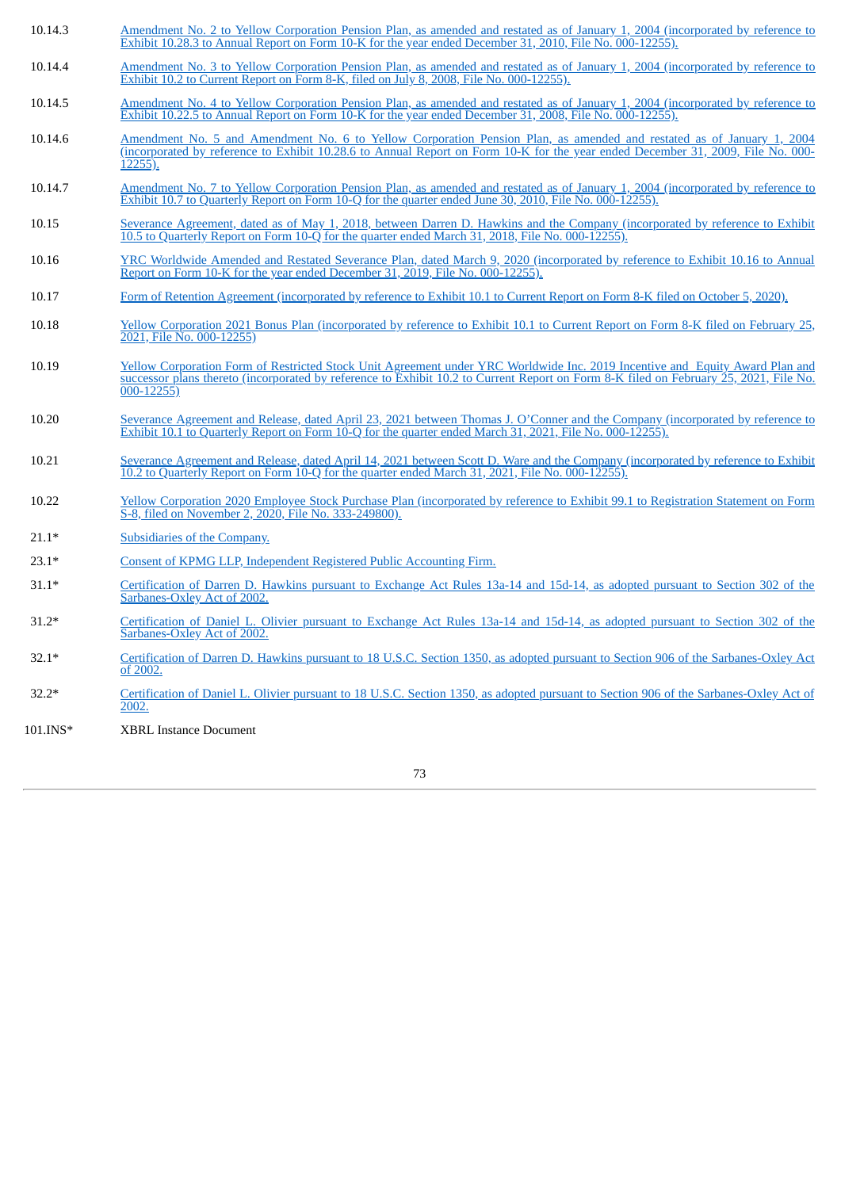| | |
|---|---|
| 10.14.3 | Amendment No. 2 to Yellow Corporation Pension Plan, as amended and restated as of January 1, 2004 (incorporated by reference to Exhibit 10.28.3 to Annual Report on Form 10-K for the year ended December 31, 2010, File No. 000-12255). |
| 10.14.4 | Amendment No. 3 to Yellow Corporation Pension Plan, as amended and restated as of January 1, 2004 (incorporated by reference to Exhibit 10.2 to Current Report on Form 8-K, filed on July 8, 2008, File No. 000-12255). |
| 10.14.5 | Amendment No. 4 to Yellow Corporation Pension Plan, as amended and restated as of January 1, 2004 (incorporated by reference to Exhibit 10.22.5 to Annual Report on Form 10-K for the year ended December 31, 2008, File No. 000-12255). |
| 10.14.6 | Amendment No. 5 and Amendment No. 6 to Yellow Corporation Pension Plan, as amended and restated as of January 1, 2004 (incorporated by reference to Exhibit 10.28.6 to Annual Report on Form 10-K for the year ended December 31, 2009, File No. 000-12255). |
| 10.14.7 | Amendment No. 7 to Yellow Corporation Pension Plan, as amended and restated as of January 1, 2004 (incorporated by reference to Exhibit 10.7 to Quarterly Report on Form 10-Q for the quarter ended June 30, 2010, File No. 000-12255). |
| 10.15 | Severance Agreement, dated as of May 1, 2018, between Darren D. Hawkins and the Company (incorporated by reference to Exhibit 10.5 to Quarterly Report on Form 10-Q for the quarter ended March 31, 2018, File No. 000-12255). |
| 10.16 | YRC Worldwide Amended and Restated Severance Plan, dated March 9, 2020 (incorporated by reference to Exhibit 10.16 to Annual Report on Form 10-K for the year ended December 31, 2019, File No. 000-12255). |
| 10.17 | Form of Retention Agreement (incorporated by reference to Exhibit 10.1 to Current Report on Form 8-K filed on October 5, 2020). |
| 10.18 | Yellow Corporation 2021 Bonus Plan (incorporated by reference to Exhibit 10.1 to Current Report on Form 8-K filed on February 25, 2021, File No. 000-12255) |
| 10.19 | Yellow Corporation Form of Restricted Stock Unit Agreement under YRC Worldwide Inc. 2019 Incentive and Equity Award Plan and successor plans thereto (incorporated by reference to Exhibit 10.2 to Current Report on Form 8-K filed on February 25, 2021, File No. 000-12255) |
| 10.20 | Severance Agreement and Release, dated April 23, 2021 between Thomas J. O'Conner and the Company (incorporated by reference to Exhibit 10.1 to Quarterly Report on Form 10-Q for the quarter ended March 31, 2021, File No. 000-12255). |
| 10.21 | Severance Agreement and Release, dated April 14, 2021 between Scott D. Ware and the Company (incorporated by reference to Exhibit 10.2 to Quarterly Report on Form 10-Q for the quarter ended March 31, 2021, File No. 000-12255). |
| 10.22 | Yellow Corporation 2020 Employee Stock Purchase Plan (incorporated by reference to Exhibit 99.1 to Registration Statement on Form S-8, filed on November 2, 2020, File No. 333-249800). |
| 21.1* | Subsidiaries of the Company. |
| 23.1* | Consent of KPMG LLP, Independent Registered Public Accounting Firm. |
| 31.1* | Certification of Darren D. Hawkins pursuant to Exchange Act Rules 13a-14 and 15d-14, as adopted pursuant to Section 302 of the Sarbanes-Oxley Act of 2002. |
| 31.2* | Certification of Daniel L. Olivier pursuant to Exchange Act Rules 13a-14 and 15d-14, as adopted pursuant to Section 302 of the Sarbanes-Oxley Act of 2002. |
| 32.1* | Certification of Darren D. Hawkins pursuant to 18 U.S.C. Section 1350, as adopted pursuant to Section 906 of the Sarbanes-Oxley Act of 2002. |
| 32.2* | Certification of Daniel L. Olivier pursuant to 18 U.S.C. Section 1350, as adopted pursuant to Section 906 of the Sarbanes-Oxley Act of 2002. |
| 101.INS* | XBRL Instance Document |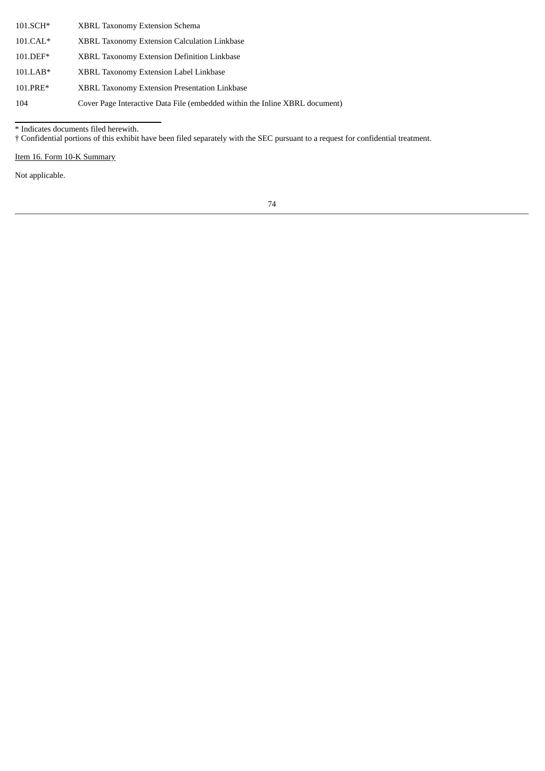| | |
|---|---|
| 101.SCH* | XBRL Taxonomy Extension Schema |
| 101.CAL* | XBRL Taxonomy Extension Calculation Linkbase |
| 101.DEF* | XBRL Taxonomy Extension Definition Linkbase |
| 101.LAB* | XBRL Taxonomy Extension Label Linkbase |
| 101.PRE* | XBRL Taxonomy Extension Presentation Linkbase |
| 104 | Cover Page Interactive Data File (embedded within the Inline XBRL document) |

* Indicates documents filed herewith.

† Confidential portions of this exhibit have been filed separately with the SEC pursuant to a request for confidential treatment.

Item 16. Form 10-K Summary

Not applicable.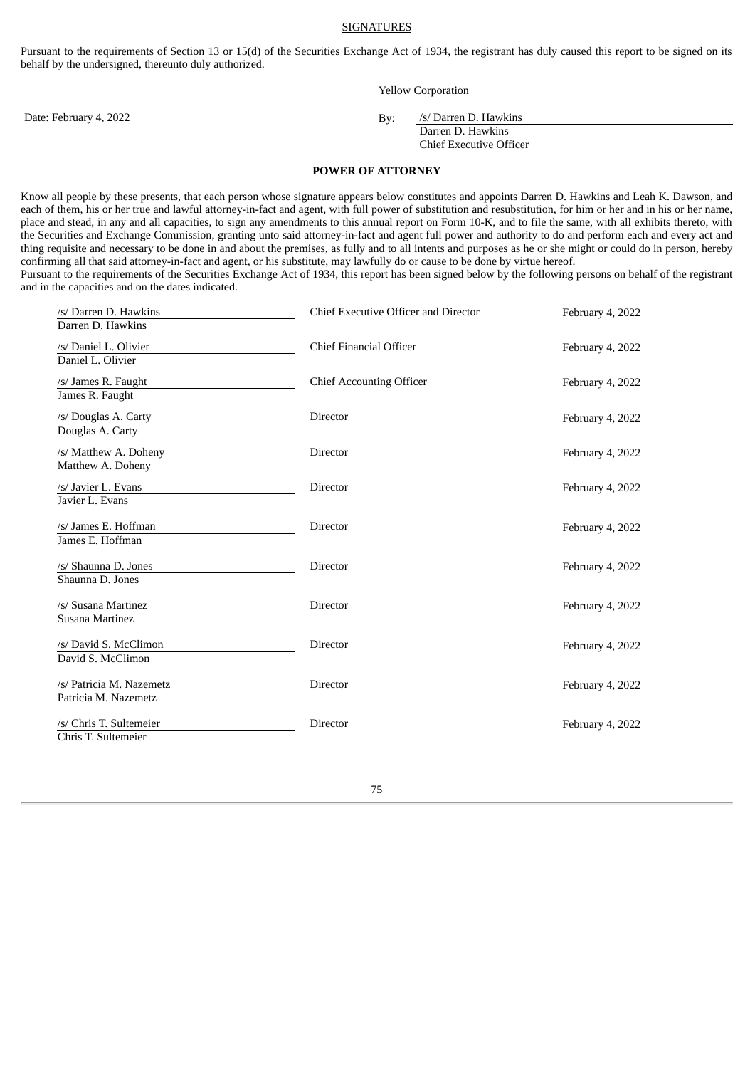## SIGNATURES

Pursuant to the requirements of Section 13 or 15(d) of the Securities Exchange Act of 1934, the registrant has duly caused this report to be signed on its behalf by the undersigned, thereunto duly authorized.

Yellow Corporation

Date: February 4, 2022

By: /s/ Darren D. Hawkins
Darren D. Hawkins
Chief Executive Officer

**POWER OF ATTORNEY**

Know all people by these presents, that each person whose signature appears below constitutes and appoints Darren D. Hawkins and Leah K. Dawson, and each of them, his or her true and lawful attorney-in-fact and agent, with full power of substitution and resubstitution, for him or her and in his or her name, place and stead, in any and all capacities, to sign any amendments to this annual report on Form 10-K, and to file the same, with all exhibits thereto, with the Securities and Exchange Commission, granting unto said attorney-in-fact and agent full power and authority to do and perform each and every act and thing requisite and necessary to be done in and about the premises, as fully and to all intents and purposes as he or she might or could do in person, hereby confirming all that said attorney-in-fact and agent, or his substitute, may lawfully do or cause to be done by virtue hereof.

Pursuant to the requirements of the Securities Exchange Act of 1934, this report has been signed below by the following persons on behalf of the registrant and in the capacities and on the dates indicated.

| Signature | Title | Date |
|---|---|---|
| /s/ Darren D. Hawkins<br>Darren D. Hawkins | Chief Executive Officer and Director | February 4, 2022 |
| /s/ Daniel L. Olivier<br>Daniel L. Olivier | Chief Financial Officer | February 4, 2022 |
| /s/ James R. Faught<br>James R. Faught | Chief Accounting Officer | February 4, 2022 |
| /s/ Douglas A. Carty<br>Douglas A. Carty | Director | February 4, 2022 |
| /s/ Matthew A. Doheny<br>Matthew A. Doheny | Director | February 4, 2022 |
| /s/ Javier L. Evans<br>Javier L. Evans | Director | February 4, 2022 |
| /s/ James E. Hoffman<br>James E. Hoffman | Director | February 4, 2022 |
| /s/ Shaunna D. Jones<br>Shaunna D. Jones | Director | February 4, 2022 |
| /s/ Susana Martinez<br>Susana Martinez | Director | February 4, 2022 |
| /s/ David S. McClimon<br>David S. McClimon | Director | February 4, 2022 |
| /s/ Patricia M. Nazemetz<br>Patricia M. Nazemetz | Director | February 4, 2022 |
| /s/ Chris T. Sultemeier<br>Chris T. Sultemeier | Director | February 4, 2022 |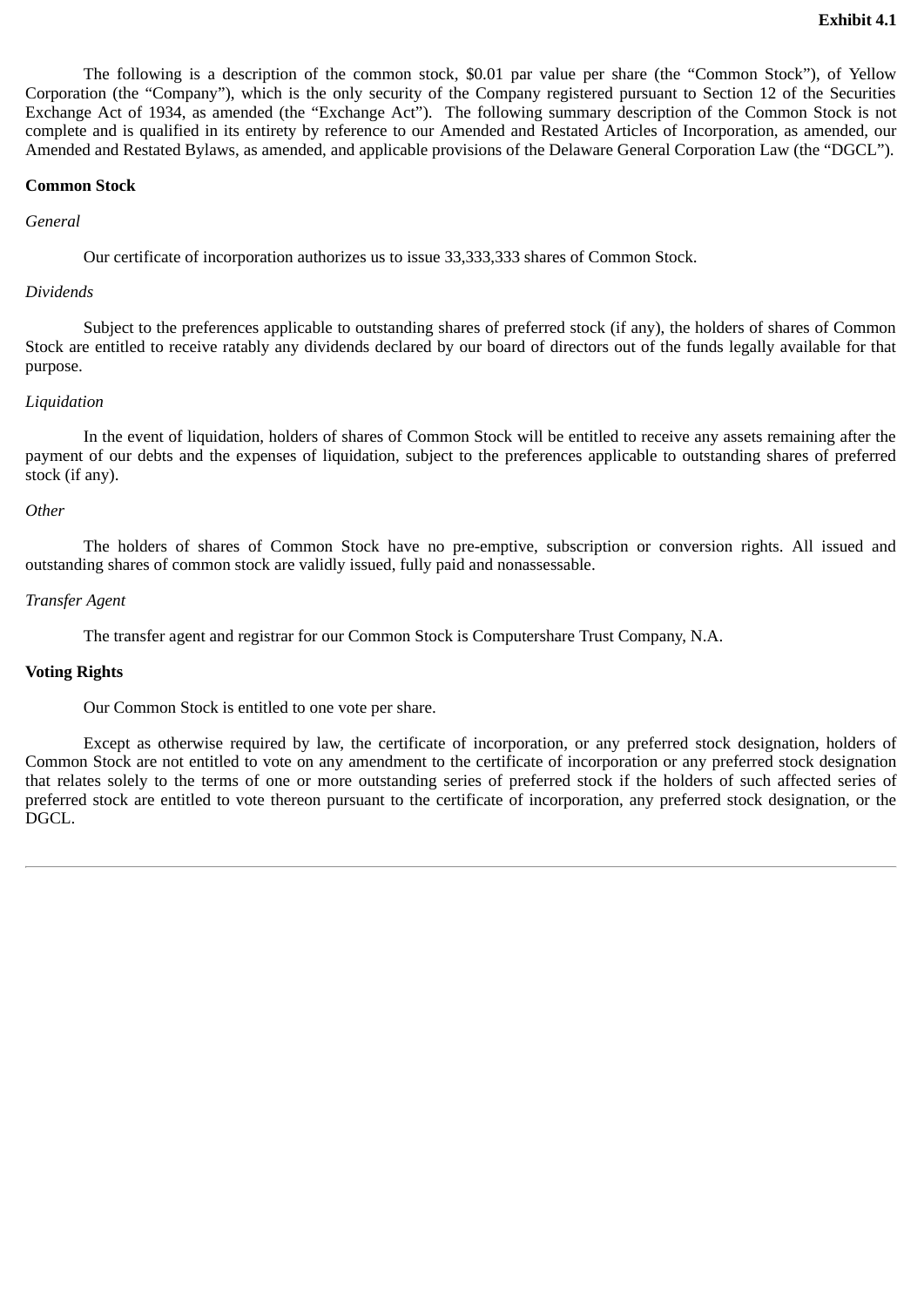**Exhibit 4.1**

The following is a description of the common stock, $0.01 par value per share (the "Common Stock"), of Yellow Corporation (the "Company"), which is the only security of the Company registered pursuant to Section 12 of the Securities Exchange Act of 1934, as amended (the "Exchange Act"). The following summary description of the Common Stock is not complete and is qualified in its entirety by reference to our Amended and Restated Articles of Incorporation, as amended, our Amended and Restated Bylaws, as amended, and applicable provisions of the Delaware General Corporation Law (the "DGCL").

**Common Stock**

*General*

Our certificate of incorporation authorizes us to issue 33,333,333 shares of Common Stock.

*Dividends*

Subject to the preferences applicable to outstanding shares of preferred stock (if any), the holders of shares of Common Stock are entitled to receive ratably any dividends declared by our board of directors out of the funds legally available for that purpose.

*Liquidation*

In the event of liquidation, holders of shares of Common Stock will be entitled to receive any assets remaining after the payment of our debts and the expenses of liquidation, subject to the preferences applicable to outstanding shares of preferred stock (if any).

*Other*

The holders of shares of Common Stock have no pre-emptive, subscription or conversion rights. All issued and outstanding shares of common stock are validly issued, fully paid and nonassessable.

*Transfer Agent*

The transfer agent and registrar for our Common Stock is Computershare Trust Company, N.A.

**Voting Rights**

Our Common Stock is entitled to one vote per share.

Except as otherwise required by law, the certificate of incorporation, or any preferred stock designation, holders of Common Stock are not entitled to vote on any amendment to the certificate of incorporation or any preferred stock designation that relates solely to the terms of one or more outstanding series of preferred stock if the holders of such affected series of preferred stock are entitled to vote thereon pursuant to the certificate of incorporation, any preferred stock designation, or the DGCL.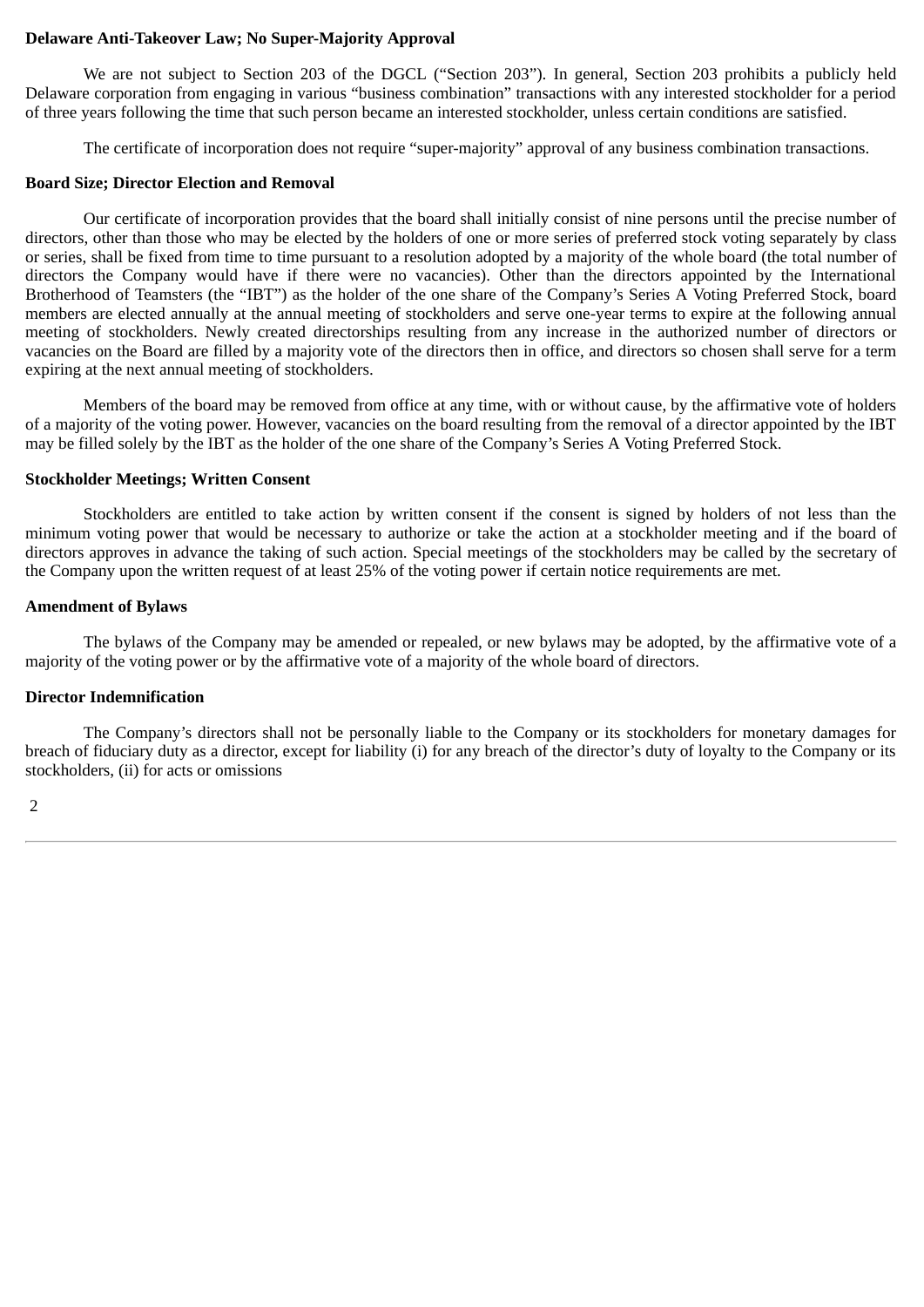**Delaware Anti-Takeover Law; No Super-Majority Approval**

We are not subject to Section 203 of the DGCL ("Section 203"). In general, Section 203 prohibits a publicly held Delaware corporation from engaging in various "business combination" transactions with any interested stockholder for a period of three years following the time that such person became an interested stockholder, unless certain conditions are satisfied.

The certificate of incorporation does not require "super-majority" approval of any business combination transactions.

**Board Size; Director Election and Removal**

Our certificate of incorporation provides that the board shall initially consist of nine persons until the precise number of directors, other than those who may be elected by the holders of one or more series of preferred stock voting separately by class or series, shall be fixed from time to time pursuant to a resolution adopted by a majority of the whole board (the total number of directors the Company would have if there were no vacancies). Other than the directors appointed by the International Brotherhood of Teamsters (the "IBT") as the holder of the one share of the Company's Series A Voting Preferred Stock, board members are elected annually at the annual meeting of stockholders and serve one-year terms to expire at the following annual meeting of stockholders. Newly created directorships resulting from any increase in the authorized number of directors or vacancies on the Board are filled by a majority vote of the directors then in office, and directors so chosen shall serve for a term expiring at the next annual meeting of stockholders.

Members of the board may be removed from office at any time, with or without cause, by the affirmative vote of holders of a majority of the voting power. However, vacancies on the board resulting from the removal of a director appointed by the IBT may be filled solely by the IBT as the holder of the one share of the Company's Series A Voting Preferred Stock.

**Stockholder Meetings; Written Consent**

Stockholders are entitled to take action by written consent if the consent is signed by holders of not less than the minimum voting power that would be necessary to authorize or take the action at a stockholder meeting and if the board of directors approves in advance the taking of such action. Special meetings of the stockholders may be called by the secretary of the Company upon the written request of at least 25% of the voting power if certain notice requirements are met.

**Amendment of Bylaws**

The bylaws of the Company may be amended or repealed, or new bylaws may be adopted, by the affirmative vote of a majority of the voting power or by the affirmative vote of a majority of the whole board of directors.

**Director Indemnification**

The Company's directors shall not be personally liable to the Company or its stockholders for monetary damages for breach of fiduciary duty as a director, except for liability (i) for any breach of the director's duty of loyalty to the Company or its stockholders, (ii) for acts or omissions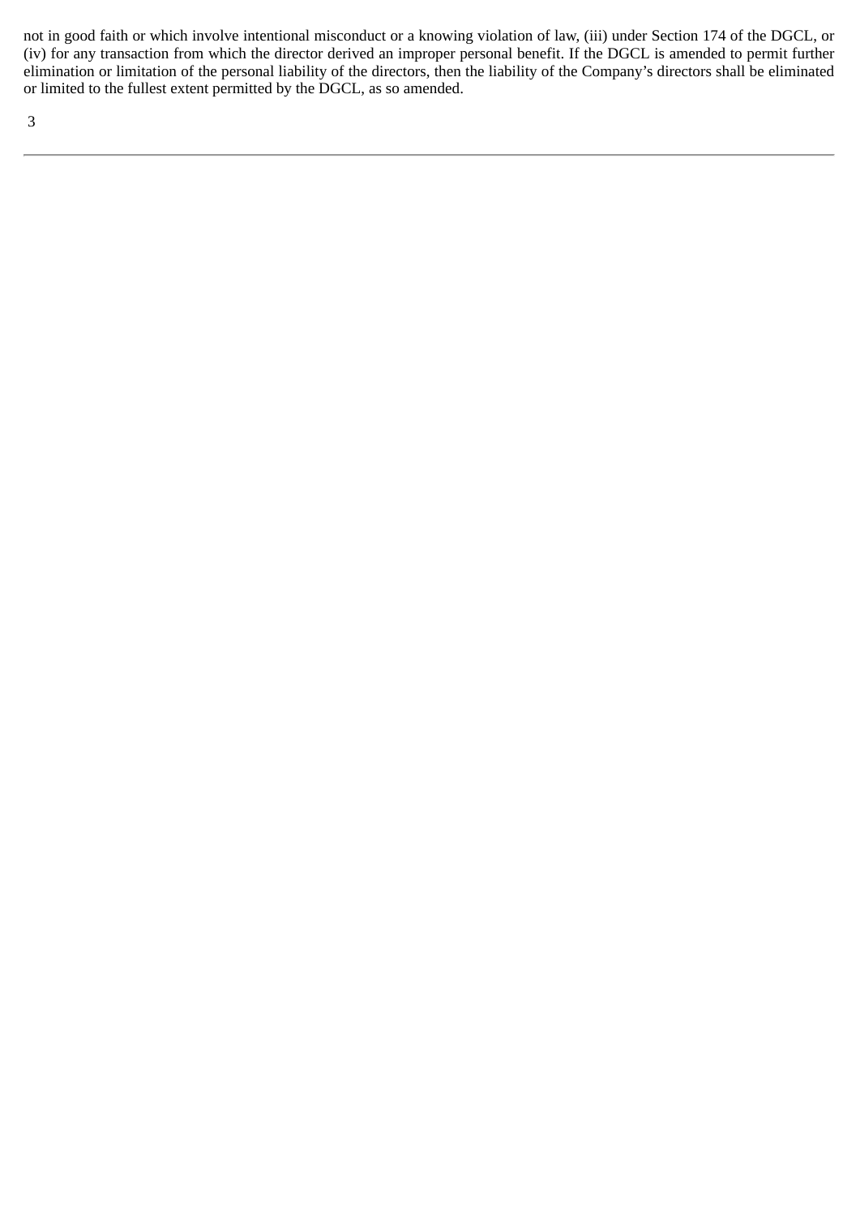not in good faith or which involve intentional misconduct or a knowing violation of law, (iii) under Section 174 of the DGCL, or (iv) for any transaction from which the director derived an improper personal benefit. If the DGCL is amended to permit further elimination or limitation of the personal liability of the directors, then the liability of the Company's directors shall be eliminated or limited to the fullest extent permitted by the DGCL, as so amended.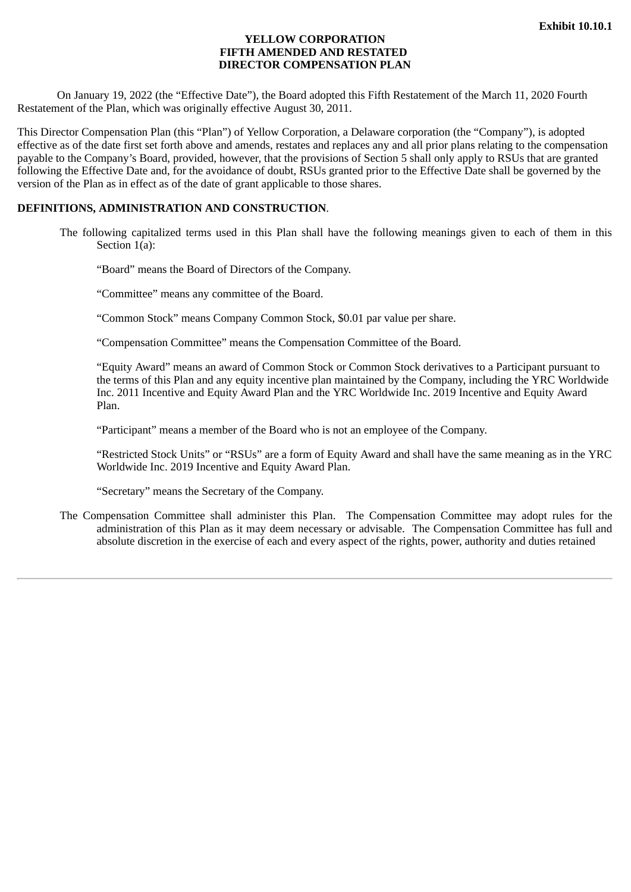**Exhibit 10.10.1**

**YELLOW CORPORATION**
**FIFTH AMENDED AND RESTATED**
**DIRECTOR COMPENSATION PLAN**

On January 19, 2022 (the "Effective Date"), the Board adopted this Fifth Restatement of the March 11, 2020 Fourth Restatement of the Plan, which was originally effective August 30, 2011.

This Director Compensation Plan (this "Plan") of Yellow Corporation, a Delaware corporation (the "Company"), is adopted effective as of the date first set forth above and amends, restates and replaces any and all prior plans relating to the compensation payable to the Company's Board, provided, however, that the provisions of Section 5 shall only apply to RSUs that are granted following the Effective Date and, for the avoidance of doubt, RSUs granted prior to the Effective Date shall be governed by the version of the Plan as in effect as of the date of grant applicable to those shares.

**DEFINITIONS, ADMINISTRATION AND CONSTRUCTION**.

The following capitalized terms used in this Plan shall have the following meanings given to each of them in this Section 1(a):

"Board" means the Board of Directors of the Company.

"Committee" means any committee of the Board.

"Common Stock" means Company Common Stock, $0.01 par value per share.

"Compensation Committee" means the Compensation Committee of the Board.

"Equity Award" means an award of Common Stock or Common Stock derivatives to a Participant pursuant to the terms of this Plan and any equity incentive plan maintained by the Company, including the YRC Worldwide Inc. 2011 Incentive and Equity Award Plan and the YRC Worldwide Inc. 2019 Incentive and Equity Award Plan.

"Participant" means a member of the Board who is not an employee of the Company.

"Restricted Stock Units" or "RSUs" are a form of Equity Award and shall have the same meaning as in the YRC Worldwide Inc. 2019 Incentive and Equity Award Plan.

"Secretary" means the Secretary of the Company.

The Compensation Committee shall administer this Plan. The Compensation Committee may adopt rules for the administration of this Plan as it may deem necessary or advisable. The Compensation Committee has full and absolute discretion in the exercise of each and every aspect of the rights, power, authority and duties retained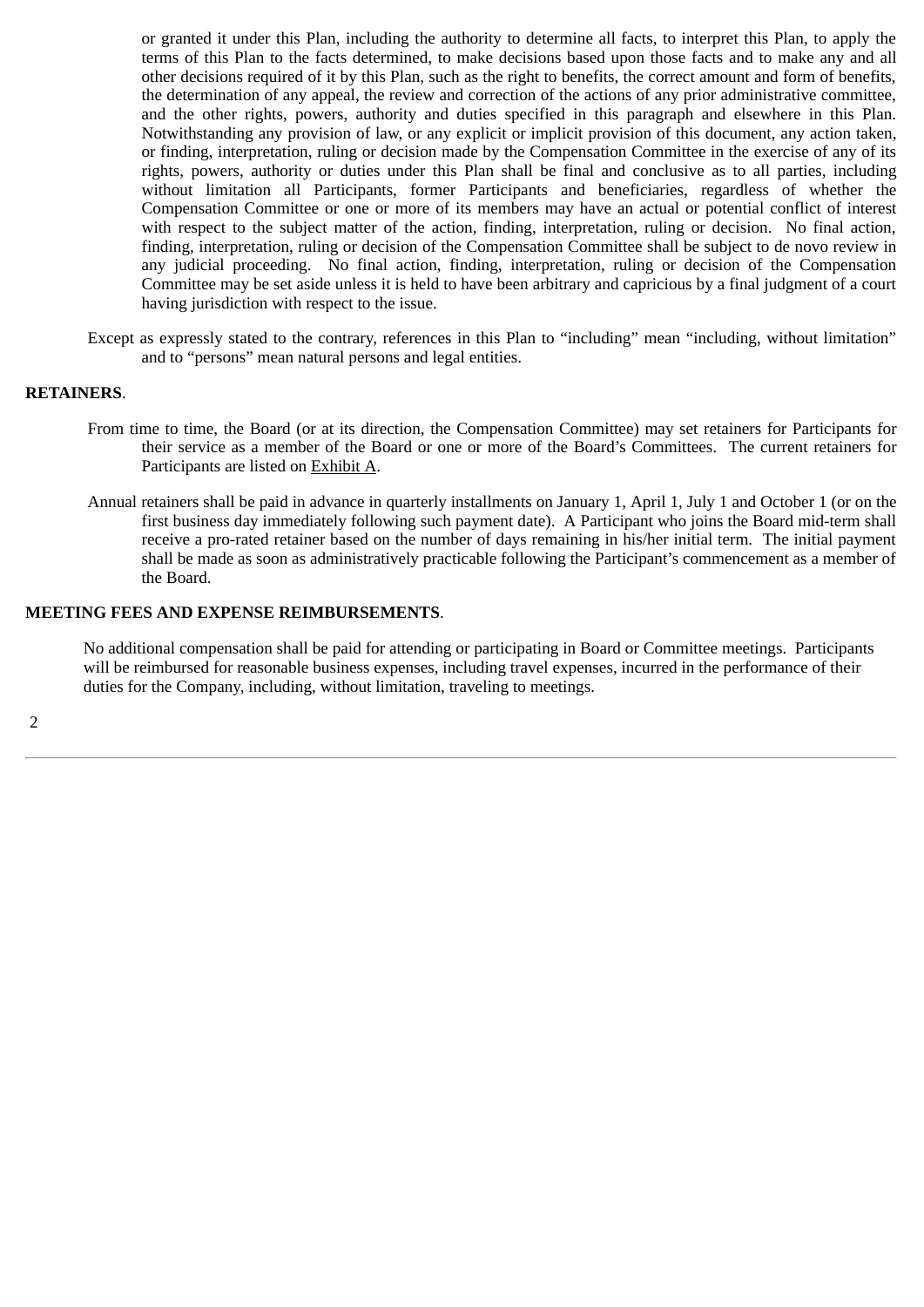or granted it under this Plan, including the authority to determine all facts, to interpret this Plan, to apply the terms of this Plan to the facts determined, to make decisions based upon those facts and to make any and all other decisions required of it by this Plan, such as the right to benefits, the correct amount and form of benefits, the determination of any appeal, the review and correction of the actions of any prior administrative committee, and the other rights, powers, authority and duties specified in this paragraph and elsewhere in this Plan. Notwithstanding any provision of law, or any explicit or implicit provision of this document, any action taken, or finding, interpretation, ruling or decision made by the Compensation Committee in the exercise of any of its rights, powers, authority or duties under this Plan shall be final and conclusive as to all parties, including without limitation all Participants, former Participants and beneficiaries, regardless of whether the Compensation Committee or one or more of its members may have an actual or potential conflict of interest with respect to the subject matter of the action, finding, interpretation, ruling or decision. No final action, finding, interpretation, ruling or decision of the Compensation Committee shall be subject to de novo review in any judicial proceeding. No final action, finding, interpretation, ruling or decision of the Compensation Committee may be set aside unless it is held to have been arbitrary and capricious by a final judgment of a court having jurisdiction with respect to the issue.

Except as expressly stated to the contrary, references in this Plan to “including” mean “including, without limitation” and to “persons” mean natural persons and legal entities.

**RETAINERS**.

From time to time, the Board (or at its direction, the Compensation Committee) may set retainers for Participants for their service as a member of the Board or one or more of the Board’s Committees. The current retainers for Participants are listed on Exhibit A.

Annual retainers shall be paid in advance in quarterly installments on January 1, April 1, July 1 and October 1 (or on the first business day immediately following such payment date). A Participant who joins the Board mid-term shall receive a pro-rated retainer based on the number of days remaining in his/her initial term. The initial payment shall be made as soon as administratively practicable following the Participant’s commencement as a member of the Board.

**MEETING FEES AND EXPENSE REIMBURSEMENTS**.

No additional compensation shall be paid for attending or participating in Board or Committee meetings. Participants will be reimbursed for reasonable business expenses, including travel expenses, incurred in the performance of their duties for the Company, including, without limitation, traveling to meetings.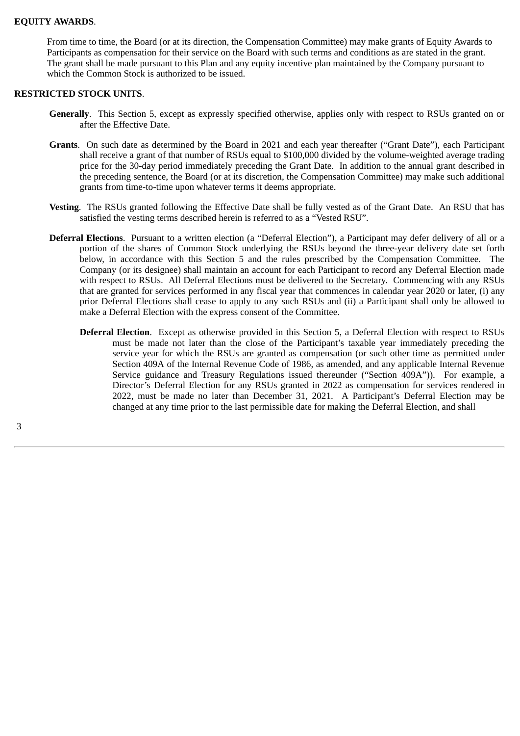**EQUITY AWARDS**.

From time to time, the Board (or at its direction, the Compensation Committee) may make grants of Equity Awards to Participants as compensation for their service on the Board with such terms and conditions as are stated in the grant. The grant shall be made pursuant to this Plan and any equity incentive plan maintained by the Company pursuant to which the Common Stock is authorized to be issued.

**RESTRICTED STOCK UNITS**.

**Generally**. This Section 5, except as expressly specified otherwise, applies only with respect to RSUs granted on or after the Effective Date.

**Grants**. On such date as determined by the Board in 2021 and each year thereafter ("Grant Date"), each Participant shall receive a grant of that number of RSUs equal to $100,000 divided by the volume-weighted average trading price for the 30-day period immediately preceding the Grant Date. In addition to the annual grant described in the preceding sentence, the Board (or at its discretion, the Compensation Committee) may make such additional grants from time-to-time upon whatever terms it deems appropriate.

**Vesting**. The RSUs granted following the Effective Date shall be fully vested as of the Grant Date. An RSU that has satisfied the vesting terms described herein is referred to as a "Vested RSU".

**Deferral Elections**. Pursuant to a written election (a "Deferral Election"), a Participant may defer delivery of all or a portion of the shares of Common Stock underlying the RSUs beyond the three-year delivery date set forth below, in accordance with this Section 5 and the rules prescribed by the Compensation Committee. The Company (or its designee) shall maintain an account for each Participant to record any Deferral Election made with respect to RSUs. All Deferral Elections must be delivered to the Secretary. Commencing with any RSUs that are granted for services performed in any fiscal year that commences in calendar year 2020 or later, (i) any prior Deferral Elections shall cease to apply to any such RSUs and (ii) a Participant shall only be allowed to make a Deferral Election with the express consent of the Committee.

**Deferral Election**. Except as otherwise provided in this Section 5, a Deferral Election with respect to RSUs must be made not later than the close of the Participant's taxable year immediately preceding the service year for which the RSUs are granted as compensation (or such other time as permitted under Section 409A of the Internal Revenue Code of 1986, as amended, and any applicable Internal Revenue Service guidance and Treasury Regulations issued thereunder ("Section 409A")). For example, a Director's Deferral Election for any RSUs granted in 2022 as compensation for services rendered in 2022, must be made no later than December 31, 2021. A Participant's Deferral Election may be changed at any time prior to the last permissible date for making the Deferral Election, and shall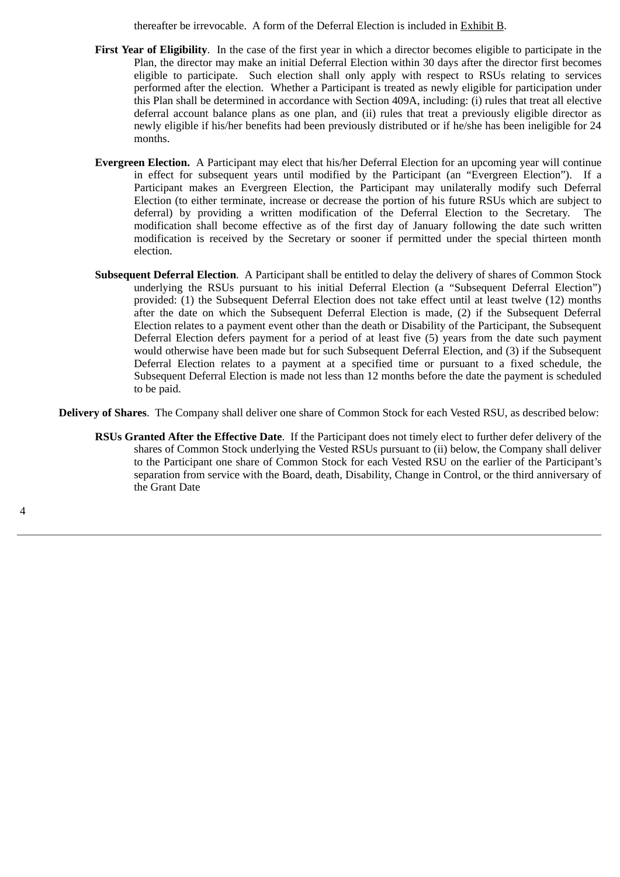thereafter be irrevocable. A form of the Deferral Election is included in Exhibit B.

**First Year of Eligibility**. In the case of the first year in which a director becomes eligible to participate in the Plan, the director may make an initial Deferral Election within 30 days after the director first becomes eligible to participate. Such election shall only apply with respect to RSUs relating to services performed after the election. Whether a Participant is treated as newly eligible for participation under this Plan shall be determined in accordance with Section 409A, including: (i) rules that treat all elective deferral account balance plans as one plan, and (ii) rules that treat a previously eligible director as newly eligible if his/her benefits had been previously distributed or if he/she has been ineligible for 24 months.

**Evergreen Election.** A Participant may elect that his/her Deferral Election for an upcoming year will continue in effect for subsequent years until modified by the Participant (an "Evergreen Election"). If a Participant makes an Evergreen Election, the Participant may unilaterally modify such Deferral Election (to either terminate, increase or decrease the portion of his future RSUs which are subject to deferral) by providing a written modification of the Deferral Election to the Secretary. The modification shall become effective as of the first day of January following the date such written modification is received by the Secretary or sooner if permitted under the special thirteen month election.

**Subsequent Deferral Election**. A Participant shall be entitled to delay the delivery of shares of Common Stock underlying the RSUs pursuant to his initial Deferral Election (a "Subsequent Deferral Election") provided: (1) the Subsequent Deferral Election does not take effect until at least twelve (12) months after the date on which the Subsequent Deferral Election is made, (2) if the Subsequent Deferral Election relates to a payment event other than the death or Disability of the Participant, the Subsequent Deferral Election defers payment for a period of at least five (5) years from the date such payment would otherwise have been made but for such Subsequent Deferral Election, and (3) if the Subsequent Deferral Election relates to a payment at a specified time or pursuant to a fixed schedule, the Subsequent Deferral Election is made not less than 12 months before the date the payment is scheduled to be paid.

**Delivery of Shares**. The Company shall deliver one share of Common Stock for each Vested RSU, as described below:

**RSUs Granted After the Effective Date**. If the Participant does not timely elect to further defer delivery of the shares of Common Stock underlying the Vested RSUs pursuant to (ii) below, the Company shall deliver to the Participant one share of Common Stock for each Vested RSU on the earlier of the Participant's separation from service with the Board, death, Disability, Change in Control, or the third anniversary of the Grant Date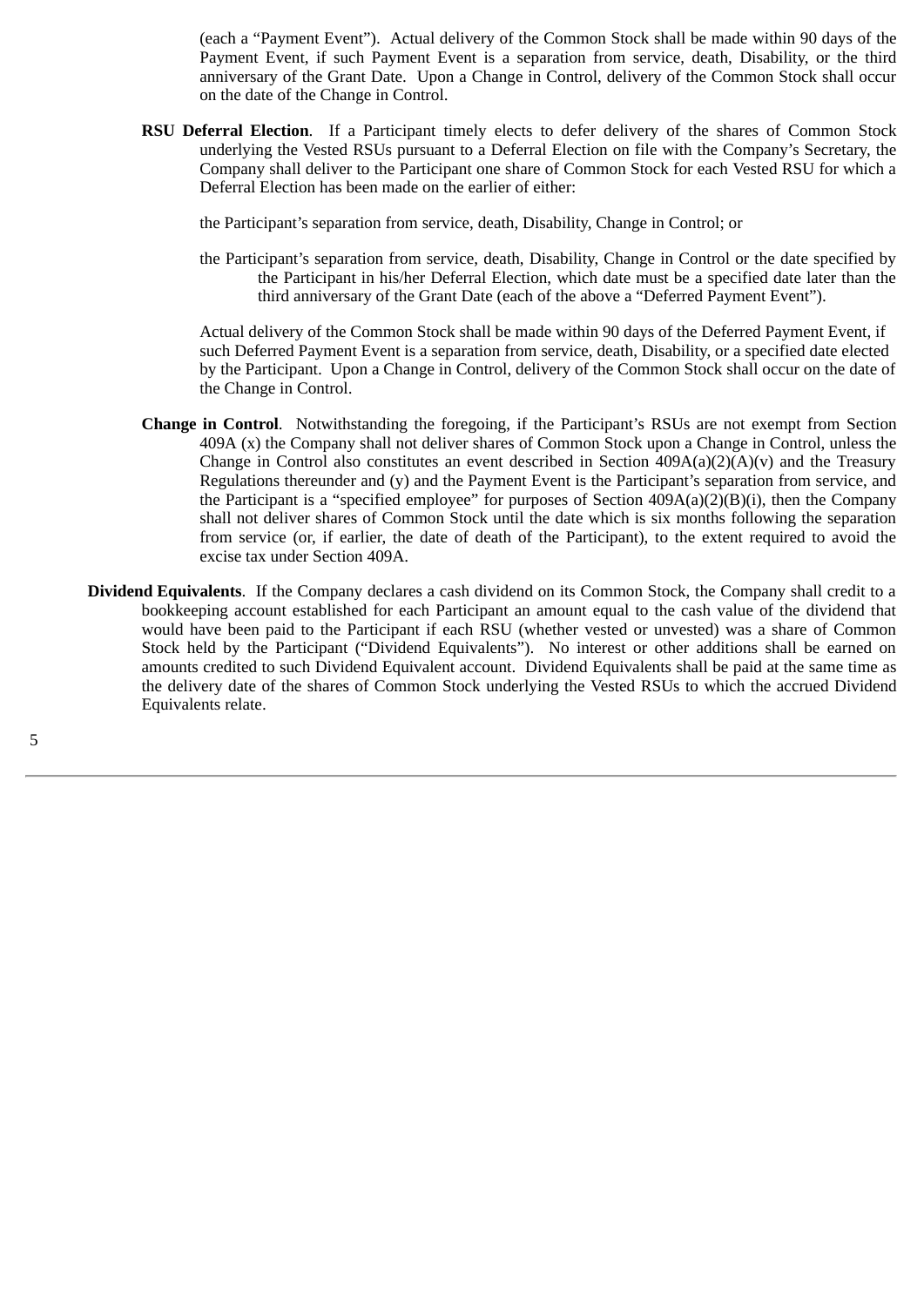(each a "Payment Event"). Actual delivery of the Common Stock shall be made within 90 days of the Payment Event, if such Payment Event is a separation from service, death, Disability, or the third anniversary of the Grant Date. Upon a Change in Control, delivery of the Common Stock shall occur on the date of the Change in Control.

**RSU Deferral Election**. If a Participant timely elects to defer delivery of the shares of Common Stock underlying the Vested RSUs pursuant to a Deferral Election on file with the Company's Secretary, the Company shall deliver to the Participant one share of Common Stock for each Vested RSU for which a Deferral Election has been made on the earlier of either:

the Participant's separation from service, death, Disability, Change in Control; or

the Participant's separation from service, death, Disability, Change in Control or the date specified by the Participant in his/her Deferral Election, which date must be a specified date later than the third anniversary of the Grant Date (each of the above a "Deferred Payment Event").

Actual delivery of the Common Stock shall be made within 90 days of the Deferred Payment Event, if such Deferred Payment Event is a separation from service, death, Disability, or a specified date elected by the Participant. Upon a Change in Control, delivery of the Common Stock shall occur on the date of the Change in Control.

**Change in Control**. Notwithstanding the foregoing, if the Participant's RSUs are not exempt from Section 409A (x) the Company shall not deliver shares of Common Stock upon a Change in Control, unless the Change in Control also constitutes an event described in Section 409A(a)(2)(A)(v) and the Treasury Regulations thereunder and (y) and the Payment Event is the Participant's separation from service, and the Participant is a "specified employee" for purposes of Section 409A(a)(2)(B)(i), then the Company shall not deliver shares of Common Stock until the date which is six months following the separation from service (or, if earlier, the date of death of the Participant), to the extent required to avoid the excise tax under Section 409A.

**Dividend Equivalents**. If the Company declares a cash dividend on its Common Stock, the Company shall credit to a bookkeeping account established for each Participant an amount equal to the cash value of the dividend that would have been paid to the Participant if each RSU (whether vested or unvested) was a share of Common Stock held by the Participant ("Dividend Equivalents"). No interest or other additions shall be earned on amounts credited to such Dividend Equivalent account. Dividend Equivalents shall be paid at the same time as the delivery date of the shares of Common Stock underlying the Vested RSUs to which the accrued Dividend Equivalents relate.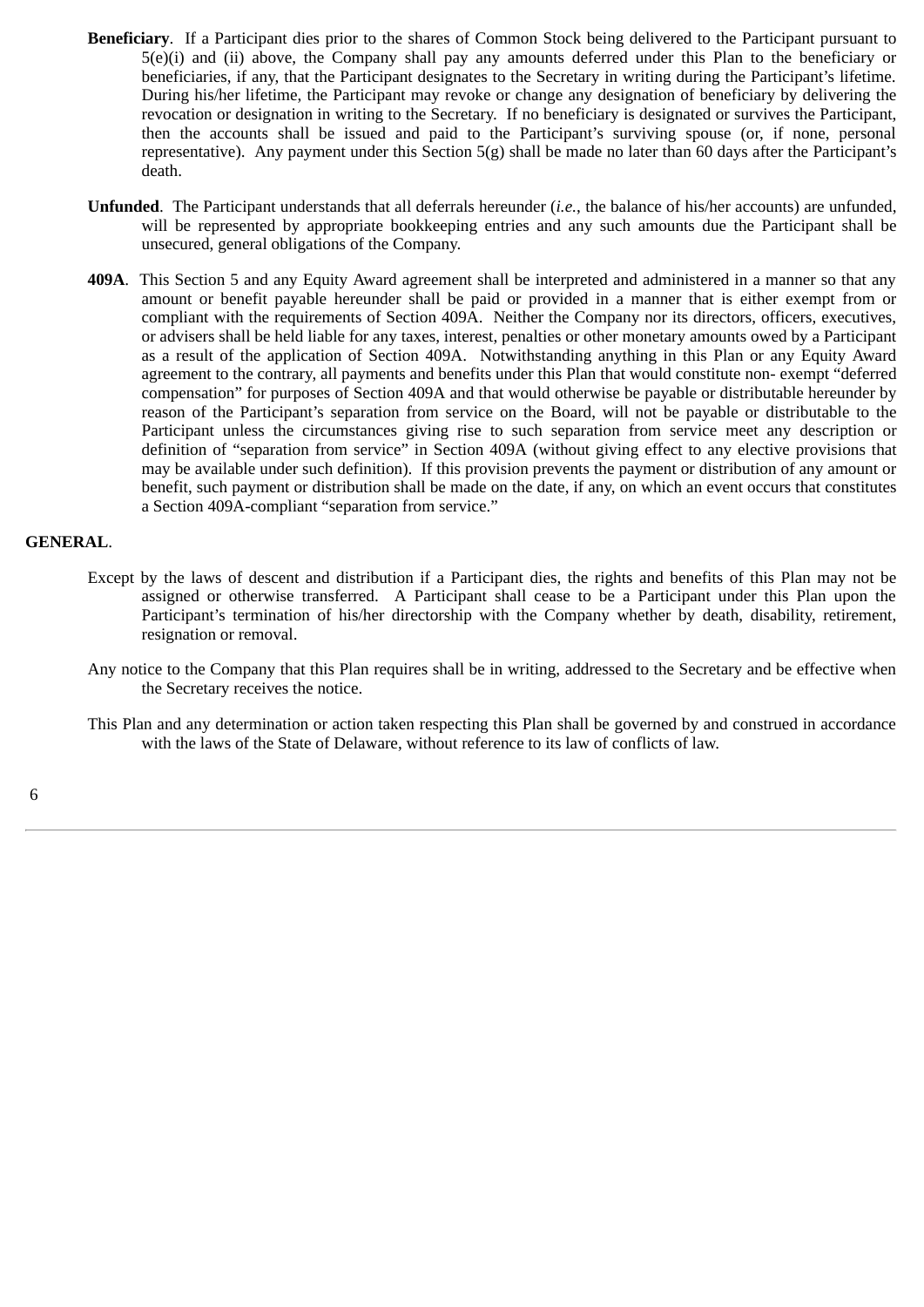**Beneficiary**. If a Participant dies prior to the shares of Common Stock being delivered to the Participant pursuant to 5(e)(i) and (ii) above, the Company shall pay any amounts deferred under this Plan to the beneficiary or beneficiaries, if any, that the Participant designates to the Secretary in writing during the Participant's lifetime. During his/her lifetime, the Participant may revoke or change any designation of beneficiary by delivering the revocation or designation in writing to the Secretary. If no beneficiary is designated or survives the Participant, then the accounts shall be issued and paid to the Participant's surviving spouse (or, if none, personal representative). Any payment under this Section 5(g) shall be made no later than 60 days after the Participant's death.

**Unfunded**. The Participant understands that all deferrals hereunder (*i.e.*, the balance of his/her accounts) are unfunded, will be represented by appropriate bookkeeping entries and any such amounts due the Participant shall be unsecured, general obligations of the Company.

**409A**. This Section 5 and any Equity Award agreement shall be interpreted and administered in a manner so that any amount or benefit payable hereunder shall be paid or provided in a manner that is either exempt from or compliant with the requirements of Section 409A. Neither the Company nor its directors, officers, executives, or advisers shall be held liable for any taxes, interest, penalties or other monetary amounts owed by a Participant as a result of the application of Section 409A. Notwithstanding anything in this Plan or any Equity Award agreement to the contrary, all payments and benefits under this Plan that would constitute non- exempt "deferred compensation" for purposes of Section 409A and that would otherwise be payable or distributable hereunder by reason of the Participant's separation from service on the Board, will not be payable or distributable to the Participant unless the circumstances giving rise to such separation from service meet any description or definition of "separation from service" in Section 409A (without giving effect to any elective provisions that may be available under such definition). If this provision prevents the payment or distribution of any amount or benefit, such payment or distribution shall be made on the date, if any, on which an event occurs that constitutes a Section 409A-compliant "separation from service."

**GENERAL**.

Except by the laws of descent and distribution if a Participant dies, the rights and benefits of this Plan may not be assigned or otherwise transferred. A Participant shall cease to be a Participant under this Plan upon the Participant's termination of his/her directorship with the Company whether by death, disability, retirement, resignation or removal.

Any notice to the Company that this Plan requires shall be in writing, addressed to the Secretary and be effective when the Secretary receives the notice.

This Plan and any determination or action taken respecting this Plan shall be governed by and construed in accordance with the laws of the State of Delaware, without reference to its law of conflicts of law.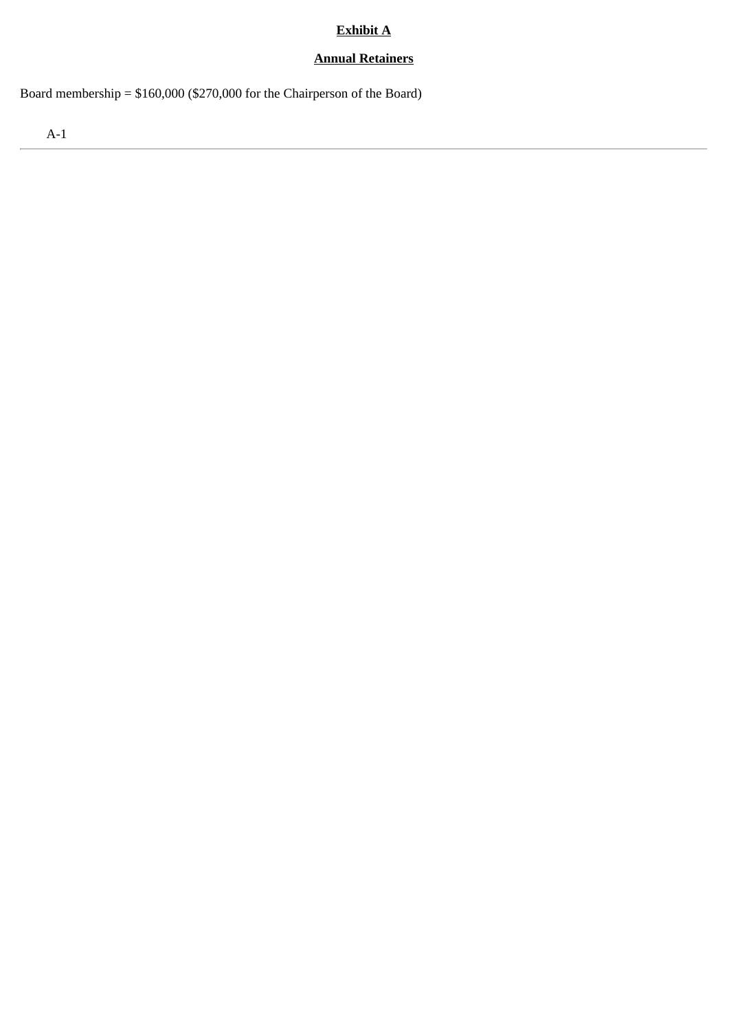# Exhibit A

## Annual Retainers

Board membership = $160,000 ($270,000 for the Chairperson of the Board)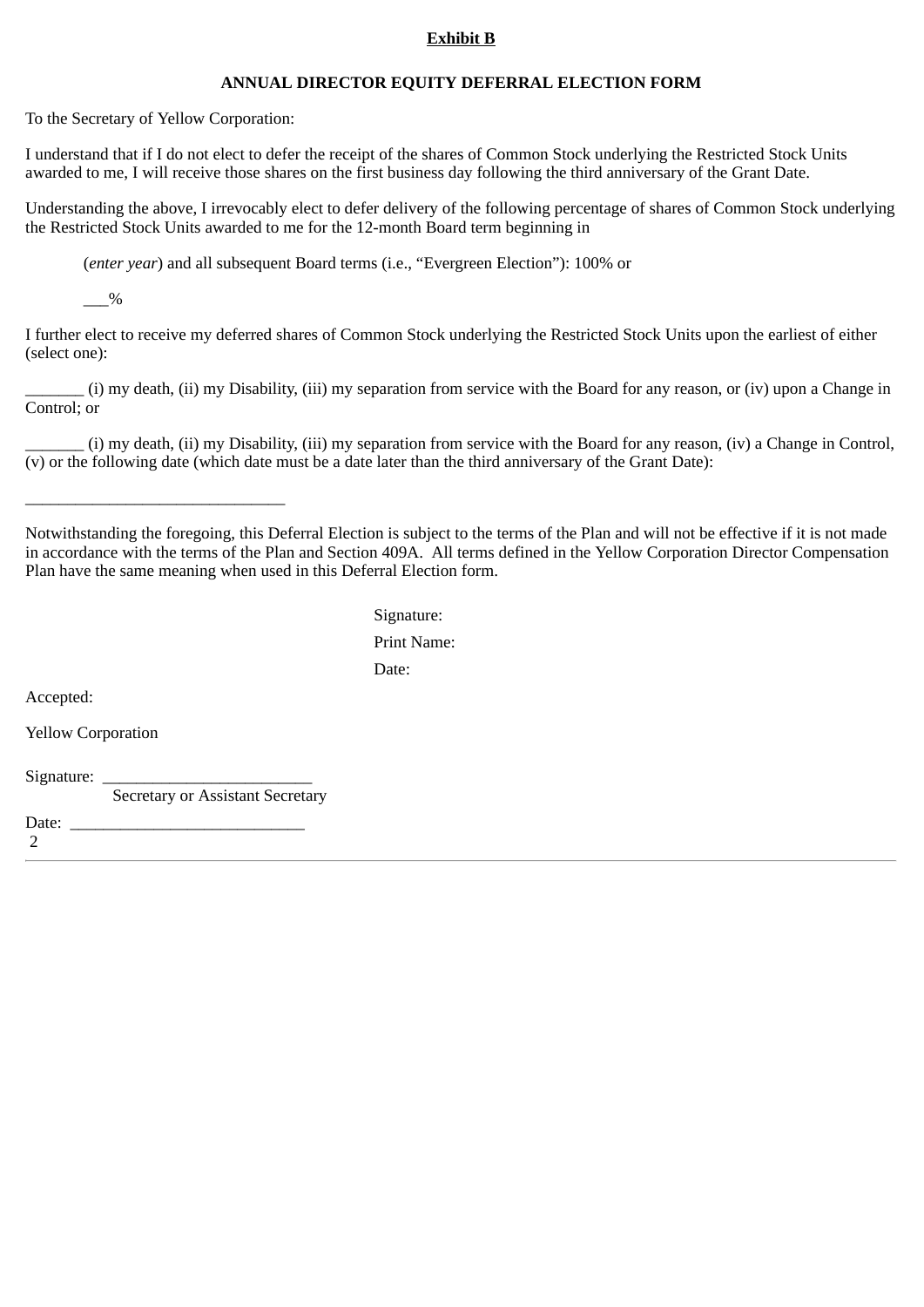**Exhibit B**

**ANNUAL DIRECTOR EQUITY DEFERRAL ELECTION FORM**

To the Secretary of Yellow Corporation:

I understand that if I do not elect to defer the receipt of the shares of Common Stock underlying the Restricted Stock Units awarded to me, I will receive those shares on the first business day following the third anniversary of the Grant Date.

Understanding the above, I irrevocably elect to defer delivery of the following percentage of shares of Common Stock underlying the Restricted Stock Units awarded to me for the 12-month Board term beginning in

(*enter year*) and all subsequent Board terms (i.e., "Evergreen Election"): 100% or

___%

I further elect to receive my deferred shares of Common Stock underlying the Restricted Stock Units upon the earliest of either (select one):

_______ (i) my death, (ii) my Disability, (iii) my separation from service with the Board for any reason, or (iv) upon a Change in Control; or

_______ (i) my death, (ii) my Disability, (iii) my separation from service with the Board for any reason, (iv) a Change in Control, (v) or the following date (which date must be a date later than the third anniversary of the Grant Date):

______________________________

Notwithstanding the foregoing, this Deferral Election is subject to the terms of the Plan and will not be effective if it is not made in accordance with the terms of the Plan and Section 409A. All terms defined in the Yellow Corporation Director Compensation Plan have the same meaning when used in this Deferral Election form.

Signature:

Print Name:

Date:

Accepted:

Yellow Corporation

Signature: ________________________
Secretary or Assistant Secretary

Date: ___________________________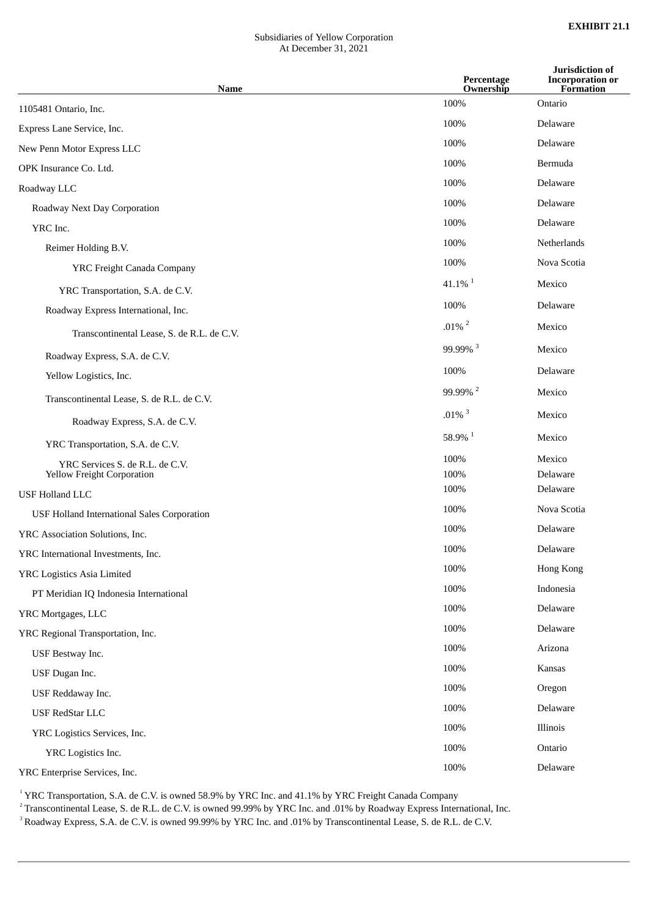**EXHIBIT 21.1**

Subsidiaries of Yellow Corporation
At December 31, 2021

| Name | Percentage Ownership | Jurisdiction of Incorporation or Formation |
|---|---|---|
| 1105481 Ontario, Inc. | 100% | Ontario |
| Express Lane Service, Inc. | 100% | Delaware |
| New Penn Motor Express LLC | 100% | Delaware |
| OPK Insurance Co. Ltd. | 100% | Bermuda |
| Roadway LLC | 100% | Delaware |
| Roadway Next Day Corporation | 100% | Delaware |
| YRC Inc. | 100% | Delaware |
| Reimer Holding B.V. | 100% | Netherlands |
| YRC Freight Canada Company | 100% | Nova Scotia |
| YRC Transportation, S.A. de C.V. | 41.1% [1] | Mexico |
| Roadway Express International, Inc. | 100% | Delaware |
| Transcontinental Lease, S. de R.L. de C.V. | .01% [2] | Mexico |
| Roadway Express, S.A. de C.V. | 99.99% [3] | Mexico |
| Yellow Logistics, Inc. | 100% | Delaware |
| Transcontinental Lease, S. de R.L. de C.V. | 99.99% [2] | Mexico |
| Roadway Express, S.A. de C.V. | .01% [3] | Mexico |
| YRC Transportation, S.A. de C.V. | 58.9% [1] | Mexico |
| YRC Services S. de R.L. de C.V. | 100% | Mexico |
| Yellow Freight Corporation | 100% | Delaware |
| USF Holland LLC | 100% | Delaware |
| USF Holland International Sales Corporation | 100% | Nova Scotia |
| YRC Association Solutions, Inc. | 100% | Delaware |
| YRC International Investments, Inc. | 100% | Delaware |
| YRC Logistics Asia Limited | 100% | Hong Kong |
| PT Meridian IQ Indonesia International | 100% | Indonesia |
| YRC Mortgages, LLC | 100% | Delaware |
| YRC Regional Transportation, Inc. | 100% | Delaware |
| USF Bestway Inc. | 100% | Arizona |
| USF Dugan Inc. | 100% | Kansas |
| USF Reddaway Inc. | 100% | Oregon |
| USF RedStar LLC | 100% | Delaware |
| YRC Logistics Services, Inc. | 100% | Illinois |
| YRC Logistics Inc. | 100% | Ontario |
| YRC Enterprise Services, Inc. | 100% | Delaware |

[1] YRC Transportation, S.A. de C.V. is owned 58.9% by YRC Inc. and 41.1% by YRC Freight Canada Company

[2] Transcontinental Lease, S. de R.L. de C.V. is owned 99.99% by YRC Inc. and .01% by Roadway Express International, Inc.

[3] Roadway Express, S.A. de C.V. is owned 99.99% by YRC Inc. and .01% by Transcontinental Lease, S. de R.L. de C.V.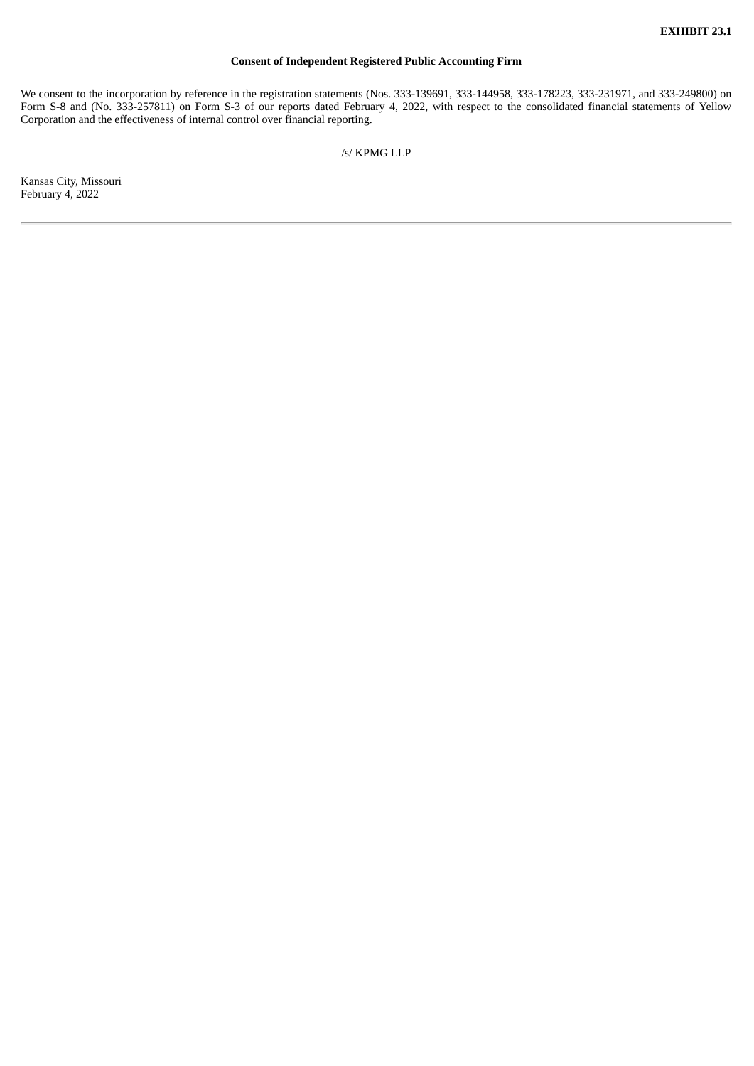**EXHIBIT 23.1**

**Consent of Independent Registered Public Accounting Firm**

We consent to the incorporation by reference in the registration statements (Nos. 333-139691, 333-144958, 333-178223, 333-231971, and 333-249800) on Form S-8 and (No. 333-257811) on Form S-3 of our reports dated February 4, 2022, with respect to the consolidated financial statements of Yellow Corporation and the effectiveness of internal control over financial reporting.

/s/ KPMG LLP

Kansas City, Missouri
February 4, 2022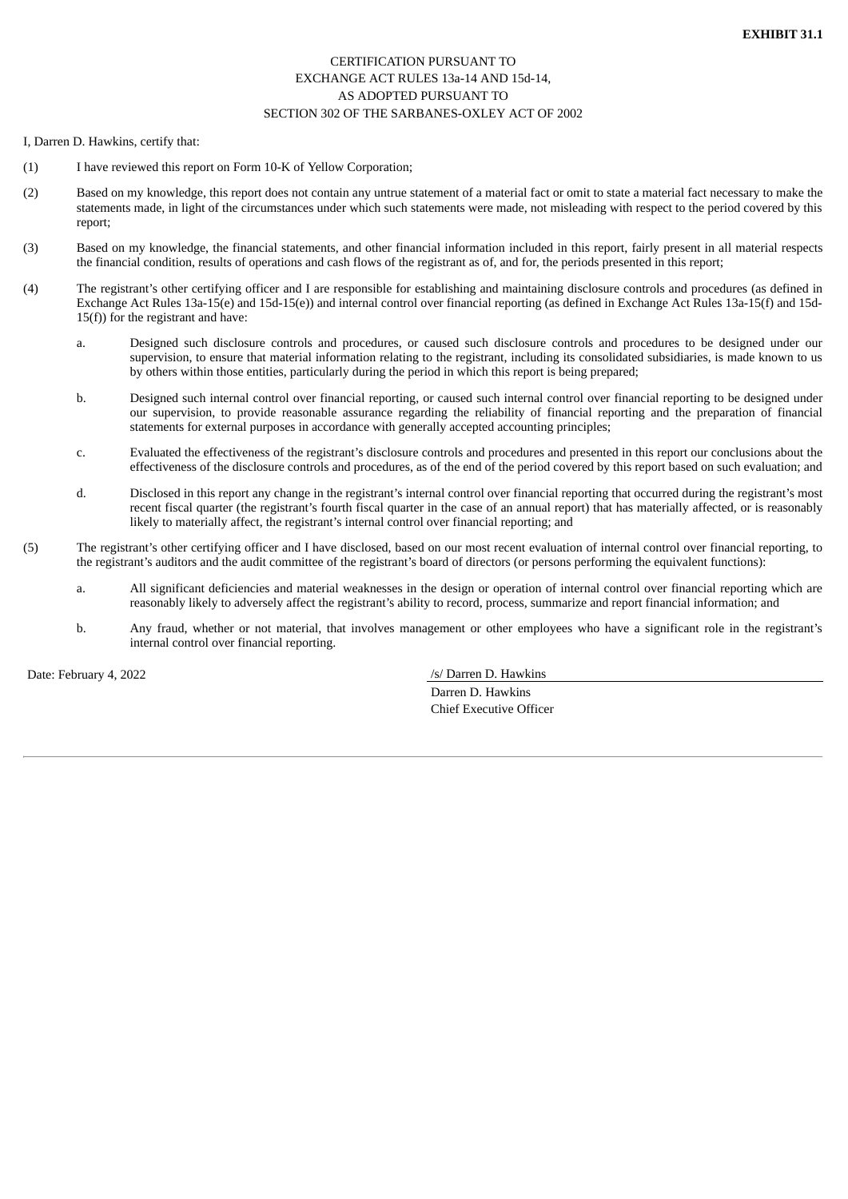**EXHIBIT 31.1**

CERTIFICATION PURSUANT TO
EXCHANGE ACT RULES 13a-14 AND 15d-14,
AS ADOPTED PURSUANT TO
SECTION 302 OF THE SARBANES-OXLEY ACT OF 2002

I, Darren D. Hawkins, certify that:

(1) I have reviewed this report on Form 10-K of Yellow Corporation;

(2) Based on my knowledge, this report does not contain any untrue statement of a material fact or omit to state a material fact necessary to make the statements made, in light of the circumstances under which such statements were made, not misleading with respect to the period covered by this report;

(3) Based on my knowledge, the financial statements, and other financial information included in this report, fairly present in all material respects the financial condition, results of operations and cash flows of the registrant as of, and for, the periods presented in this report;

(4) The registrant's other certifying officer and I are responsible for establishing and maintaining disclosure controls and procedures (as defined in Exchange Act Rules 13a-15(e) and 15d-15(e)) and internal control over financial reporting (as defined in Exchange Act Rules 13a-15(f) and 15d-15(f)) for the registrant and have:

   a. Designed such disclosure controls and procedures, or caused such disclosure controls and procedures to be designed under our supervision, to ensure that material information relating to the registrant, including its consolidated subsidiaries, is made known to us by others within those entities, particularly during the period in which this report is being prepared;

   b. Designed such internal control over financial reporting, or caused such internal control over financial reporting to be designed under our supervision, to provide reasonable assurance regarding the reliability of financial reporting and the preparation of financial statements for external purposes in accordance with generally accepted accounting principles;

   c. Evaluated the effectiveness of the registrant's disclosure controls and procedures and presented in this report our conclusions about the effectiveness of the disclosure controls and procedures, as of the end of the period covered by this report based on such evaluation; and

   d. Disclosed in this report any change in the registrant's internal control over financial reporting that occurred during the registrant's most recent fiscal quarter (the registrant's fourth fiscal quarter in the case of an annual report) that has materially affected, or is reasonably likely to materially affect, the registrant's internal control over financial reporting; and

(5) The registrant's other certifying officer and I have disclosed, based on our most recent evaluation of internal control over financial reporting, to the registrant's auditors and the audit committee of the registrant's board of directors (or persons performing the equivalent functions):

   a. All significant deficiencies and material weaknesses in the design or operation of internal control over financial reporting which are reasonably likely to adversely affect the registrant's ability to record, process, summarize and report financial information; and

   b. Any fraud, whether or not material, that involves management or other employees who have a significant role in the registrant's internal control over financial reporting.

Date: February 4, 2022

/s/ Darren D. Hawkins
Darren D. Hawkins
Chief Executive Officer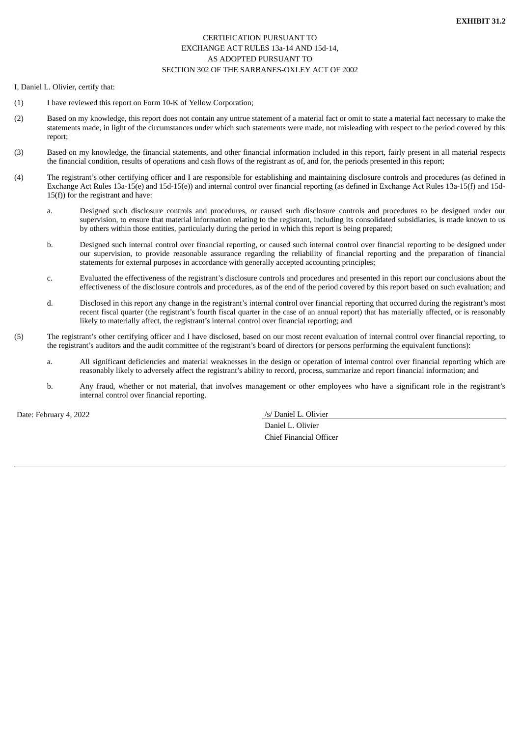**EXHIBIT 31.2**

CERTIFICATION PURSUANT TO
EXCHANGE ACT RULES 13a-14 AND 15d-14,
AS ADOPTED PURSUANT TO
SECTION 302 OF THE SARBANES-OXLEY ACT OF 2002

I, Daniel L. Olivier, certify that:

(1) I have reviewed this report on Form 10-K of Yellow Corporation;

(2) Based on my knowledge, this report does not contain any untrue statement of a material fact or omit to state a material fact necessary to make the statements made, in light of the circumstances under which such statements were made, not misleading with respect to the period covered by this report;

(3) Based on my knowledge, the financial statements, and other financial information included in this report, fairly present in all material respects the financial condition, results of operations and cash flows of the registrant as of, and for, the periods presented in this report;

(4) The registrant's other certifying officer and I are responsible for establishing and maintaining disclosure controls and procedures (as defined in Exchange Act Rules 13a-15(e) and 15d-15(e)) and internal control over financial reporting (as defined in Exchange Act Rules 13a-15(f) and 15d-15(f)) for the registrant and have:

a. Designed such disclosure controls and procedures, or caused such disclosure controls and procedures to be designed under our supervision, to ensure that material information relating to the registrant, including its consolidated subsidiaries, is made known to us by others within those entities, particularly during the period in which this report is being prepared;

b. Designed such internal control over financial reporting, or caused such internal control over financial reporting to be designed under our supervision, to provide reasonable assurance regarding the reliability of financial reporting and the preparation of financial statements for external purposes in accordance with generally accepted accounting principles;

c. Evaluated the effectiveness of the registrant's disclosure controls and procedures and presented in this report our conclusions about the effectiveness of the disclosure controls and procedures, as of the end of the period covered by this report based on such evaluation; and

d. Disclosed in this report any change in the registrant's internal control over financial reporting that occurred during the registrant's most recent fiscal quarter (the registrant's fourth fiscal quarter in the case of an annual report) that has materially affected, or is reasonably likely to materially affect, the registrant's internal control over financial reporting; and

(5) The registrant's other certifying officer and I have disclosed, based on our most recent evaluation of internal control over financial reporting, to the registrant's auditors and the audit committee of the registrant's board of directors (or persons performing the equivalent functions):

a. All significant deficiencies and material weaknesses in the design or operation of internal control over financial reporting which are reasonably likely to adversely affect the registrant's ability to record, process, summarize and report financial information; and

b. Any fraud, whether or not material, that involves management or other employees who have a significant role in the registrant's internal control over financial reporting.

Date: February 4, 2022

/s/ Daniel L. Olivier
Daniel L. Olivier
Chief Financial Officer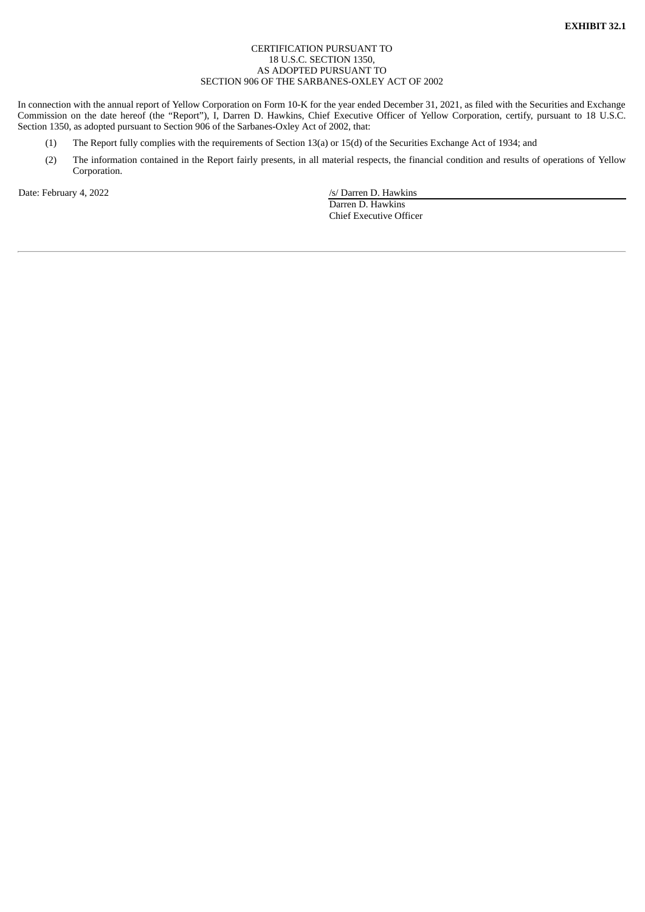**EXHIBIT 32.1**

CERTIFICATION PURSUANT TO
18 U.S.C. SECTION 1350,
AS ADOPTED PURSUANT TO
SECTION 906 OF THE SARBANES-OXLEY ACT OF 2002

In connection with the annual report of Yellow Corporation on Form 10-K for the year ended December 31, 2021, as filed with the Securities and Exchange Commission on the date hereof (the "Report"), I, Darren D. Hawkins, Chief Executive Officer of Yellow Corporation, certify, pursuant to 18 U.S.C. Section 1350, as adopted pursuant to Section 906 of the Sarbanes-Oxley Act of 2002, that:

(1) The Report fully complies with the requirements of Section 13(a) or 15(d) of the Securities Exchange Act of 1934; and

(2) The information contained in the Report fairly presents, in all material respects, the financial condition and results of operations of Yellow Corporation.

Date: February 4, 2022

/s/ Darren D. Hawkins
Darren D. Hawkins
Chief Executive Officer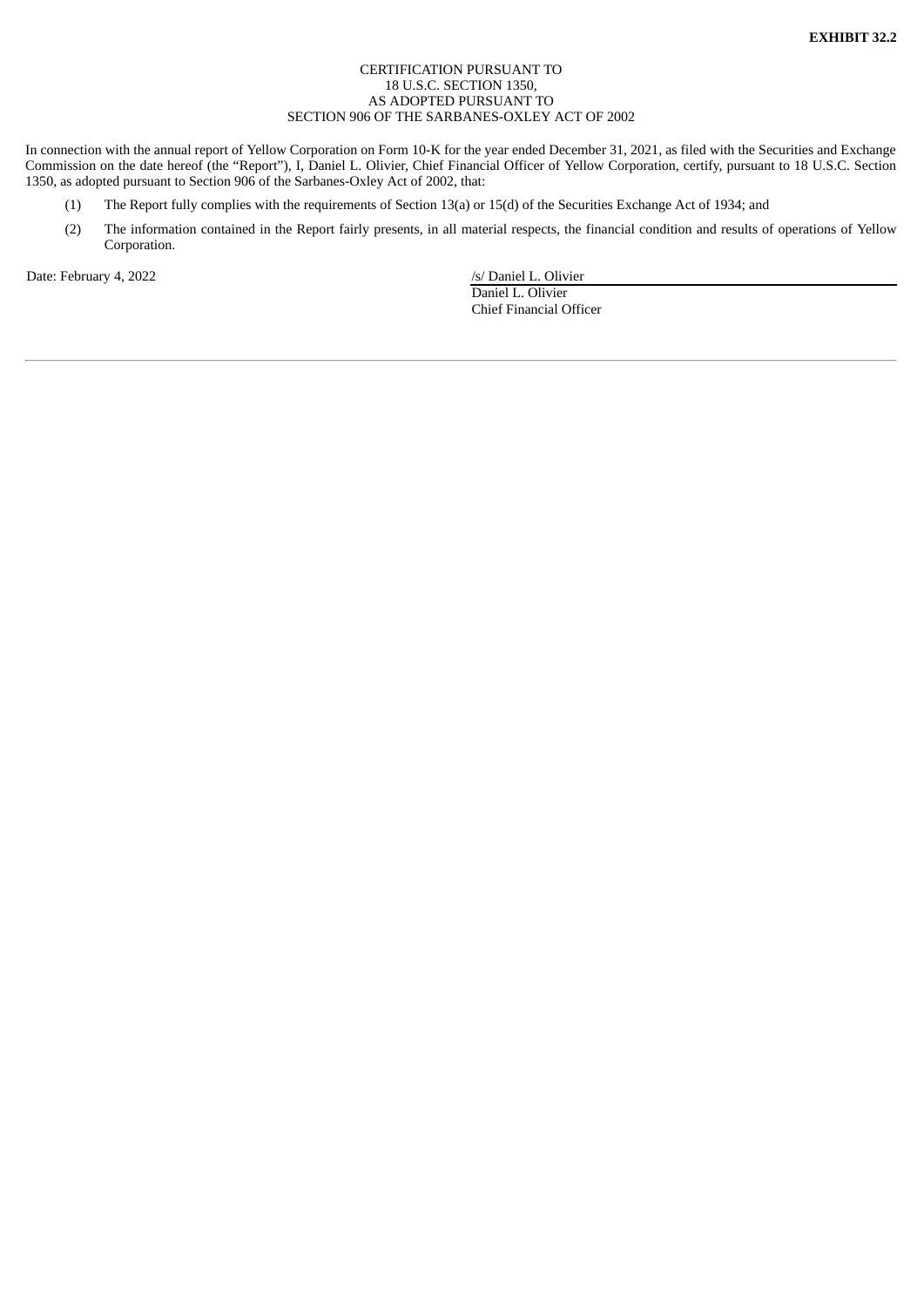**EXHIBIT 32.2**

CERTIFICATION PURSUANT TO
18 U.S.C. SECTION 1350,
AS ADOPTED PURSUANT TO
SECTION 906 OF THE SARBANES-OXLEY ACT OF 2002

In connection with the annual report of Yellow Corporation on Form 10-K for the year ended December 31, 2021, as filed with the Securities and Exchange Commission on the date hereof (the "Report"), I, Daniel L. Olivier, Chief Financial Officer of Yellow Corporation, certify, pursuant to 18 U.S.C. Section 1350, as adopted pursuant to Section 906 of the Sarbanes-Oxley Act of 2002, that:

(1) The Report fully complies with the requirements of Section 13(a) or 15(d) of the Securities Exchange Act of 1934; and

(2) The information contained in the Report fairly presents, in all material respects, the financial condition and results of operations of Yellow Corporation.

Date: February 4, 2022

/s/ Daniel L. Olivier
Daniel L. Olivier
Chief Financial Officer